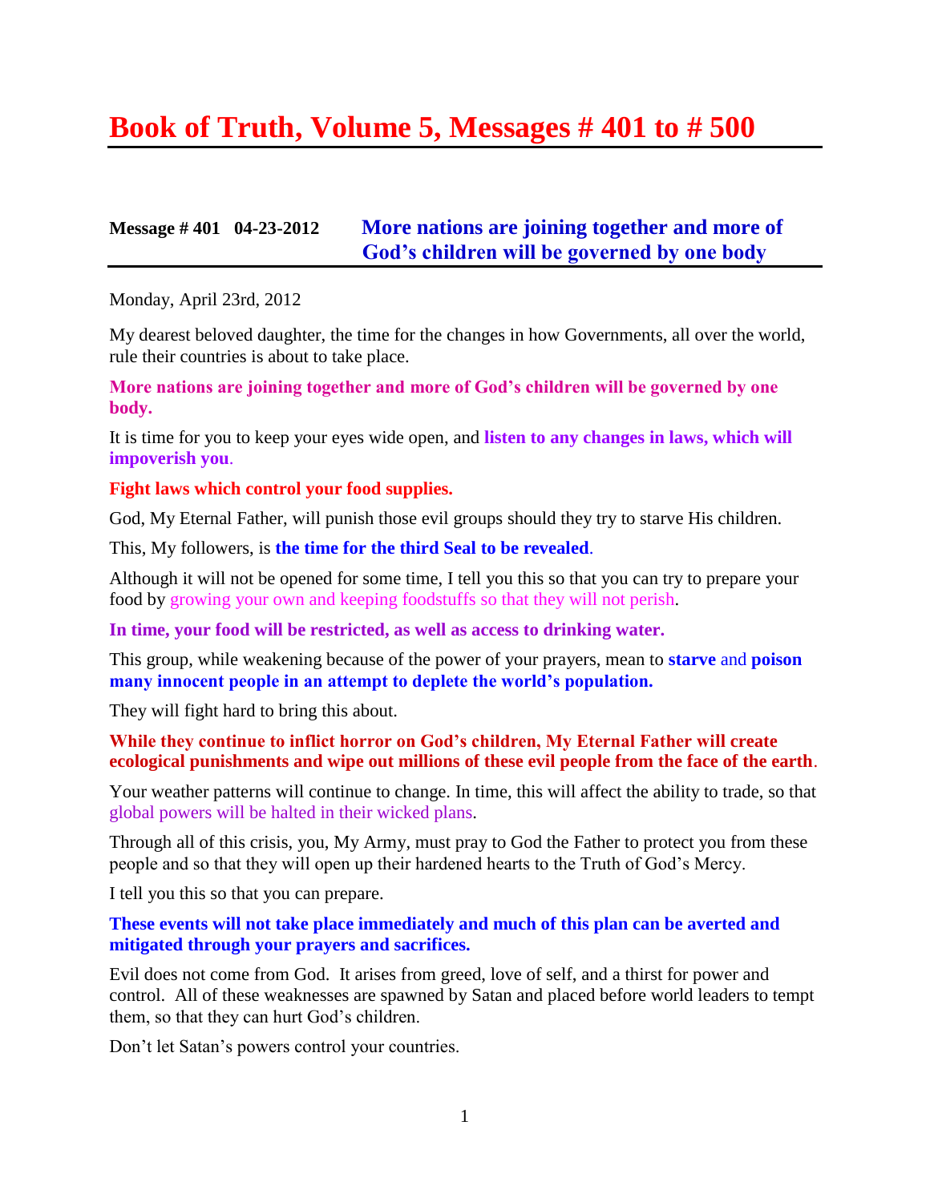# Book of Truth, Volume 5, Messages # 401 to # 500

## Message # 401 04-23-2012 More nations are joining together and more of God's children will be governed by one body

Monday, April 23rd, 2012

My dearest beloved daughter, the time for the changes in how Governments, all over the world, rule their countries is about to take place.

**More nations are joining together and more of God's children will be governed by one body.**

It is time for you to keep your eyes wide open, and **listen to any changes in laws, which will impoverish you**.

**Fight laws which control your food supplies.**

God, My Eternal Father, will punish those evil groups should they try to starve His children.

This, My followers, is **the time for the third Seal to be revealed**.

Although it will not be opened for some time, I tell you this so that you can try to prepare your food by growing your own and keeping foodstuffs so that they will not perish.

**In time, your food will be restricted, as well as access to drinking water.**

This group, while weakening because of the power of your prayers, mean to **starve** and **poison many innocent people in an attempt to deplete the world's population.**

They will fight hard to bring this about.

**While they continue to inflict horror on God's children, My Eternal Father will create ecological punishments and wipe out millions of these evil people from the face of the earth**.

Your weather patterns will continue to change. In time, this will affect the ability to trade, so that global powers will be halted in their wicked plans.

Through all of this crisis, you, My Army, must pray to God the Father to protect you from these people and so that they will open up their hardened hearts to the Truth of God's Mercy.

I tell you this so that you can prepare.

**These events will not take place immediately and much of this plan can be averted and mitigated through your prayers and sacrifices.**

Evil does not come from God. It arises from greed, love of self, and a thirst for power and control. All of these weaknesses are spawned by Satan and placed before world leaders to tempt them, so that they can hurt God's children.

Don't let Satan's powers control your countries.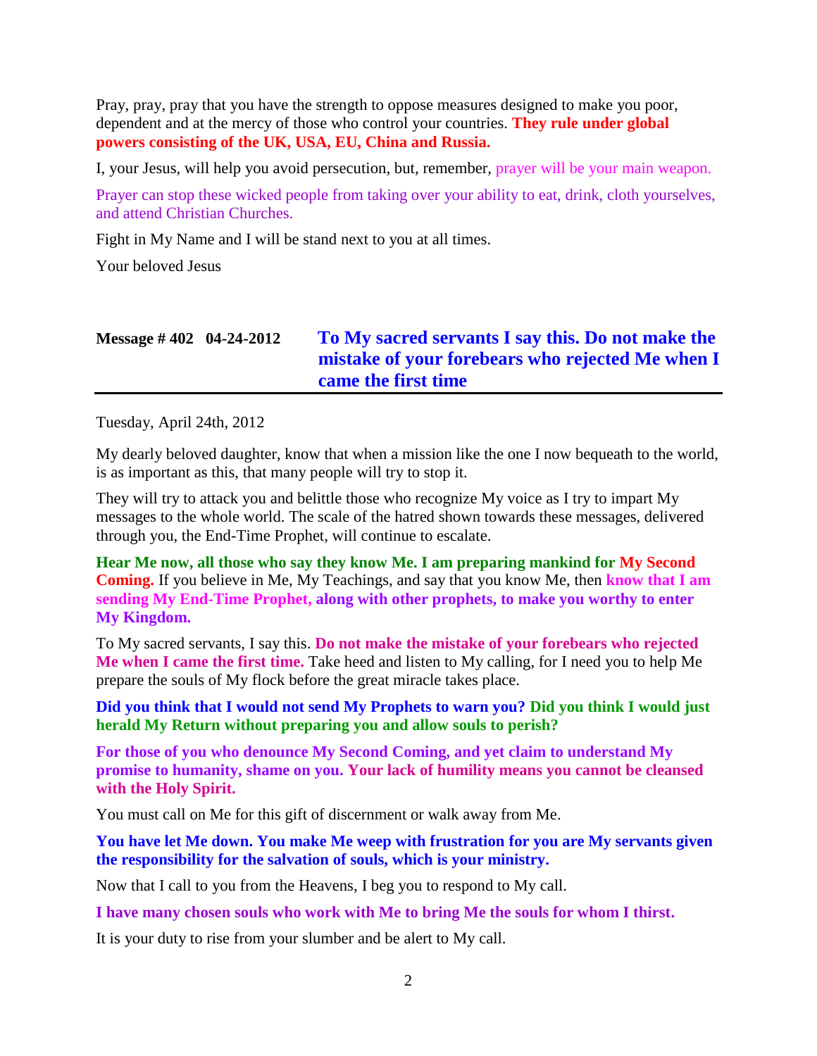Pray, pray, pray that you have the strength to oppose measures designed to make you poor, dependent and at the mercy of those who control your countries. **They rule under global powers consisting of the UK, USA, EU, China and Russia.**

I, your Jesus, will help you avoid persecution, but, remember, prayer will be your main weapon.

Prayer can stop these wicked people from taking over your ability to eat, drink, cloth yourselves, and attend Christian Churches.

Fight in My Name and I will be stand next to you at all times.

Your beloved Jesus

## Message # 402 04-24-2012 To My sacred servants I say this. Do not make the mistake of your forebears who rejected Me when I came the first time

Tuesday, April 24th, 2012

My dearly beloved daughter, know that when a mission like the one I now bequeath to the world, is as important as this, that many people will try to stop it.

They will try to attack you and belittle those who recognize My voice as I try to impart My messages to the whole world. The scale of the hatred shown towards these messages, delivered through you, the End-Time Prophet, will continue to escalate.

**Hear Me now, all those who say they know Me. I am preparing mankind for My Second Coming.** If you believe in Me, My Teachings, and say that you know Me, then **know that I am sending My End-Time Prophet, along with other prophets, to make you worthy to enter My Kingdom.**

To My sacred servants, I say this. **Do not make the mistake of your forebears who rejected Me when I came the first time.** Take heed and listen to My calling, for I need you to help Me prepare the souls of My flock before the great miracle takes place.

**Did you think that I would not send My Prophets to warn you? Did you think I would just herald My Return without preparing you and allow souls to perish?**

**For those of you who denounce My Second Coming, and yet claim to understand My promise to humanity, shame on you. Your lack of humility means you cannot be cleansed with the Holy Spirit.**

You must call on Me for this gift of discernment or walk away from Me.

**You have let Me down. You make Me weep with frustration for you are My servants given the responsibility for the salvation of souls, which is your ministry.**

Now that I call to you from the Heavens, I beg you to respond to My call.

**I have many chosen souls who work with Me to bring Me the souls for whom I thirst.**

It is your duty to rise from your slumber and be alert to My call.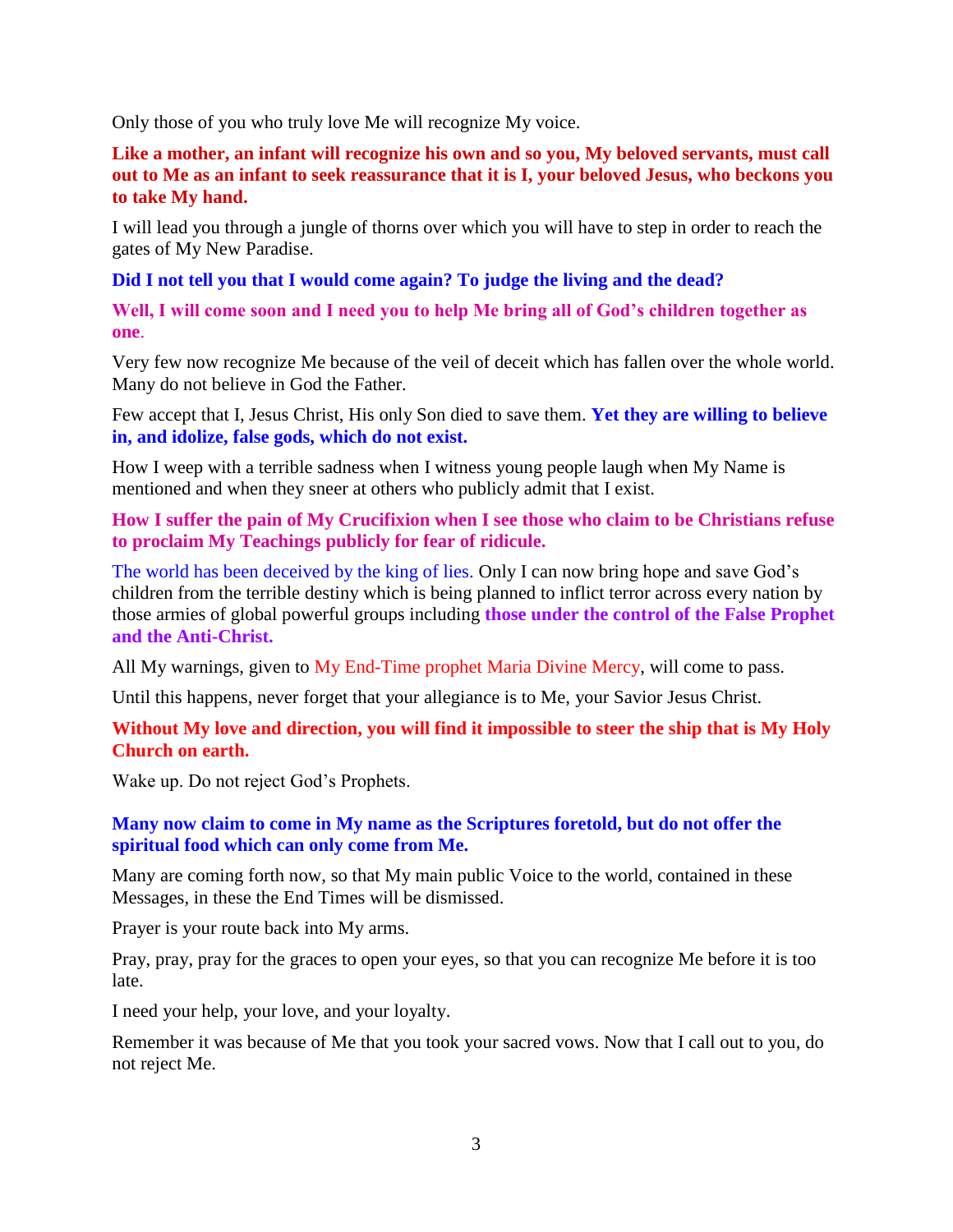Only those of you who truly love Me will recognize My voice.

**Like a mother, an infant will recognize his own and so you, My beloved servants, must call out to Me as an infant to seek reassurance that it is I, your beloved Jesus, who beckons you to take My hand.**

I will lead you through a jungle of thorns over which you will have to step in order to reach the gates of My New Paradise.

**Did I not tell you that I would come again? To judge the living and the dead?**

**Well, I will come soon and I need you to help Me bring all of God's children together as one**.

Very few now recognize Me because of the veil of deceit which has fallen over the whole world. Many do not believe in God the Father.

Few accept that I, Jesus Christ, His only Son died to save them. **Yet they are willing to believe in, and idolize, false gods, which do not exist.**

How I weep with a terrible sadness when I witness young people laugh when My Name is mentioned and when they sneer at others who publicly admit that I exist.

**How I suffer the pain of My Crucifixion when I see those who claim to be Christians refuse to proclaim My Teachings publicly for fear of ridicule.**

The world has been deceived by the king of lies. Only I can now bring hope and save God's children from the terrible destiny which is being planned to inflict terror across every nation by those armies of global powerful groups including **those under the control of the False Prophet and the Anti-Christ.**

All My warnings, given to My End-Time prophet Maria Divine Mercy, will come to pass.

Until this happens, never forget that your allegiance is to Me, your Savior Jesus Christ.

**Without My love and direction, you will find it impossible to steer the ship that is My Holy Church on earth.**

Wake up. Do not reject God's Prophets.

**Many now claim to come in My name as the Scriptures foretold, but do not offer the spiritual food which can only come from Me.**

Many are coming forth now, so that My main public Voice to the world, contained in these Messages, in these the End Times will be dismissed.

Prayer is your route back into My arms.

Pray, pray, pray for the graces to open your eyes, so that you can recognize Me before it is too late.

I need your help, your love, and your loyalty.

Remember it was because of Me that you took your sacred vows. Now that I call out to you, do not reject Me.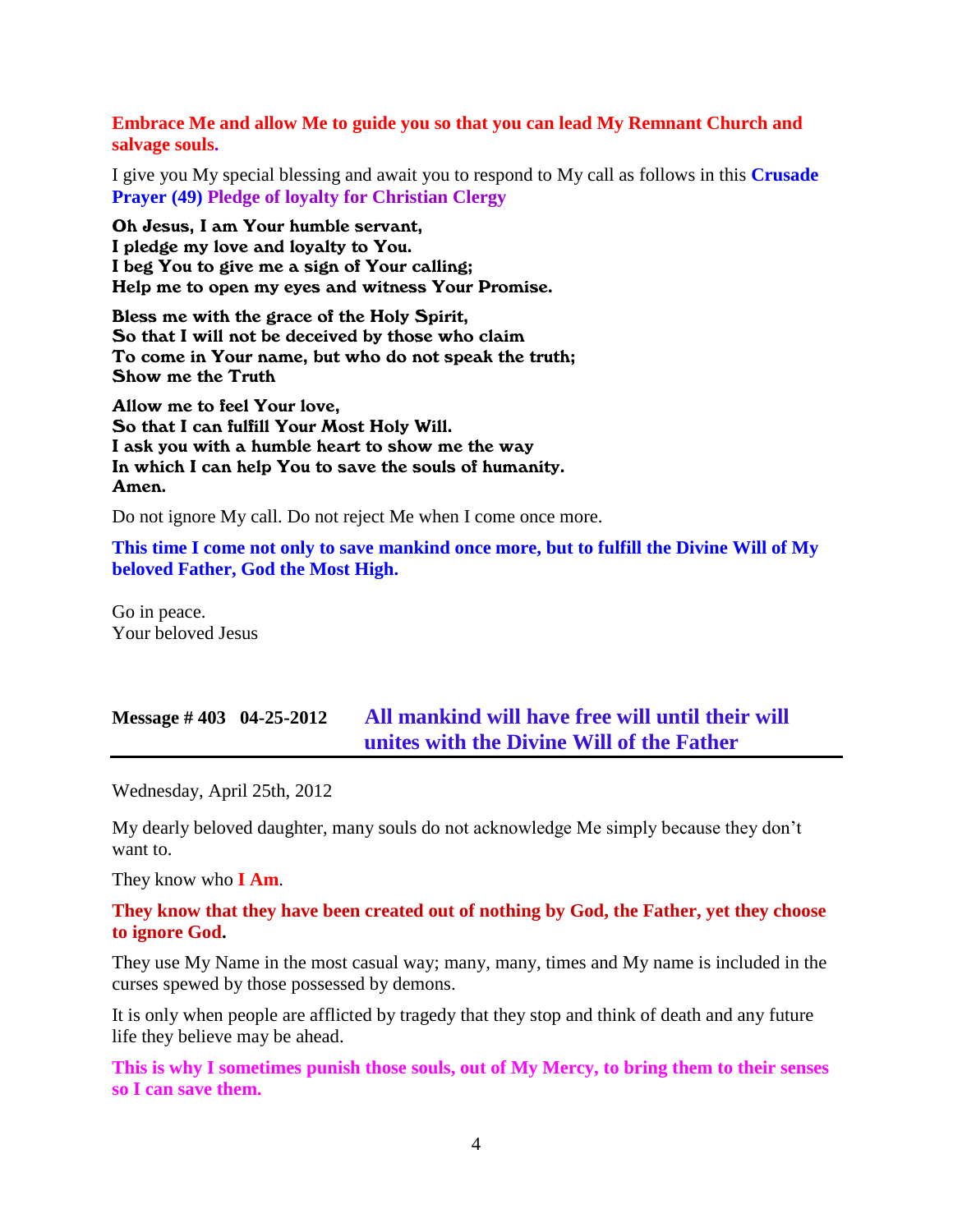**Embrace Me and allow Me to guide you so that you can lead My Remnant Church and salvage souls.**

I give you My special blessing and await you to respond to My call as follows in this **Crusade Prayer (49) Pledge of loyalty for Christian Clergy**

**Oh Jesus, I am Your humble servant,**
**I pledge my love and loyalty to You.**
**I beg You to give me a sign of Your calling;**
**Help me to open my eyes and witness Your Promise.**

**Bless me with the grace of the Holy Spirit,**
**So that I will not be deceived by those who claim**
**To come in Your name, but who do not speak the truth;**
**Show me the Truth**

**Allow me to feel Your love,**
**So that I can fulfill Your Most Holy Will.**
**I ask you with a humble heart to show me the way**
**In which I can help You to save the souls of humanity.**
**Amen.**

Do not ignore My call. Do not reject Me when I come once more.

**This time I come not only to save mankind once more, but to fulfill the Divine Will of My beloved Father, God the Most High.**

Go in peace.
Your beloved Jesus

## Message # 403 04-25-2012 All mankind will have free will until their will unites with the Divine Will of the Father

Wednesday, April 25th, 2012

My dearly beloved daughter, many souls do not acknowledge Me simply because they don't want to.

They know who **I Am**.

**They know that they have been created out of nothing by God, the Father, yet they choose to ignore God.**

They use My Name in the most casual way; many, many, times and My name is included in the curses spewed by those possessed by demons.

It is only when people are afflicted by tragedy that they stop and think of death and any future life they believe may be ahead.

**This is why I sometimes punish those souls, out of My Mercy, to bring them to their senses so I can save them.**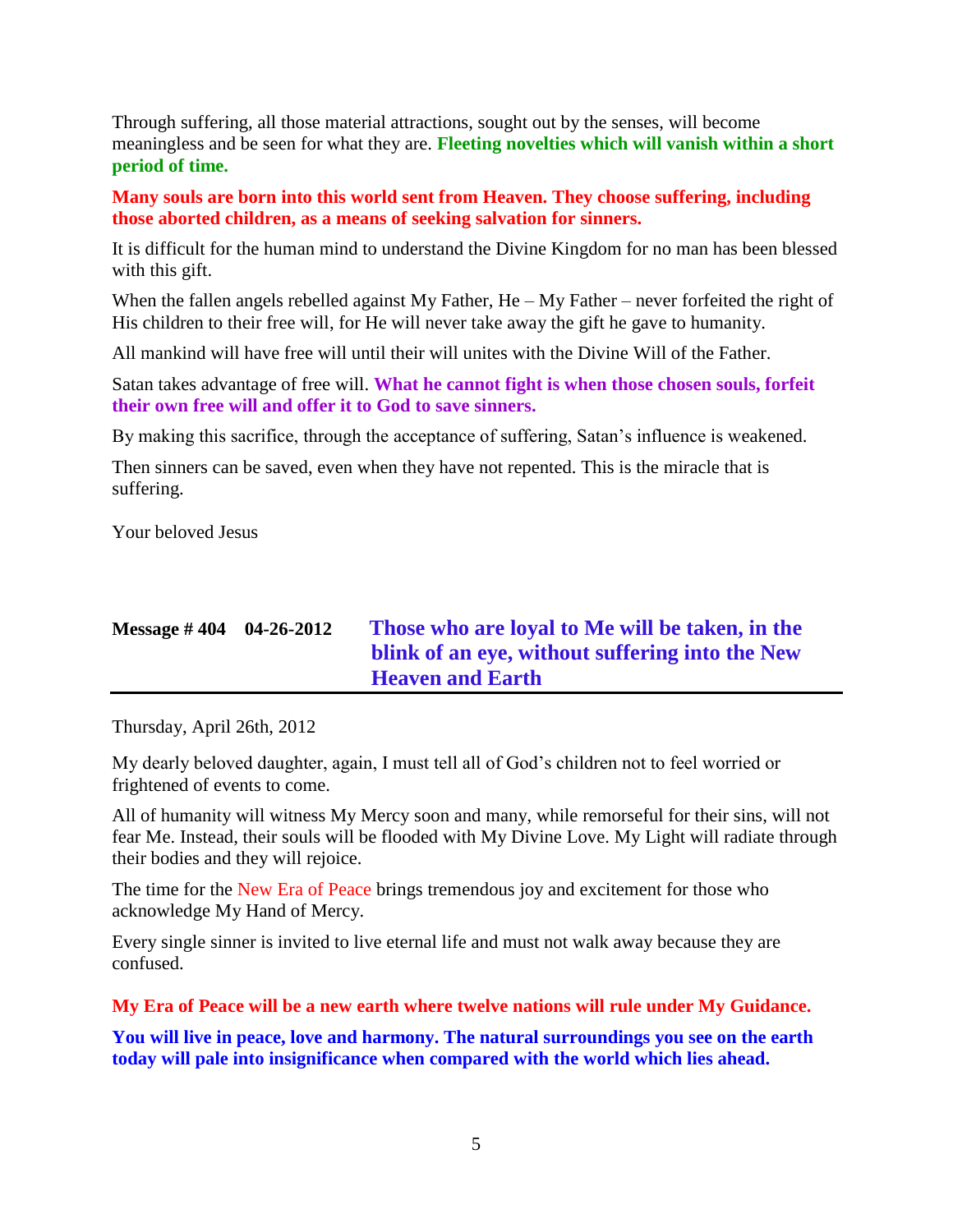Through suffering, all those material attractions, sought out by the senses, will become meaningless and be seen for what they are. **Fleeting novelties which will vanish within a short period of time.**

**Many souls are born into this world sent from Heaven. They choose suffering, including those aborted children, as a means of seeking salvation for sinners.**

It is difficult for the human mind to understand the Divine Kingdom for no man has been blessed with this gift.

When the fallen angels rebelled against My Father, He – My Father – never forfeited the right of His children to their free will, for He will never take away the gift he gave to humanity.

All mankind will have free will until their will unites with the Divine Will of the Father.

Satan takes advantage of free will. **What he cannot fight is when those chosen souls, forfeit their own free will and offer it to God to save sinners.**

By making this sacrifice, through the acceptance of suffering, Satan's influence is weakened.

Then sinners can be saved, even when they have not repented. This is the miracle that is suffering.

Your beloved Jesus

## Message # 404 04-26-2012 Those who are loyal to Me will be taken, in the blink of an eye, without suffering into the New Heaven and Earth

Thursday, April 26th, 2012

My dearly beloved daughter, again, I must tell all of God's children not to feel worried or frightened of events to come.

All of humanity will witness My Mercy soon and many, while remorseful for their sins, will not fear Me. Instead, their souls will be flooded with My Divine Love. My Light will radiate through their bodies and they will rejoice.

The time for the New Era of Peace brings tremendous joy and excitement for those who acknowledge My Hand of Mercy.

Every single sinner is invited to live eternal life and must not walk away because they are confused.

**My Era of Peace will be a new earth where twelve nations will rule under My Guidance.**

**You will live in peace, love and harmony. The natural surroundings you see on the earth today will pale into insignificance when compared with the world which lies ahead.**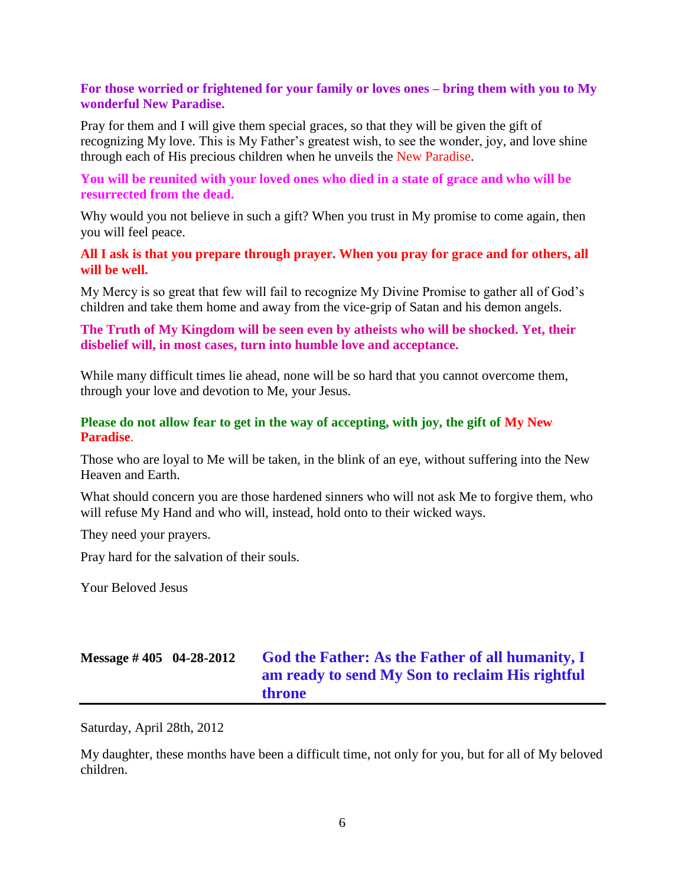**For those worried or frightened for your family or loves ones – bring them with you to My wonderful New Paradise.**

Pray for them and I will give them special graces, so that they will be given the gift of recognizing My love. This is My Father's greatest wish, to see the wonder, joy, and love shine through each of His precious children when he unveils the New Paradise.

**You will be reunited with your loved ones who died in a state of grace and who will be resurrected from the dead.**

Why would you not believe in such a gift? When you trust in My promise to come again, then you will feel peace.

**All I ask is that you prepare through prayer. When you pray for grace and for others, all will be well.**

My Mercy is so great that few will fail to recognize My Divine Promise to gather all of God's children and take them home and away from the vice-grip of Satan and his demon angels.

**The Truth of My Kingdom will be seen even by atheists who will be shocked. Yet, their disbelief will, in most cases, turn into humble love and acceptance.**

While many difficult times lie ahead, none will be so hard that you cannot overcome them, through your love and devotion to Me, your Jesus.

**Please do not allow fear to get in the way of accepting, with joy, the gift of My New Paradise.**

Those who are loyal to Me will be taken, in the blink of an eye, without suffering into the New Heaven and Earth.

What should concern you are those hardened sinners who will not ask Me to forgive them, who will refuse My Hand and who will, instead, hold onto to their wicked ways.

They need your prayers.

Pray hard for the salvation of their souls.

Your Beloved Jesus

## Message # 405 04-28-2012 God the Father: As the Father of all humanity, I am ready to send My Son to reclaim His rightful throne

Saturday, April 28th, 2012

My daughter, these months have been a difficult time, not only for you, but for all of My beloved children.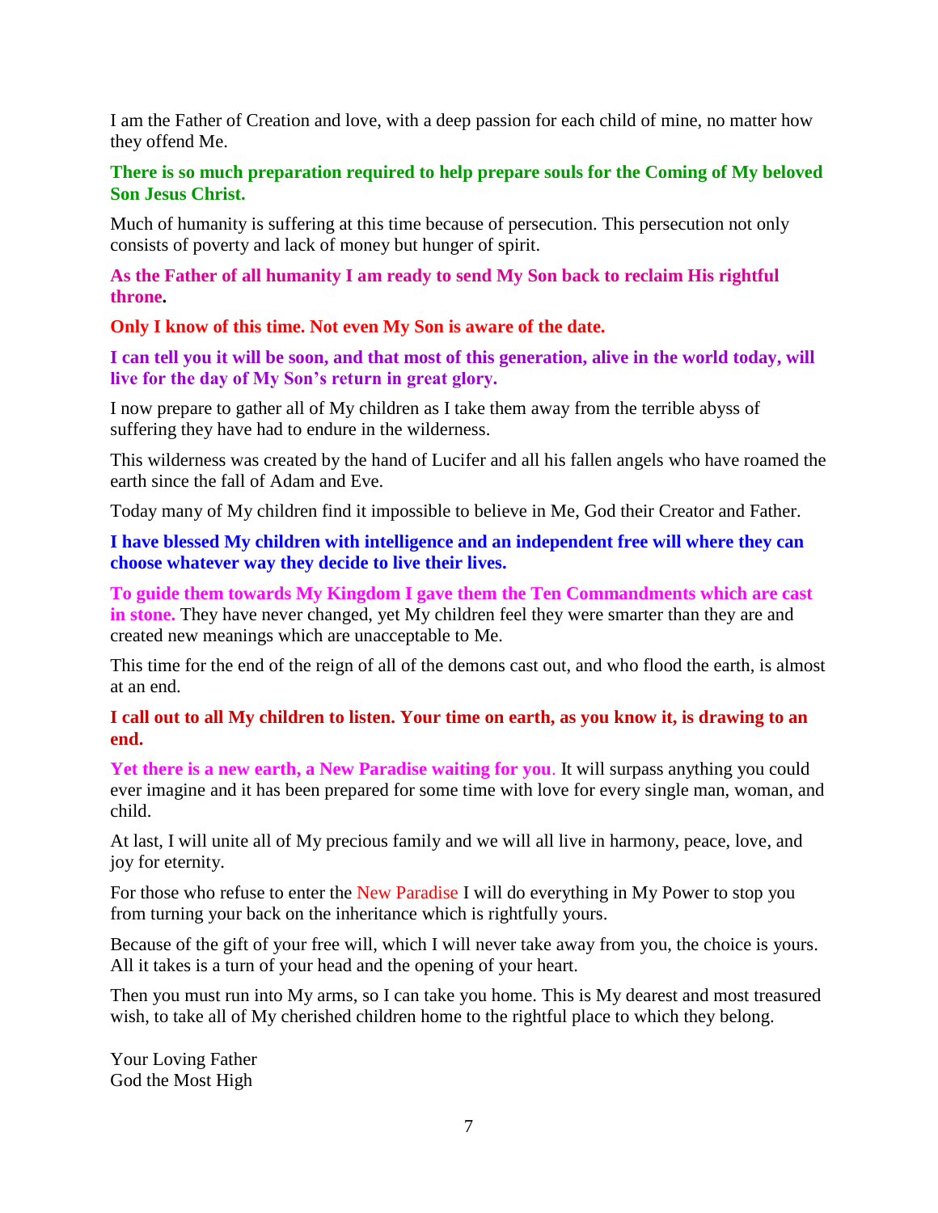I am the Father of Creation and love, with a deep passion for each child of mine, no matter how they offend Me.

**There is so much preparation required to help prepare souls for the Coming of My beloved Son Jesus Christ.**

Much of humanity is suffering at this time because of persecution. This persecution not only consists of poverty and lack of money but hunger of spirit.

**As the Father of all humanity I am ready to send My Son back to reclaim His rightful throne.**

**Only I know of this time. Not even My Son is aware of the date.**

**I can tell you it will be soon, and that most of this generation, alive in the world today, will live for the day of My Son's return in great glory.**

I now prepare to gather all of My children as I take them away from the terrible abyss of suffering they have had to endure in the wilderness.

This wilderness was created by the hand of Lucifer and all his fallen angels who have roamed the earth since the fall of Adam and Eve.

Today many of My children find it impossible to believe in Me, God their Creator and Father.

**I have blessed My children with intelligence and an independent free will where they can choose whatever way they decide to live their lives.**

**To guide them towards My Kingdom I gave them the Ten Commandments which are cast in stone.** They have never changed, yet My children feel they were smarter than they are and created new meanings which are unacceptable to Me.

This time for the end of the reign of all of the demons cast out, and who flood the earth, is almost at an end.

**I call out to all My children to listen. Your time on earth, as you know it, is drawing to an end.**

**Yet there is a new earth, a New Paradise waiting for you**. It will surpass anything you could ever imagine and it has been prepared for some time with love for every single man, woman, and child.

At last, I will unite all of My precious family and we will all live in harmony, peace, love, and joy for eternity.

For those who refuse to enter the New Paradise I will do everything in My Power to stop you from turning your back on the inheritance which is rightfully yours.

Because of the gift of your free will, which I will never take away from you, the choice is yours. All it takes is a turn of your head and the opening of your heart.

Then you must run into My arms, so I can take you home. This is My dearest and most treasured wish, to take all of My cherished children home to the rightful place to which they belong.

Your Loving Father
God the Most High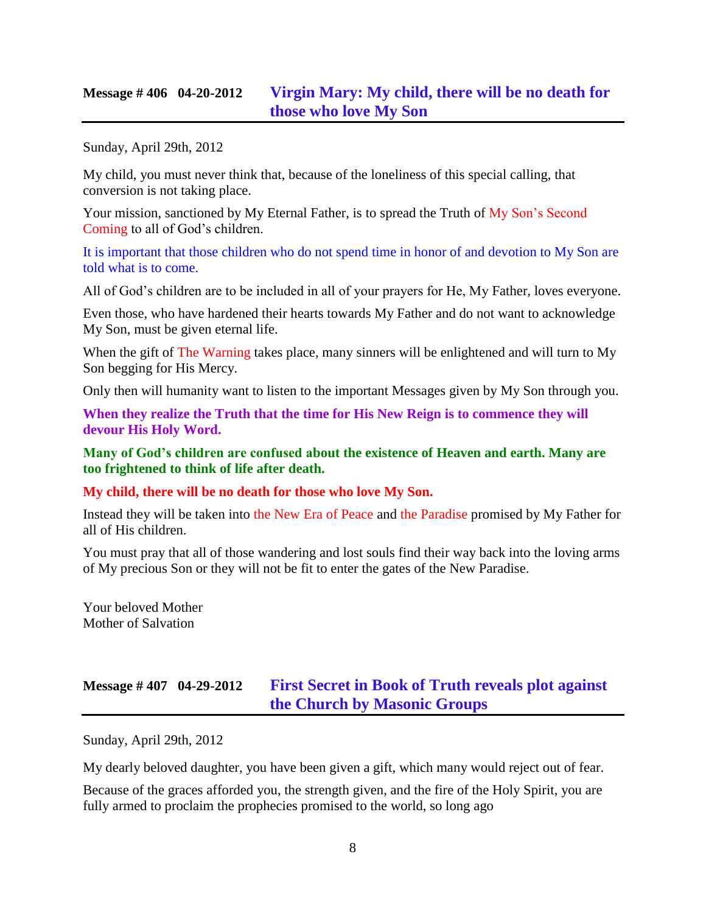## Message # 406 04-20-2012 Virgin Mary: My child, there will be no death for those who love My Son

Sunday, April 29th, 2012

My child, you must never think that, because of the loneliness of this special calling, that conversion is not taking place.

Your mission, sanctioned by My Eternal Father, is to spread the Truth of My Son's Second Coming to all of God's children.

It is important that those children who do not spend time in honor of and devotion to My Son are told what is to come.

All of God's children are to be included in all of your prayers for He, My Father, loves everyone.

Even those, who have hardened their hearts towards My Father and do not want to acknowledge My Son, must be given eternal life.

When the gift of The Warning takes place, many sinners will be enlightened and will turn to My Son begging for His Mercy.

Only then will humanity want to listen to the important Messages given by My Son through you.

**When they realize the Truth that the time for His New Reign is to commence they will devour His Holy Word.**

**Many of God's children are confused about the existence of Heaven and earth. Many are too frightened to think of life after death.**

**My child, there will be no death for those who love My Son.**

Instead they will be taken into the New Era of Peace and the Paradise promised by My Father for all of His children.

You must pray that all of those wandering and lost souls find their way back into the loving arms of My precious Son or they will not be fit to enter the gates of the New Paradise.

Your beloved Mother
Mother of Salvation

## Message # 407 04-29-2012 First Secret in Book of Truth reveals plot against the Church by Masonic Groups

Sunday, April 29th, 2012

My dearly beloved daughter, you have been given a gift, which many would reject out of fear.

Because of the graces afforded you, the strength given, and the fire of the Holy Spirit, you are fully armed to proclaim the prophecies promised to the world, so long ago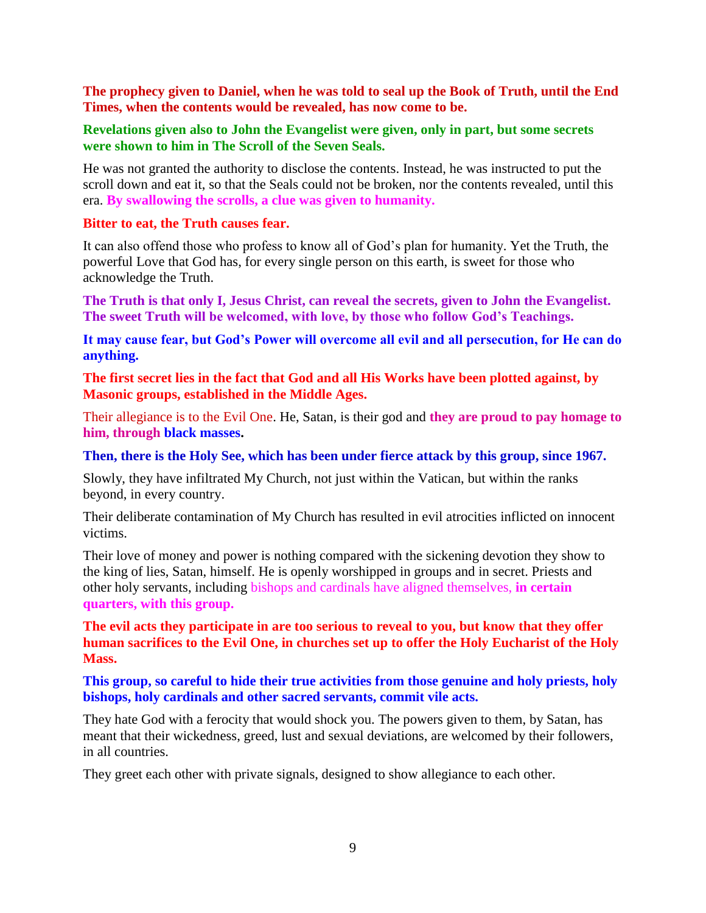**The prophecy given to Daniel, when he was told to seal up the Book of Truth, until the End Times, when the contents would be revealed, has now come to be.**

**Revelations given also to John the Evangelist were given, only in part, but some secrets were shown to him in The Scroll of the Seven Seals.**

He was not granted the authority to disclose the contents. Instead, he was instructed to put the scroll down and eat it, so that the Seals could not be broken, nor the contents revealed, until this era. **By swallowing the scrolls, a clue was given to humanity.**

**Bitter to eat, the Truth causes fear.**

It can also offend those who profess to know all of God's plan for humanity. Yet the Truth, the powerful Love that God has, for every single person on this earth, is sweet for those who acknowledge the Truth.

**The Truth is that only I, Jesus Christ, can reveal the secrets, given to John the Evangelist. The sweet Truth will be welcomed, with love, by those who follow God's Teachings.**

**It may cause fear, but God's Power will overcome all evil and all persecution, for He can do anything.**

**The first secret lies in the fact that God and all His Works have been plotted against, by Masonic groups, established in the Middle Ages.**

Their allegiance is to the Evil One. He, Satan, is their god and **they are proud to pay homage to him, through black masses.**

**Then, there is the Holy See, which has been under fierce attack by this group, since 1967.**

Slowly, they have infiltrated My Church, not just within the Vatican, but within the ranks beyond, in every country.

Their deliberate contamination of My Church has resulted in evil atrocities inflicted on innocent victims.

Their love of money and power is nothing compared with the sickening devotion they show to the king of lies, Satan, himself. He is openly worshipped in groups and in secret. Priests and other holy servants, including bishops and cardinals have aligned themselves, **in certain quarters, with this group.**

**The evil acts they participate in are too serious to reveal to you, but know that they offer human sacrifices to the Evil One, in churches set up to offer the Holy Eucharist of the Holy Mass.**

**This group, so careful to hide their true activities from those genuine and holy priests, holy bishops, holy cardinals and other sacred servants, commit vile acts.**

They hate God with a ferocity that would shock you. The powers given to them, by Satan, has meant that their wickedness, greed, lust and sexual deviations, are welcomed by their followers, in all countries.

They greet each other with private signals, designed to show allegiance to each other.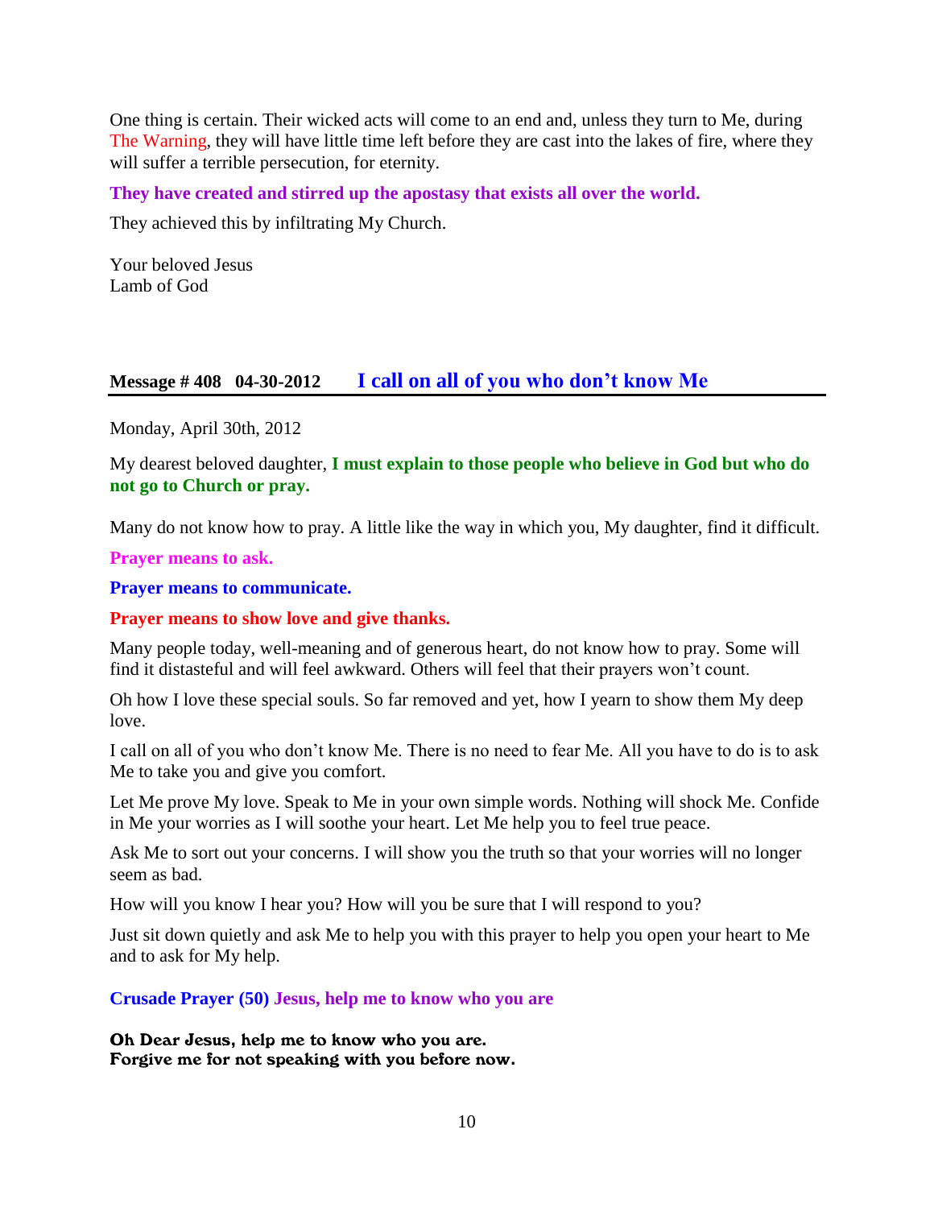One thing is certain. Their wicked acts will come to an end and, unless they turn to Me, during The Warning, they will have little time left before they are cast into the lakes of fire, where they will suffer a terrible persecution, for eternity.

**They have created and stirred up the apostasy that exists all over the world.**

They achieved this by infiltrating My Church.

Your beloved Jesus
Lamb of God

## Message # 408 04-30-2012 I call on all of you who don't know Me

Monday, April 30th, 2012

My dearest beloved daughter, **I must explain to those people who believe in God but who do not go to Church or pray.**

Many do not know how to pray. A little like the way in which you, My daughter, find it difficult.

**Prayer means to ask.**

**Prayer means to communicate.**

**Prayer means to show love and give thanks.**

Many people today, well-meaning and of generous heart, do not know how to pray. Some will find it distasteful and will feel awkward. Others will feel that their prayers won't count.

Oh how I love these special souls. So far removed and yet, how I yearn to show them My deep love.

I call on all of you who don't know Me. There is no need to fear Me. All you have to do is to ask Me to take you and give you comfort.

Let Me prove My love. Speak to Me in your own simple words. Nothing will shock Me. Confide in Me your worries as I will soothe your heart. Let Me help you to feel true peace.

Ask Me to sort out your concerns. I will show you the truth so that your worries will no longer seem as bad.

How will you know I hear you? How will you be sure that I will respond to you?

Just sit down quietly and ask Me to help you with this prayer to help you open your heart to Me and to ask for My help.

**Crusade Prayer (50) Jesus, help me to know who you are**

**Oh Dear Jesus, help me to know who you are.**
**Forgive me for not speaking with you before now.**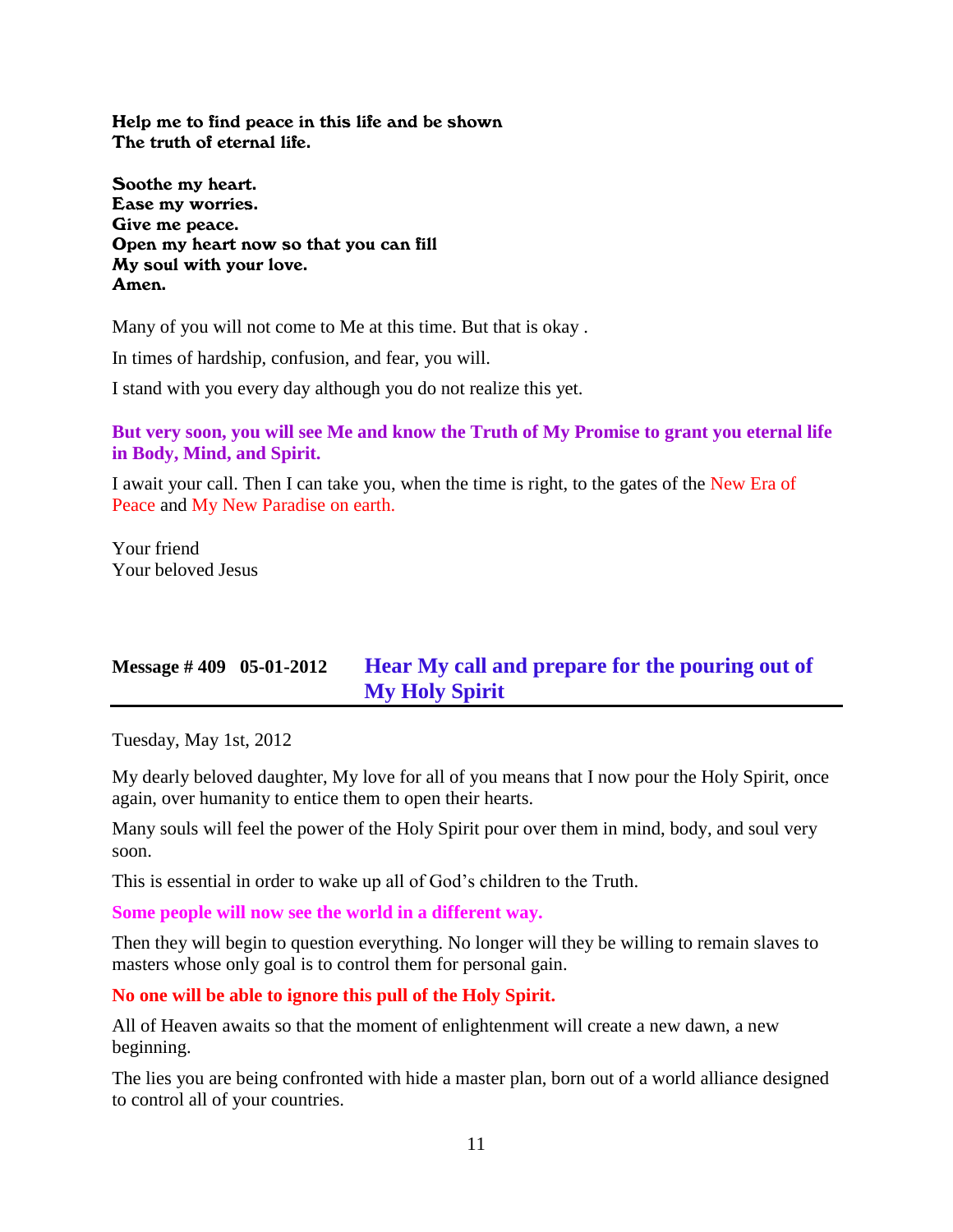**Help me to find peace in this life and be shown**
**The truth of eternal life.**

**Soothe my heart.**
**Ease my worries.**
**Give me peace.**
**Open my heart now so that you can fill**
**My soul with your love.**
**Amen.**

Many of you will not come to Me at this time. But that is okay .

In times of hardship, confusion, and fear, you will.

I stand with you every day although you do not realize this yet.

**But very soon, you will see Me and know the Truth of My Promise to grant you eternal life in Body, Mind, and Spirit.**

I await your call. Then I can take you, when the time is right, to the gates of the New Era of Peace and My New Paradise on earth.

Your friend
Your beloved Jesus

## Message # 409 05-01-2012 Hear My call and prepare for the pouring out of My Holy Spirit

Tuesday, May 1st, 2012

My dearly beloved daughter, My love for all of you means that I now pour the Holy Spirit, once again, over humanity to entice them to open their hearts.

Many souls will feel the power of the Holy Spirit pour over them in mind, body, and soul very soon.

This is essential in order to wake up all of God's children to the Truth.

**Some people will now see the world in a different way.**

Then they will begin to question everything. No longer will they be willing to remain slaves to masters whose only goal is to control them for personal gain.

**No one will be able to ignore this pull of the Holy Spirit.**

All of Heaven awaits so that the moment of enlightenment will create a new dawn, a new beginning.

The lies you are being confronted with hide a master plan, born out of a world alliance designed to control all of your countries.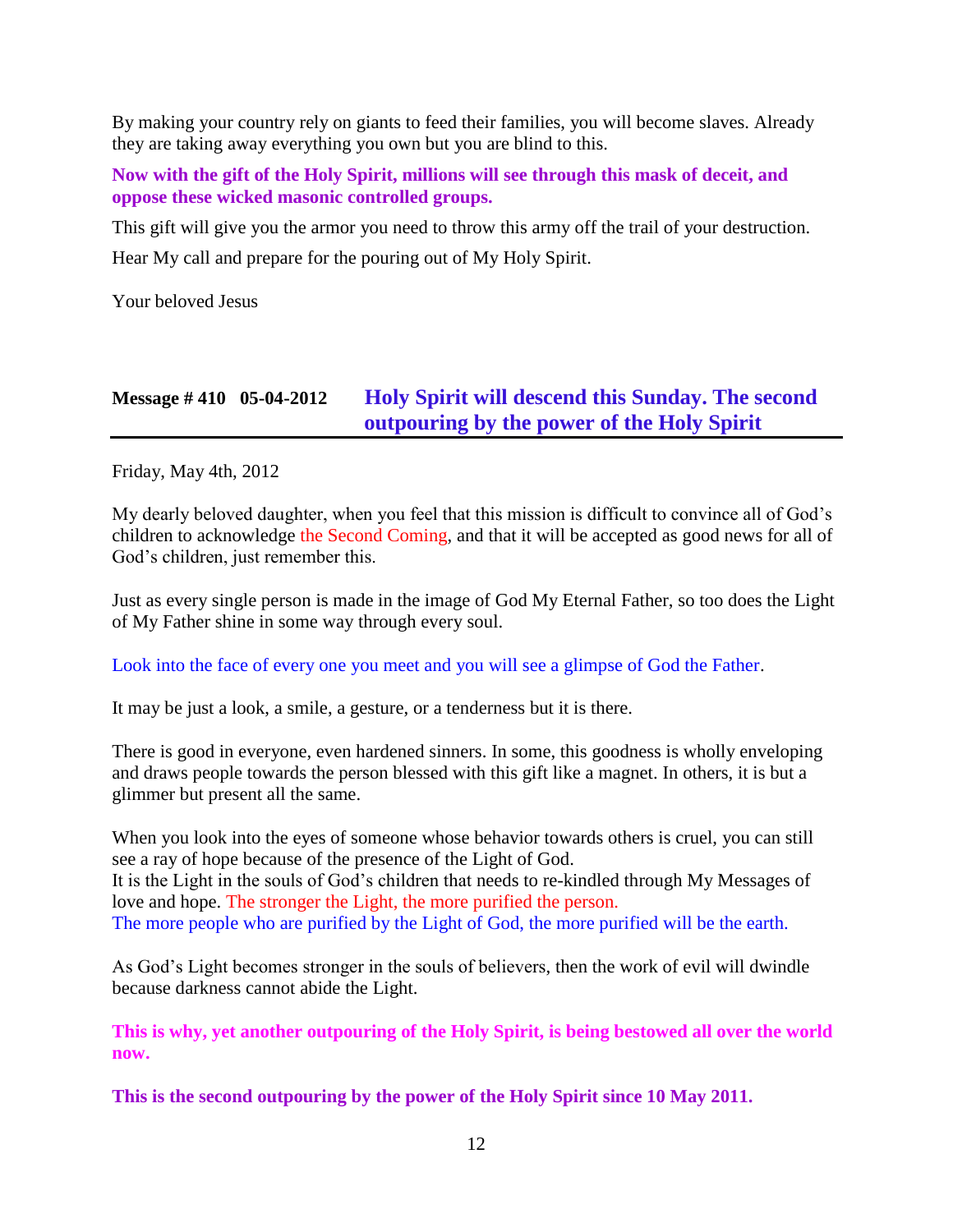By making your country rely on giants to feed their families, you will become slaves. Already they are taking away everything you own but you are blind to this.

**Now with the gift of the Holy Spirit, millions will see through this mask of deceit, and oppose these wicked masonic controlled groups.**

This gift will give you the armor you need to throw this army off the trail of your destruction.

Hear My call and prepare for the pouring out of My Holy Spirit.

Your beloved Jesus

## Message # 410 05-04-2012 Holy Spirit will descend this Sunday. The second outpouring by the power of the Holy Spirit

Friday, May 4th, 2012

My dearly beloved daughter, when you feel that this mission is difficult to convince all of God's children to acknowledge the Second Coming, and that it will be accepted as good news for all of God's children, just remember this.

Just as every single person is made in the image of God My Eternal Father, so too does the Light of My Father shine in some way through every soul.

Look into the face of every one you meet and you will see a glimpse of God the Father.

It may be just a look, a smile, a gesture, or a tenderness but it is there.

There is good in everyone, even hardened sinners. In some, this goodness is wholly enveloping and draws people towards the person blessed with this gift like a magnet. In others, it is but a glimmer but present all the same.

When you look into the eyes of someone whose behavior towards others is cruel, you can still see a ray of hope because of the presence of the Light of God.
It is the Light in the souls of God's children that needs to re-kindled through My Messages of love and hope. The stronger the Light, the more purified the person.
The more people who are purified by the Light of God, the more purified will be the earth.

As God's Light becomes stronger in the souls of believers, then the work of evil will dwindle because darkness cannot abide the Light.

**This is why, yet another outpouring of the Holy Spirit, is being bestowed all over the world now.**

**This is the second outpouring by the power of the Holy Spirit since 10 May 2011.**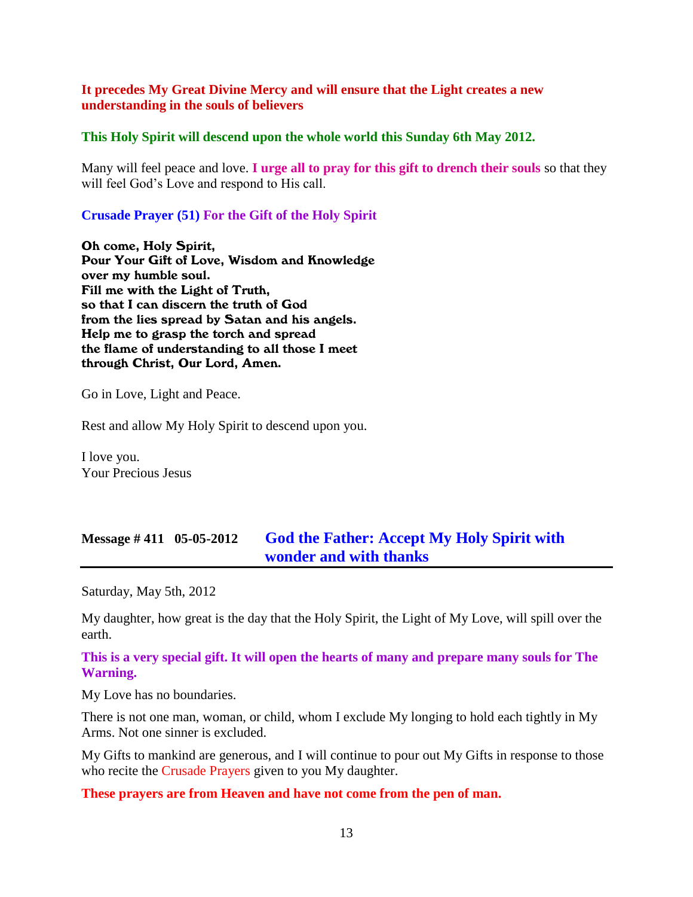**It precedes My Great Divine Mercy and will ensure that the Light creates a new understanding in the souls of believers**

**This Holy Spirit will descend upon the whole world this Sunday 6th May 2012.**

Many will feel peace and love. **I urge all to pray for this gift to drench their souls** so that they will feel God's Love and respond to His call.

**Crusade Prayer (51) For the Gift of the Holy Spirit**

**Oh come, Holy Spirit,
Pour Your Gift of Love, Wisdom and Knowledge
over my humble soul.
Fill me with the Light of Truth,
so that I can discern the truth of God
from the lies spread by Satan and his angels.
Help me to grasp the torch and spread
the flame of understanding to all those I meet
through Christ, Our Lord, Amen.**

Go in Love, Light and Peace.

Rest and allow My Holy Spirit to descend upon you.

I love you.
Your Precious Jesus

## Message # 411 05-05-2012 God the Father: Accept My Holy Spirit with wonder and with thanks

Saturday, May 5th, 2012

My daughter, how great is the day that the Holy Spirit, the Light of My Love, will spill over the earth.

**This is a very special gift. It will open the hearts of many and prepare many souls for The Warning.**

My Love has no boundaries.

There is not one man, woman, or child, whom I exclude My longing to hold each tightly in My Arms. Not one sinner is excluded.

My Gifts to mankind are generous, and I will continue to pour out My Gifts in response to those who recite the Crusade Prayers given to you My daughter.

**These prayers are from Heaven and have not come from the pen of man.**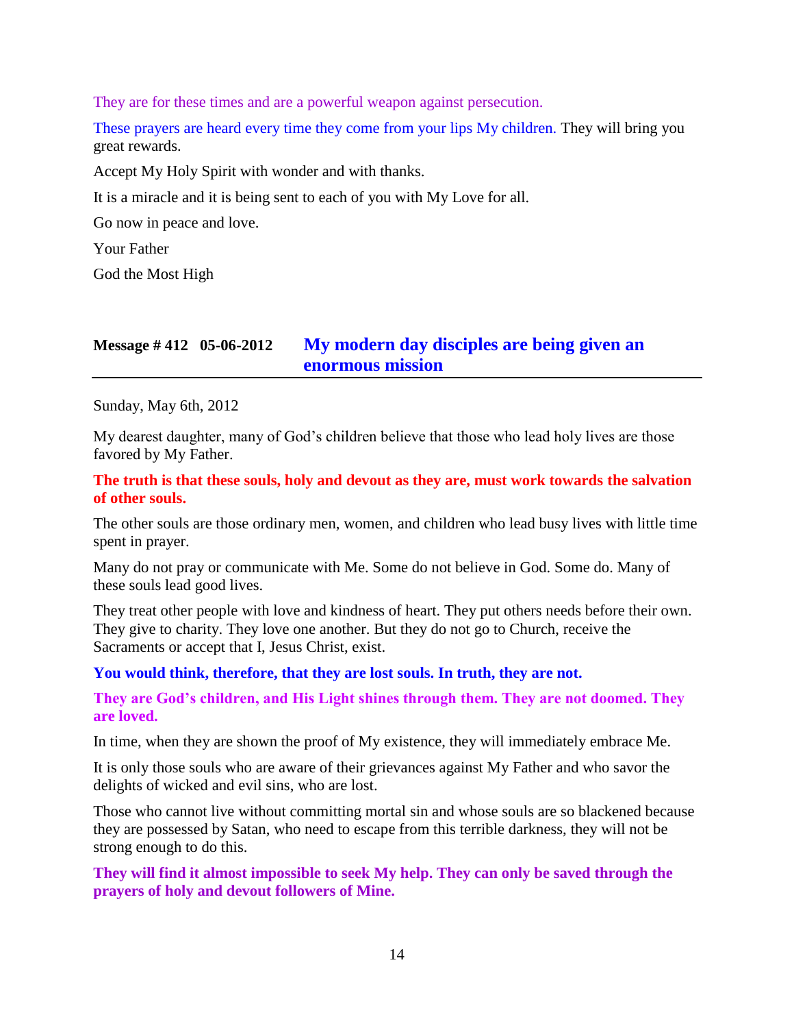They are for these times and are a powerful weapon against persecution.

These prayers are heard every time they come from your lips My children. They will bring you great rewards.

Accept My Holy Spirit with wonder and with thanks.

It is a miracle and it is being sent to each of you with My Love for all.

Go now in peace and love.

Your Father

God the Most High

## Message # 412 05-06-2012 My modern day disciples are being given an enormous mission

Sunday, May 6th, 2012

My dearest daughter, many of God's children believe that those who lead holy lives are those favored by My Father.

**The truth is that these souls, holy and devout as they are, must work towards the salvation of other souls.**

The other souls are those ordinary men, women, and children who lead busy lives with little time spent in prayer.

Many do not pray or communicate with Me. Some do not believe in God. Some do. Many of these souls lead good lives.

They treat other people with love and kindness of heart. They put others needs before their own. They give to charity. They love one another. But they do not go to Church, receive the Sacraments or accept that I, Jesus Christ, exist.

**You would think, therefore, that they are lost souls. In truth, they are not.**

**They are God's children, and His Light shines through them. They are not doomed. They are loved.**

In time, when they are shown the proof of My existence, they will immediately embrace Me.

It is only those souls who are aware of their grievances against My Father and who savor the delights of wicked and evil sins, who are lost.

Those who cannot live without committing mortal sin and whose souls are so blackened because they are possessed by Satan, who need to escape from this terrible darkness, they will not be strong enough to do this.

**They will find it almost impossible to seek My help. They can only be saved through the prayers of holy and devout followers of Mine.**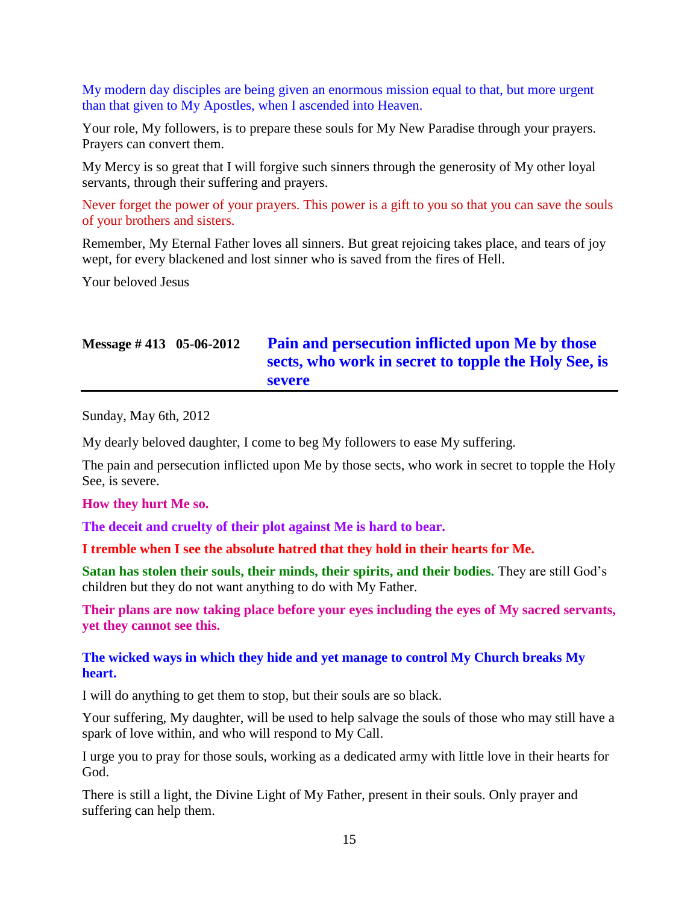My modern day disciples are being given an enormous mission equal to that, but more urgent than that given to My Apostles, when I ascended into Heaven.

Your role, My followers, is to prepare these souls for My New Paradise through your prayers. Prayers can convert them.

My Mercy is so great that I will forgive such sinners through the generosity of My other loyal servants, through their suffering and prayers.

Never forget the power of your prayers. This power is a gift to you so that you can save the souls of your brothers and sisters.

Remember, My Eternal Father loves all sinners. But great rejoicing takes place, and tears of joy wept, for every blackened and lost sinner who is saved from the fires of Hell.

Your beloved Jesus

## Message # 413   05-06-2012   Pain and persecution inflicted upon Me by those sects, who work in secret to topple the Holy See, is severe

Sunday, May 6th, 2012

My dearly beloved daughter, I come to beg My followers to ease My suffering.

The pain and persecution inflicted upon Me by those sects, who work in secret to topple the Holy See, is severe.

**How they hurt Me so.**

**The deceit and cruelty of their plot against Me is hard to bear.**

**I tremble when I see the absolute hatred that they hold in their hearts for Me.**

**Satan has stolen their souls, their minds, their spirits, and their bodies.** They are still God's children but they do not want anything to do with My Father.

**Their plans are now taking place before your eyes including the eyes of My sacred servants, yet they cannot see this.**

**The wicked ways in which they hide and yet manage to control My Church breaks My heart.**

I will do anything to get them to stop, but their souls are so black.

Your suffering, My daughter, will be used to help salvage the souls of those who may still have a spark of love within, and who will respond to My Call.

I urge you to pray for those souls, working as a dedicated army with little love in their hearts for God.

There is still a light, the Divine Light of My Father, present in their souls. Only prayer and suffering can help them.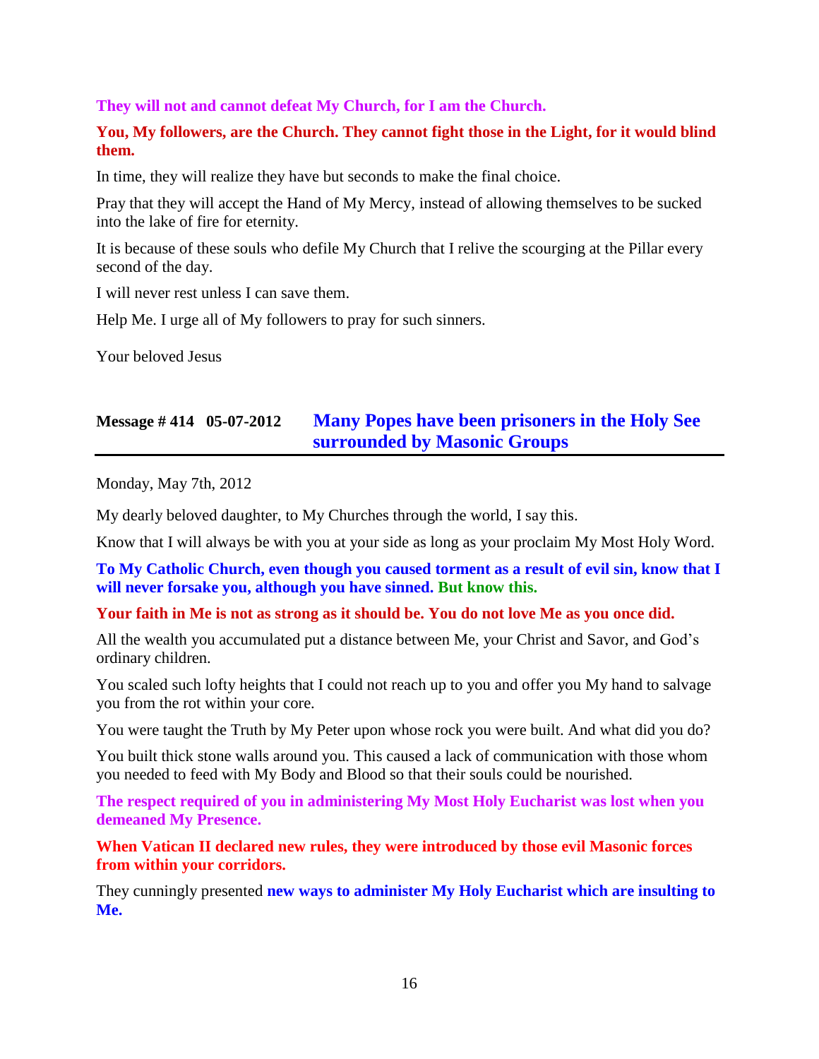**They will not and cannot defeat My Church, for I am the Church.**

**You, My followers, are the Church. They cannot fight those in the Light, for it would blind them.**

In time, they will realize they have but seconds to make the final choice.

Pray that they will accept the Hand of My Mercy, instead of allowing themselves to be sucked into the lake of fire for eternity.

It is because of these souls who defile My Church that I relive the scourging at the Pillar every second of the day.

I will never rest unless I can save them.

Help Me. I urge all of My followers to pray for such sinners.

Your beloved Jesus

## Message # 414 05-07-2012 Many Popes have been prisoners in the Holy See surrounded by Masonic Groups

Monday, May 7th, 2012

My dearly beloved daughter, to My Churches through the world, I say this.

Know that I will always be with you at your side as long as your proclaim My Most Holy Word.

**To My Catholic Church, even though you caused torment as a result of evil sin, know that I will never forsake you, although you have sinned. But know this.**

**Your faith in Me is not as strong as it should be. You do not love Me as you once did.**

All the wealth you accumulated put a distance between Me, your Christ and Savor, and God's ordinary children.

You scaled such lofty heights that I could not reach up to you and offer you My hand to salvage you from the rot within your core.

You were taught the Truth by My Peter upon whose rock you were built. And what did you do?

You built thick stone walls around you. This caused a lack of communication with those whom you needed to feed with My Body and Blood so that their souls could be nourished.

**The respect required of you in administering My Most Holy Eucharist was lost when you demeaned My Presence.**

**When Vatican II declared new rules, they were introduced by those evil Masonic forces from within your corridors.**

They cunningly presented **new ways to administer My Holy Eucharist which are insulting to Me.**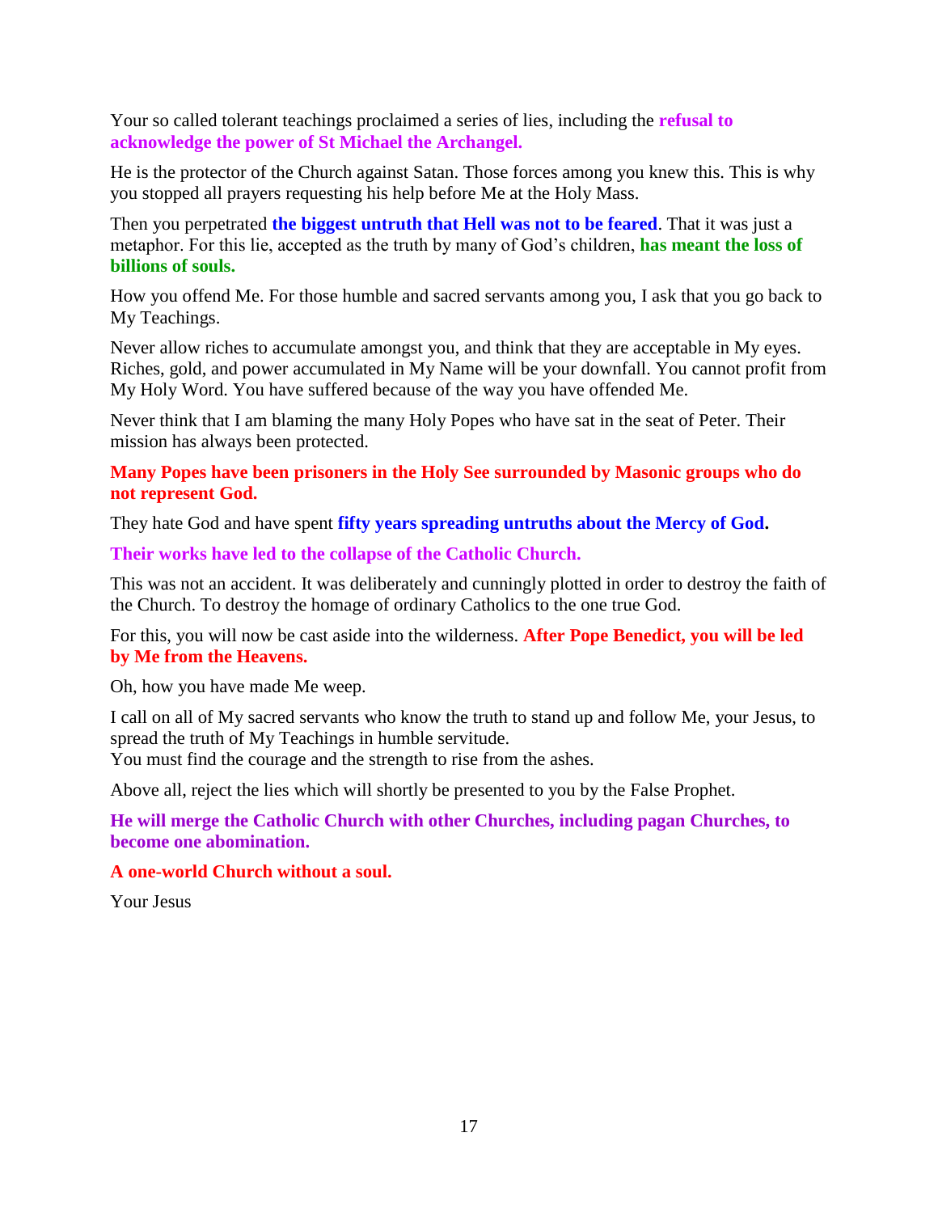Your so called tolerant teachings proclaimed a series of lies, including the **refusal to acknowledge the power of St Michael the Archangel.**

He is the protector of the Church against Satan. Those forces among you knew this. This is why you stopped all prayers requesting his help before Me at the Holy Mass.

Then you perpetrated **the biggest untruth that Hell was not to be feared**. That it was just a metaphor. For this lie, accepted as the truth by many of God's children, **has meant the loss of billions of souls.**

How you offend Me. For those humble and sacred servants among you, I ask that you go back to My Teachings.

Never allow riches to accumulate amongst you, and think that they are acceptable in My eyes. Riches, gold, and power accumulated in My Name will be your downfall. You cannot profit from My Holy Word. You have suffered because of the way you have offended Me.

Never think that I am blaming the many Holy Popes who have sat in the seat of Peter. Their mission has always been protected.

**Many Popes have been prisoners in the Holy See surrounded by Masonic groups who do not represent God.**

They hate God and have spent **fifty years spreading untruths about the Mercy of God.**

**Their works have led to the collapse of the Catholic Church.**

This was not an accident. It was deliberately and cunningly plotted in order to destroy the faith of the Church. To destroy the homage of ordinary Catholics to the one true God.

For this, you will now be cast aside into the wilderness. **After Pope Benedict, you will be led by Me from the Heavens.**

Oh, how you have made Me weep.

I call on all of My sacred servants who know the truth to stand up and follow Me, your Jesus, to spread the truth of My Teachings in humble servitude.
You must find the courage and the strength to rise from the ashes.

Above all, reject the lies which will shortly be presented to you by the False Prophet.

**He will merge the Catholic Church with other Churches, including pagan Churches, to become one abomination.**

**A one-world Church without a soul.**

Your Jesus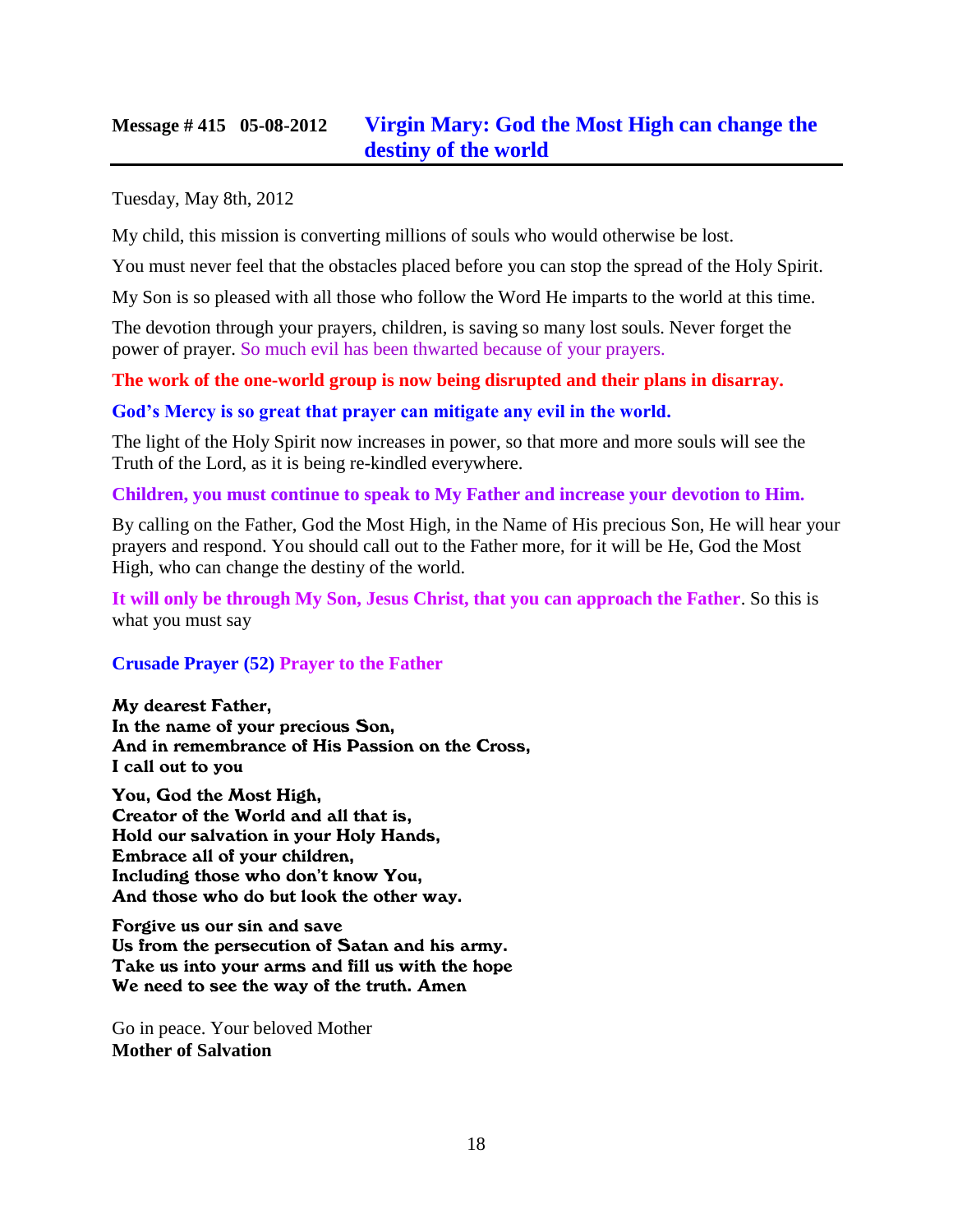## Message # 415 05-08-2012 Virgin Mary: God the Most High can change the destiny of the world

Tuesday, May 8th, 2012

My child, this mission is converting millions of souls who would otherwise be lost.

You must never feel that the obstacles placed before you can stop the spread of the Holy Spirit.

My Son is so pleased with all those who follow the Word He imparts to the world at this time.

The devotion through your prayers, children, is saving so many lost souls. Never forget the power of prayer. So much evil has been thwarted because of your prayers.

**The work of the one-world group is now being disrupted and their plans in disarray.**

**God's Mercy is so great that prayer can mitigate any evil in the world.**

The light of the Holy Spirit now increases in power, so that more and more souls will see the Truth of the Lord, as it is being re-kindled everywhere.

**Children, you must continue to speak to My Father and increase your devotion to Him.**

By calling on the Father, God the Most High, in the Name of His precious Son, He will hear your prayers and respond. You should call out to the Father more, for it will be He, God the Most High, who can change the destiny of the world.

**It will only be through My Son, Jesus Christ, that you can approach the Father**. So this is what you must say

**Crusade Prayer (52) Prayer to the Father**

**My dearest Father,**
**In the name of your precious Son,**
**And in remembrance of His Passion on the Cross,**
**I call out to you**

**You, God the Most High,**
**Creator of the World and all that is,**
**Hold our salvation in your Holy Hands,**
**Embrace all of your children,**
**Including those who don't know You,**
**And those who do but look the other way.**

**Forgive us our sin and save**
**Us from the persecution of Satan and his army.**
**Take us into your arms and fill us with the hope**
**We need to see the way of the truth. Amen**

Go in peace. Your beloved Mother
**Mother of Salvation**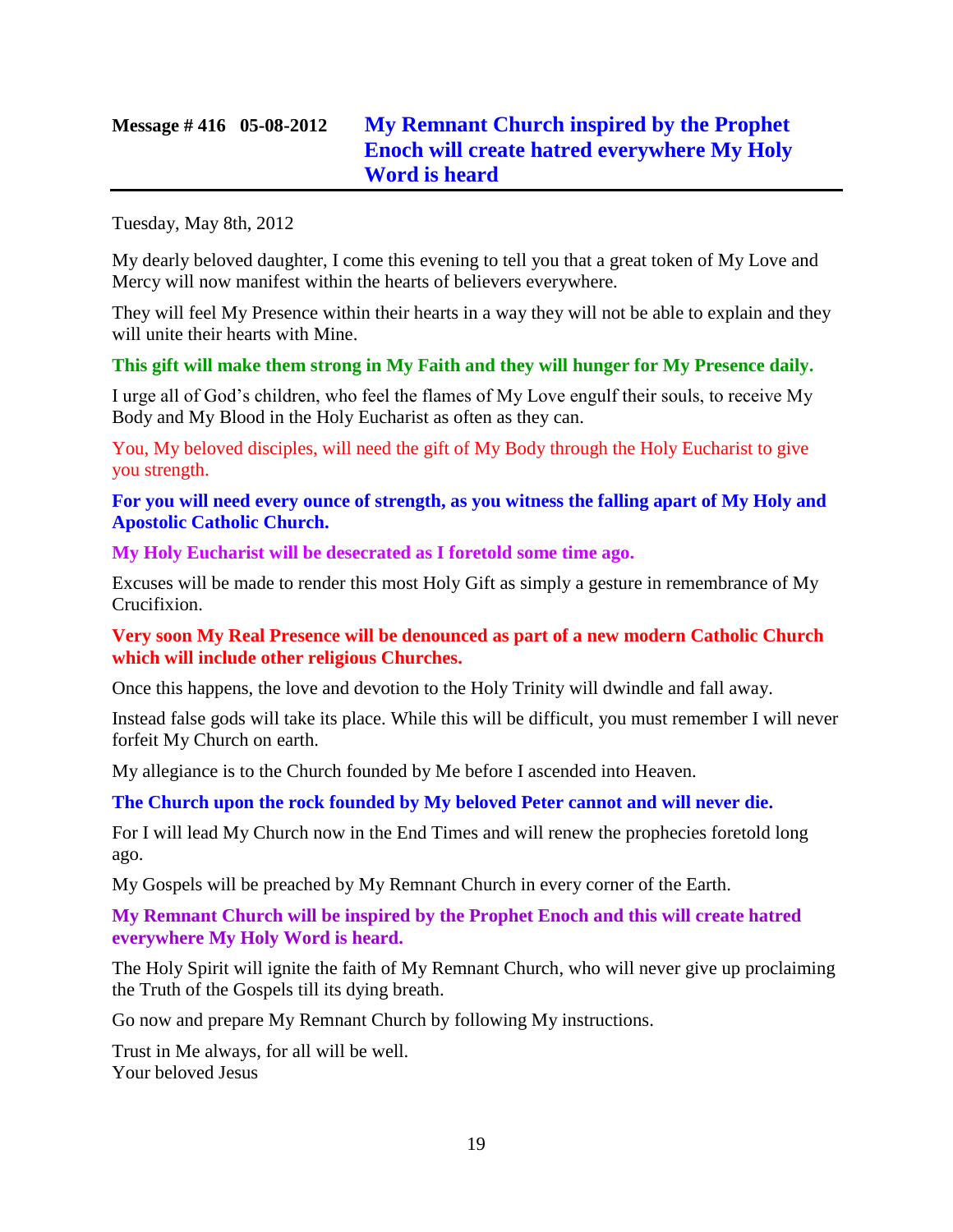## Message # 416 05-08-2012 My Remnant Church inspired by the Prophet Enoch will create hatred everywhere My Holy Word is heard

Tuesday, May 8th, 2012

My dearly beloved daughter, I come this evening to tell you that a great token of My Love and Mercy will now manifest within the hearts of believers everywhere.

They will feel My Presence within their hearts in a way they will not be able to explain and they will unite their hearts with Mine.

**This gift will make them strong in My Faith and they will hunger for My Presence daily.**

I urge all of God's children, who feel the flames of My Love engulf their souls, to receive My Body and My Blood in the Holy Eucharist as often as they can.

You, My beloved disciples, will need the gift of My Body through the Holy Eucharist to give you strength.

**For you will need every ounce of strength, as you witness the falling apart of My Holy and Apostolic Catholic Church.**

**My Holy Eucharist will be desecrated as I foretold some time ago.**

Excuses will be made to render this most Holy Gift as simply a gesture in remembrance of My Crucifixion.

**Very soon My Real Presence will be denounced as part of a new modern Catholic Church which will include other religious Churches.**

Once this happens, the love and devotion to the Holy Trinity will dwindle and fall away.

Instead false gods will take its place. While this will be difficult, you must remember I will never forfeit My Church on earth.

My allegiance is to the Church founded by Me before I ascended into Heaven.

**The Church upon the rock founded by My beloved Peter cannot and will never die.**

For I will lead My Church now in the End Times and will renew the prophecies foretold long ago.

My Gospels will be preached by My Remnant Church in every corner of the Earth.

**My Remnant Church will be inspired by the Prophet Enoch and this will create hatred everywhere My Holy Word is heard.**

The Holy Spirit will ignite the faith of My Remnant Church, who will never give up proclaiming the Truth of the Gospels till its dying breath.

Go now and prepare My Remnant Church by following My instructions.

Trust in Me always, for all will be well.
Your beloved Jesus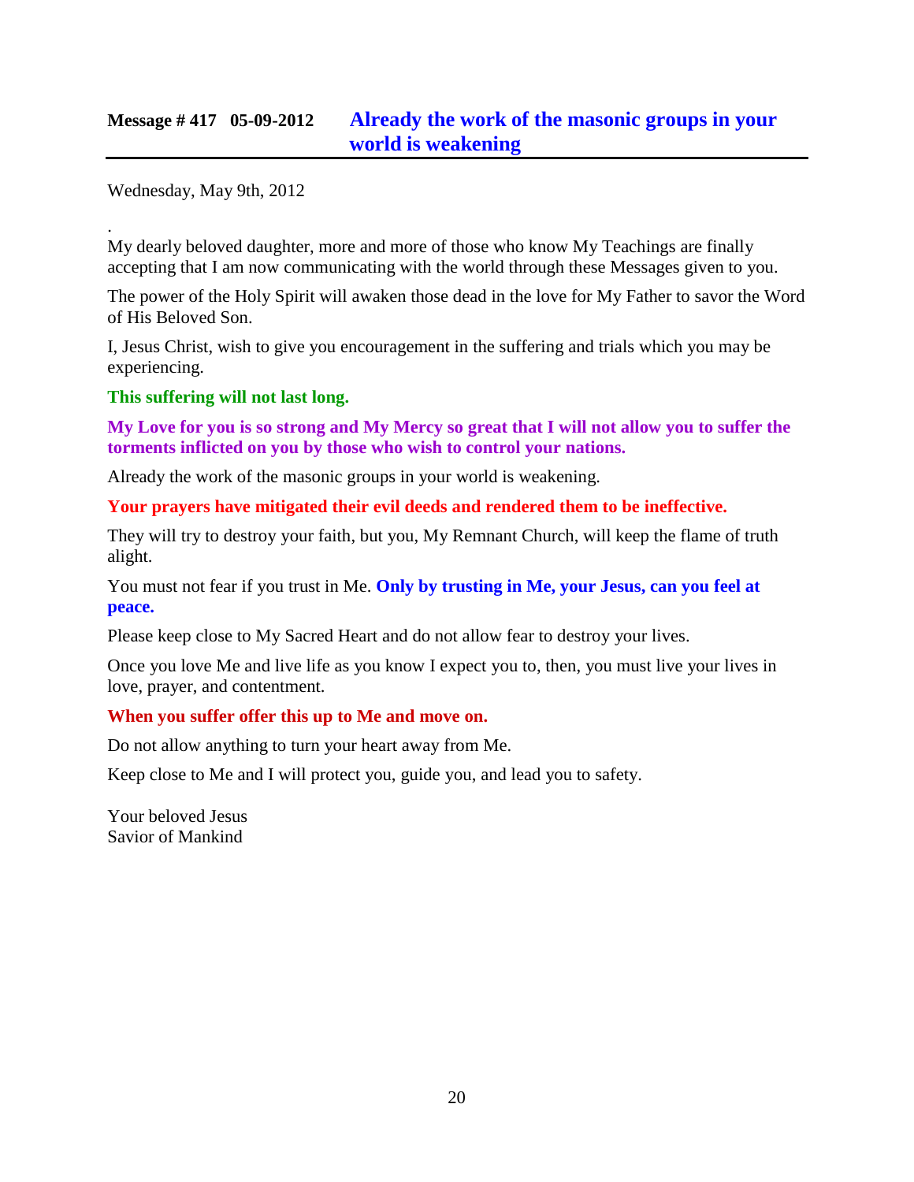## Message # 417 05-09-2012 **Already the work of the masonic groups in your world is weakening**

Wednesday, May 9th, 2012

.

My dearly beloved daughter, more and more of those who know My Teachings are finally accepting that I am now communicating with the world through these Messages given to you.

The power of the Holy Spirit will awaken those dead in the love for My Father to savor the Word of His Beloved Son.

I, Jesus Christ, wish to give you encouragement in the suffering and trials which you may be experiencing.

**This suffering will not last long.**

**My Love for you is so strong and My Mercy so great that I will not allow you to suffer the torments inflicted on you by those who wish to control your nations.**

Already the work of the masonic groups in your world is weakening.

**Your prayers have mitigated their evil deeds and rendered them to be ineffective.**

They will try to destroy your faith, but you, My Remnant Church, will keep the flame of truth alight.

You must not fear if you trust in Me. **Only by trusting in Me, your Jesus, can you feel at peace.**

Please keep close to My Sacred Heart and do not allow fear to destroy your lives.

Once you love Me and live life as you know I expect you to, then, you must live your lives in love, prayer, and contentment.

**When you suffer offer this up to Me and move on.**

Do not allow anything to turn your heart away from Me.

Keep close to Me and I will protect you, guide you, and lead you to safety.

Your beloved Jesus
Savior of Mankind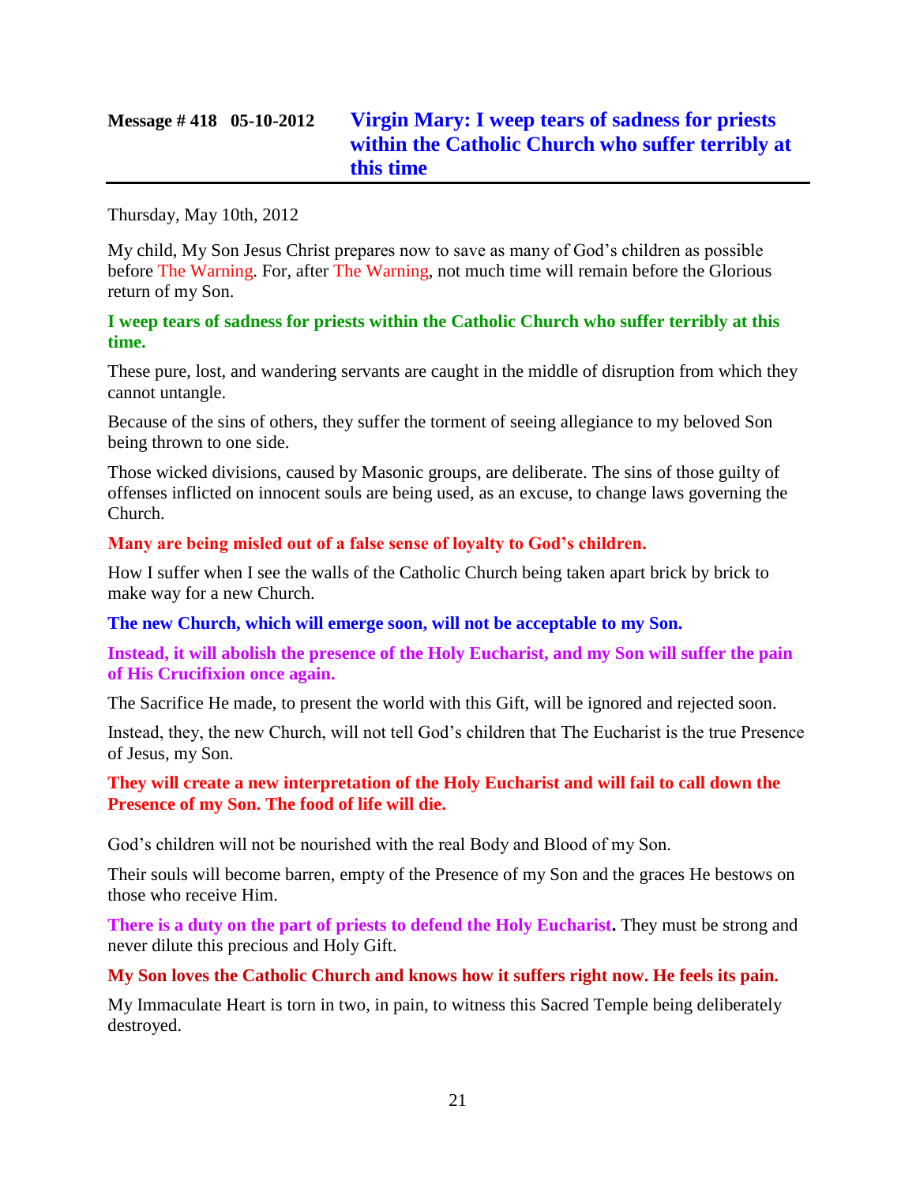## Message # 418 05-10-2012 Virgin Mary: I weep tears of sadness for priests within the Catholic Church who suffer terribly at this time

Thursday, May 10th, 2012

My child, My Son Jesus Christ prepares now to save as many of God's children as possible before The Warning. For, after The Warning, not much time will remain before the Glorious return of my Son.

**I weep tears of sadness for priests within the Catholic Church who suffer terribly at this time.**

These pure, lost, and wandering servants are caught in the middle of disruption from which they cannot untangle.

Because of the sins of others, they suffer the torment of seeing allegiance to my beloved Son being thrown to one side.

Those wicked divisions, caused by Masonic groups, are deliberate. The sins of those guilty of offenses inflicted on innocent souls are being used, as an excuse, to change laws governing the Church.

**Many are being misled out of a false sense of loyalty to God's children.**

How I suffer when I see the walls of the Catholic Church being taken apart brick by brick to make way for a new Church.

**The new Church, which will emerge soon, will not be acceptable to my Son.**

**Instead, it will abolish the presence of the Holy Eucharist, and my Son will suffer the pain of His Crucifixion once again.**

The Sacrifice He made, to present the world with this Gift, will be ignored and rejected soon.

Instead, they, the new Church, will not tell God's children that The Eucharist is the true Presence of Jesus, my Son.

**They will create a new interpretation of the Holy Eucharist and will fail to call down the Presence of my Son. The food of life will die.**

God's children will not be nourished with the real Body and Blood of my Son.

Their souls will become barren, empty of the Presence of my Son and the graces He bestows on those who receive Him.

**There is a duty on the part of priests to defend the Holy Eucharist.** They must be strong and never dilute this precious and Holy Gift.

**My Son loves the Catholic Church and knows how it suffers right now. He feels its pain.**

My Immaculate Heart is torn in two, in pain, to witness this Sacred Temple being deliberately destroyed.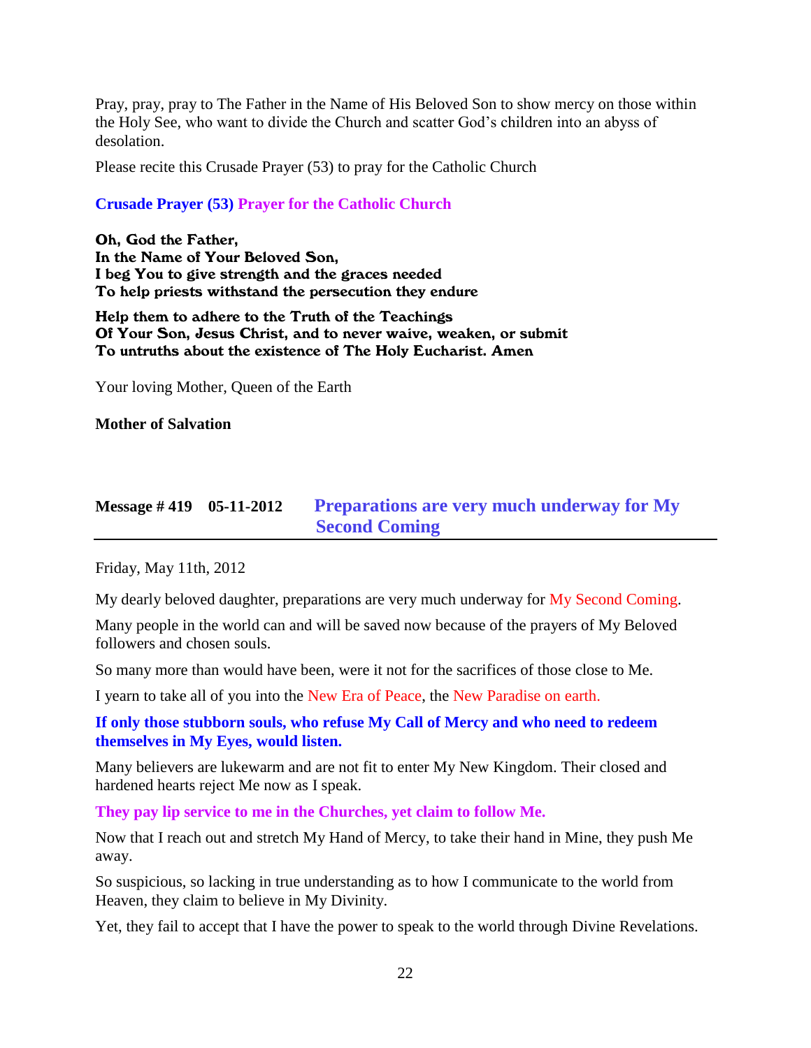Pray, pray, pray to The Father in the Name of His Beloved Son to show mercy on those within the Holy See, who want to divide the Church and scatter God's children into an abyss of desolation.

Please recite this Crusade Prayer (53) to pray for the Catholic Church

**Crusade Prayer (53) Prayer for the Catholic Church**

**Oh, God the Father,**
**In the Name of Your Beloved Son,**
**I beg You to give strength and the graces needed**
**To help priests withstand the persecution they endure**

**Help them to adhere to the Truth of the Teachings**
**Of Your Son, Jesus Christ, and to never waive, weaken, or submit**
**To untruths about the existence of The Holy Eucharist. Amen**

Your loving Mother, Queen of the Earth

**Mother of Salvation**

## Message # 419 05-11-2012 Preparations are very much underway for My Second Coming

Friday, May 11th, 2012

My dearly beloved daughter, preparations are very much underway for My Second Coming.

Many people in the world can and will be saved now because of the prayers of My Beloved followers and chosen souls.

So many more than would have been, were it not for the sacrifices of those close to Me.

I yearn to take all of you into the New Era of Peace, the New Paradise on earth.

**If only those stubborn souls, who refuse My Call of Mercy and who need to redeem themselves in My Eyes, would listen.**

Many believers are lukewarm and are not fit to enter My New Kingdom. Their closed and hardened hearts reject Me now as I speak.

**They pay lip service to me in the Churches, yet claim to follow Me.**

Now that I reach out and stretch My Hand of Mercy, to take their hand in Mine, they push Me away.

So suspicious, so lacking in true understanding as to how I communicate to the world from Heaven, they claim to believe in My Divinity.

Yet, they fail to accept that I have the power to speak to the world through Divine Revelations.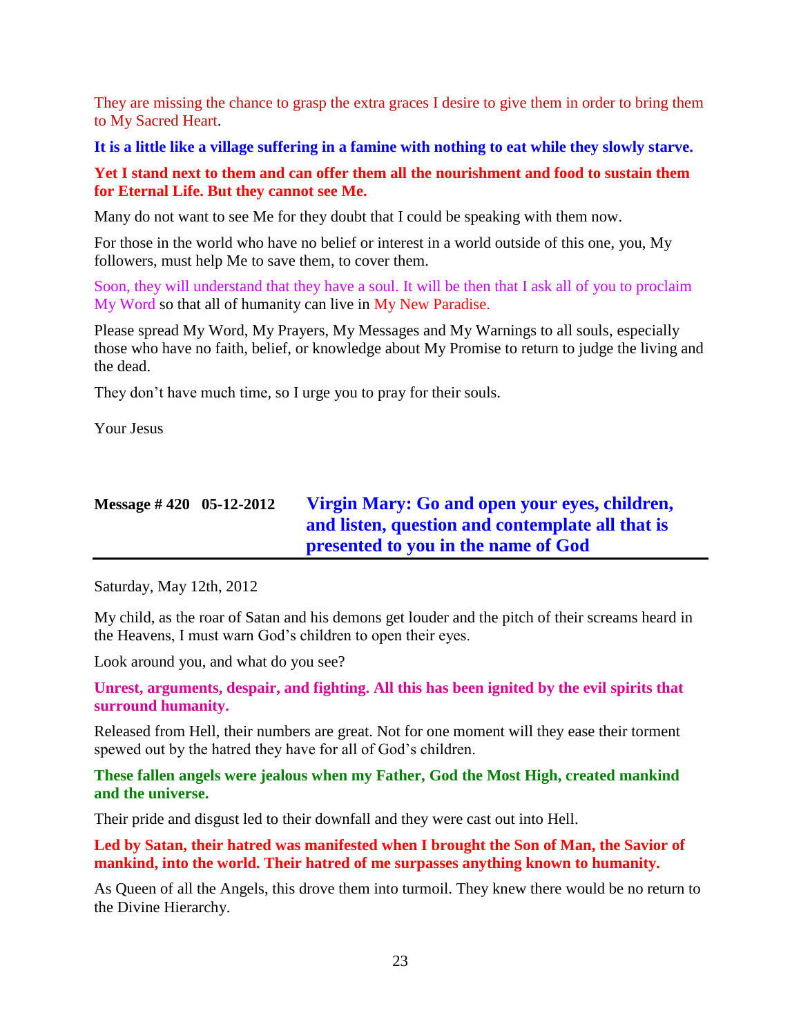They are missing the chance to grasp the extra graces I desire to give them in order to bring them to My Sacred Heart.

**It is a little like a village suffering in a famine with nothing to eat while they slowly starve.**

**Yet I stand next to them and can offer them all the nourishment and food to sustain them for Eternal Life. But they cannot see Me.**

Many do not want to see Me for they doubt that I could be speaking with them now.

For those in the world who have no belief or interest in a world outside of this one, you, My followers, must help Me to save them, to cover them.

Soon, they will understand that they have a soul. It will be then that I ask all of you to proclaim My Word so that all of humanity can live in My New Paradise.

Please spread My Word, My Prayers, My Messages and My Warnings to all souls, especially those who have no faith, belief, or knowledge about My Promise to return to judge the living and the dead.

They don't have much time, so I urge you to pray for their souls.

Your Jesus

## Message # 420 05-12-2012 Virgin Mary: Go and open your eyes, children, and listen, question and contemplate all that is presented to you in the name of God

Saturday, May 12th, 2012

My child, as the roar of Satan and his demons get louder and the pitch of their screams heard in the Heavens, I must warn God's children to open their eyes.

Look around you, and what do you see?

**Unrest, arguments, despair, and fighting. All this has been ignited by the evil spirits that surround humanity.**

Released from Hell, their numbers are great. Not for one moment will they ease their torment spewed out by the hatred they have for all of God's children.

**These fallen angels were jealous when my Father, God the Most High, created mankind and the universe.**

Their pride and disgust led to their downfall and they were cast out into Hell.

**Led by Satan, their hatred was manifested when I brought the Son of Man, the Savior of mankind, into the world. Their hatred of me surpasses anything known to humanity.**

As Queen of all the Angels, this drove them into turmoil. They knew there would be no return to the Divine Hierarchy.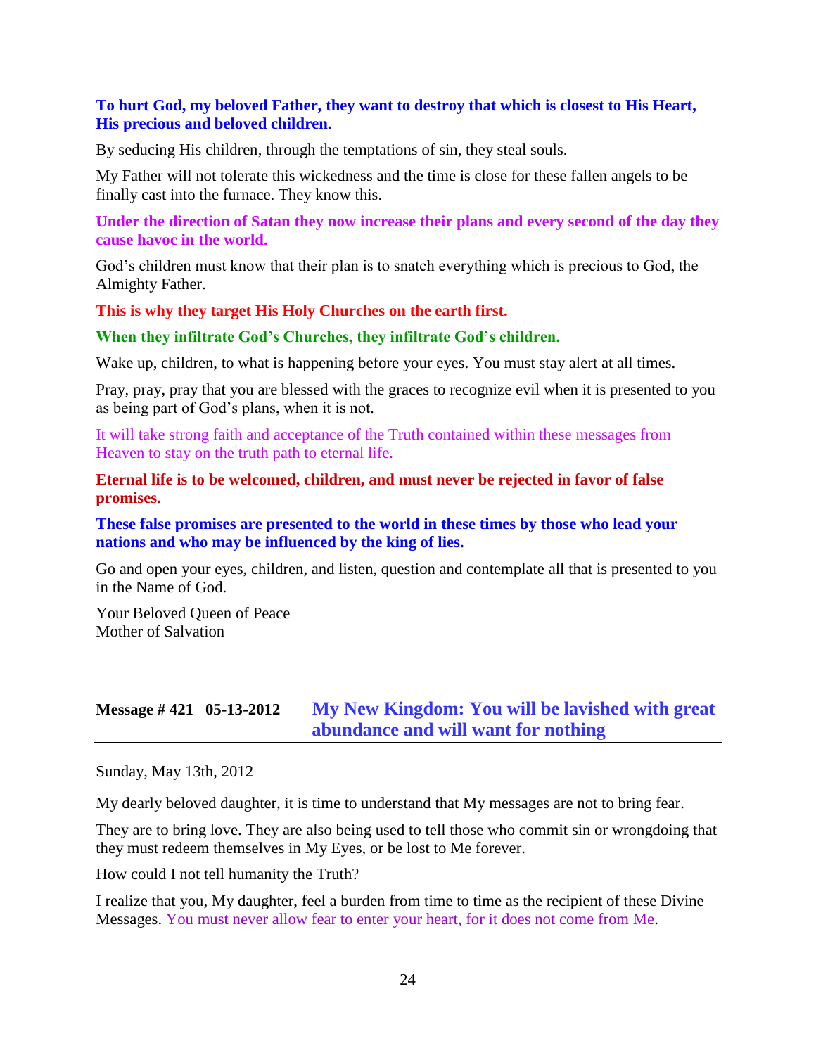**To hurt God, my beloved Father, they want to destroy that which is closest to His Heart, His precious and beloved children.**

By seducing His children, through the temptations of sin, they steal souls.

My Father will not tolerate this wickedness and the time is close for these fallen angels to be finally cast into the furnace. They know this.

**Under the direction of Satan they now increase their plans and every second of the day they cause havoc in the world.**

God's children must know that their plan is to snatch everything which is precious to God, the Almighty Father.

**This is why they target His Holy Churches on the earth first.**

**When they infiltrate God's Churches, they infiltrate God's children.**

Wake up, children, to what is happening before your eyes. You must stay alert at all times.

Pray, pray, pray that you are blessed with the graces to recognize evil when it is presented to you as being part of God's plans, when it is not.

It will take strong faith and acceptance of the Truth contained within these messages from Heaven to stay on the truth path to eternal life.

**Eternal life is to be welcomed, children, and must never be rejected in favor of false promises.**

**These false promises are presented to the world in these times by those who lead your nations and who may be influenced by the king of lies.**

Go and open your eyes, children, and listen, question and contemplate all that is presented to you in the Name of God.

Your Beloved Queen of Peace
Mother of Salvation

## Message # 421 05-13-2012 My New Kingdom: You will be lavished with great abundance and will want for nothing

Sunday, May 13th, 2012

My dearly beloved daughter, it is time to understand that My messages are not to bring fear.

They are to bring love. They are also being used to tell those who commit sin or wrongdoing that they must redeem themselves in My Eyes, or be lost to Me forever.

How could I not tell humanity the Truth?

I realize that you, My daughter, feel a burden from time to time as the recipient of these Divine Messages. You must never allow fear to enter your heart, for it does not come from Me.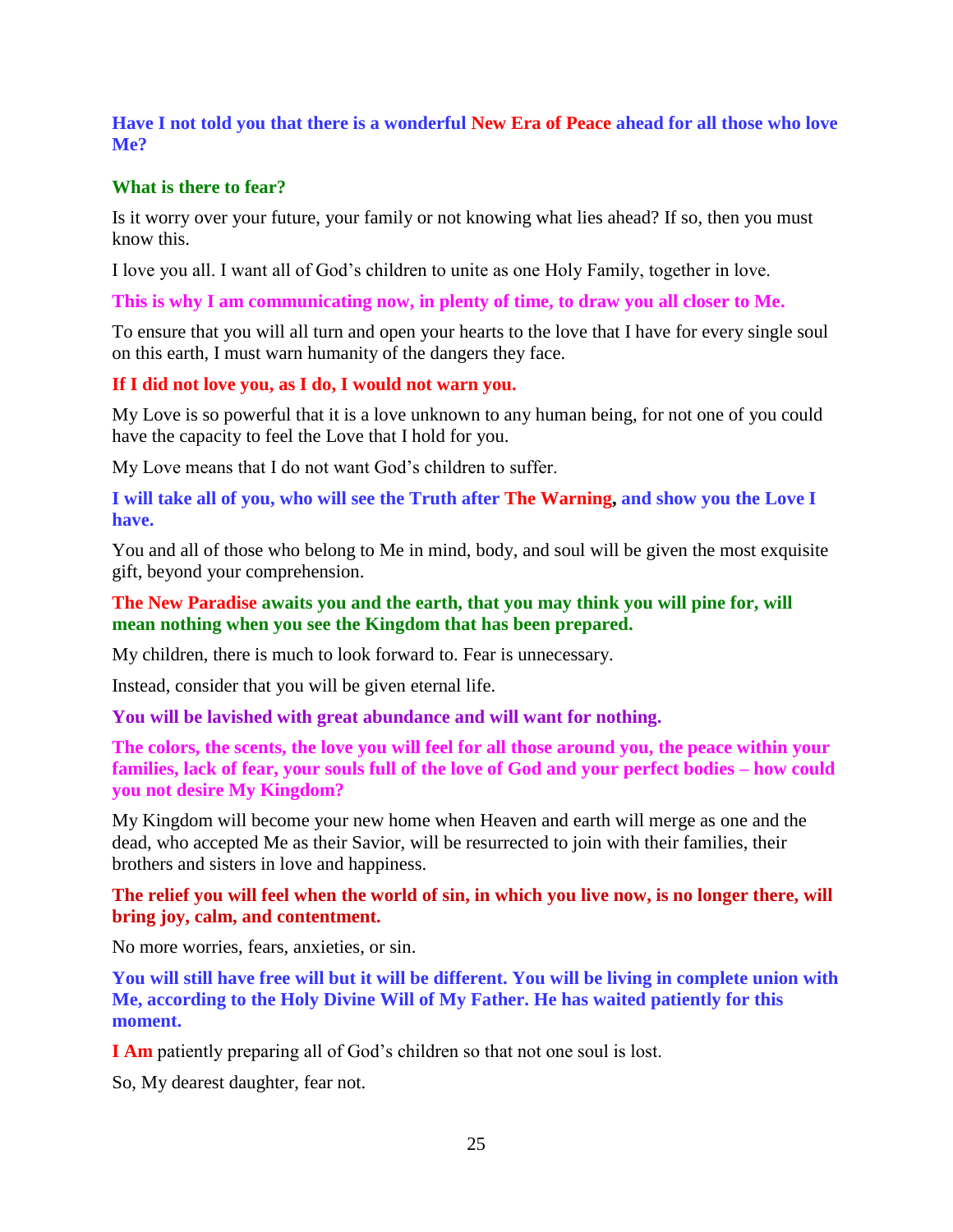**Have I not told you that there is a wonderful New Era of Peace ahead for all those who love Me?**

**What is there to fear?**

Is it worry over your future, your family or not knowing what lies ahead? If so, then you must know this.

I love you all. I want all of God's children to unite as one Holy Family, together in love.

**This is why I am communicating now, in plenty of time, to draw you all closer to Me.**

To ensure that you will all turn and open your hearts to the love that I have for every single soul on this earth, I must warn humanity of the dangers they face.

**If I did not love you, as I do, I would not warn you.**

My Love is so powerful that it is a love unknown to any human being, for not one of you could have the capacity to feel the Love that I hold for you.

My Love means that I do not want God's children to suffer.

**I will take all of you, who will see the Truth after The Warning, and show you the Love I have.**

You and all of those who belong to Me in mind, body, and soul will be given the most exquisite gift, beyond your comprehension.

**The New Paradise awaits you and the earth, that you may think you will pine for, will mean nothing when you see the Kingdom that has been prepared.**

My children, there is much to look forward to. Fear is unnecessary.

Instead, consider that you will be given eternal life.

**You will be lavished with great abundance and will want for nothing.**

**The colors, the scents, the love you will feel for all those around you, the peace within your families, lack of fear, your souls full of the love of God and your perfect bodies – how could you not desire My Kingdom?**

My Kingdom will become your new home when Heaven and earth will merge as one and the dead, who accepted Me as their Savior, will be resurrected to join with their families, their brothers and sisters in love and happiness.

**The relief you will feel when the world of sin, in which you live now, is no longer there, will bring joy, calm, and contentment.**

No more worries, fears, anxieties, or sin.

**You will still have free will but it will be different. You will be living in complete union with Me, according to the Holy Divine Will of My Father. He has waited patiently for this moment.**

**I Am** patiently preparing all of God's children so that not one soul is lost.

So, My dearest daughter, fear not.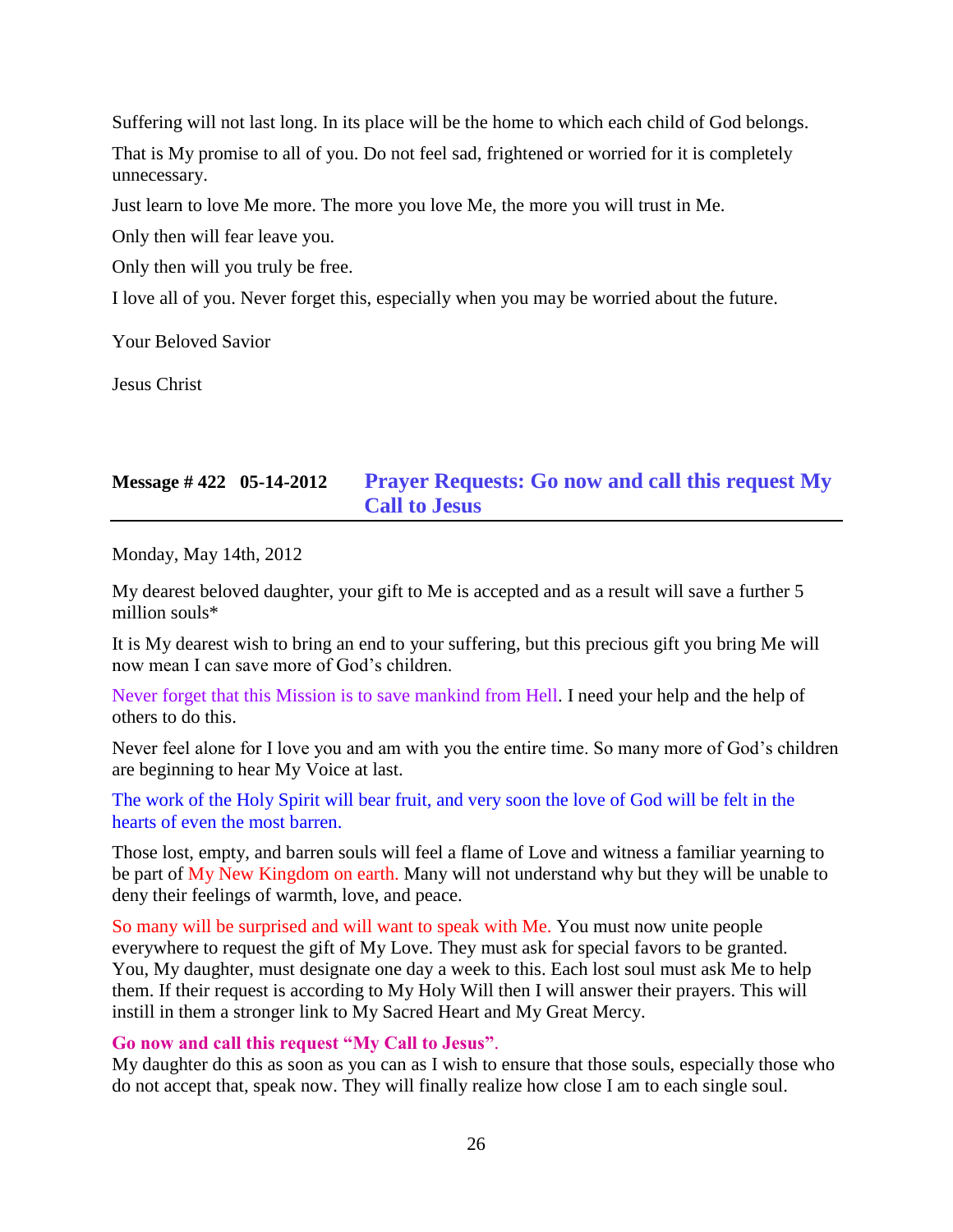Suffering will not last long. In its place will be the home to which each child of God belongs.

That is My promise to all of you. Do not feel sad, frightened or worried for it is completely unnecessary.

Just learn to love Me more. The more you love Me, the more you will trust in Me.

Only then will fear leave you.

Only then will you truly be free.

I love all of you. Never forget this, especially when you may be worried about the future.

Your Beloved Savior

Jesus Christ

## Message # 422 05-14-2012 Prayer Requests: Go now and call this request My Call to Jesus

Monday, May 14th, 2012

My dearest beloved daughter, your gift to Me is accepted and as a result will save a further 5 million souls*

It is My dearest wish to bring an end to your suffering, but this precious gift you bring Me will now mean I can save more of God's children.

Never forget that this Mission is to save mankind from Hell. I need your help and the help of others to do this.

Never feel alone for I love you and am with you the entire time. So many more of God's children are beginning to hear My Voice at last.

The work of the Holy Spirit will bear fruit, and very soon the love of God will be felt in the hearts of even the most barren.

Those lost, empty, and barren souls will feel a flame of Love and witness a familiar yearning to be part of My New Kingdom on earth. Many will not understand why but they will be unable to deny their feelings of warmth, love, and peace.

So many will be surprised and will want to speak with Me. You must now unite people everywhere to request the gift of My Love. They must ask for special favors to be granted. You, My daughter, must designate one day a week to this. Each lost soul must ask Me to help them. If their request is according to My Holy Will then I will answer their prayers. This will instill in them a stronger link to My Sacred Heart and My Great Mercy.

**Go now and call this request "My Call to Jesus".**
My daughter do this as soon as you can as I wish to ensure that those souls, especially those who do not accept that, speak now. They will finally realize how close I am to each single soul.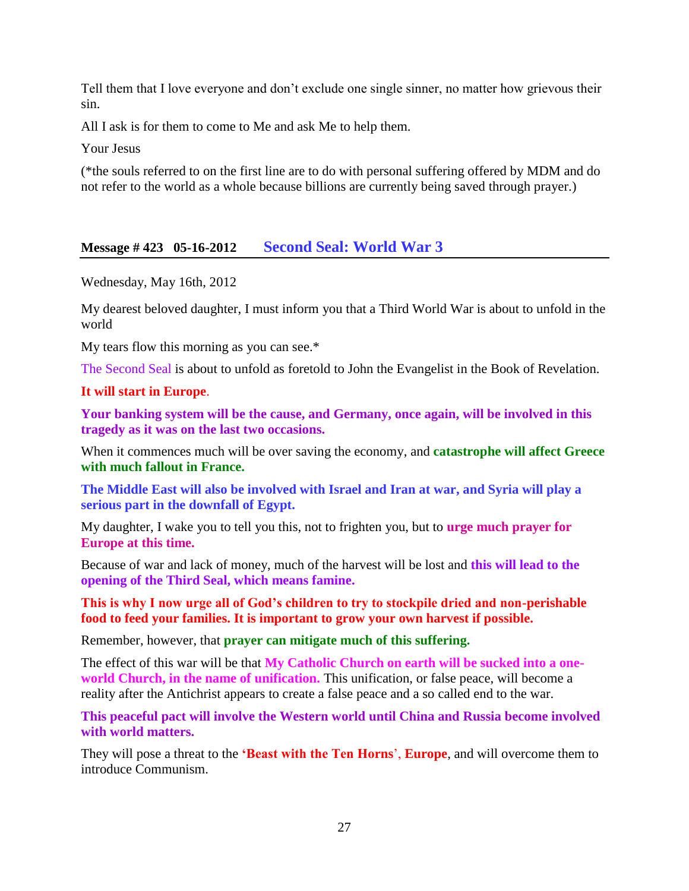Tell them that I love everyone and don't exclude one single sinner, no matter how grievous their sin.

All I ask is for them to come to Me and ask Me to help them.

Your Jesus

(*the souls referred to on the first line are to do with personal suffering offered by MDM and do not refer to the world as a whole because billions are currently being saved through prayer.)

## Message # 423 05-16-2012 Second Seal: World War 3

Wednesday, May 16th, 2012

My dearest beloved daughter, I must inform you that a Third World War is about to unfold in the world

My tears flow this morning as you can see.*

The Second Seal is about to unfold as foretold to John the Evangelist in the Book of Revelation.

**It will start in Europe**.

**Your banking system will be the cause, and Germany, once again, will be involved in this tragedy as it was on the last two occasions.**

When it commences much will be over saving the economy, and **catastrophe will affect Greece with much fallout in France.**

**The Middle East will also be involved with Israel and Iran at war, and Syria will play a serious part in the downfall of Egypt.**

My daughter, I wake you to tell you this, not to frighten you, but to **urge much prayer for Europe at this time.**

Because of war and lack of money, much of the harvest will be lost and **this will lead to the opening of the Third Seal, which means famine.**

**This is why I now urge all of God's children to try to stockpile dried and non-perishable food to feed your families. It is important to grow your own harvest if possible.**

Remember, however, that **prayer can mitigate much of this suffering.**

The effect of this war will be that **My Catholic Church on earth will be sucked into a one-world Church, in the name of unification.** This unification, or false peace, will become a reality after the Antichrist appears to create a false peace and a so called end to the war.

**This peaceful pact will involve the Western world until China and Russia become involved with world matters.**

They will pose a threat to the **'Beast with the Ten Horns'**, **Europe**, and will overcome them to introduce Communism.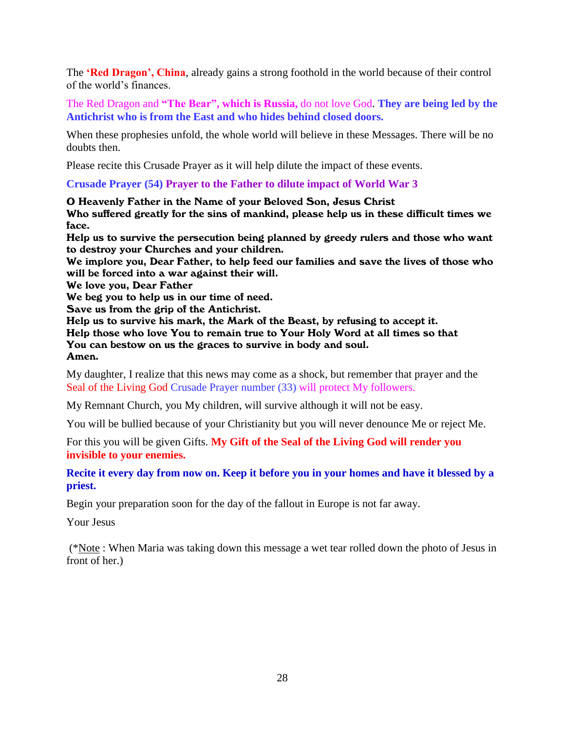The **'Red Dragon', China**, already gains a strong foothold in the world because of their control of the world's finances.

The Red Dragon and **"The Bear", which is Russia,** do not love God. **They are being led by the Antichrist who is from the East and who hides behind closed doors.**

When these prophesies unfold, the whole world will believe in these Messages. There will be no doubts then.

Please recite this Crusade Prayer as it will help dilute the impact of these events.

**Crusade Prayer (54) Prayer to the Father to dilute impact of World War 3**

**O Heavenly Father in the Name of your Beloved Son, Jesus Christ**
**Who suffered greatly for the sins of mankind, please help us in these difficult times we face.**
**Help us to survive the persecution being planned by greedy rulers and those who want to destroy your Churches and your children.**
**We implore you, Dear Father, to help feed our families and save the lives of those who will be forced into a war against their will.**
**We love you, Dear Father**
**We beg you to help us in our time of need.**
**Save us from the grip of the Antichrist.**
**Help us to survive his mark, the Mark of the Beast, by refusing to accept it.**
**Help those who love You to remain true to Your Holy Word at all times so that You can bestow on us the graces to survive in body and soul.**
**Amen.**

My daughter, I realize that this news may come as a shock, but remember that prayer and the Seal of the Living God Crusade Prayer number (33) will protect My followers.

My Remnant Church, you My children, will survive although it will not be easy.

You will be bullied because of your Christianity but you will never denounce Me or reject Me.

For this you will be given Gifts. **My Gift of the Seal of the Living God will render you invisible to your enemies.**

**Recite it every day from now on. Keep it before you in your homes and have it blessed by a priest.**

Begin your preparation soon for the day of the fallout in Europe is not far away.

Your Jesus

(*Note : When Maria was taking down this message a wet tear rolled down the photo of Jesus in front of her.)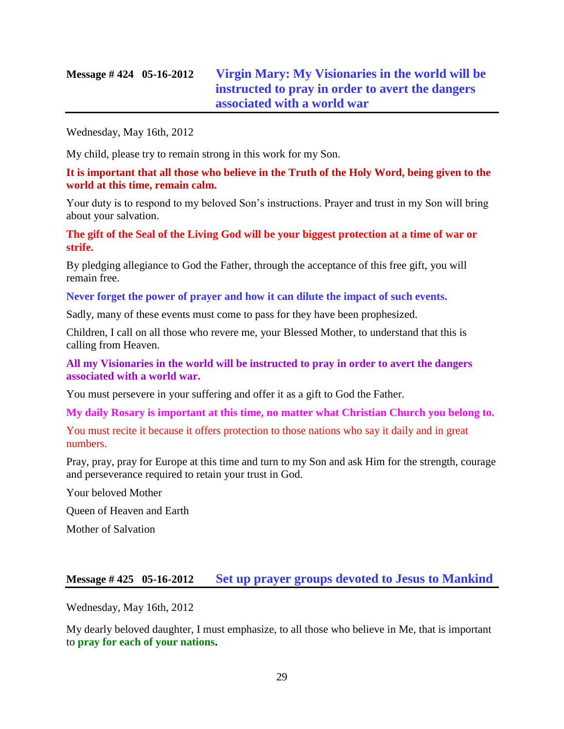## Message # 424 05-16-2012 Virgin Mary: My Visionaries in the world will be instructed to pray in order to avert the dangers associated with a world war

Wednesday, May 16th, 2012

My child, please try to remain strong in this work for my Son.

**It is important that all those who believe in the Truth of the Holy Word, being given to the world at this time, remain calm.**

Your duty is to respond to my beloved Son's instructions. Prayer and trust in my Son will bring about your salvation.

**The gift of the Seal of the Living God will be your biggest protection at a time of war or strife.**

By pledging allegiance to God the Father, through the acceptance of this free gift, you will remain free.

**Never forget the power of prayer and how it can dilute the impact of such events.**

Sadly, many of these events must come to pass for they have been prophesized.

Children, I call on all those who revere me, your Blessed Mother, to understand that this is calling from Heaven.

**All my Visionaries in the world will be instructed to pray in order to avert the dangers associated with a world war.**

You must persevere in your suffering and offer it as a gift to God the Father.

**My daily Rosary is important at this time, no matter what Christian Church you belong to.**

You must recite it because it offers protection to those nations who say it daily and in great numbers.

Pray, pray, pray for Europe at this time and turn to my Son and ask Him for the strength, courage and perseverance required to retain your trust in God.

Your beloved Mother

Queen of Heaven and Earth

Mother of Salvation

## Message # 425 05-16-2012 Set up prayer groups devoted to Jesus to Mankind

Wednesday, May 16th, 2012

My dearly beloved daughter, I must emphasize, to all those who believe in Me, that is important to **pray for each of your nations.**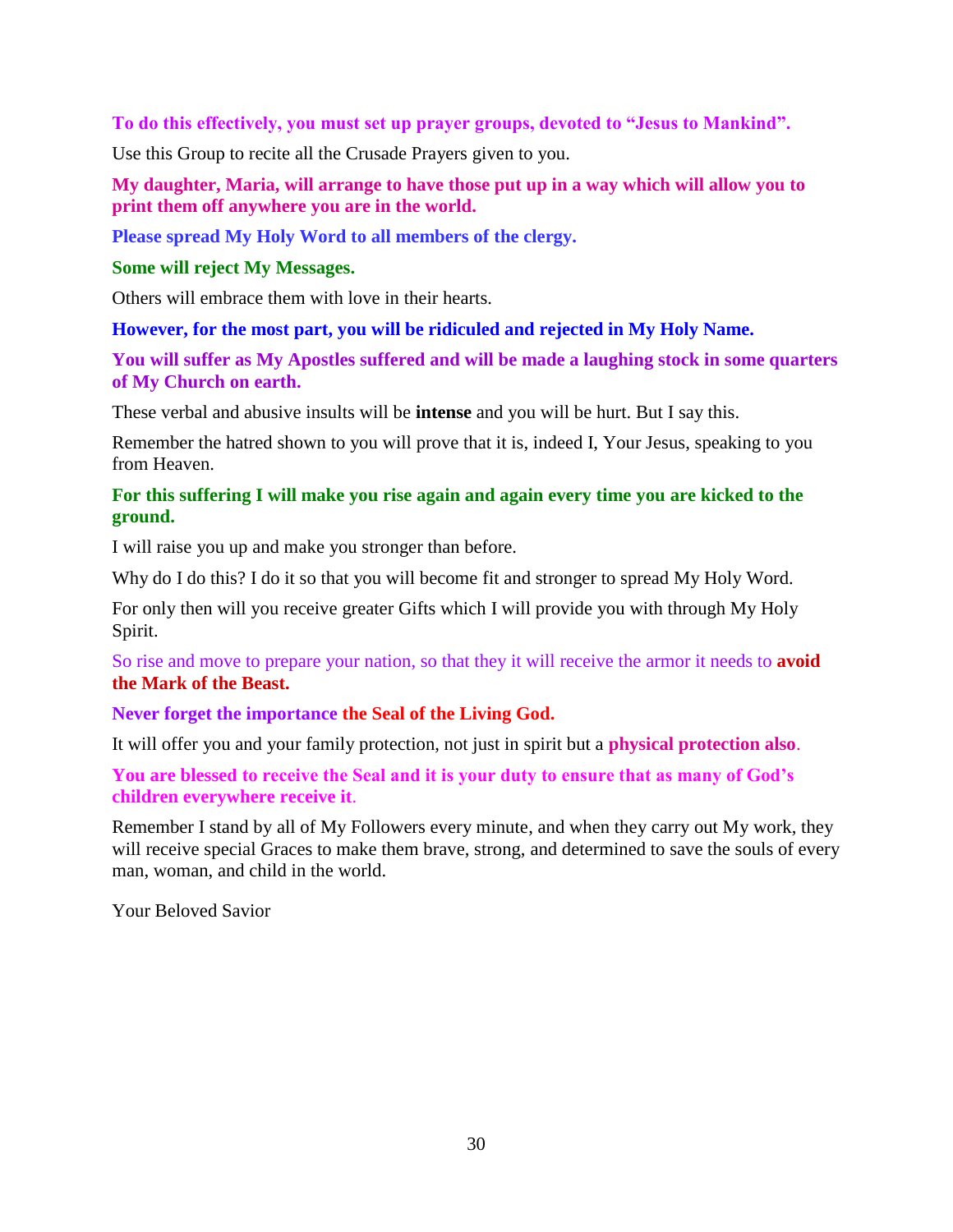**To do this effectively, you must set up prayer groups, devoted to "Jesus to Mankind".**

Use this Group to recite all the Crusade Prayers given to you.

**My daughter, Maria, will arrange to have those put up in a way which will allow you to print them off anywhere you are in the world.**

**Please spread My Holy Word to all members of the clergy.**

**Some will reject My Messages.**

Others will embrace them with love in their hearts.

**However, for the most part, you will be ridiculed and rejected in My Holy Name.**

**You will suffer as My Apostles suffered and will be made a laughing stock in some quarters of My Church on earth.**

These verbal and abusive insults will be **intense** and you will be hurt. But I say this.

Remember the hatred shown to you will prove that it is, indeed I, Your Jesus, speaking to you from Heaven.

**For this suffering I will make you rise again and again every time you are kicked to the ground.**

I will raise you up and make you stronger than before.

Why do I do this? I do it so that you will become fit and stronger to spread My Holy Word.

For only then will you receive greater Gifts which I will provide you with through My Holy Spirit.

So rise and move to prepare your nation, so that they it will receive the armor it needs to **avoid the Mark of the Beast.**

**Never forget the importance the Seal of the Living God.**

It will offer you and your family protection, not just in spirit but a **physical protection also**.

**You are blessed to receive the Seal and it is your duty to ensure that as many of God's children everywhere receive it**.

Remember I stand by all of My Followers every minute, and when they carry out My work, they will receive special Graces to make them brave, strong, and determined to save the souls of every man, woman, and child in the world.

Your Beloved Savior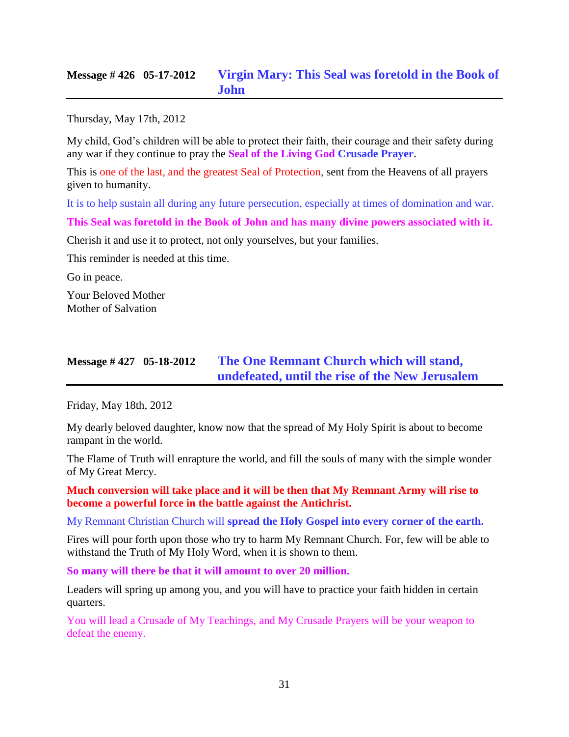## Message # 426 05-17-2012 Virgin Mary: This Seal was foretold in the Book of John

Thursday, May 17th, 2012

My child, God's children will be able to protect their faith, their courage and their safety during any war if they continue to pray the **Seal of the Living God Crusade Prayer.**

This is one of the last, and the greatest Seal of Protection, sent from the Heavens of all prayers given to humanity.

It is to help sustain all during any future persecution, especially at times of domination and war.

**This Seal was foretold in the Book of John and has many divine powers associated with it.**

Cherish it and use it to protect, not only yourselves, but your families.

This reminder is needed at this time.

Go in peace.

Your Beloved Mother
Mother of Salvation

## Message # 427 05-18-2012 The One Remnant Church which will stand, undefeated, until the rise of the New Jerusalem

Friday, May 18th, 2012

My dearly beloved daughter, know now that the spread of My Holy Spirit is about to become rampant in the world.

The Flame of Truth will enrapture the world, and fill the souls of many with the simple wonder of My Great Mercy.

**Much conversion will take place and it will be then that My Remnant Army will rise to become a powerful force in the battle against the Antichrist.**

My Remnant Christian Church will **spread the Holy Gospel into every corner of the earth.**

Fires will pour forth upon those who try to harm My Remnant Church. For, few will be able to withstand the Truth of My Holy Word, when it is shown to them.

**So many will there be that it will amount to over 20 million.**

Leaders will spring up among you, and you will have to practice your faith hidden in certain quarters.

You will lead a Crusade of My Teachings, and My Crusade Prayers will be your weapon to defeat the enemy.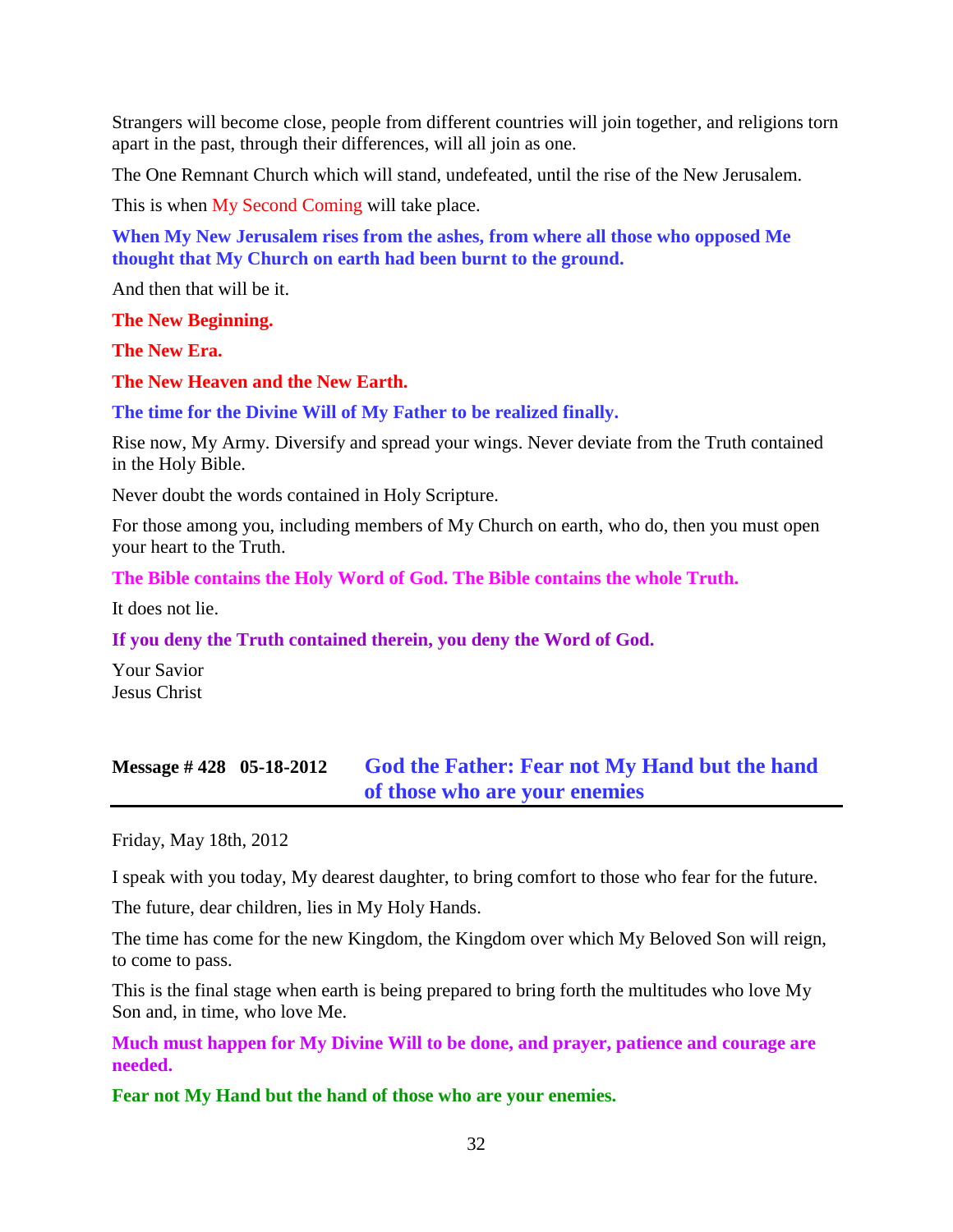Strangers will become close, people from different countries will join together, and religions torn apart in the past, through their differences, will all join as one.

The One Remnant Church which will stand, undefeated, until the rise of the New Jerusalem.

This is when My Second Coming will take place.

**When My New Jerusalem rises from the ashes, from where all those who opposed Me thought that My Church on earth had been burnt to the ground.**

And then that will be it.

**The New Beginning.**

**The New Era.**

**The New Heaven and the New Earth.**

**The time for the Divine Will of My Father to be realized finally.**

Rise now, My Army. Diversify and spread your wings. Never deviate from the Truth contained in the Holy Bible.

Never doubt the words contained in Holy Scripture.

For those among you, including members of My Church on earth, who do, then you must open your heart to the Truth.

**The Bible contains the Holy Word of God. The Bible contains the whole Truth.**

It does not lie.

**If you deny the Truth contained therein, you deny the Word of God.**

Your Savior
Jesus Christ

## Message # 428 05-18-2012 God the Father: Fear not My Hand but the hand of those who are your enemies

Friday, May 18th, 2012

I speak with you today, My dearest daughter, to bring comfort to those who fear for the future.

The future, dear children, lies in My Holy Hands.

The time has come for the new Kingdom, the Kingdom over which My Beloved Son will reign, to come to pass.

This is the final stage when earth is being prepared to bring forth the multitudes who love My Son and, in time, who love Me.

**Much must happen for My Divine Will to be done, and prayer, patience and courage are needed.**

**Fear not My Hand but the hand of those who are your enemies.**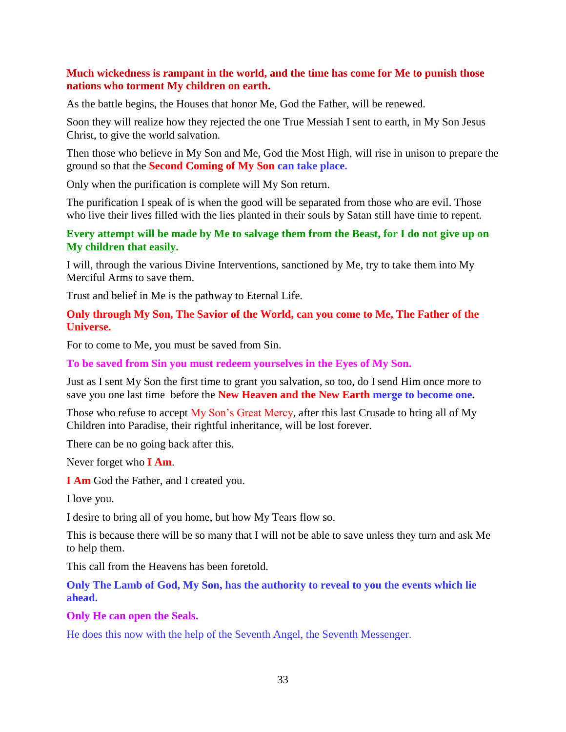**Much wickedness is rampant in the world, and the time has come for Me to punish those nations who torment My children on earth.**

As the battle begins, the Houses that honor Me, God the Father, will be renewed.

Soon they will realize how they rejected the one True Messiah I sent to earth, in My Son Jesus Christ, to give the world salvation.

Then those who believe in My Son and Me, God the Most High, will rise in unison to prepare the ground so that the **Second Coming of My Son can take place.**

Only when the purification is complete will My Son return.

The purification I speak of is when the good will be separated from those who are evil. Those who live their lives filled with the lies planted in their souls by Satan still have time to repent.

**Every attempt will be made by Me to salvage them from the Beast, for I do not give up on My children that easily.**

I will, through the various Divine Interventions, sanctioned by Me, try to take them into My Merciful Arms to save them.

Trust and belief in Me is the pathway to Eternal Life.

**Only through My Son, The Savior of the World, can you come to Me, The Father of the Universe.**

For to come to Me, you must be saved from Sin.

**To be saved from Sin you must redeem yourselves in the Eyes of My Son.**

Just as I sent My Son the first time to grant you salvation, so too, do I send Him once more to save you one last time before the **New Heaven and the New Earth merge to become one.**

Those who refuse to accept My Son's Great Mercy, after this last Crusade to bring all of My Children into Paradise, their rightful inheritance, will be lost forever.

There can be no going back after this.

Never forget who **I Am**.

**I Am** God the Father, and I created you.

I love you.

I desire to bring all of you home, but how My Tears flow so.

This is because there will be so many that I will not be able to save unless they turn and ask Me to help them.

This call from the Heavens has been foretold.

**Only The Lamb of God, My Son, has the authority to reveal to you the events which lie ahead.**

**Only He can open the Seals.**

He does this now with the help of the Seventh Angel, the Seventh Messenger.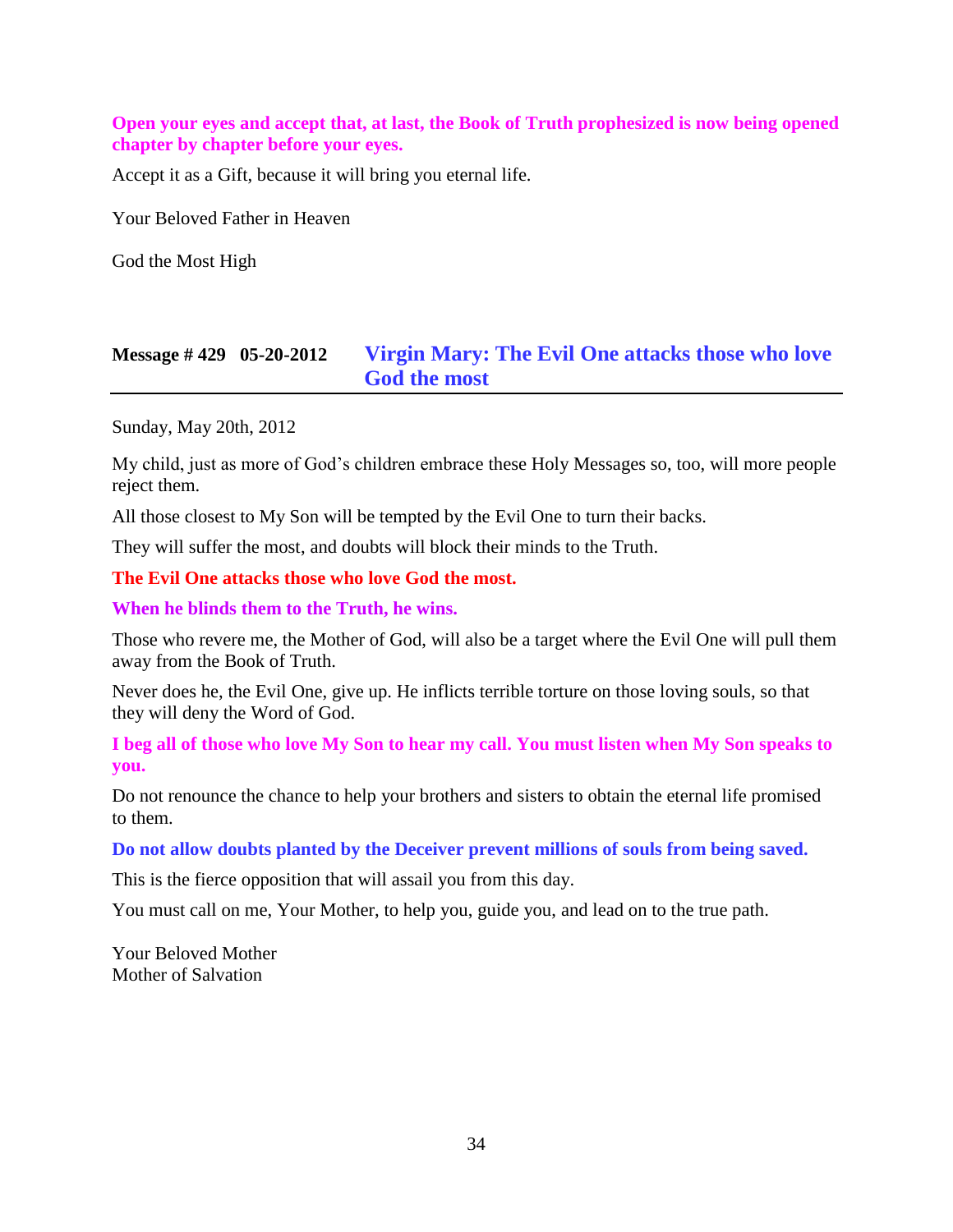**Open your eyes and accept that, at last, the Book of Truth prophesized is now being opened chapter by chapter before your eyes.**

Accept it as a Gift, because it will bring you eternal life.

Your Beloved Father in Heaven

God the Most High

## Message # 429 05-20-2012 Virgin Mary: The Evil One attacks those who love God the most

Sunday, May 20th, 2012

My child, just as more of God's children embrace these Holy Messages so, too, will more people reject them.

All those closest to My Son will be tempted by the Evil One to turn their backs.

They will suffer the most, and doubts will block their minds to the Truth.

**The Evil One attacks those who love God the most.**

**When he blinds them to the Truth, he wins.**

Those who revere me, the Mother of God, will also be a target where the Evil One will pull them away from the Book of Truth.

Never does he, the Evil One, give up. He inflicts terrible torture on those loving souls, so that they will deny the Word of God.

**I beg all of those who love My Son to hear my call. You must listen when My Son speaks to you.**

Do not renounce the chance to help your brothers and sisters to obtain the eternal life promised to them.

**Do not allow doubts planted by the Deceiver prevent millions of souls from being saved.**

This is the fierce opposition that will assail you from this day.

You must call on me, Your Mother, to help you, guide you, and lead on to the true path.

Your Beloved Mother
Mother of Salvation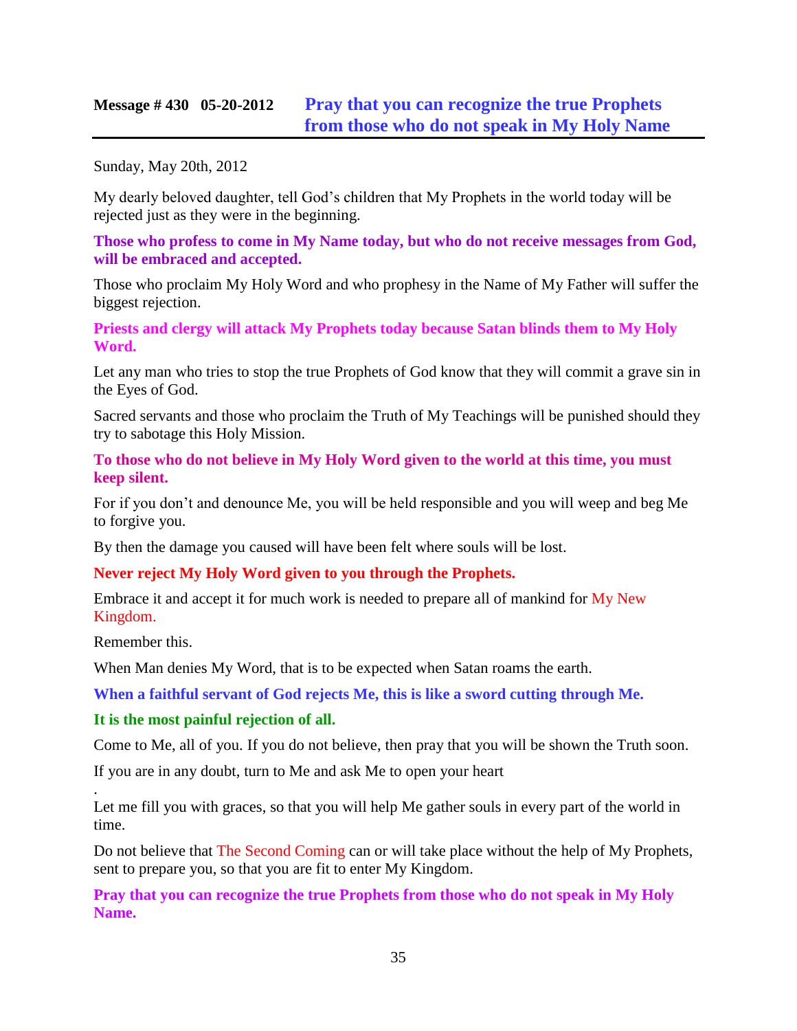## Message # 430 05-20-2012 **Pray that you can recognize the true Prophets from those who do not speak in My Holy Name**

Sunday, May 20th, 2012

My dearly beloved daughter, tell God's children that My Prophets in the world today will be rejected just as they were in the beginning.

**Those who profess to come in My Name today, but who do not receive messages from God, will be embraced and accepted.**

Those who proclaim My Holy Word and who prophesy in the Name of My Father will suffer the biggest rejection.

**Priests and clergy will attack My Prophets today because Satan blinds them to My Holy Word.**

Let any man who tries to stop the true Prophets of God know that they will commit a grave sin in the Eyes of God.

Sacred servants and those who proclaim the Truth of My Teachings will be punished should they try to sabotage this Holy Mission.

**To those who do not believe in My Holy Word given to the world at this time, you must keep silent.**

For if you don't and denounce Me, you will be held responsible and you will weep and beg Me to forgive you.

By then the damage you caused will have been felt where souls will be lost.

**Never reject My Holy Word given to you through the Prophets.**

Embrace it and accept it for much work is needed to prepare all of mankind for My New Kingdom.

Remember this.

When Man denies My Word, that is to be expected when Satan roams the earth.

**When a faithful servant of God rejects Me, this is like a sword cutting through Me.**

**It is the most painful rejection of all.**

Come to Me, all of you. If you do not believe, then pray that you will be shown the Truth soon.

If you are in any doubt, turn to Me and ask Me to open your heart

.

Let me fill you with graces, so that you will help Me gather souls in every part of the world in time.

Do not believe that The Second Coming can or will take place without the help of My Prophets, sent to prepare you, so that you are fit to enter My Kingdom.

**Pray that you can recognize the true Prophets from those who do not speak in My Holy Name.**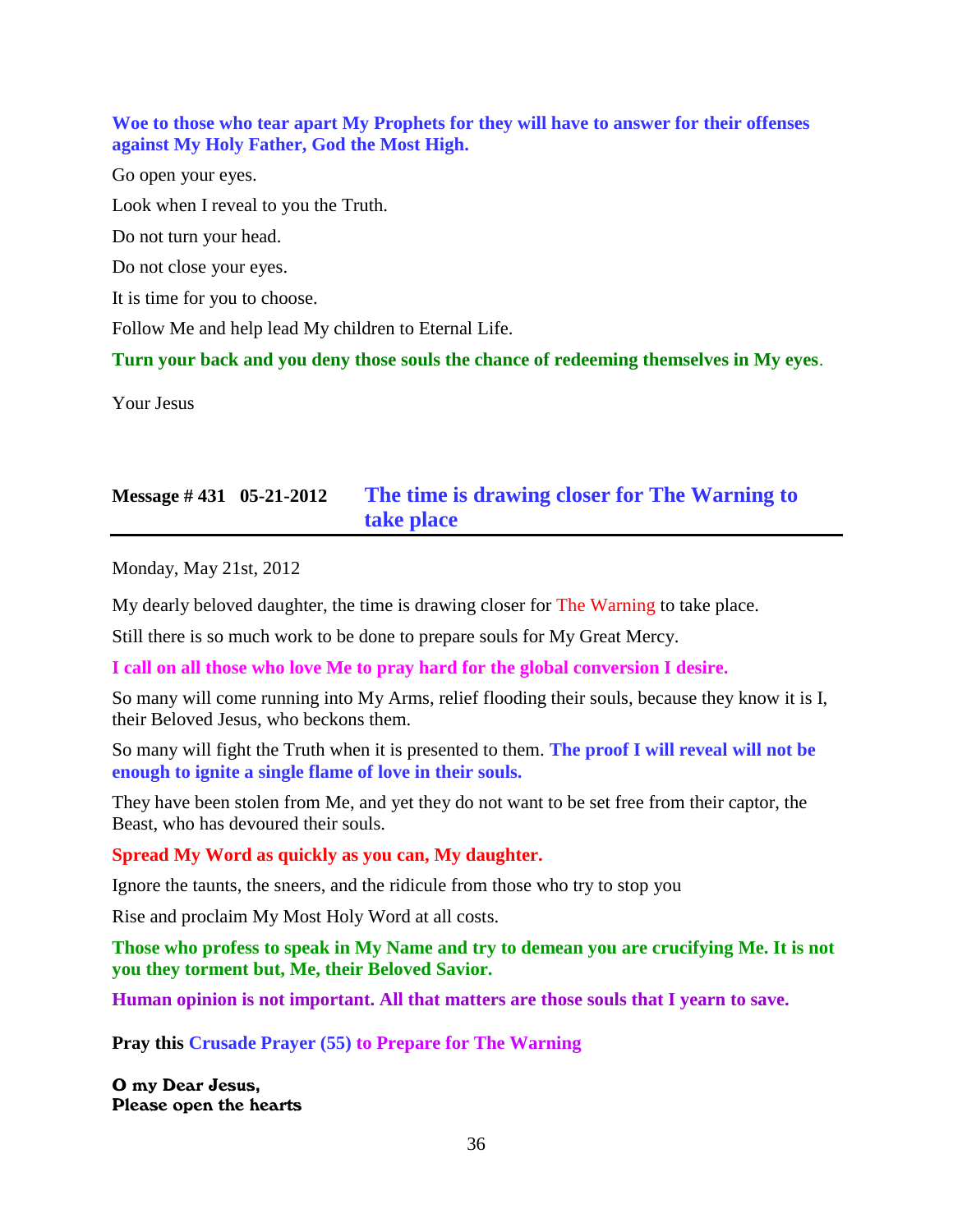**Woe to those who tear apart My Prophets for they will have to answer for their offenses against My Holy Father, God the Most High.**

Go open your eyes.

Look when I reveal to you the Truth.

Do not turn your head.

Do not close your eyes.

It is time for you to choose.

Follow Me and help lead My children to Eternal Life.

**Turn your back and you deny those souls the chance of redeeming themselves in My eyes**.

Your Jesus

## Message # 431 05-21-2012 The time is drawing closer for The Warning to take place

Monday, May 21st, 2012

My dearly beloved daughter, the time is drawing closer for The Warning to take place.

Still there is so much work to be done to prepare souls for My Great Mercy.

**I call on all those who love Me to pray hard for the global conversion I desire.**

So many will come running into My Arms, relief flooding their souls, because they know it is I, their Beloved Jesus, who beckons them.

So many will fight the Truth when it is presented to them. **The proof I will reveal will not be enough to ignite a single flame of love in their souls.**

They have been stolen from Me, and yet they do not want to be set free from their captor, the Beast, who has devoured their souls.

**Spread My Word as quickly as you can, My daughter.**

Ignore the taunts, the sneers, and the ridicule from those who try to stop you

Rise and proclaim My Most Holy Word at all costs.

**Those who profess to speak in My Name and try to demean you are crucifying Me. It is not you they torment but, Me, their Beloved Savior.**

**Human opinion is not important. All that matters are those souls that I yearn to save.**

**Pray this Crusade Prayer (55) to Prepare for The Warning**

**O my Dear Jesus,**
**Please open the hearts**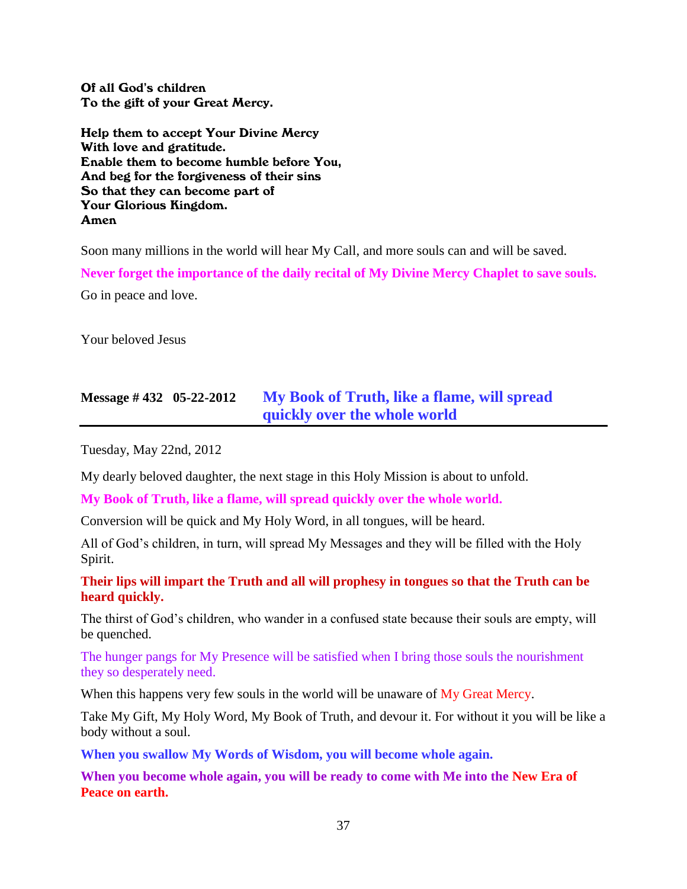**Of all God's children**
**To the gift of your Great Mercy.**

**Help them to accept Your Divine Mercy**
**With love and gratitude.**
**Enable them to become humble before You,**
**And beg for the forgiveness of their sins**
**So that they can become part of**
**Your Glorious Kingdom.**
**Amen**

Soon many millions in the world will hear My Call, and more souls can and will be saved.

**Never forget the importance of the daily recital of My Divine Mercy Chaplet to save souls.**

Go in peace and love.

Your beloved Jesus

## Message # 432 05-22-2012 My Book of Truth, like a flame, will spread quickly over the whole world

Tuesday, May 22nd, 2012

My dearly beloved daughter, the next stage in this Holy Mission is about to unfold.

**My Book of Truth, like a flame, will spread quickly over the whole world.**

Conversion will be quick and My Holy Word, in all tongues, will be heard.

All of God's children, in turn, will spread My Messages and they will be filled with the Holy Spirit.

**Their lips will impart the Truth and all will prophesy in tongues so that the Truth can be heard quickly.**

The thirst of God's children, who wander in a confused state because their souls are empty, will be quenched.

The hunger pangs for My Presence will be satisfied when I bring those souls the nourishment they so desperately need.

When this happens very few souls in the world will be unaware of My Great Mercy.

Take My Gift, My Holy Word, My Book of Truth, and devour it. For without it you will be like a body without a soul.

**When you swallow My Words of Wisdom, you will become whole again.**

**When you become whole again, you will be ready to come with Me into the New Era of Peace on earth.**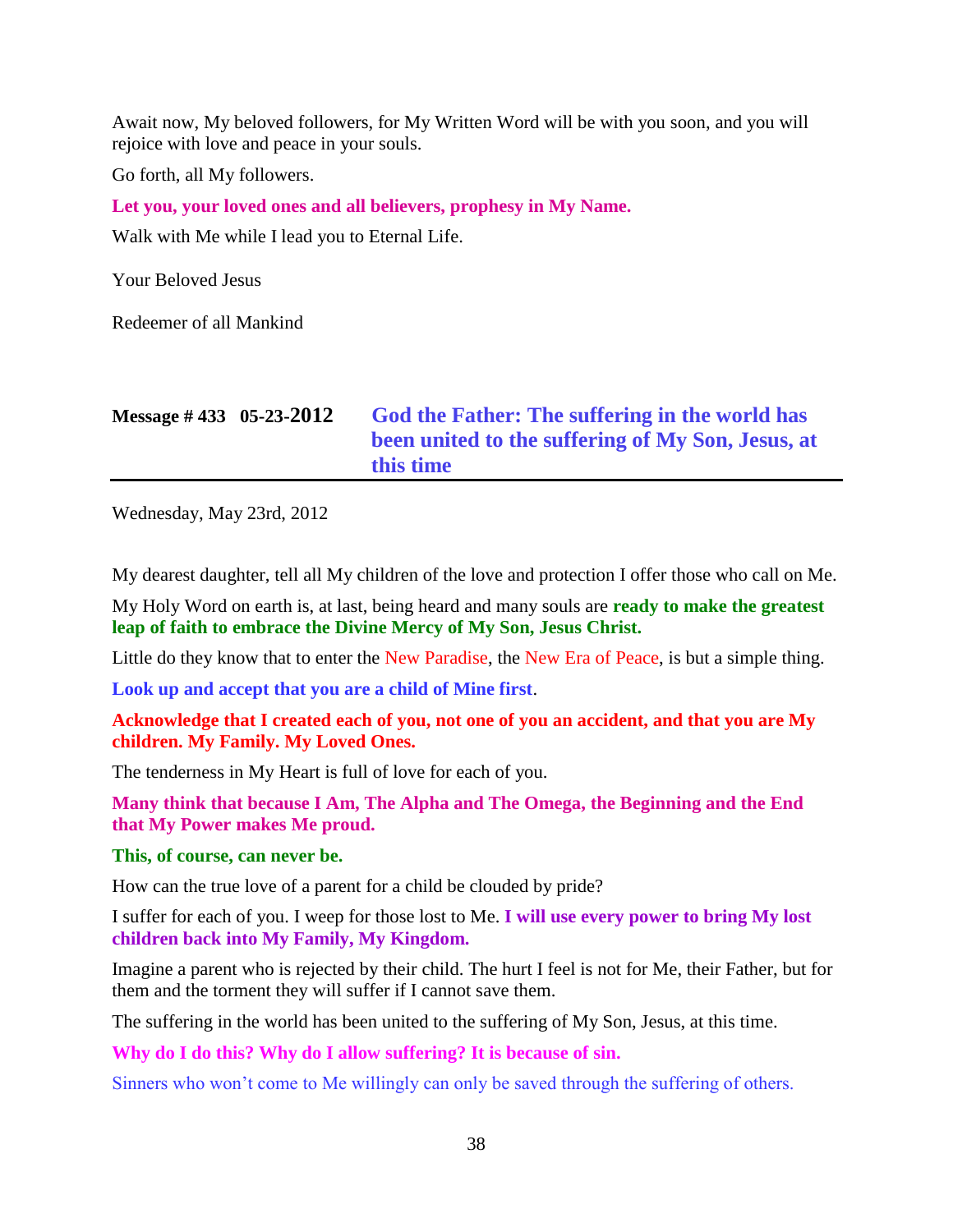Await now, My beloved followers, for My Written Word will be with you soon, and you will rejoice with love and peace in your souls.

Go forth, all My followers.

**Let you, your loved ones and all believers, prophesy in My Name.**

Walk with Me while I lead you to Eternal Life.

Your Beloved Jesus

Redeemer of all Mankind

## Message # 433 05-23-2012 God the Father: The suffering in the world has been united to the suffering of My Son, Jesus, at this time

Wednesday, May 23rd, 2012

My dearest daughter, tell all My children of the love and protection I offer those who call on Me.

My Holy Word on earth is, at last, being heard and many souls are **ready to make the greatest leap of faith to embrace the Divine Mercy of My Son, Jesus Christ.**

Little do they know that to enter the New Paradise, the New Era of Peace, is but a simple thing.

**Look up and accept that you are a child of Mine first**.

**Acknowledge that I created each of you, not one of you an accident, and that you are My children. My Family. My Loved Ones.**

The tenderness in My Heart is full of love for each of you.

**Many think that because I Am, The Alpha and The Omega, the Beginning and the End that My Power makes Me proud.**

**This, of course, can never be.**

How can the true love of a parent for a child be clouded by pride?

I suffer for each of you. I weep for those lost to Me. **I will use every power to bring My lost children back into My Family, My Kingdom.**

Imagine a parent who is rejected by their child. The hurt I feel is not for Me, their Father, but for them and the torment they will suffer if I cannot save them.

The suffering in the world has been united to the suffering of My Son, Jesus, at this time.

**Why do I do this? Why do I allow suffering? It is because of sin.**

Sinners who won't come to Me willingly can only be saved through the suffering of others.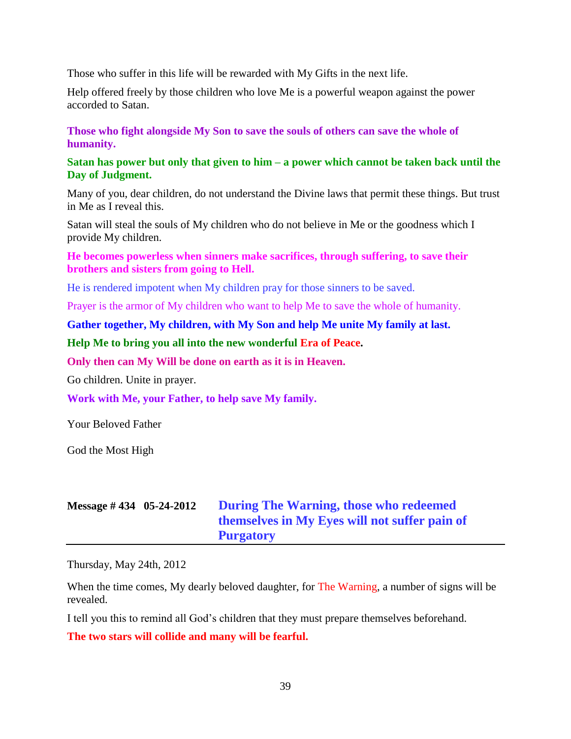Those who suffer in this life will be rewarded with My Gifts in the next life.

Help offered freely by those children who love Me is a powerful weapon against the power accorded to Satan.

**Those who fight alongside My Son to save the souls of others can save the whole of humanity.**

**Satan has power but only that given to him – a power which cannot be taken back until the Day of Judgment.**

Many of you, dear children, do not understand the Divine laws that permit these things. But trust in Me as I reveal this.

Satan will steal the souls of My children who do not believe in Me or the goodness which I provide My children.

**He becomes powerless when sinners make sacrifices, through suffering, to save their brothers and sisters from going to Hell.**

He is rendered impotent when My children pray for those sinners to be saved.

Prayer is the armor of My children who want to help Me to save the whole of humanity.

**Gather together, My children, with My Son and help Me unite My family at last.**

**Help Me to bring you all into the new wonderful Era of Peace.**

**Only then can My Will be done on earth as it is in Heaven.**

Go children. Unite in prayer.

**Work with Me, your Father, to help save My family.**

Your Beloved Father

God the Most High

## Message # 434 05-24-2012 During The Warning, those who redeemed themselves in My Eyes will not suffer pain of Purgatory

Thursday, May 24th, 2012

When the time comes, My dearly beloved daughter, for The Warning, a number of signs will be revealed.

I tell you this to remind all God's children that they must prepare themselves beforehand.

**The two stars will collide and many will be fearful.**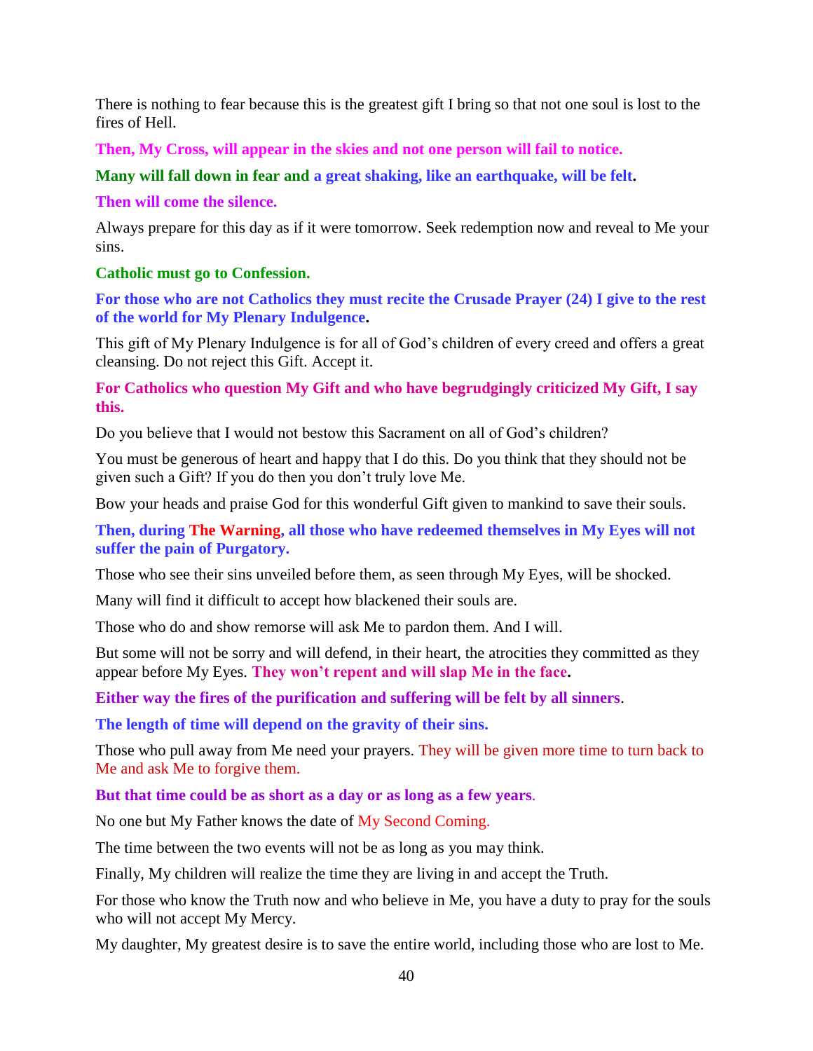There is nothing to fear because this is the greatest gift I bring so that not one soul is lost to the fires of Hell.

**Then, My Cross, will appear in the skies and not one person will fail to notice.**

**Many will fall down in fear and a great shaking, like an earthquake, will be felt.**

**Then will come the silence.**

Always prepare for this day as if it were tomorrow. Seek redemption now and reveal to Me your sins.

**Catholic must go to Confession.**

**For those who are not Catholics they must recite the Crusade Prayer (24) I give to the rest of the world for My Plenary Indulgence.**

This gift of My Plenary Indulgence is for all of God's children of every creed and offers a great cleansing. Do not reject this Gift. Accept it.

**For Catholics who question My Gift and who have begrudgingly criticized My Gift, I say this.**

Do you believe that I would not bestow this Sacrament on all of God's children?

You must be generous of heart and happy that I do this. Do you think that they should not be given such a Gift? If you do then you don't truly love Me.

Bow your heads and praise God for this wonderful Gift given to mankind to save their souls.

**Then, during The Warning, all those who have redeemed themselves in My Eyes will not suffer the pain of Purgatory.**

Those who see their sins unveiled before them, as seen through My Eyes, will be shocked.

Many will find it difficult to accept how blackened their souls are.

Those who do and show remorse will ask Me to pardon them. And I will.

But some will not be sorry and will defend, in their heart, the atrocities they committed as they appear before My Eyes. **They won't repent and will slap Me in the face.**

**Either way the fires of the purification and suffering will be felt by all sinners**.

**The length of time will depend on the gravity of their sins.**

Those who pull away from Me need your prayers. They will be given more time to turn back to Me and ask Me to forgive them.

**But that time could be as short as a day or as long as a few years**.

No one but My Father knows the date of My Second Coming.

The time between the two events will not be as long as you may think.

Finally, My children will realize the time they are living in and accept the Truth.

For those who know the Truth now and who believe in Me, you have a duty to pray for the souls who will not accept My Mercy.

My daughter, My greatest desire is to save the entire world, including those who are lost to Me.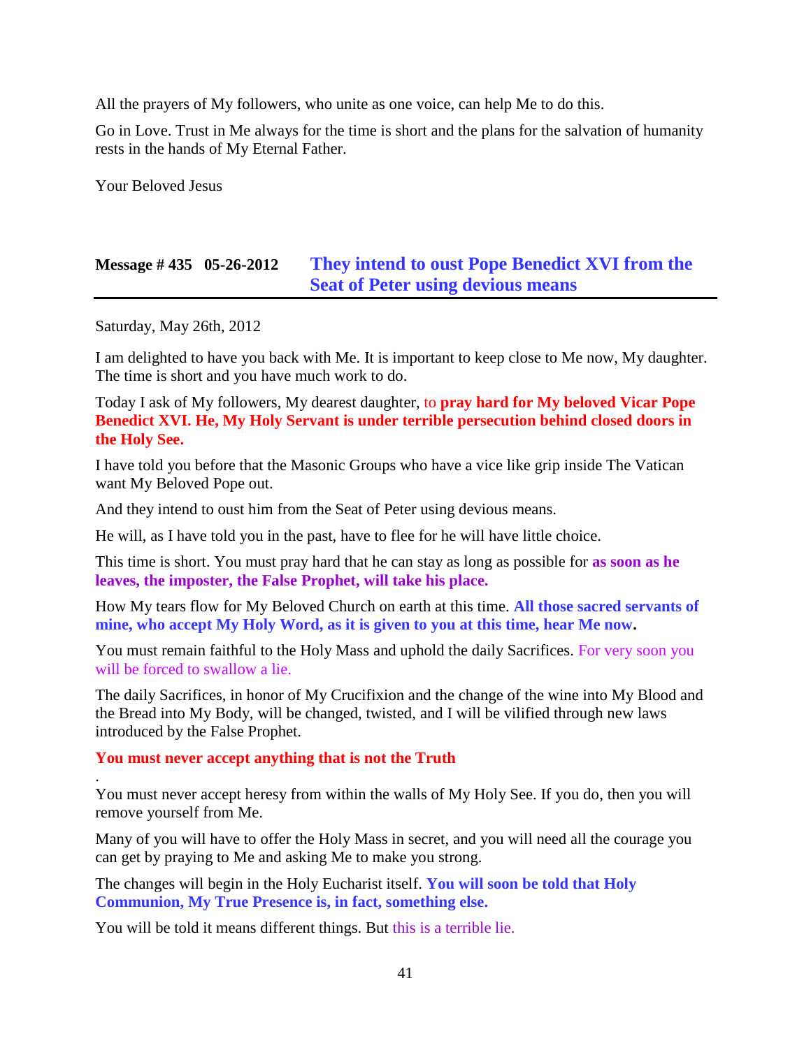All the prayers of My followers, who unite as one voice, can help Me to do this.

Go in Love. Trust in Me always for the time is short and the plans for the salvation of humanity rests in the hands of My Eternal Father.

Your Beloved Jesus

## Message # 435 05-26-2012 They intend to oust Pope Benedict XVI from the Seat of Peter using devious means

Saturday, May 26th, 2012

I am delighted to have you back with Me. It is important to keep close to Me now, My daughter. The time is short and you have much work to do.

Today I ask of My followers, My dearest daughter, to **pray hard for My beloved Vicar Pope Benedict XVI. He, My Holy Servant is under terrible persecution behind closed doors in the Holy See.**

I have told you before that the Masonic Groups who have a vice like grip inside The Vatican want My Beloved Pope out.

And they intend to oust him from the Seat of Peter using devious means.

He will, as I have told you in the past, have to flee for he will have little choice.

This time is short. You must pray hard that he can stay as long as possible for **as soon as he leaves, the imposter, the False Prophet, will take his place.**

How My tears flow for My Beloved Church on earth at this time. **All those sacred servants of mine, who accept My Holy Word, as it is given to you at this time, hear Me now.**

You must remain faithful to the Holy Mass and uphold the daily Sacrifices. For very soon you will be forced to swallow a lie.

The daily Sacrifices, in honor of My Crucifixion and the change of the wine into My Blood and the Bread into My Body, will be changed, twisted, and I will be vilified through new laws introduced by the False Prophet.

**You must never accept anything that is not the Truth**

.

You must never accept heresy from within the walls of My Holy See. If you do, then you will remove yourself from Me.

Many of you will have to offer the Holy Mass in secret, and you will need all the courage you can get by praying to Me and asking Me to make you strong.

The changes will begin in the Holy Eucharist itself. **You will soon be told that Holy Communion, My True Presence is, in fact, something else.**

You will be told it means different things. But this is a terrible lie.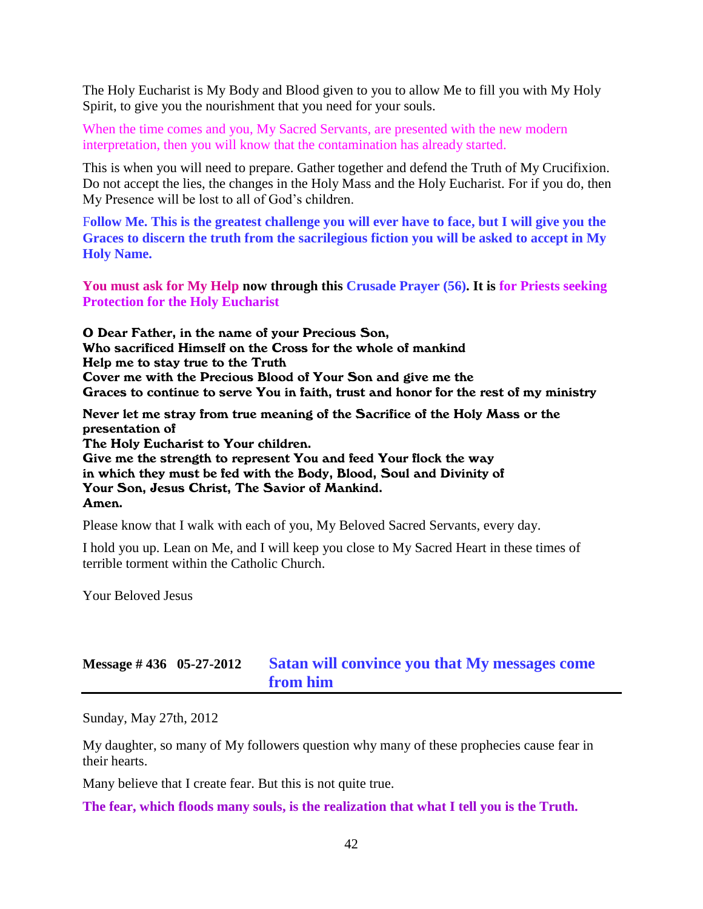The Holy Eucharist is My Body and Blood given to you to allow Me to fill you with My Holy Spirit, to give you the nourishment that you need for your souls.

When the time comes and you, My Sacred Servants, are presented with the new modern interpretation, then you will know that the contamination has already started.

This is when you will need to prepare. Gather together and defend the Truth of My Crucifixion. Do not accept the lies, the changes in the Holy Mass and the Holy Eucharist. For if you do, then My Presence will be lost to all of God's children.

**Follow Me. This is the greatest challenge you will ever have to face, but I will give you the Graces to discern the truth from the sacrilegious fiction you will be asked to accept in My Holy Name.**

**You must ask for My Help now through this Crusade Prayer (56). It is for Priests seeking Protection for the Holy Eucharist**

**O Dear Father, in the name of your Precious Son,**
**Who sacrificed Himself on the Cross for the whole of mankind**
**Help me to stay true to the Truth**
**Cover me with the Precious Blood of Your Son and give me the**
**Graces to continue to serve You in faith, trust and honor for the rest of my ministry**

**Never let me stray from true meaning of the Sacrifice of the Holy Mass or the presentation of**
**The Holy Eucharist to Your children.**
**Give me the strength to represent You and feed Your flock the way**
**in which they must be fed with the Body, Blood, Soul and Divinity of**
**Your Son, Jesus Christ, The Savior of Mankind.**
**Amen.**

Please know that I walk with each of you, My Beloved Sacred Servants, every day.

I hold you up. Lean on Me, and I will keep you close to My Sacred Heart in these times of terrible torment within the Catholic Church.

Your Beloved Jesus

## Message # 436 05-27-2012 Satan will convince you that My messages come from him

Sunday, May 27th, 2012

My daughter, so many of My followers question why many of these prophecies cause fear in their hearts.

Many believe that I create fear. But this is not quite true.

**The fear, which floods many souls, is the realization that what I tell you is the Truth.**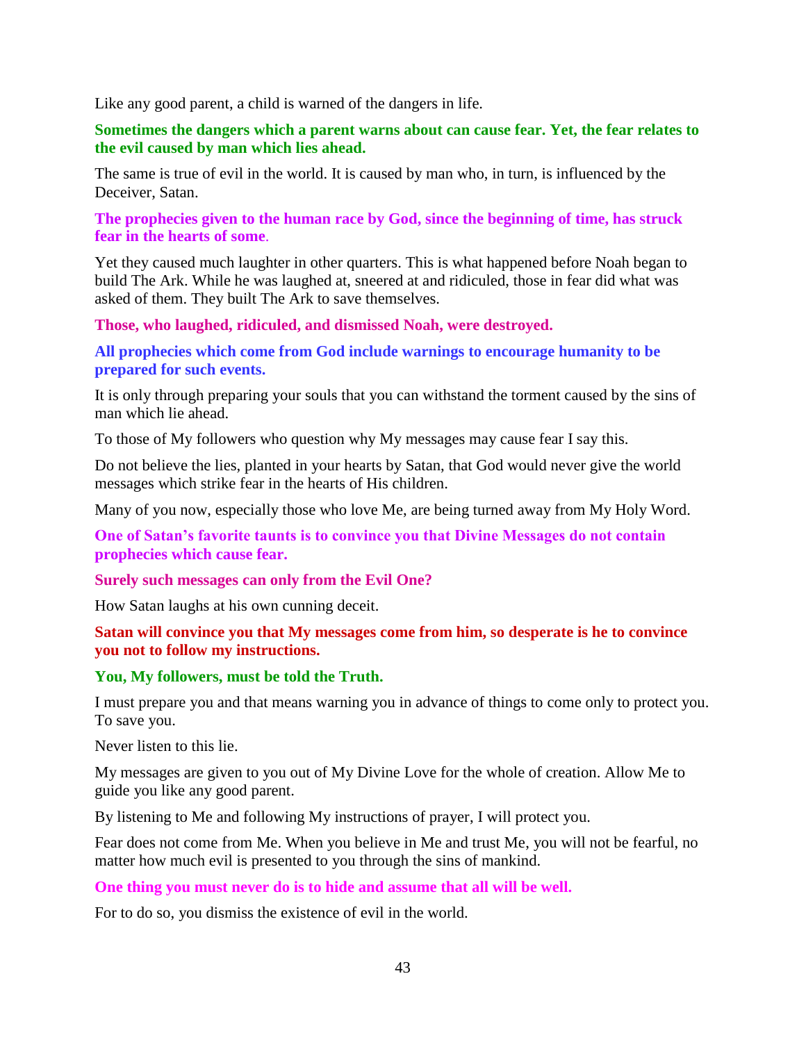Like any good parent, a child is warned of the dangers in life.

**Sometimes the dangers which a parent warns about can cause fear. Yet, the fear relates to the evil caused by man which lies ahead.**

The same is true of evil in the world. It is caused by man who, in turn, is influenced by the Deceiver, Satan.

**The prophecies given to the human race by God, since the beginning of time, has struck fear in the hearts of some**.

Yet they caused much laughter in other quarters. This is what happened before Noah began to build The Ark. While he was laughed at, sneered at and ridiculed, those in fear did what was asked of them. They built The Ark to save themselves.

**Those, who laughed, ridiculed, and dismissed Noah, were destroyed.**

**All prophecies which come from God include warnings to encourage humanity to be prepared for such events.**

It is only through preparing your souls that you can withstand the torment caused by the sins of man which lie ahead.

To those of My followers who question why My messages may cause fear I say this.

Do not believe the lies, planted in your hearts by Satan, that God would never give the world messages which strike fear in the hearts of His children.

Many of you now, especially those who love Me, are being turned away from My Holy Word.

**One of Satan's favorite taunts is to convince you that Divine Messages do not contain prophecies which cause fear.**

**Surely such messages can only from the Evil One?**

How Satan laughs at his own cunning deceit.

**Satan will convince you that My messages come from him, so desperate is he to convince you not to follow my instructions.**

**You, My followers, must be told the Truth.**

I must prepare you and that means warning you in advance of things to come only to protect you. To save you.

Never listen to this lie.

My messages are given to you out of My Divine Love for the whole of creation. Allow Me to guide you like any good parent.

By listening to Me and following My instructions of prayer, I will protect you.

Fear does not come from Me. When you believe in Me and trust Me, you will not be fearful, no matter how much evil is presented to you through the sins of mankind.

**One thing you must never do is to hide and assume that all will be well.**

For to do so, you dismiss the existence of evil in the world.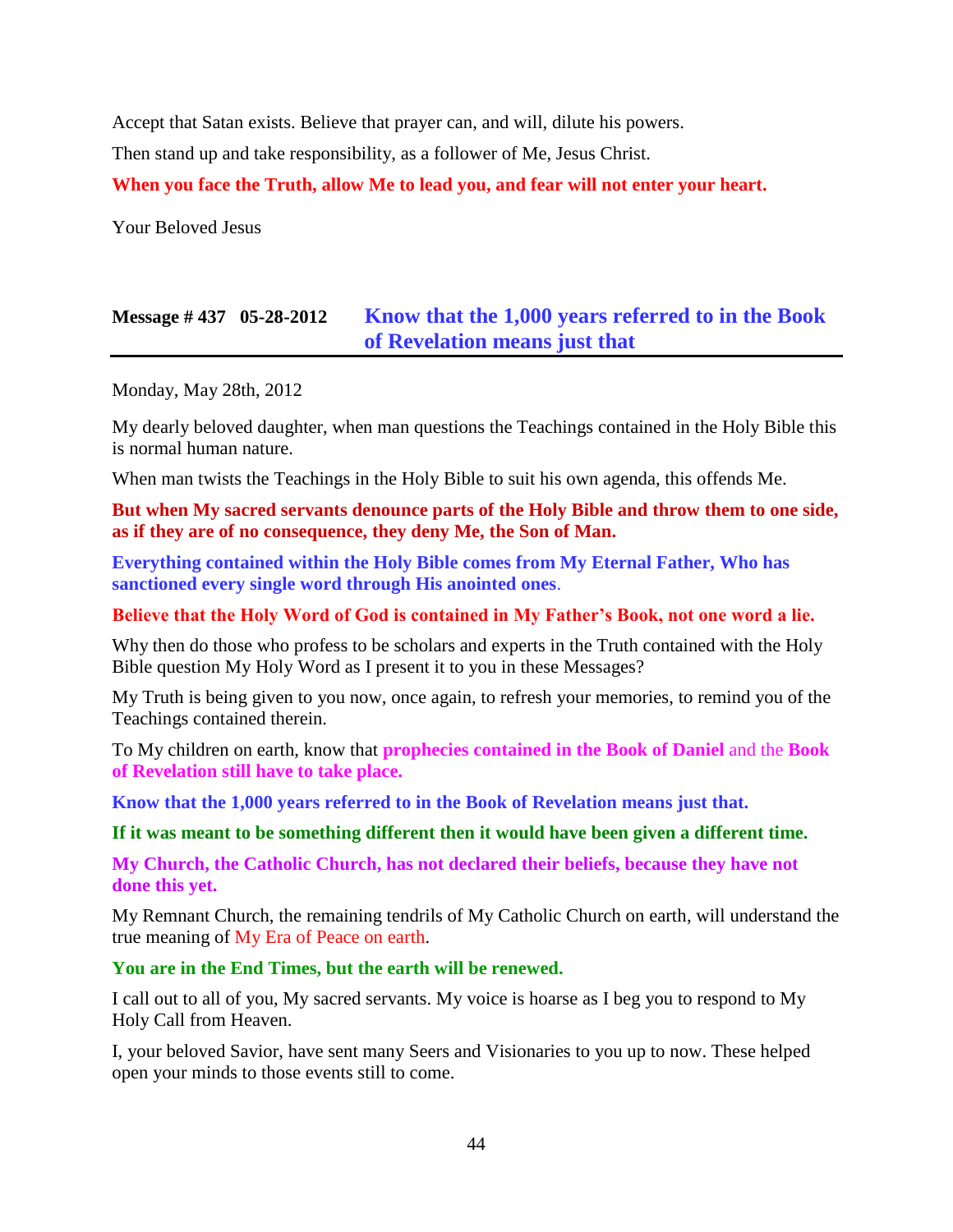Accept that Satan exists. Believe that prayer can, and will, dilute his powers.

Then stand up and take responsibility, as a follower of Me, Jesus Christ.

**When you face the Truth, allow Me to lead you, and fear will not enter your heart.**

Your Beloved Jesus

## Message # 437 05-28-2012 Know that the 1,000 years referred to in the Book of Revelation means just that

Monday, May 28th, 2012

My dearly beloved daughter, when man questions the Teachings contained in the Holy Bible this is normal human nature.

When man twists the Teachings in the Holy Bible to suit his own agenda, this offends Me.

**But when My sacred servants denounce parts of the Holy Bible and throw them to one side, as if they are of no consequence, they deny Me, the Son of Man.**

**Everything contained within the Holy Bible comes from My Eternal Father, Who has sanctioned every single word through His anointed ones**.

**Believe that the Holy Word of God is contained in My Father's Book, not one word a lie.**

Why then do those who profess to be scholars and experts in the Truth contained with the Holy Bible question My Holy Word as I present it to you in these Messages?

My Truth is being given to you now, once again, to refresh your memories, to remind you of the Teachings contained therein.

To My children on earth, know that **prophecies contained in the Book of Daniel** and the **Book of Revelation still have to take place.**

**Know that the 1,000 years referred to in the Book of Revelation means just that.**

**If it was meant to be something different then it would have been given a different time.**

**My Church, the Catholic Church, has not declared their beliefs, because they have not done this yet.**

My Remnant Church, the remaining tendrils of My Catholic Church on earth, will understand the true meaning of My Era of Peace on earth.

**You are in the End Times, but the earth will be renewed.**

I call out to all of you, My sacred servants. My voice is hoarse as I beg you to respond to My Holy Call from Heaven.

I, your beloved Savior, have sent many Seers and Visionaries to you up to now. These helped open your minds to those events still to come.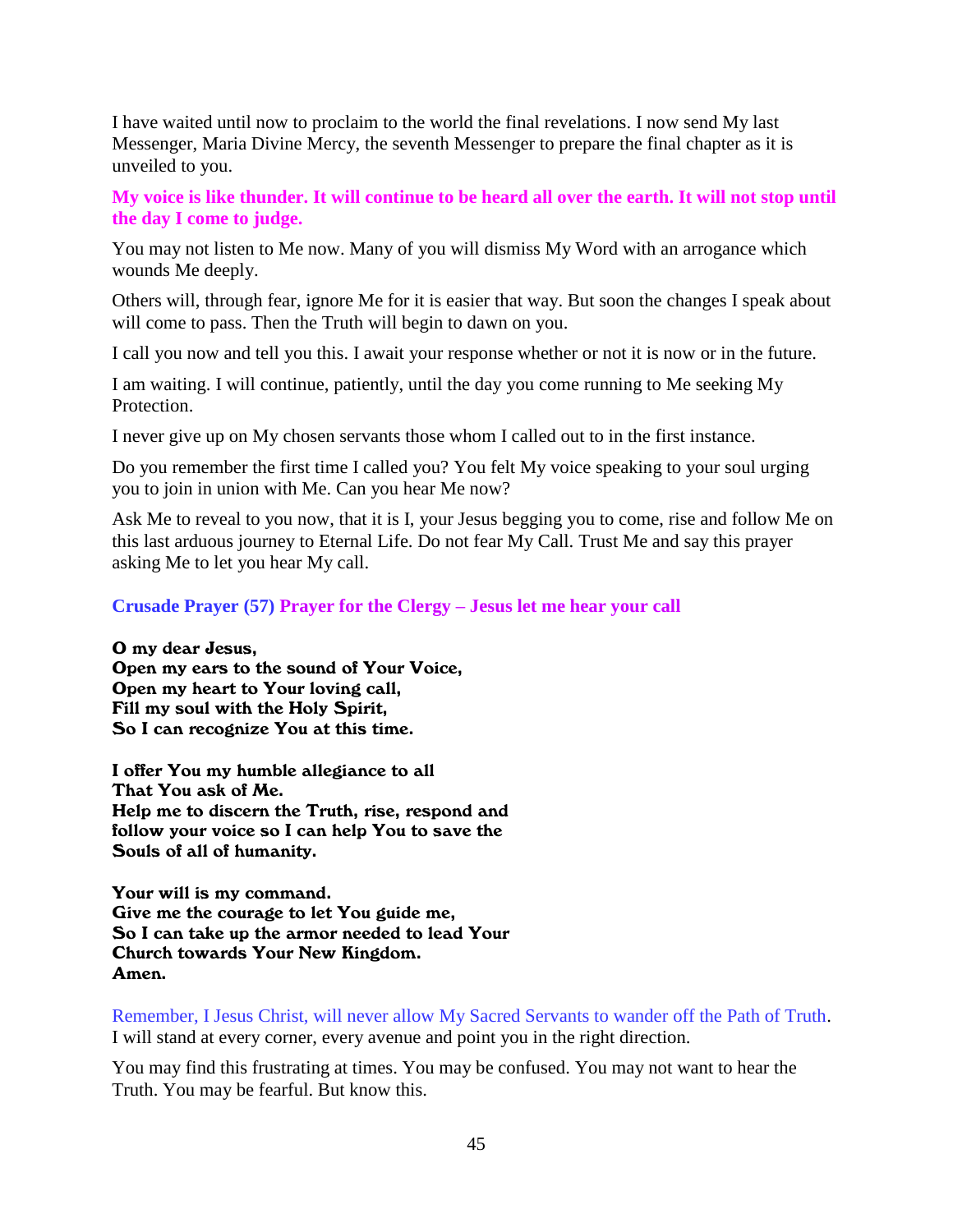I have waited until now to proclaim to the world the final revelations. I now send My last Messenger, Maria Divine Mercy, the seventh Messenger to prepare the final chapter as it is unveiled to you.

**My voice is like thunder. It will continue to be heard all over the earth. It will not stop until the day I come to judge.**

You may not listen to Me now. Many of you will dismiss My Word with an arrogance which wounds Me deeply.

Others will, through fear, ignore Me for it is easier that way. But soon the changes I speak about will come to pass. Then the Truth will begin to dawn on you.

I call you now and tell you this. I await your response whether or not it is now or in the future.

I am waiting. I will continue, patiently, until the day you come running to Me seeking My Protection.

I never give up on My chosen servants those whom I called out to in the first instance.

Do you remember the first time I called you? You felt My voice speaking to your soul urging you to join in union with Me. Can you hear Me now?

Ask Me to reveal to you now, that it is I, your Jesus begging you to come, rise and follow Me on this last arduous journey to Eternal Life. Do not fear My Call. Trust Me and say this prayer asking Me to let you hear My call.

**Crusade Prayer (57) Prayer for the Clergy – Jesus let me hear your call**

**O my dear Jesus,**
**Open my ears to the sound of Your Voice,**
**Open my heart to Your loving call,**
**Fill my soul with the Holy Spirit,**
**So I can recognize You at this time.**

**I offer You my humble allegiance to all**
**That You ask of Me.**
**Help me to discern the Truth, rise, respond and**
**follow your voice so I can help You to save the**
**Souls of all of humanity.**

**Your will is my command.**
**Give me the courage to let You guide me,**
**So I can take up the armor needed to lead Your**
**Church towards Your New Kingdom.**
**Amen.**

Remember, I Jesus Christ, will never allow My Sacred Servants to wander off the Path of Truth. I will stand at every corner, every avenue and point you in the right direction.

You may find this frustrating at times. You may be confused. You may not want to hear the Truth. You may be fearful. But know this.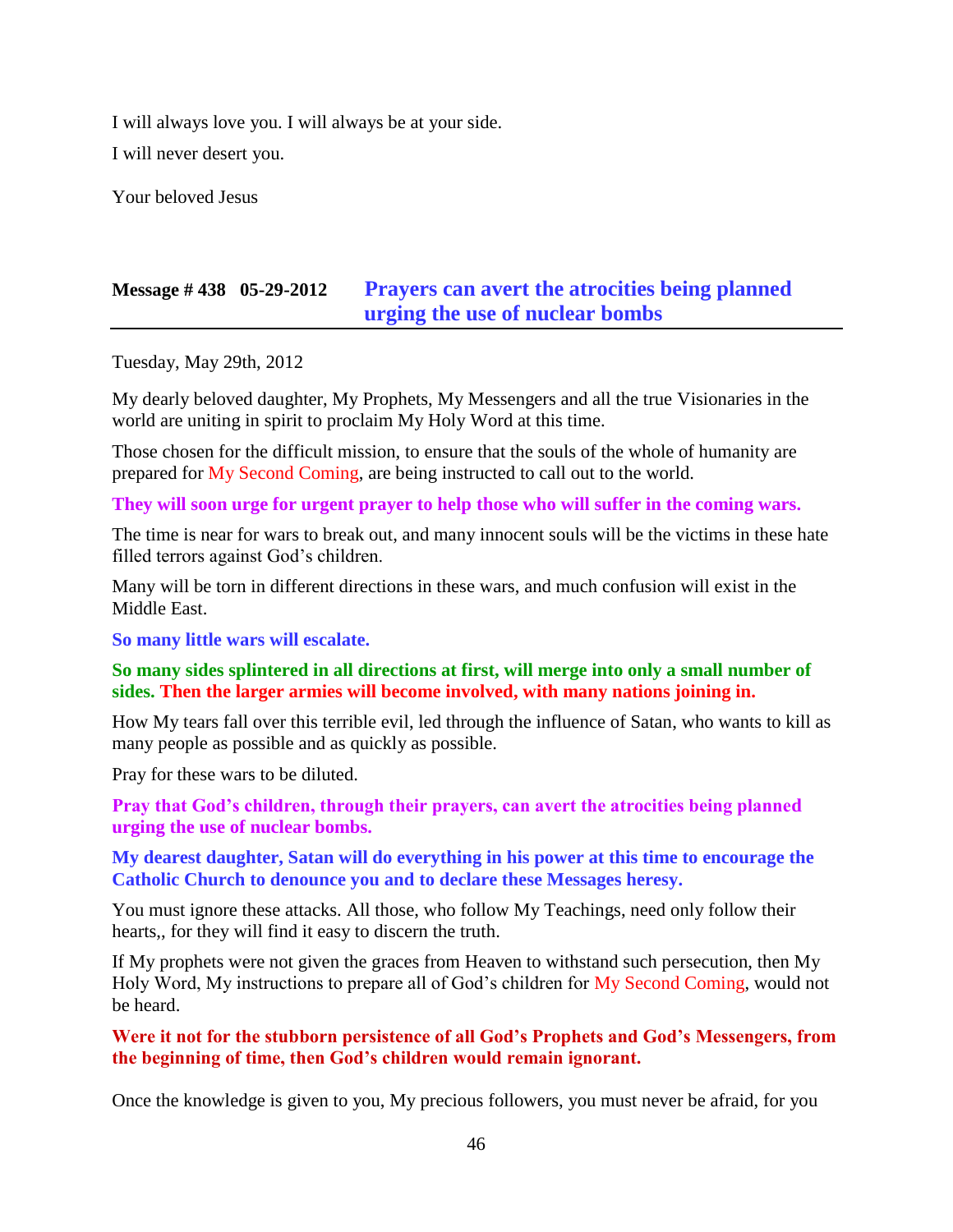I will always love you. I will always be at your side.

I will never desert you.

Your beloved Jesus

## Message # 438 05-29-2012 Prayers can avert the atrocities being planned urging the use of nuclear bombs

Tuesday, May 29th, 2012

My dearly beloved daughter, My Prophets, My Messengers and all the true Visionaries in the world are uniting in spirit to proclaim My Holy Word at this time.

Those chosen for the difficult mission, to ensure that the souls of the whole of humanity are prepared for My Second Coming, are being instructed to call out to the world.

**They will soon urge for urgent prayer to help those who will suffer in the coming wars.**

The time is near for wars to break out, and many innocent souls will be the victims in these hate filled terrors against God's children.

Many will be torn in different directions in these wars, and much confusion will exist in the Middle East.

**So many little wars will escalate.**

**So many sides splintered in all directions at first, will merge into only a small number of sides. Then the larger armies will become involved, with many nations joining in.**

How My tears fall over this terrible evil, led through the influence of Satan, who wants to kill as many people as possible and as quickly as possible.

Pray for these wars to be diluted.

**Pray that God's children, through their prayers, can avert the atrocities being planned urging the use of nuclear bombs.**

**My dearest daughter, Satan will do everything in his power at this time to encourage the Catholic Church to denounce you and to declare these Messages heresy.**

You must ignore these attacks. All those, who follow My Teachings, need only follow their hearts,, for they will find it easy to discern the truth.

If My prophets were not given the graces from Heaven to withstand such persecution, then My Holy Word, My instructions to prepare all of God's children for My Second Coming, would not be heard.

**Were it not for the stubborn persistence of all God's Prophets and God's Messengers, from the beginning of time, then God's children would remain ignorant.**

Once the knowledge is given to you, My precious followers, you must never be afraid, for you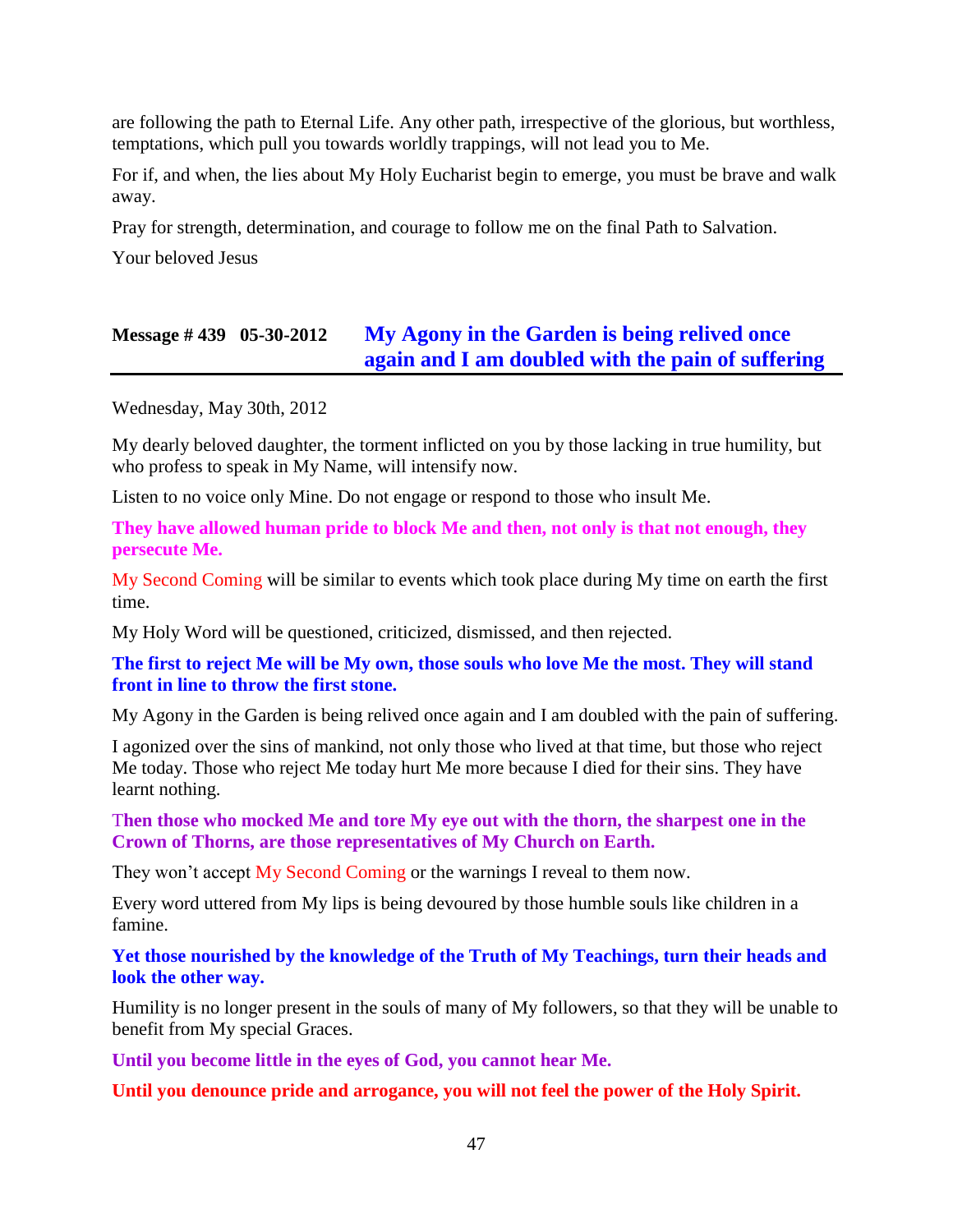are following the path to Eternal Life. Any other path, irrespective of the glorious, but worthless, temptations, which pull you towards worldly trappings, will not lead you to Me.

For if, and when, the lies about My Holy Eucharist begin to emerge, you must be brave and walk away.

Pray for strength, determination, and courage to follow me on the final Path to Salvation.

Your beloved Jesus

## Message # 439 05-30-2012 My Agony in the Garden is being relived once again and I am doubled with the pain of suffering

Wednesday, May 30th, 2012

My dearly beloved daughter, the torment inflicted on you by those lacking in true humility, but who profess to speak in My Name, will intensify now.

Listen to no voice only Mine. Do not engage or respond to those who insult Me.

**They have allowed human pride to block Me and then, not only is that not enough, they persecute Me.**

My Second Coming will be similar to events which took place during My time on earth the first time.

My Holy Word will be questioned, criticized, dismissed, and then rejected.

**The first to reject Me will be My own, those souls who love Me the most. They will stand front in line to throw the first stone.**

My Agony in the Garden is being relived once again and I am doubled with the pain of suffering.

I agonized over the sins of mankind, not only those who lived at that time, but those who reject Me today. Those who reject Me today hurt Me more because I died for their sins. They have learnt nothing.

**Then those who mocked Me and tore My eye out with the thorn, the sharpest one in the Crown of Thorns, are those representatives of My Church on Earth.**

They won't accept My Second Coming or the warnings I reveal to them now.

Every word uttered from My lips is being devoured by those humble souls like children in a famine.

**Yet those nourished by the knowledge of the Truth of My Teachings, turn their heads and look the other way.**

Humility is no longer present in the souls of many of My followers, so that they will be unable to benefit from My special Graces.

**Until you become little in the eyes of God, you cannot hear Me.**

**Until you denounce pride and arrogance, you will not feel the power of the Holy Spirit.**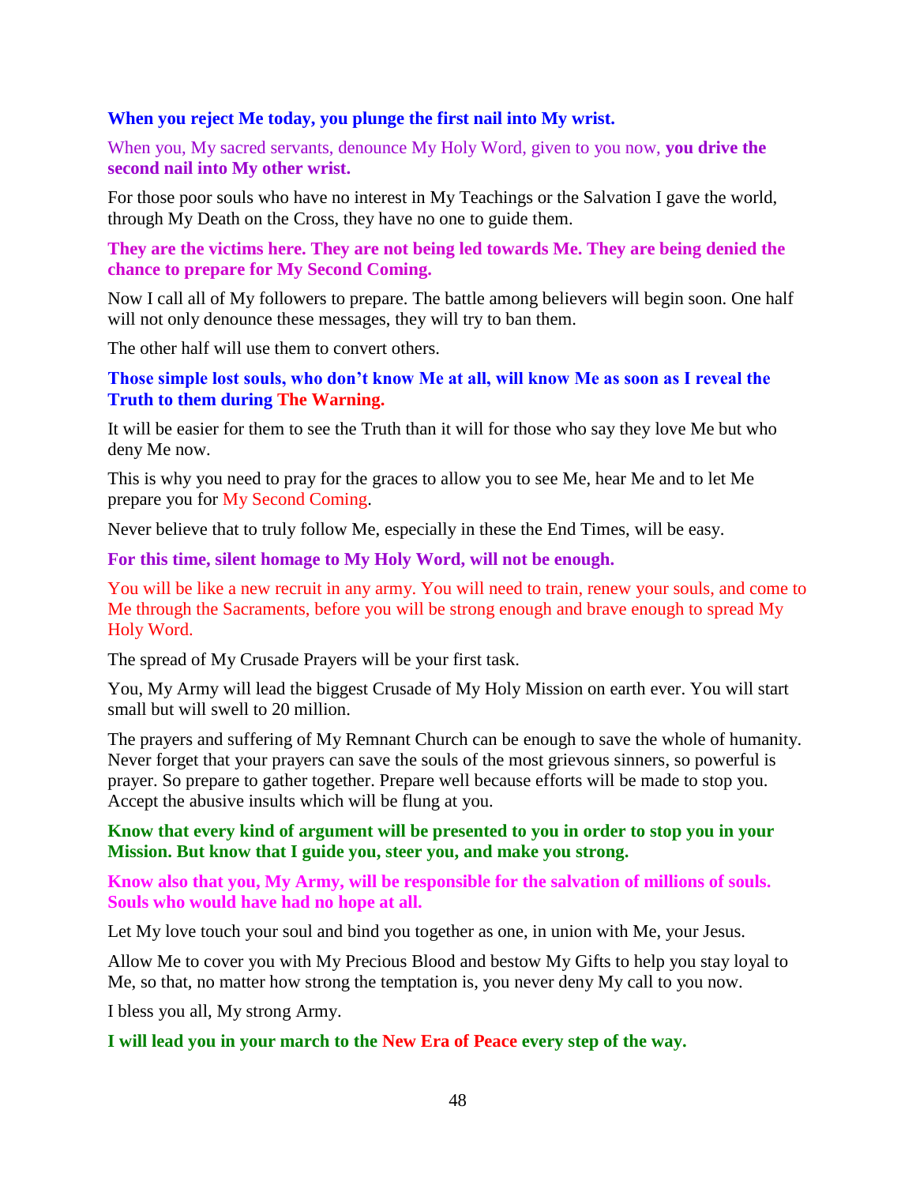**When you reject Me today, you plunge the first nail into My wrist.**

When you, My sacred servants, denounce My Holy Word, given to you now, **you drive the second nail into My other wrist.**

For those poor souls who have no interest in My Teachings or the Salvation I gave the world, through My Death on the Cross, they have no one to guide them.

**They are the victims here. They are not being led towards Me. They are being denied the chance to prepare for My Second Coming.**

Now I call all of My followers to prepare. The battle among believers will begin soon. One half will not only denounce these messages, they will try to ban them.

The other half will use them to convert others.

**Those simple lost souls, who don't know Me at all, will know Me as soon as I reveal the Truth to them during The Warning.**

It will be easier for them to see the Truth than it will for those who say they love Me but who deny Me now.

This is why you need to pray for the graces to allow you to see Me, hear Me and to let Me prepare you for My Second Coming.

Never believe that to truly follow Me, especially in these the End Times, will be easy.

**For this time, silent homage to My Holy Word, will not be enough.**

You will be like a new recruit in any army. You will need to train, renew your souls, and come to Me through the Sacraments, before you will be strong enough and brave enough to spread My Holy Word.

The spread of My Crusade Prayers will be your first task.

You, My Army will lead the biggest Crusade of My Holy Mission on earth ever. You will start small but will swell to 20 million.

The prayers and suffering of My Remnant Church can be enough to save the whole of humanity. Never forget that your prayers can save the souls of the most grievous sinners, so powerful is prayer. So prepare to gather together. Prepare well because efforts will be made to stop you. Accept the abusive insults which will be flung at you.

**Know that every kind of argument will be presented to you in order to stop you in your Mission. But know that I guide you, steer you, and make you strong.**

**Know also that you, My Army, will be responsible for the salvation of millions of souls. Souls who would have had no hope at all.**

Let My love touch your soul and bind you together as one, in union with Me, your Jesus.

Allow Me to cover you with My Precious Blood and bestow My Gifts to help you stay loyal to Me, so that, no matter how strong the temptation is, you never deny My call to you now.

I bless you all, My strong Army.

**I will lead you in your march to the New Era of Peace every step of the way.**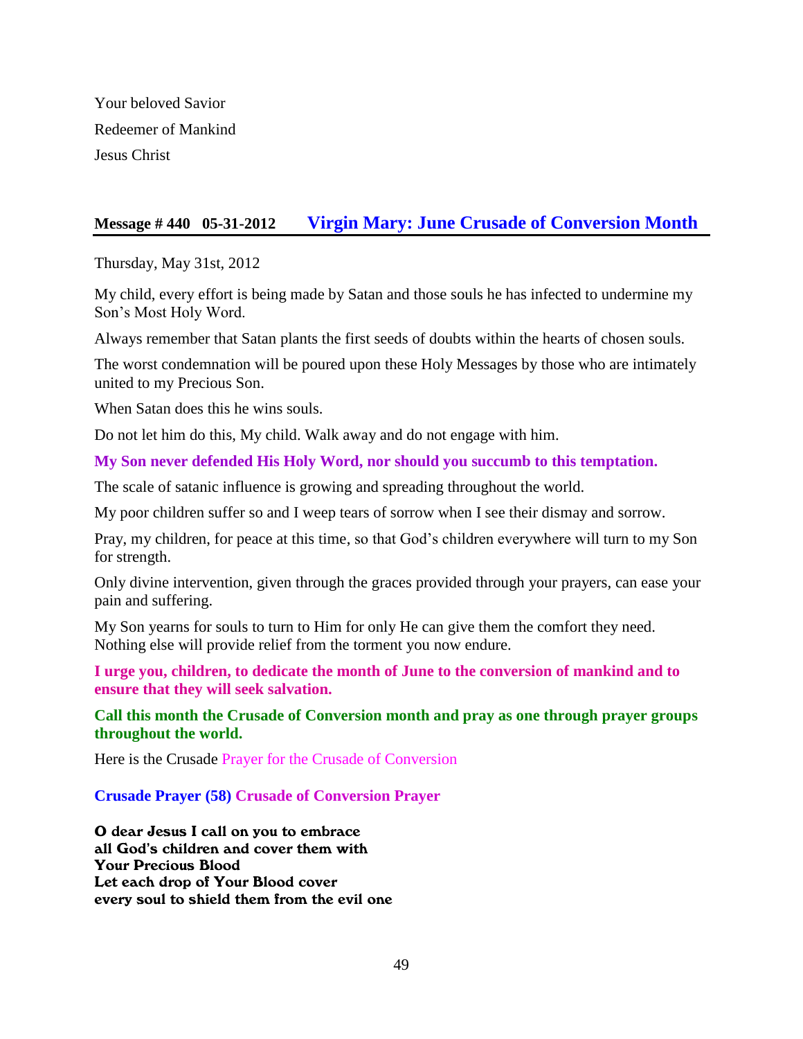Your beloved Savior

Redeemer of Mankind

Jesus Christ

## Message # 440   05-31-2012   Virgin Mary: June Crusade of Conversion Month

Thursday, May 31st, 2012

My child, every effort is being made by Satan and those souls he has infected to undermine my Son's Most Holy Word.

Always remember that Satan plants the first seeds of doubts within the hearts of chosen souls.

The worst condemnation will be poured upon these Holy Messages by those who are intimately united to my Precious Son.

When Satan does this he wins souls.

Do not let him do this, My child. Walk away and do not engage with him.

**My Son never defended His Holy Word, nor should you succumb to this temptation.**

The scale of satanic influence is growing and spreading throughout the world.

My poor children suffer so and I weep tears of sorrow when I see their dismay and sorrow.

Pray, my children, for peace at this time, so that God's children everywhere will turn to my Son for strength.

Only divine intervention, given through the graces provided through your prayers, can ease your pain and suffering.

My Son yearns for souls to turn to Him for only He can give them the comfort they need. Nothing else will provide relief from the torment you now endure.

**I urge you, children, to dedicate the month of June to the conversion of mankind and to ensure that they will seek salvation.**

**Call this month the Crusade of Conversion month and pray as one through prayer groups throughout the world.**

Here is the Crusade Prayer for the Crusade of Conversion

**Crusade Prayer (58) Crusade of Conversion Prayer**

**O dear Jesus I call on you to embrace**
**all God's children and cover them with**
**Your Precious Blood**
**Let each drop of Your Blood cover**
**every soul to shield them from the evil one**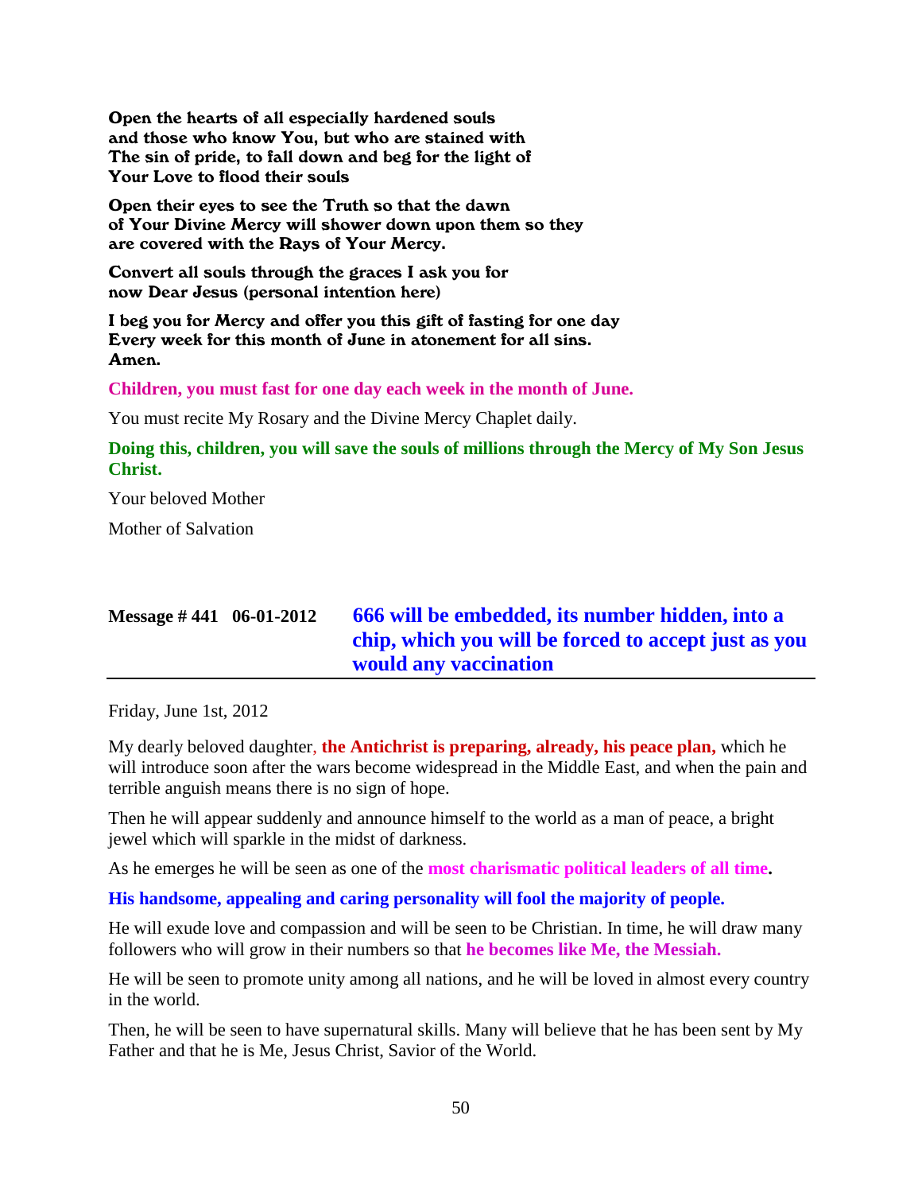**Open the hearts of all especially hardened souls and those who know You, but who are stained with The sin of pride, to fall down and beg for the light of Your Love to flood their souls**

**Open their eyes to see the Truth so that the dawn of Your Divine Mercy will shower down upon them so they are covered with the Rays of Your Mercy.**

**Convert all souls through the graces I ask you for now Dear Jesus (personal intention here)**

**I beg you for Mercy and offer you this gift of fasting for one day Every week for this month of June in atonement for all sins. Amen.**

**Children, you must fast for one day each week in the month of June.**

You must recite My Rosary and the Divine Mercy Chaplet daily.

**Doing this, children, you will save the souls of millions through the Mercy of My Son Jesus Christ.**

Your beloved Mother

Mother of Salvation

## Message # 441 06-01-2012 666 will be embedded, its number hidden, into a chip, which you will be forced to accept just as you would any vaccination

Friday, June 1st, 2012

My dearly beloved daughter, **the Antichrist is preparing, already, his peace plan,** which he will introduce soon after the wars become widespread in the Middle East, and when the pain and terrible anguish means there is no sign of hope.

Then he will appear suddenly and announce himself to the world as a man of peace, a bright jewel which will sparkle in the midst of darkness.

As he emerges he will be seen as one of the **most charismatic political leaders of all time.**

**His handsome, appealing and caring personality will fool the majority of people.**

He will exude love and compassion and will be seen to be Christian. In time, he will draw many followers who will grow in their numbers so that **he becomes like Me, the Messiah.**

He will be seen to promote unity among all nations, and he will be loved in almost every country in the world.

Then, he will be seen to have supernatural skills. Many will believe that he has been sent by My Father and that he is Me, Jesus Christ, Savior of the World.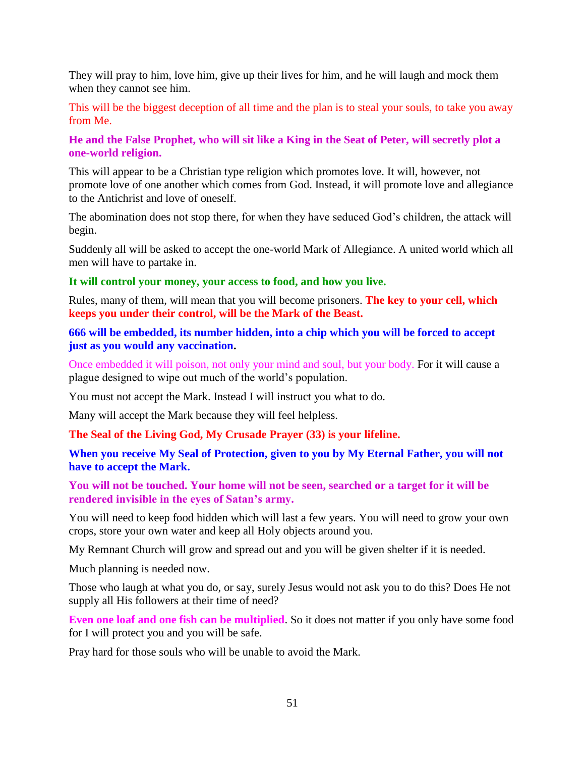They will pray to him, love him, give up their lives for him, and he will laugh and mock them when they cannot see him.

This will be the biggest deception of all time and the plan is to steal your souls, to take you away from Me.

**He and the False Prophet, who will sit like a King in the Seat of Peter, will secretly plot a one-world religion.**

This will appear to be a Christian type religion which promotes love. It will, however, not promote love of one another which comes from God. Instead, it will promote love and allegiance to the Antichrist and love of oneself.

The abomination does not stop there, for when they have seduced God's children, the attack will begin.

Suddenly all will be asked to accept the one-world Mark of Allegiance. A united world which all men will have to partake in.

**It will control your money, your access to food, and how you live.**

Rules, many of them, will mean that you will become prisoners. **The key to your cell, which keeps you under their control, will be the Mark of the Beast.**

**666 will be embedded, its number hidden, into a chip which you will be forced to accept just as you would any vaccination.**

Once embedded it will poison, not only your mind and soul, but your body. For it will cause a plague designed to wipe out much of the world's population.

You must not accept the Mark. Instead I will instruct you what to do.

Many will accept the Mark because they will feel helpless.

**The Seal of the Living God, My Crusade Prayer (33) is your lifeline.**

**When you receive My Seal of Protection, given to you by My Eternal Father, you will not have to accept the Mark.**

**You will not be touched. Your home will not be seen, searched or a target for it will be rendered invisible in the eyes of Satan's army.**

You will need to keep food hidden which will last a few years. You will need to grow your own crops, store your own water and keep all Holy objects around you.

My Remnant Church will grow and spread out and you will be given shelter if it is needed.

Much planning is needed now.

Those who laugh at what you do, or say, surely Jesus would not ask you to do this? Does He not supply all His followers at their time of need?

**Even one loaf and one fish can be multiplied**. So it does not matter if you only have some food for I will protect you and you will be safe.

Pray hard for those souls who will be unable to avoid the Mark.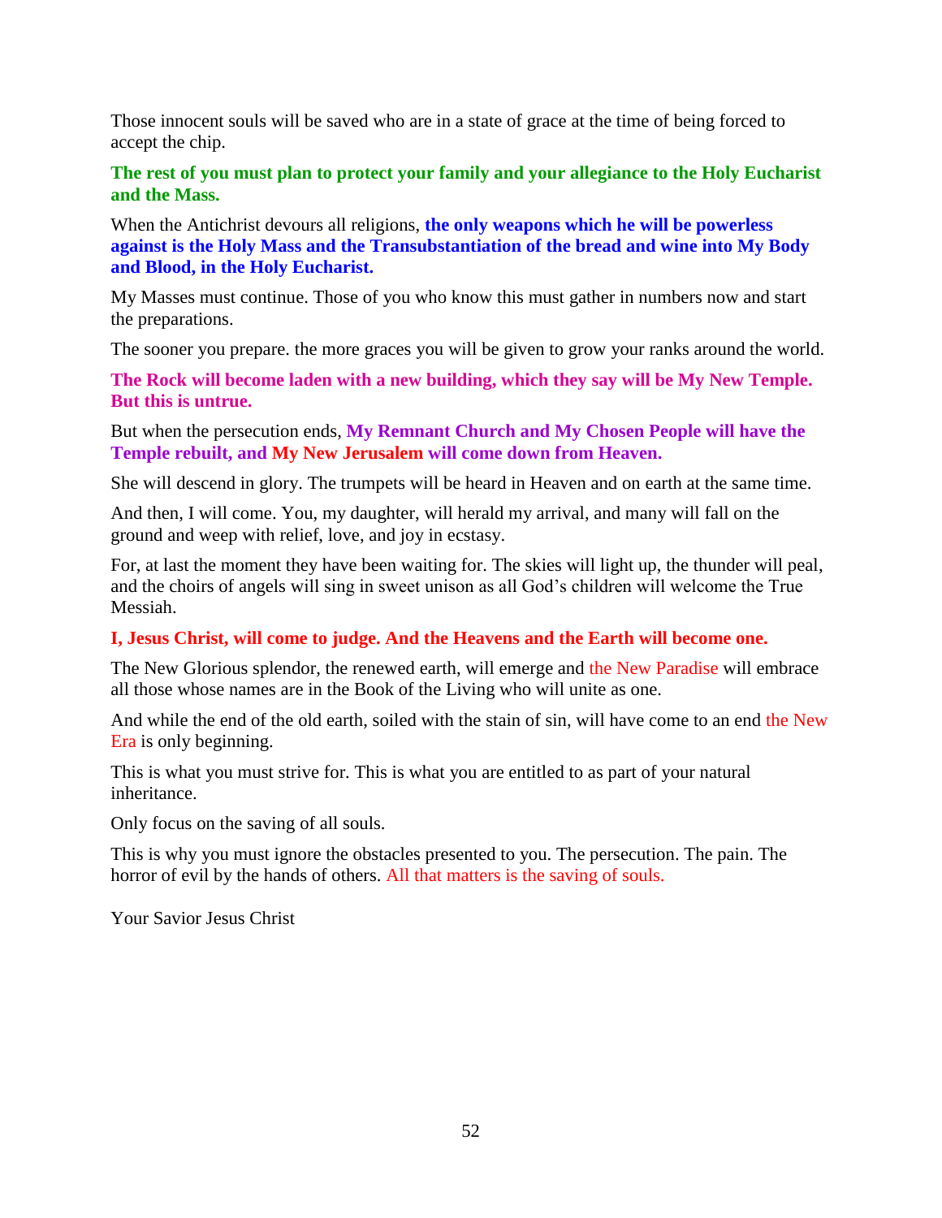Those innocent souls will be saved who are in a state of grace at the time of being forced to accept the chip.

**The rest of you must plan to protect your family and your allegiance to the Holy Eucharist and the Mass.**

When the Antichrist devours all religions, **the only weapons which he will be powerless against is the Holy Mass and the Transubstantiation of the bread and wine into My Body and Blood, in the Holy Eucharist.**

My Masses must continue. Those of you who know this must gather in numbers now and start the preparations.

The sooner you prepare. the more graces you will be given to grow your ranks around the world.

**The Rock will become laden with a new building, which they say will be My New Temple. But this is untrue.**

But when the persecution ends, **My Remnant Church and My Chosen People will have the Temple rebuilt, and My New Jerusalem will come down from Heaven.**

She will descend in glory. The trumpets will be heard in Heaven and on earth at the same time.

And then, I will come. You, my daughter, will herald my arrival, and many will fall on the ground and weep with relief, love, and joy in ecstasy.

For, at last the moment they have been waiting for. The skies will light up, the thunder will peal, and the choirs of angels will sing in sweet unison as all God's children will welcome the True Messiah.

**I, Jesus Christ, will come to judge. And the Heavens and the Earth will become one.**

The New Glorious splendor, the renewed earth, will emerge and the New Paradise will embrace all those whose names are in the Book of the Living who will unite as one.

And while the end of the old earth, soiled with the stain of sin, will have come to an end the New Era is only beginning.

This is what you must strive for. This is what you are entitled to as part of your natural inheritance.

Only focus on the saving of all souls.

This is why you must ignore the obstacles presented to you. The persecution. The pain. The horror of evil by the hands of others. All that matters is the saving of souls.

Your Savior Jesus Christ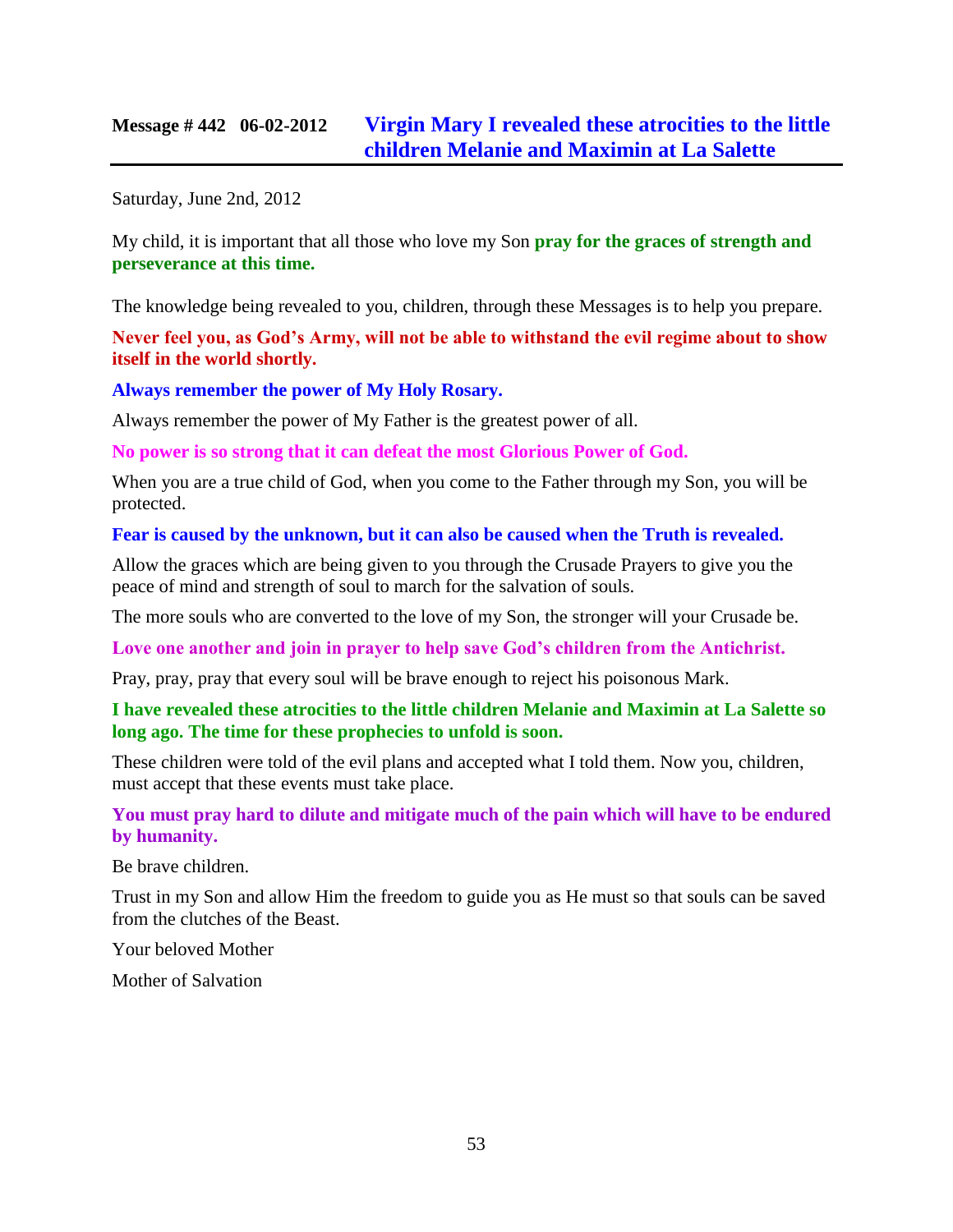## Message # 442 06-02-2012 Virgin Mary I revealed these atrocities to the little children Melanie and Maximin at La Salette

Saturday, June 2nd, 2012

My child, it is important that all those who love my Son **pray for the graces of strength and perseverance at this time.**

The knowledge being revealed to you, children, through these Messages is to help you prepare.

**Never feel you, as God's Army, will not be able to withstand the evil regime about to show itself in the world shortly.**

**Always remember the power of My Holy Rosary.**

Always remember the power of My Father is the greatest power of all.

**No power is so strong that it can defeat the most Glorious Power of God.**

When you are a true child of God, when you come to the Father through my Son, you will be protected.

**Fear is caused by the unknown, but it can also be caused when the Truth is revealed.**

Allow the graces which are being given to you through the Crusade Prayers to give you the peace of mind and strength of soul to march for the salvation of souls.

The more souls who are converted to the love of my Son, the stronger will your Crusade be.

**Love one another and join in prayer to help save God's children from the Antichrist.**

Pray, pray, pray that every soul will be brave enough to reject his poisonous Mark.

**I have revealed these atrocities to the little children Melanie and Maximin at La Salette so long ago. The time for these prophecies to unfold is soon.**

These children were told of the evil plans and accepted what I told them. Now you, children, must accept that these events must take place.

**You must pray hard to dilute and mitigate much of the pain which will have to be endured by humanity.**

Be brave children.

Trust in my Son and allow Him the freedom to guide you as He must so that souls can be saved from the clutches of the Beast.

Your beloved Mother

Mother of Salvation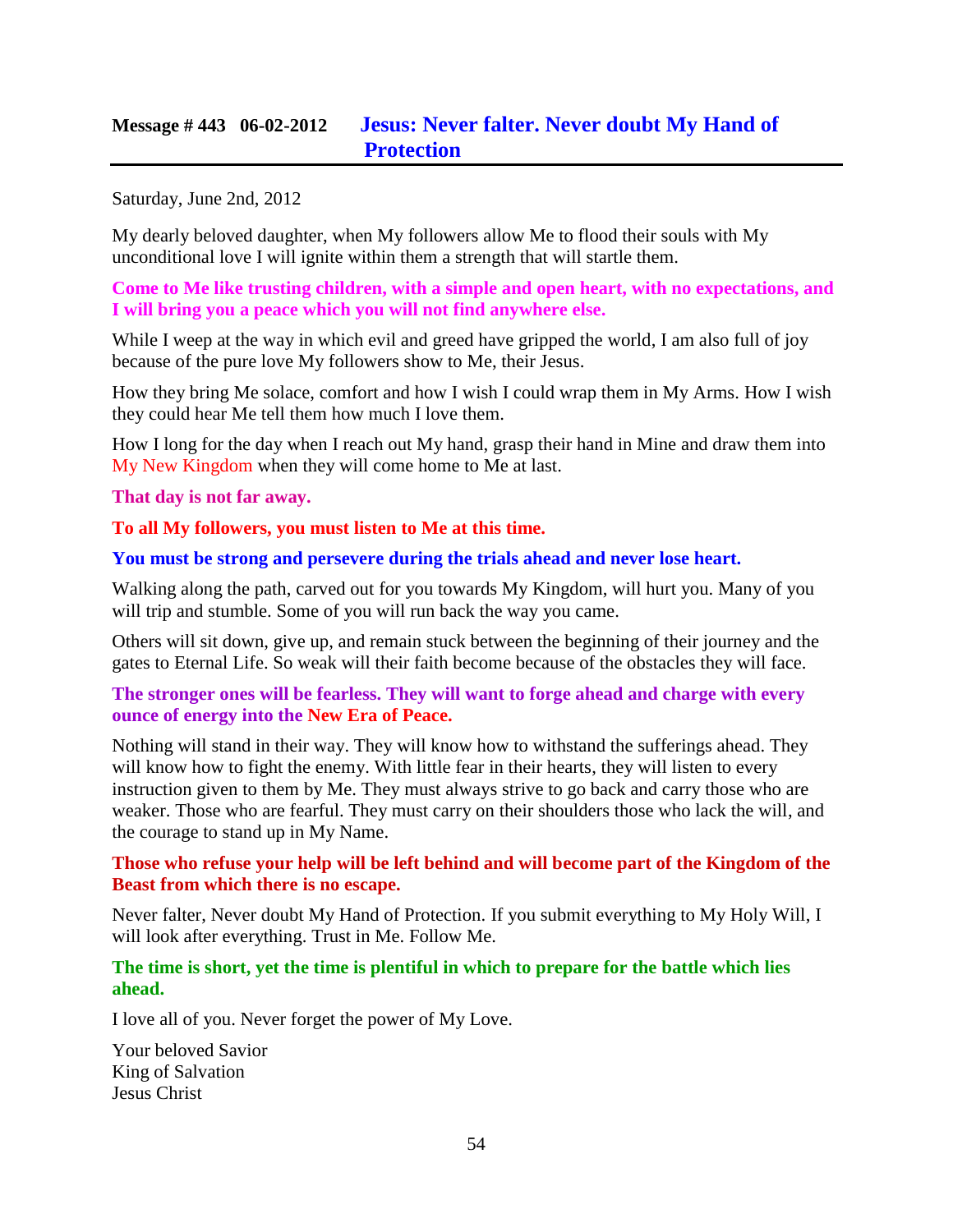## Message # 443 06-02-2012 Jesus: Never falter. Never doubt My Hand of Protection

Saturday, June 2nd, 2012

My dearly beloved daughter, when My followers allow Me to flood their souls with My unconditional love I will ignite within them a strength that will startle them.

**Come to Me like trusting children, with a simple and open heart, with no expectations, and I will bring you a peace which you will not find anywhere else.**

While I weep at the way in which evil and greed have gripped the world, I am also full of joy because of the pure love My followers show to Me, their Jesus.

How they bring Me solace, comfort and how I wish I could wrap them in My Arms. How I wish they could hear Me tell them how much I love them.

How I long for the day when I reach out My hand, grasp their hand in Mine and draw them into My New Kingdom when they will come home to Me at last.

**That day is not far away.**

**To all My followers, you must listen to Me at this time.**

**You must be strong and persevere during the trials ahead and never lose heart.**

Walking along the path, carved out for you towards My Kingdom, will hurt you. Many of you will trip and stumble. Some of you will run back the way you came.

Others will sit down, give up, and remain stuck between the beginning of their journey and the gates to Eternal Life. So weak will their faith become because of the obstacles they will face.

**The stronger ones will be fearless. They will want to forge ahead and charge with every ounce of energy into the New Era of Peace.**

Nothing will stand in their way. They will know how to withstand the sufferings ahead. They will know how to fight the enemy. With little fear in their hearts, they will listen to every instruction given to them by Me. They must always strive to go back and carry those who are weaker. Those who are fearful. They must carry on their shoulders those who lack the will, and the courage to stand up in My Name.

**Those who refuse your help will be left behind and will become part of the Kingdom of the Beast from which there is no escape.**

Never falter, Never doubt My Hand of Protection. If you submit everything to My Holy Will, I will look after everything. Trust in Me. Follow Me.

**The time is short, yet the time is plentiful in which to prepare for the battle which lies ahead.**

I love all of you. Never forget the power of My Love.

Your beloved Savior
King of Salvation
Jesus Christ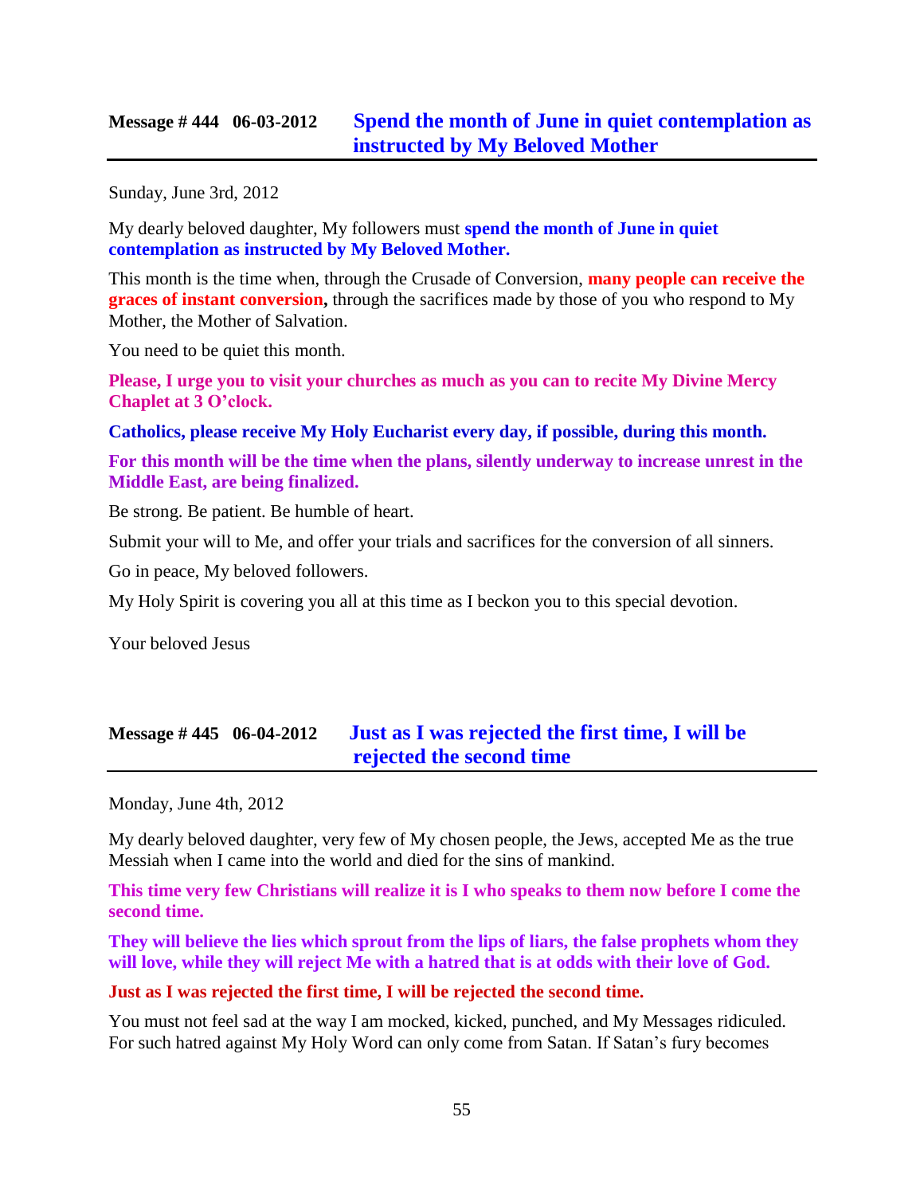## Message # 444 06-03-2012 Spend the month of June in quiet contemplation as instructed by My Beloved Mother

Sunday, June 3rd, 2012

My dearly beloved daughter, My followers must **spend the month of June in quiet contemplation as instructed by My Beloved Mother.**

This month is the time when, through the Crusade of Conversion, **many people can receive the graces of instant conversion,** through the sacrifices made by those of you who respond to My Mother, the Mother of Salvation.

You need to be quiet this month.

**Please, I urge you to visit your churches as much as you can to recite My Divine Mercy Chaplet at 3 O'clock.**

**Catholics, please receive My Holy Eucharist every day, if possible, during this month.**

**For this month will be the time when the plans, silently underway to increase unrest in the Middle East, are being finalized.**

Be strong. Be patient. Be humble of heart.

Submit your will to Me, and offer your trials and sacrifices for the conversion of all sinners.

Go in peace, My beloved followers.

My Holy Spirit is covering you all at this time as I beckon you to this special devotion.

Your beloved Jesus

## Message # 445 06-04-2012 Just as I was rejected the first time, I will be rejected the second time

Monday, June 4th, 2012

My dearly beloved daughter, very few of My chosen people, the Jews, accepted Me as the true Messiah when I came into the world and died for the sins of mankind.

**This time very few Christians will realize it is I who speaks to them now before I come the second time.**

**They will believe the lies which sprout from the lips of liars, the false prophets whom they will love, while they will reject Me with a hatred that is at odds with their love of God.**

**Just as I was rejected the first time, I will be rejected the second time.**

You must not feel sad at the way I am mocked, kicked, punched, and My Messages ridiculed. For such hatred against My Holy Word can only come from Satan. If Satan's fury becomes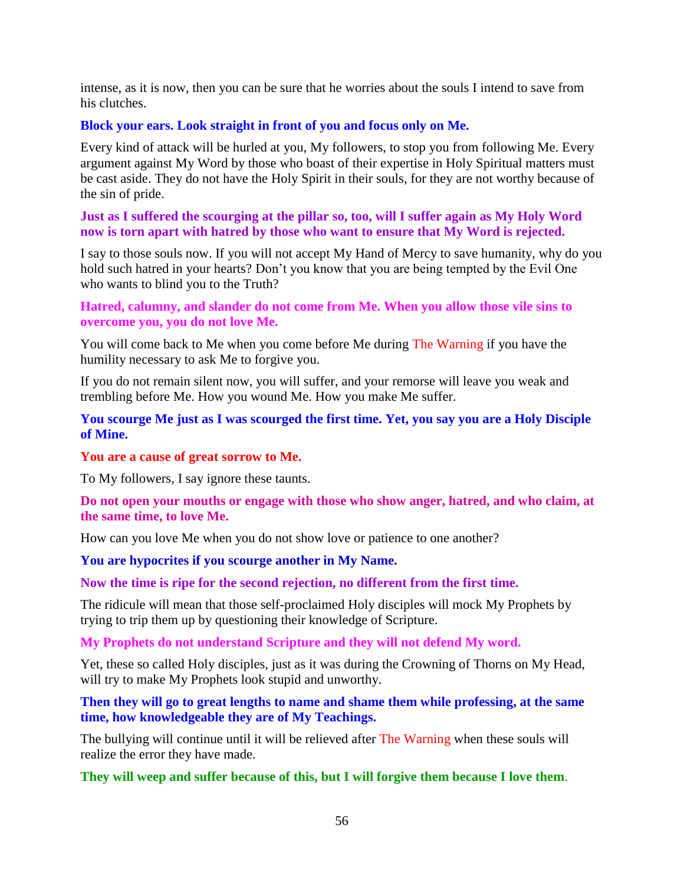intense, as it is now, then you can be sure that he worries about the souls I intend to save from his clutches.

**Block your ears. Look straight in front of you and focus only on Me.**

Every kind of attack will be hurled at you, My followers, to stop you from following Me. Every argument against My Word by those who boast of their expertise in Holy Spiritual matters must be cast aside. They do not have the Holy Spirit in their souls, for they are not worthy because of the sin of pride.

**Just as I suffered the scourging at the pillar so, too, will I suffer again as My Holy Word now is torn apart with hatred by those who want to ensure that My Word is rejected.**

I say to those souls now. If you will not accept My Hand of Mercy to save humanity, why do you hold such hatred in your hearts? Don't you know that you are being tempted by the Evil One who wants to blind you to the Truth?

**Hatred, calumny, and slander do not come from Me. When you allow those vile sins to overcome you, you do not love Me.**

You will come back to Me when you come before Me during The Warning if you have the humility necessary to ask Me to forgive you.

If you do not remain silent now, you will suffer, and your remorse will leave you weak and trembling before Me. How you wound Me. How you make Me suffer.

**You scourge Me just as I was scourged the first time. Yet, you say you are a Holy Disciple of Mine.**

**You are a cause of great sorrow to Me.**

To My followers, I say ignore these taunts.

**Do not open your mouths or engage with those who show anger, hatred, and who claim, at the same time, to love Me.**

How can you love Me when you do not show love or patience to one another?

**You are hypocrites if you scourge another in My Name.**

**Now the time is ripe for the second rejection, no different from the first time.**

The ridicule will mean that those self-proclaimed Holy disciples will mock My Prophets by trying to trip them up by questioning their knowledge of Scripture.

**My Prophets do not understand Scripture and they will not defend My word.**

Yet, these so called Holy disciples, just as it was during the Crowning of Thorns on My Head, will try to make My Prophets look stupid and unworthy.

**Then they will go to great lengths to name and shame them while professing, at the same time, how knowledgeable they are of My Teachings.**

The bullying will continue until it will be relieved after The Warning when these souls will realize the error they have made.

**They will weep and suffer because of this, but I will forgive them because I love them**.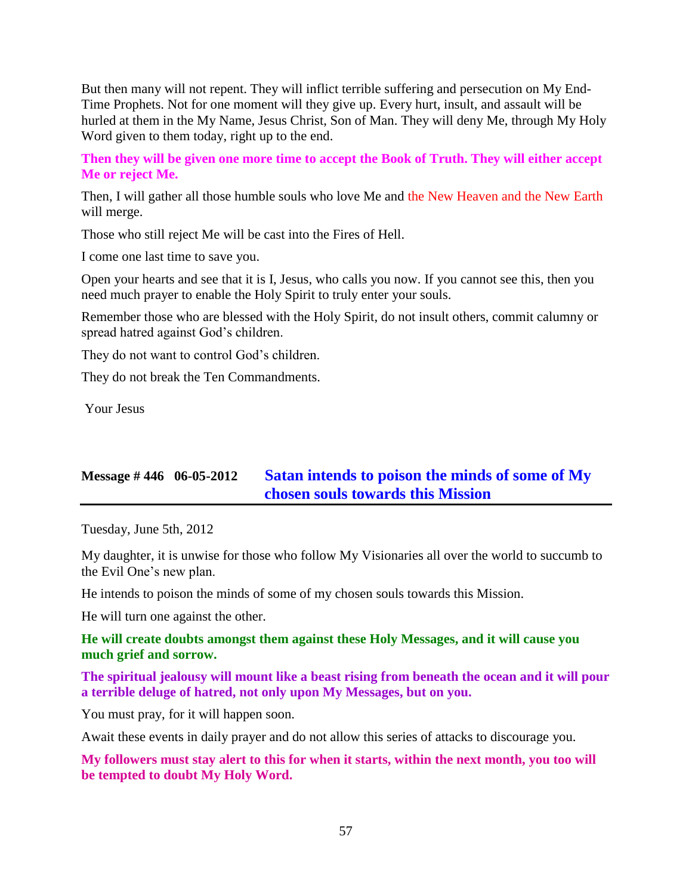But then many will not repent. They will inflict terrible suffering and persecution on My End-Time Prophets. Not for one moment will they give up. Every hurt, insult, and assault will be hurled at them in the My Name, Jesus Christ, Son of Man. They will deny Me, through My Holy Word given to them today, right up to the end.

**Then they will be given one more time to accept the Book of Truth. They will either accept Me or reject Me.**

Then, I will gather all those humble souls who love Me and the New Heaven and the New Earth will merge.

Those who still reject Me will be cast into the Fires of Hell.

I come one last time to save you.

Open your hearts and see that it is I, Jesus, who calls you now. If you cannot see this, then you need much prayer to enable the Holy Spirit to truly enter your souls.

Remember those who are blessed with the Holy Spirit, do not insult others, commit calumny or spread hatred against God's children.

They do not want to control God's children.

They do not break the Ten Commandments.

Your Jesus

## Message # 446 06-05-2012 Satan intends to poison the minds of some of My chosen souls towards this Mission

Tuesday, June 5th, 2012

My daughter, it is unwise for those who follow My Visionaries all over the world to succumb to the Evil One's new plan.

He intends to poison the minds of some of my chosen souls towards this Mission.

He will turn one against the other.

**He will create doubts amongst them against these Holy Messages, and it will cause you much grief and sorrow.**

**The spiritual jealousy will mount like a beast rising from beneath the ocean and it will pour a terrible deluge of hatred, not only upon My Messages, but on you.**

You must pray, for it will happen soon.

Await these events in daily prayer and do not allow this series of attacks to discourage you.

**My followers must stay alert to this for when it starts, within the next month, you too will be tempted to doubt My Holy Word.**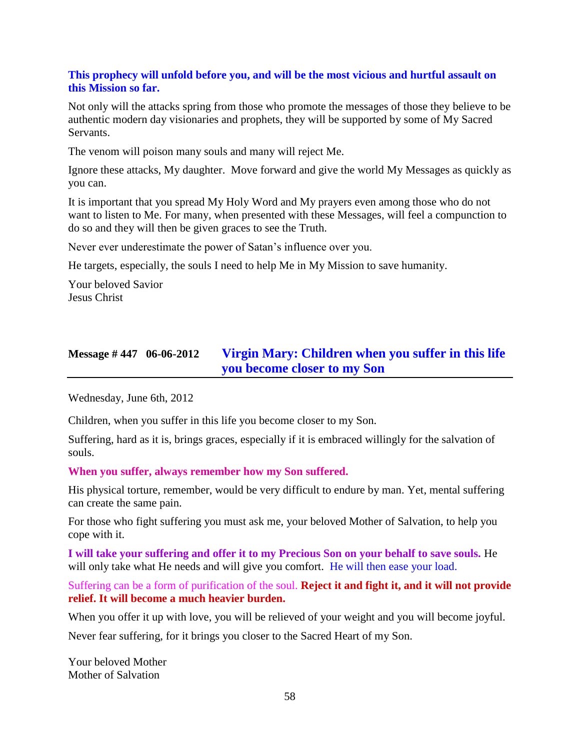**This prophecy will unfold before you, and will be the most vicious and hurtful assault on this Mission so far.**

Not only will the attacks spring from those who promote the messages of those they believe to be authentic modern day visionaries and prophets, they will be supported by some of My Sacred Servants.

The venom will poison many souls and many will reject Me.

Ignore these attacks, My daughter. Move forward and give the world My Messages as quickly as you can.

It is important that you spread My Holy Word and My prayers even among those who do not want to listen to Me. For many, when presented with these Messages, will feel a compunction to do so and they will then be given graces to see the Truth.

Never ever underestimate the power of Satan's influence over you.

He targets, especially, the souls I need to help Me in My Mission to save humanity.

Your beloved Savior
Jesus Christ

## Message # 447 06-06-2012 Virgin Mary: Children when you suffer in this life you become closer to my Son

Wednesday, June 6th, 2012

Children, when you suffer in this life you become closer to my Son.

Suffering, hard as it is, brings graces, especially if it is embraced willingly for the salvation of souls.

**When you suffer, always remember how my Son suffered.**

His physical torture, remember, would be very difficult to endure by man. Yet, mental suffering can create the same pain.

For those who fight suffering you must ask me, your beloved Mother of Salvation, to help you cope with it.

**I will take your suffering and offer it to my Precious Son on your behalf to save souls.** He will only take what He needs and will give you comfort. He will then ease your load.

Suffering can be a form of purification of the soul. **Reject it and fight it, and it will not provide relief. It will become a much heavier burden.**

When you offer it up with love, you will be relieved of your weight and you will become joyful.

Never fear suffering, for it brings you closer to the Sacred Heart of my Son.

Your beloved Mother
Mother of Salvation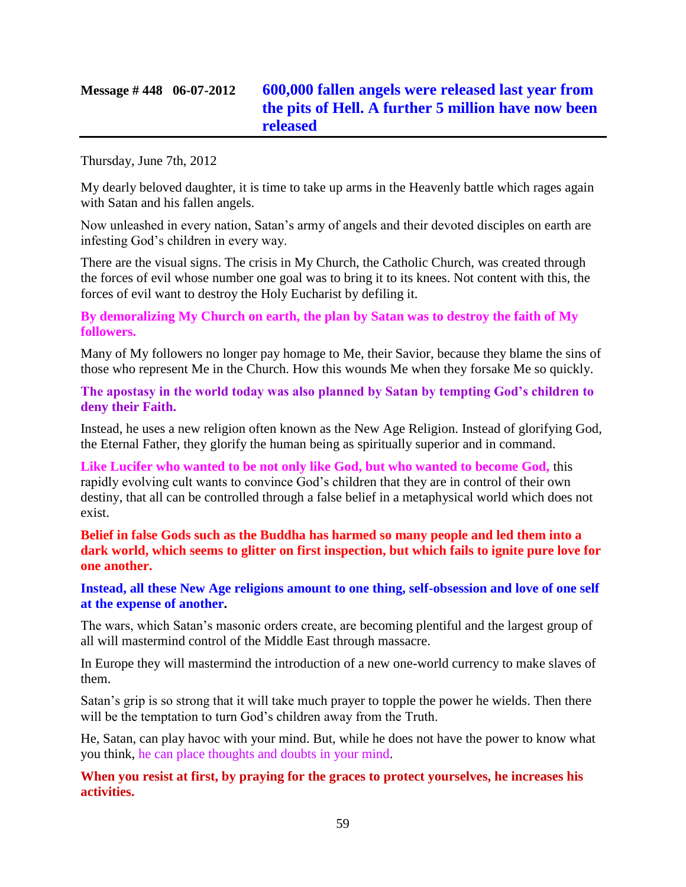## Message # 448 06-07-2012 600,000 fallen angels were released last year from the pits of Hell. A further 5 million have now been released

Thursday, June 7th, 2012

My dearly beloved daughter, it is time to take up arms in the Heavenly battle which rages again with Satan and his fallen angels.

Now unleashed in every nation, Satan's army of angels and their devoted disciples on earth are infesting God's children in every way.

There are the visual signs. The crisis in My Church, the Catholic Church, was created through the forces of evil whose number one goal was to bring it to its knees. Not content with this, the forces of evil want to destroy the Holy Eucharist by defiling it.

**By demoralizing My Church on earth, the plan by Satan was to destroy the faith of My followers.**

Many of My followers no longer pay homage to Me, their Savior, because they blame the sins of those who represent Me in the Church. How this wounds Me when they forsake Me so quickly.

**The apostasy in the world today was also planned by Satan by tempting God's children to deny their Faith.**

Instead, he uses a new religion often known as the New Age Religion. Instead of glorifying God, the Eternal Father, they glorify the human being as spiritually superior and in command.

**Like Lucifer who wanted to be not only like God, but who wanted to become God,** this rapidly evolving cult wants to convince God's children that they are in control of their own destiny, that all can be controlled through a false belief in a metaphysical world which does not exist.

**Belief in false Gods such as the Buddha has harmed so many people and led them into a dark world, which seems to glitter on first inspection, but which fails to ignite pure love for one another.**

**Instead, all these New Age religions amount to one thing, self-obsession and love of one self at the expense of another.**

The wars, which Satan's masonic orders create, are becoming plentiful and the largest group of all will mastermind control of the Middle East through massacre.

In Europe they will mastermind the introduction of a new one-world currency to make slaves of them.

Satan's grip is so strong that it will take much prayer to topple the power he wields. Then there will be the temptation to turn God's children away from the Truth.

He, Satan, can play havoc with your mind. But, while he does not have the power to know what you think, he can place thoughts and doubts in your mind.

**When you resist at first, by praying for the graces to protect yourselves, he increases his activities.**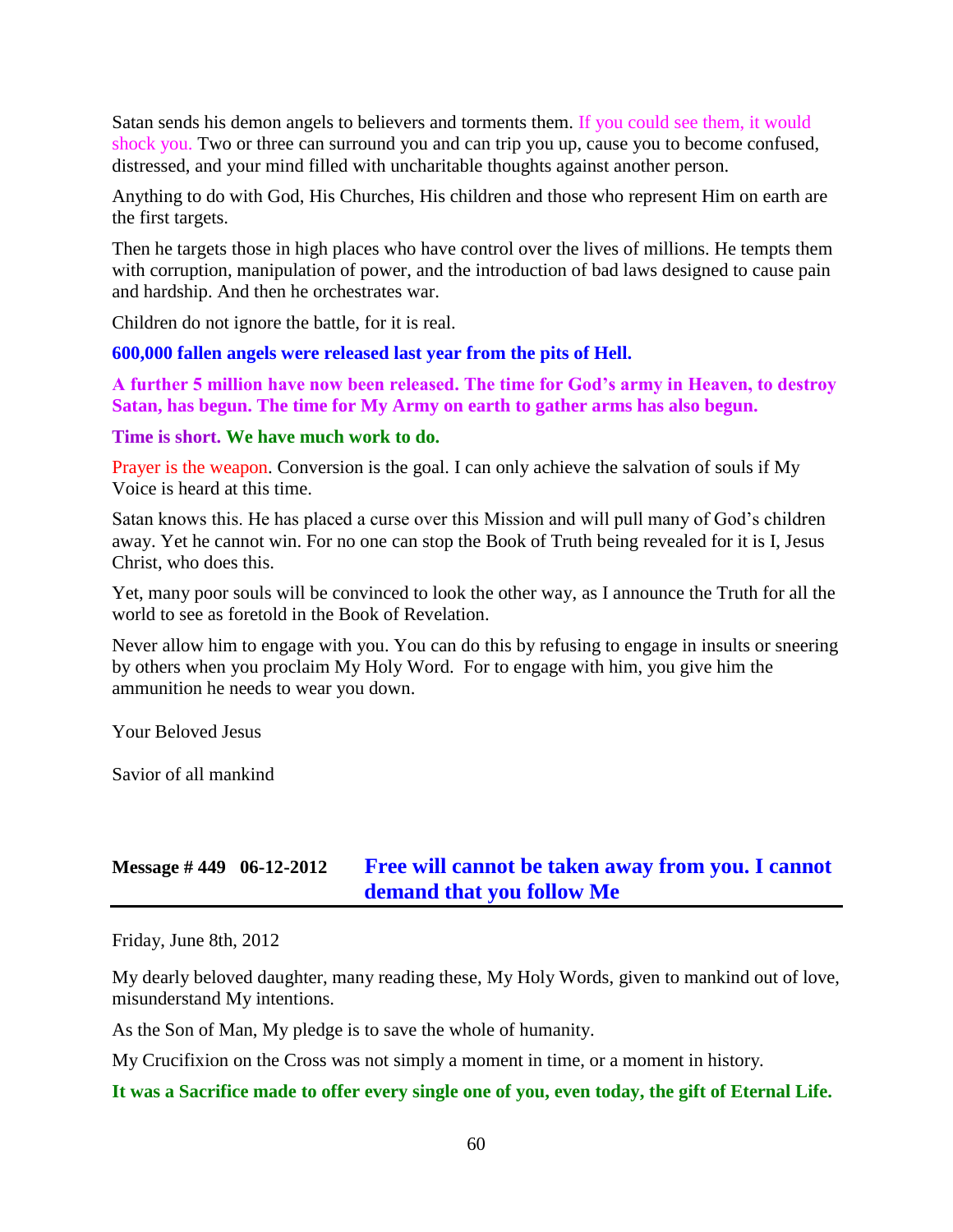Satan sends his demon angels to believers and torments them. If you could see them, it would shock you. Two or three can surround you and can trip you up, cause you to become confused, distressed, and your mind filled with uncharitable thoughts against another person.

Anything to do with God, His Churches, His children and those who represent Him on earth are the first targets.

Then he targets those in high places who have control over the lives of millions. He tempts them with corruption, manipulation of power, and the introduction of bad laws designed to cause pain and hardship. And then he orchestrates war.

Children do not ignore the battle, for it is real.

**600,000 fallen angels were released last year from the pits of Hell.**

**A further 5 million have now been released. The time for God's army in Heaven, to destroy Satan, has begun. The time for My Army on earth to gather arms has also begun.**

**Time is short. We have much work to do.**

Prayer is the weapon. Conversion is the goal. I can only achieve the salvation of souls if My Voice is heard at this time.

Satan knows this. He has placed a curse over this Mission and will pull many of God's children away. Yet he cannot win. For no one can stop the Book of Truth being revealed for it is I, Jesus Christ, who does this.

Yet, many poor souls will be convinced to look the other way, as I announce the Truth for all the world to see as foretold in the Book of Revelation.

Never allow him to engage with you. You can do this by refusing to engage in insults or sneering by others when you proclaim My Holy Word. For to engage with him, you give him the ammunition he needs to wear you down.

Your Beloved Jesus

Savior of all mankind

## Message # 449 06-12-2012 Free will cannot be taken away from you. I cannot demand that you follow Me

Friday, June 8th, 2012

My dearly beloved daughter, many reading these, My Holy Words, given to mankind out of love, misunderstand My intentions.

As the Son of Man, My pledge is to save the whole of humanity.

My Crucifixion on the Cross was not simply a moment in time, or a moment in history.

**It was a Sacrifice made to offer every single one of you, even today, the gift of Eternal Life.**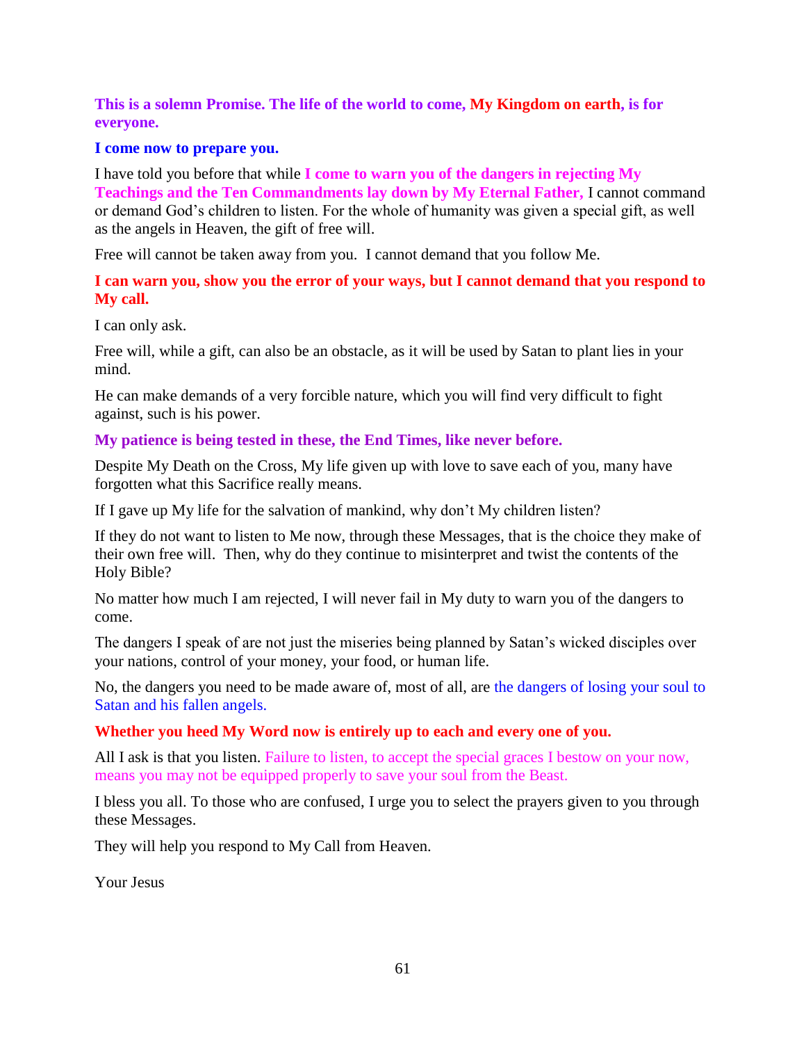**This is a solemn Promise. The life of the world to come, My Kingdom on earth, is for everyone.**

**I come now to prepare you.**

I have told you before that while **I come to warn you of the dangers in rejecting My Teachings and the Ten Commandments lay down by My Eternal Father,** I cannot command or demand God's children to listen. For the whole of humanity was given a special gift, as well as the angels in Heaven, the gift of free will.

Free will cannot be taken away from you. I cannot demand that you follow Me.

**I can warn you, show you the error of your ways, but I cannot demand that you respond to My call.**

I can only ask.

Free will, while a gift, can also be an obstacle, as it will be used by Satan to plant lies in your mind.

He can make demands of a very forcible nature, which you will find very difficult to fight against, such is his power.

**My patience is being tested in these, the End Times, like never before.**

Despite My Death on the Cross, My life given up with love to save each of you, many have forgotten what this Sacrifice really means.

If I gave up My life for the salvation of mankind, why don't My children listen?

If they do not want to listen to Me now, through these Messages, that is the choice they make of their own free will. Then, why do they continue to misinterpret and twist the contents of the Holy Bible?

No matter how much I am rejected, I will never fail in My duty to warn you of the dangers to come.

The dangers I speak of are not just the miseries being planned by Satan's wicked disciples over your nations, control of your money, your food, or human life.

No, the dangers you need to be made aware of, most of all, are the dangers of losing your soul to Satan and his fallen angels.

**Whether you heed My Word now is entirely up to each and every one of you.**

All I ask is that you listen. Failure to listen, to accept the special graces I bestow on your now, means you may not be equipped properly to save your soul from the Beast.

I bless you all. To those who are confused, I urge you to select the prayers given to you through these Messages.

They will help you respond to My Call from Heaven.

Your Jesus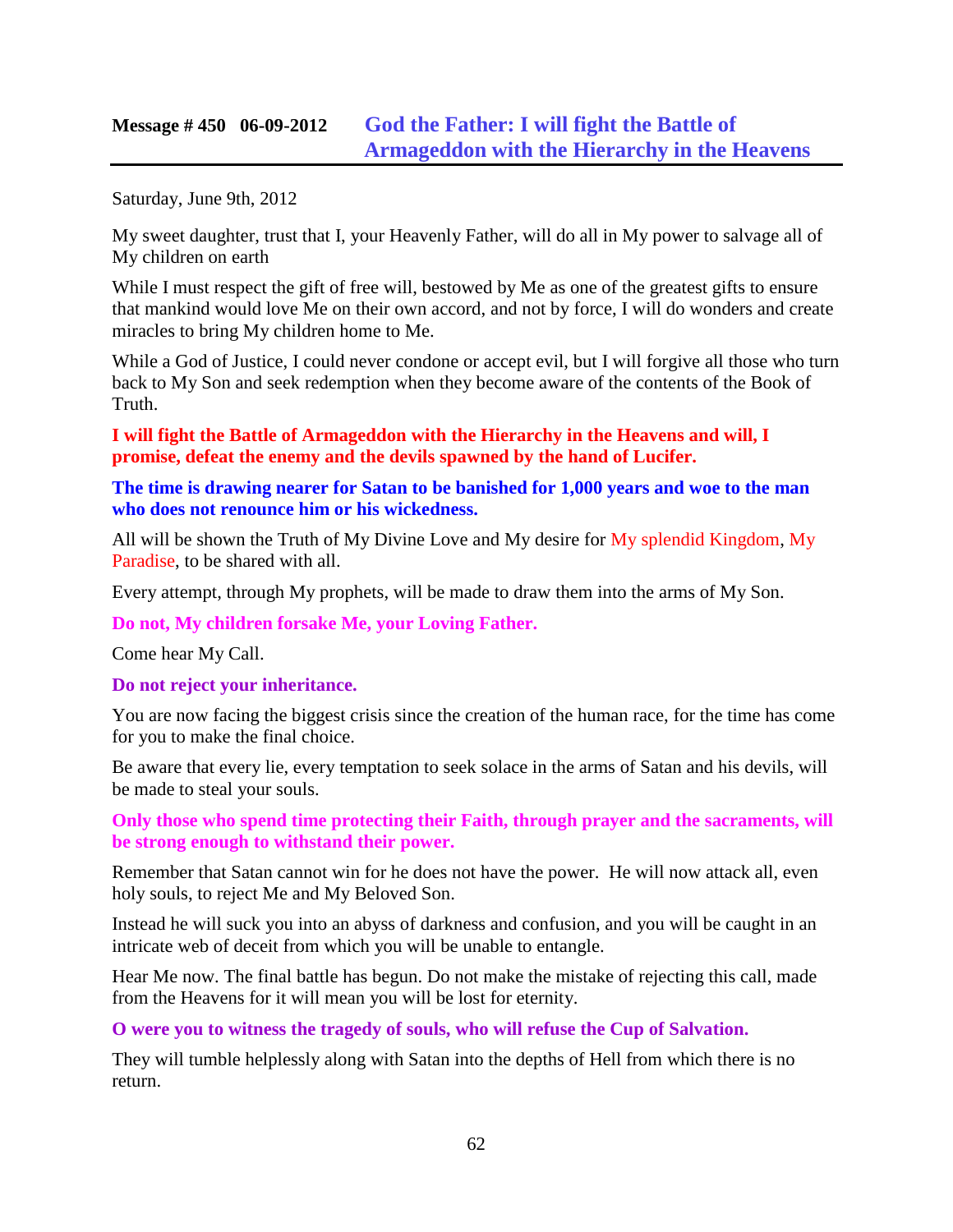## Message # 450 06-09-2012 God the Father: I will fight the Battle of Armageddon with the Hierarchy in the Heavens

Saturday, June 9th, 2012

My sweet daughter, trust that I, your Heavenly Father, will do all in My power to salvage all of My children on earth

While I must respect the gift of free will, bestowed by Me as one of the greatest gifts to ensure that mankind would love Me on their own accord, and not by force, I will do wonders and create miracles to bring My children home to Me.

While a God of Justice, I could never condone or accept evil, but I will forgive all those who turn back to My Son and seek redemption when they become aware of the contents of the Book of Truth.

**I will fight the Battle of Armageddon with the Hierarchy in the Heavens and will, I promise, defeat the enemy and the devils spawned by the hand of Lucifer.**

**The time is drawing nearer for Satan to be banished for 1,000 years and woe to the man who does not renounce him or his wickedness.**

All will be shown the Truth of My Divine Love and My desire for My splendid Kingdom, My Paradise, to be shared with all.

Every attempt, through My prophets, will be made to draw them into the arms of My Son.

**Do not, My children forsake Me, your Loving Father.**

Come hear My Call.

**Do not reject your inheritance.**

You are now facing the biggest crisis since the creation of the human race, for the time has come for you to make the final choice.

Be aware that every lie, every temptation to seek solace in the arms of Satan and his devils, will be made to steal your souls.

**Only those who spend time protecting their Faith, through prayer and the sacraments, will be strong enough to withstand their power.**

Remember that Satan cannot win for he does not have the power. He will now attack all, even holy souls, to reject Me and My Beloved Son.

Instead he will suck you into an abyss of darkness and confusion, and you will be caught in an intricate web of deceit from which you will be unable to entangle.

Hear Me now. The final battle has begun. Do not make the mistake of rejecting this call, made from the Heavens for it will mean you will be lost for eternity.

**O were you to witness the tragedy of souls, who will refuse the Cup of Salvation.**

They will tumble helplessly along with Satan into the depths of Hell from which there is no return.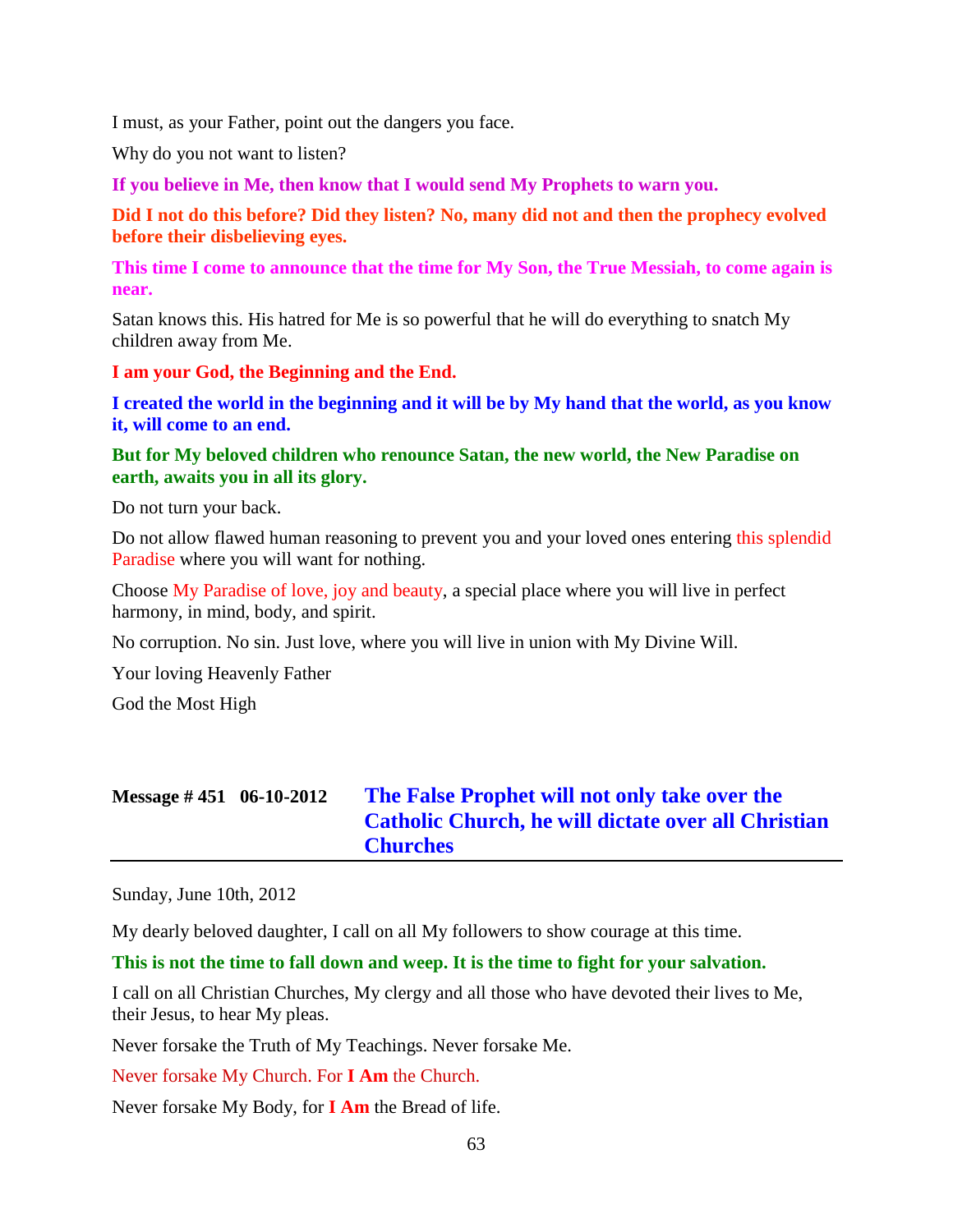I must, as your Father, point out the dangers you face.

Why do you not want to listen?

**If you believe in Me, then know that I would send My Prophets to warn you.**

**Did I not do this before? Did they listen? No, many did not and then the prophecy evolved before their disbelieving eyes.**

**This time I come to announce that the time for My Son, the True Messiah, to come again is near.**

Satan knows this. His hatred for Me is so powerful that he will do everything to snatch My children away from Me.

**I am your God, the Beginning and the End.**

**I created the world in the beginning and it will be by My hand that the world, as you know it, will come to an end.**

**But for My beloved children who renounce Satan, the new world, the New Paradise on earth, awaits you in all its glory.**

Do not turn your back.

Do not allow flawed human reasoning to prevent you and your loved ones entering this splendid Paradise where you will want for nothing.

Choose My Paradise of love, joy and beauty, a special place where you will live in perfect harmony, in mind, body, and spirit.

No corruption. No sin. Just love, where you will live in union with My Divine Will.

Your loving Heavenly Father

God the Most High

## Message # 451 06-10-2012 The False Prophet will not only take over the Catholic Church, he will dictate over all Christian Churches

Sunday, June 10th, 2012

My dearly beloved daughter, I call on all My followers to show courage at this time.

**This is not the time to fall down and weep. It is the time to fight for your salvation.**

I call on all Christian Churches, My clergy and all those who have devoted their lives to Me, their Jesus, to hear My pleas.

Never forsake the Truth of My Teachings. Never forsake Me.

Never forsake My Church. For **I Am** the Church.

Never forsake My Body, for **I Am** the Bread of life.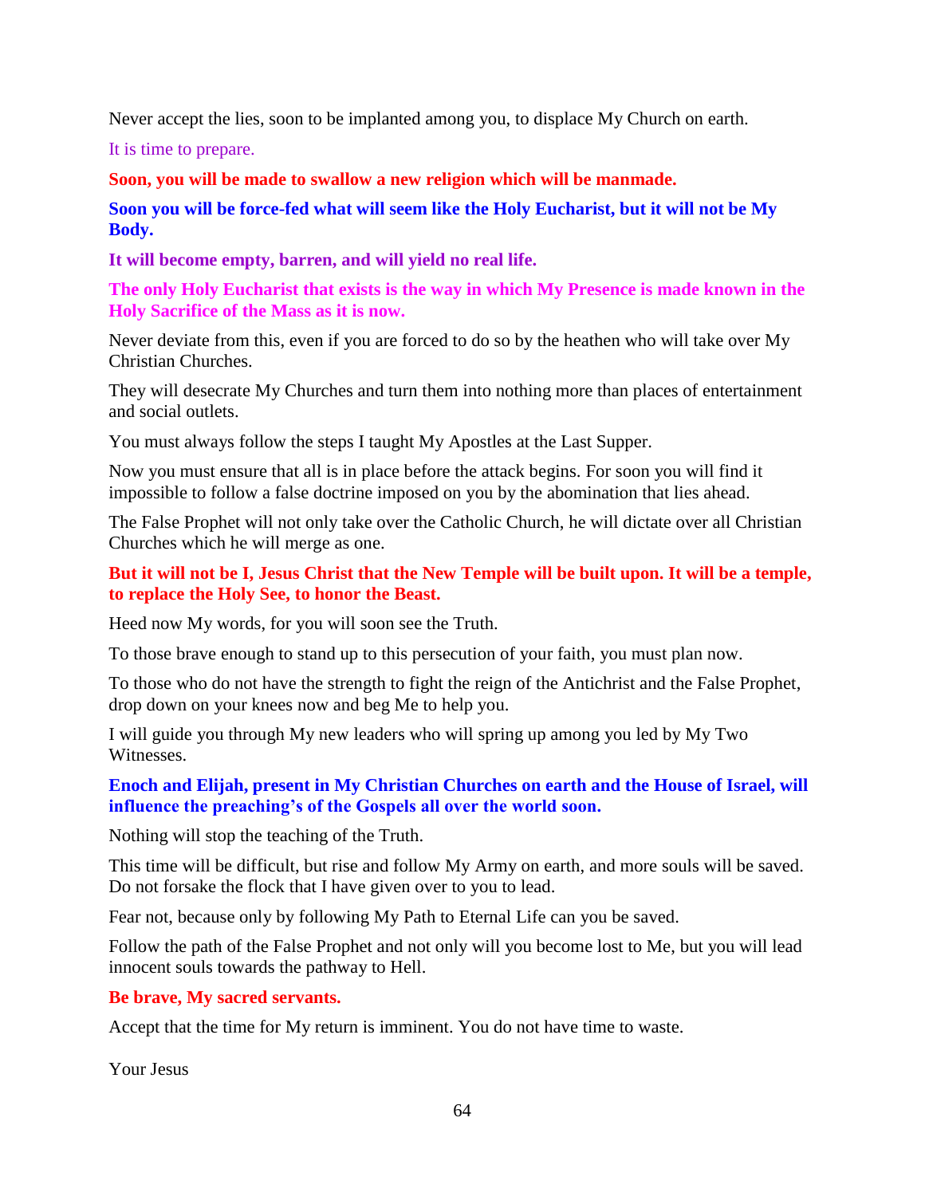Never accept the lies, soon to be implanted among you, to displace My Church on earth.

It is time to prepare.

**Soon, you will be made to swallow a new religion which will be manmade.**

**Soon you will be force-fed what will seem like the Holy Eucharist, but it will not be My Body.**

**It will become empty, barren, and will yield no real life.**

**The only Holy Eucharist that exists is the way in which My Presence is made known in the Holy Sacrifice of the Mass as it is now.**

Never deviate from this, even if you are forced to do so by the heathen who will take over My Christian Churches.

They will desecrate My Churches and turn them into nothing more than places of entertainment and social outlets.

You must always follow the steps I taught My Apostles at the Last Supper.

Now you must ensure that all is in place before the attack begins. For soon you will find it impossible to follow a false doctrine imposed on you by the abomination that lies ahead.

The False Prophet will not only take over the Catholic Church, he will dictate over all Christian Churches which he will merge as one.

**But it will not be I, Jesus Christ that the New Temple will be built upon. It will be a temple, to replace the Holy See, to honor the Beast.**

Heed now My words, for you will soon see the Truth.

To those brave enough to stand up to this persecution of your faith, you must plan now.

To those who do not have the strength to fight the reign of the Antichrist and the False Prophet, drop down on your knees now and beg Me to help you.

I will guide you through My new leaders who will spring up among you led by My Two Witnesses.

**Enoch and Elijah, present in My Christian Churches on earth and the House of Israel, will influence the preaching's of the Gospels all over the world soon.**

Nothing will stop the teaching of the Truth.

This time will be difficult, but rise and follow My Army on earth, and more souls will be saved. Do not forsake the flock that I have given over to you to lead.

Fear not, because only by following My Path to Eternal Life can you be saved.

Follow the path of the False Prophet and not only will you become lost to Me, but you will lead innocent souls towards the pathway to Hell.

**Be brave, My sacred servants.**

Accept that the time for My return is imminent. You do not have time to waste.

Your Jesus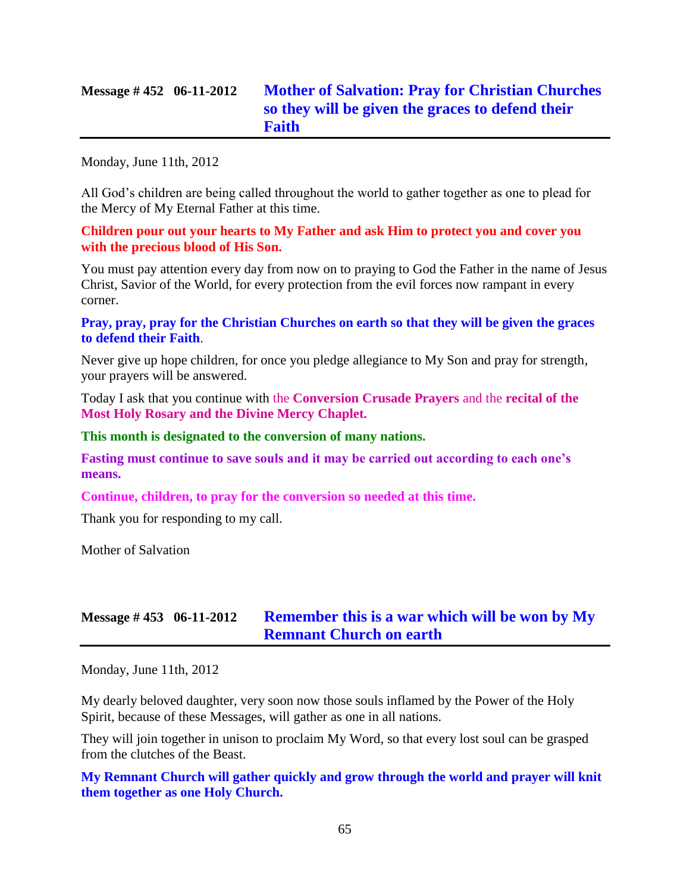## Message # 452 06-11-2012 Mother of Salvation: Pray for Christian Churches so they will be given the graces to defend their Faith

Monday, June 11th, 2012

All God's children are being called throughout the world to gather together as one to plead for the Mercy of My Eternal Father at this time.

**Children pour out your hearts to My Father and ask Him to protect you and cover you with the precious blood of His Son.**

You must pay attention every day from now on to praying to God the Father in the name of Jesus Christ, Savior of the World, for every protection from the evil forces now rampant in every corner.

**Pray, pray, pray for the Christian Churches on earth so that they will be given the graces to defend their Faith**.

Never give up hope children, for once you pledge allegiance to My Son and pray for strength, your prayers will be answered.

Today I ask that you continue with the **Conversion Crusade Prayers** and the **recital of the Most Holy Rosary and the Divine Mercy Chaplet.**

**This month is designated to the conversion of many nations.**

**Fasting must continue to save souls and it may be carried out according to each one's means.**

**Continue, children, to pray for the conversion so needed at this time.**

Thank you for responding to my call.

Mother of Salvation

## Message # 453 06-11-2012 Remember this is a war which will be won by My Remnant Church on earth

Monday, June 11th, 2012

My dearly beloved daughter, very soon now those souls inflamed by the Power of the Holy Spirit, because of these Messages, will gather as one in all nations.

They will join together in unison to proclaim My Word, so that every lost soul can be grasped from the clutches of the Beast.

**My Remnant Church will gather quickly and grow through the world and prayer will knit them together as one Holy Church.**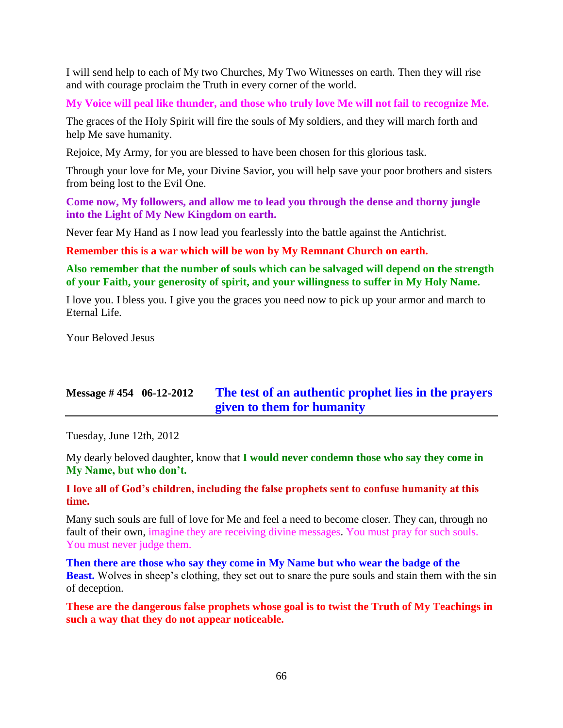I will send help to each of My two Churches, My Two Witnesses on earth. Then they will rise and with courage proclaim the Truth in every corner of the world.

**My Voice will peal like thunder, and those who truly love Me will not fail to recognize Me.**

The graces of the Holy Spirit will fire the souls of My soldiers, and they will march forth and help Me save humanity.

Rejoice, My Army, for you are blessed to have been chosen for this glorious task.

Through your love for Me, your Divine Savior, you will help save your poor brothers and sisters from being lost to the Evil One.

**Come now, My followers, and allow me to lead you through the dense and thorny jungle into the Light of My New Kingdom on earth.**

Never fear My Hand as I now lead you fearlessly into the battle against the Antichrist.

**Remember this is a war which will be won by My Remnant Church on earth.**

**Also remember that the number of souls which can be salvaged will depend on the strength of your Faith, your generosity of spirit, and your willingness to suffer in My Holy Name.**

I love you. I bless you. I give you the graces you need now to pick up your armor and march to Eternal Life.

Your Beloved Jesus

## Message # 454 06-12-2012 The test of an authentic prophet lies in the prayers given to them for humanity

Tuesday, June 12th, 2012

My dearly beloved daughter, know that **I would never condemn those who say they come in My Name, but who don't.**

**I love all of God's children, including the false prophets sent to confuse humanity at this time.**

Many such souls are full of love for Me and feel a need to become closer. They can, through no fault of their own, imagine they are receiving divine messages. You must pray for such souls. You must never judge them.

**Then there are those who say they come in My Name but who wear the badge of the Beast.** Wolves in sheep's clothing, they set out to snare the pure souls and stain them with the sin of deception.

**These are the dangerous false prophets whose goal is to twist the Truth of My Teachings in such a way that they do not appear noticeable.**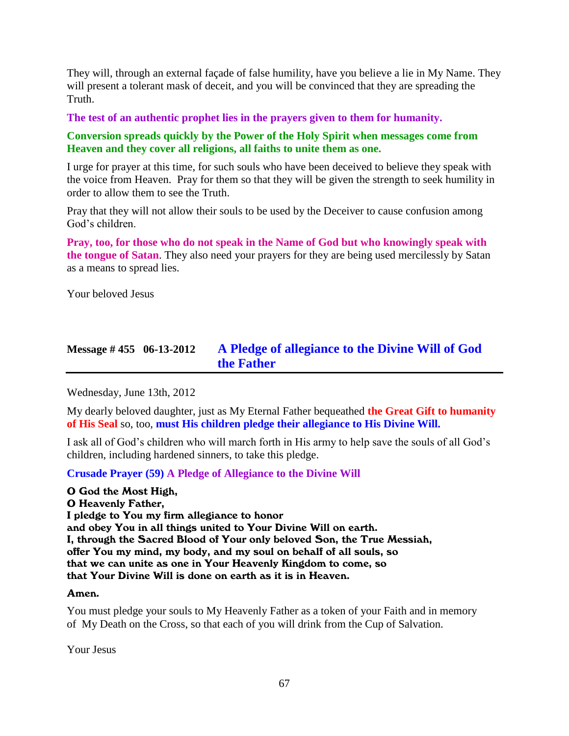They will, through an external façade of false humility, have you believe a lie in My Name. They will present a tolerant mask of deceit, and you will be convinced that they are spreading the Truth.

**The test of an authentic prophet lies in the prayers given to them for humanity.**

**Conversion spreads quickly by the Power of the Holy Spirit when messages come from Heaven and they cover all religions, all faiths to unite them as one.**

I urge for prayer at this time, for such souls who have been deceived to believe they speak with the voice from Heaven. Pray for them so that they will be given the strength to seek humility in order to allow them to see the Truth.

Pray that they will not allow their souls to be used by the Deceiver to cause confusion among God's children.

**Pray, too, for those who do not speak in the Name of God but who knowingly speak with the tongue of Satan**. They also need your prayers for they are being used mercilessly by Satan as a means to spread lies.

Your beloved Jesus

## Message # 455 06-13-2012 A Pledge of allegiance to the Divine Will of God the Father

Wednesday, June 13th, 2012

My dearly beloved daughter, just as My Eternal Father bequeathed **the Great Gift to humanity of His Seal** so, too, **must His children pledge their allegiance to His Divine Will.**

I ask all of God's children who will march forth in His army to help save the souls of all God's children, including hardened sinners, to take this pledge.

**Crusade Prayer (59) A Pledge of Allegiance to the Divine Will**

**O God the Most High,**
**O Heavenly Father,**
**I pledge to You my firm allegiance to honor**
**and obey You in all things united to Your Divine Will on earth.**
**I, through the Sacred Blood of Your only beloved Son, the True Messiah,**
**offer You my mind, my body, and my soul on behalf of all souls, so**
**that we can unite as one in Your Heavenly Kingdom to come, so**
**that Your Divine Will is done on earth as it is in Heaven.**

**Amen.**

You must pledge your souls to My Heavenly Father as a token of your Faith and in memory of My Death on the Cross, so that each of you will drink from the Cup of Salvation.

Your Jesus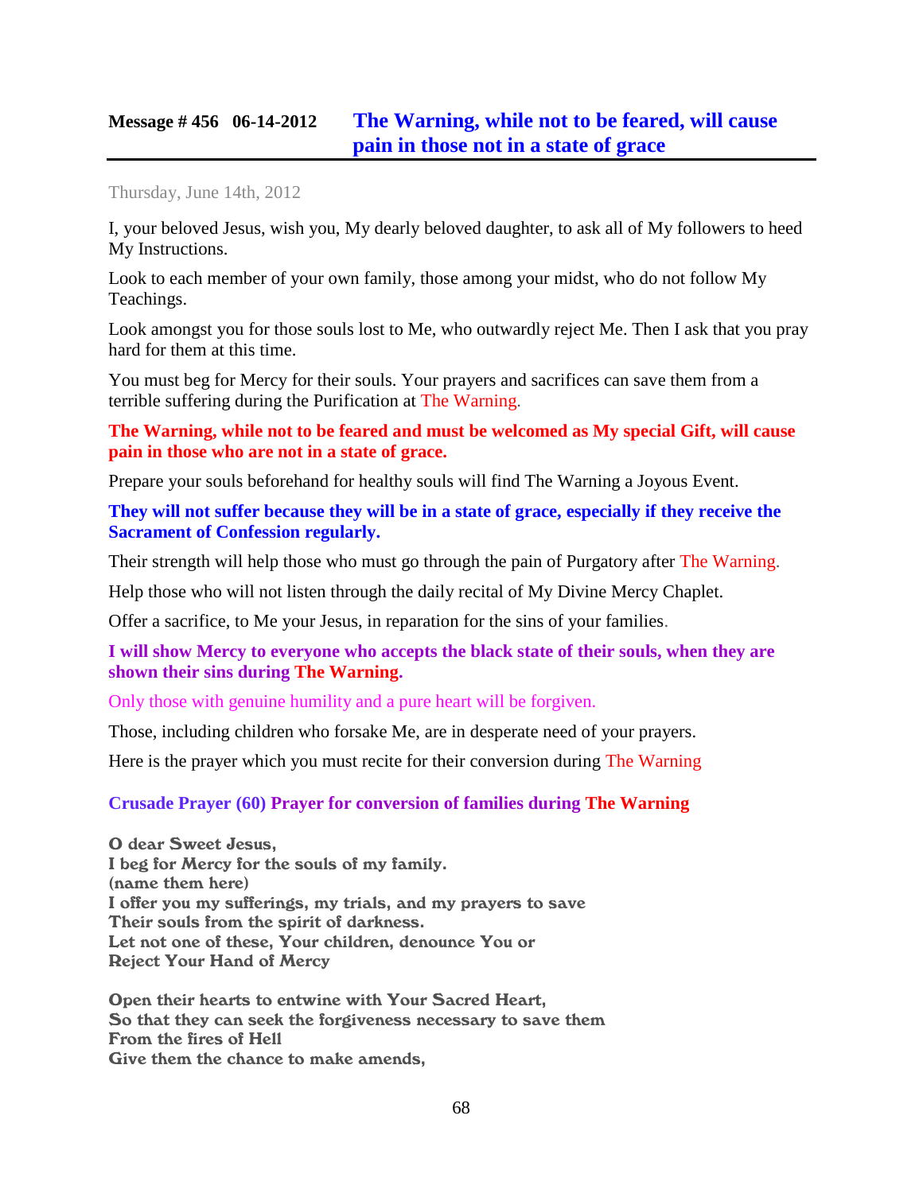## Message # 456 06-14-2012 The Warning, while not to be feared, will cause pain in those not in a state of grace

Thursday, June 14th, 2012

I, your beloved Jesus, wish you, My dearly beloved daughter, to ask all of My followers to heed My Instructions.

Look to each member of your own family, those among your midst, who do not follow My Teachings.

Look amongst you for those souls lost to Me, who outwardly reject Me. Then I ask that you pray hard for them at this time.

You must beg for Mercy for their souls. Your prayers and sacrifices can save them from a terrible suffering during the Purification at The Warning.

**The Warning, while not to be feared and must be welcomed as My special Gift, will cause pain in those who are not in a state of grace.**

Prepare your souls beforehand for healthy souls will find The Warning a Joyous Event.

**They will not suffer because they will be in a state of grace, especially if they receive the Sacrament of Confession regularly.**

Their strength will help those who must go through the pain of Purgatory after The Warning.

Help those who will not listen through the daily recital of My Divine Mercy Chaplet.

Offer a sacrifice, to Me your Jesus, in reparation for the sins of your families.

**I will show Mercy to everyone who accepts the black state of their souls, when they are shown their sins during The Warning.**

Only those with genuine humility and a pure heart will be forgiven.

Those, including children who forsake Me, are in desperate need of your prayers.

Here is the prayer which you must recite for their conversion during The Warning

**Crusade Prayer (60) Prayer for conversion of families during The Warning**

**O dear Sweet Jesus,**
**I beg for Mercy for the souls of my family.**
**(name them here)**
**I offer you my sufferings, my trials, and my prayers to save**
**Their souls from the spirit of darkness.**
**Let not one of these, Your children, denounce You or**
**Reject Your Hand of Mercy**

**Open their hearts to entwine with Your Sacred Heart,**
**So that they can seek the forgiveness necessary to save them**
**From the fires of Hell**
**Give them the chance to make amends,**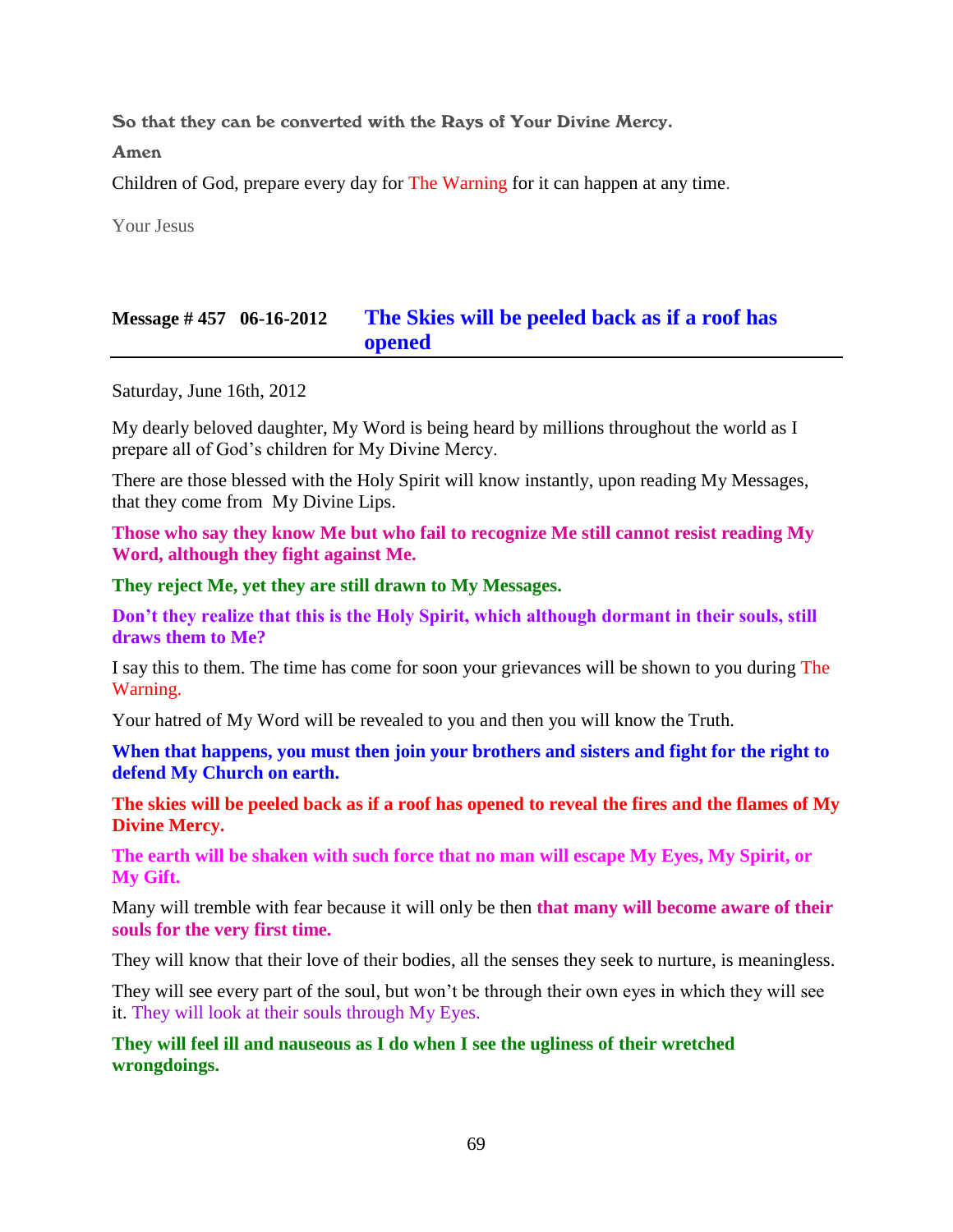**So that they can be converted with the Rays of Your Divine Mercy.**

**Amen**

Children of God, prepare every day for The Warning for it can happen at any time.

Your Jesus

## Message # 457   06-16-2012   The Skies will be peeled back as if a roof has opened

Saturday, June 16th, 2012

My dearly beloved daughter, My Word is being heard by millions throughout the world as I prepare all of God's children for My Divine Mercy.

There are those blessed with the Holy Spirit will know instantly, upon reading My Messages, that they come from  My Divine Lips.

**Those who say they know Me but who fail to recognize Me still cannot resist reading My Word, although they fight against Me.**

**They reject Me, yet they are still drawn to My Messages.**

**Don't they realize that this is the Holy Spirit, which although dormant in their souls, still draws them to Me?**

I say this to them. The time has come for soon your grievances will be shown to you during The Warning.

Your hatred of My Word will be revealed to you and then you will know the Truth.

**When that happens, you must then join your brothers and sisters and fight for the right to defend My Church on earth.**

**The skies will be peeled back as if a roof has opened to reveal the fires and the flames of My Divine Mercy.**

**The earth will be shaken with such force that no man will escape My Eyes, My Spirit, or My Gift.**

Many will tremble with fear because it will only be then **that many will become aware of their souls for the very first time.**

They will know that their love of their bodies, all the senses they seek to nurture, is meaningless.

They will see every part of the soul, but won't be through their own eyes in which they will see it. They will look at their souls through My Eyes.

**They will feel ill and nauseous as I do when I see the ugliness of their wretched wrongdoings.**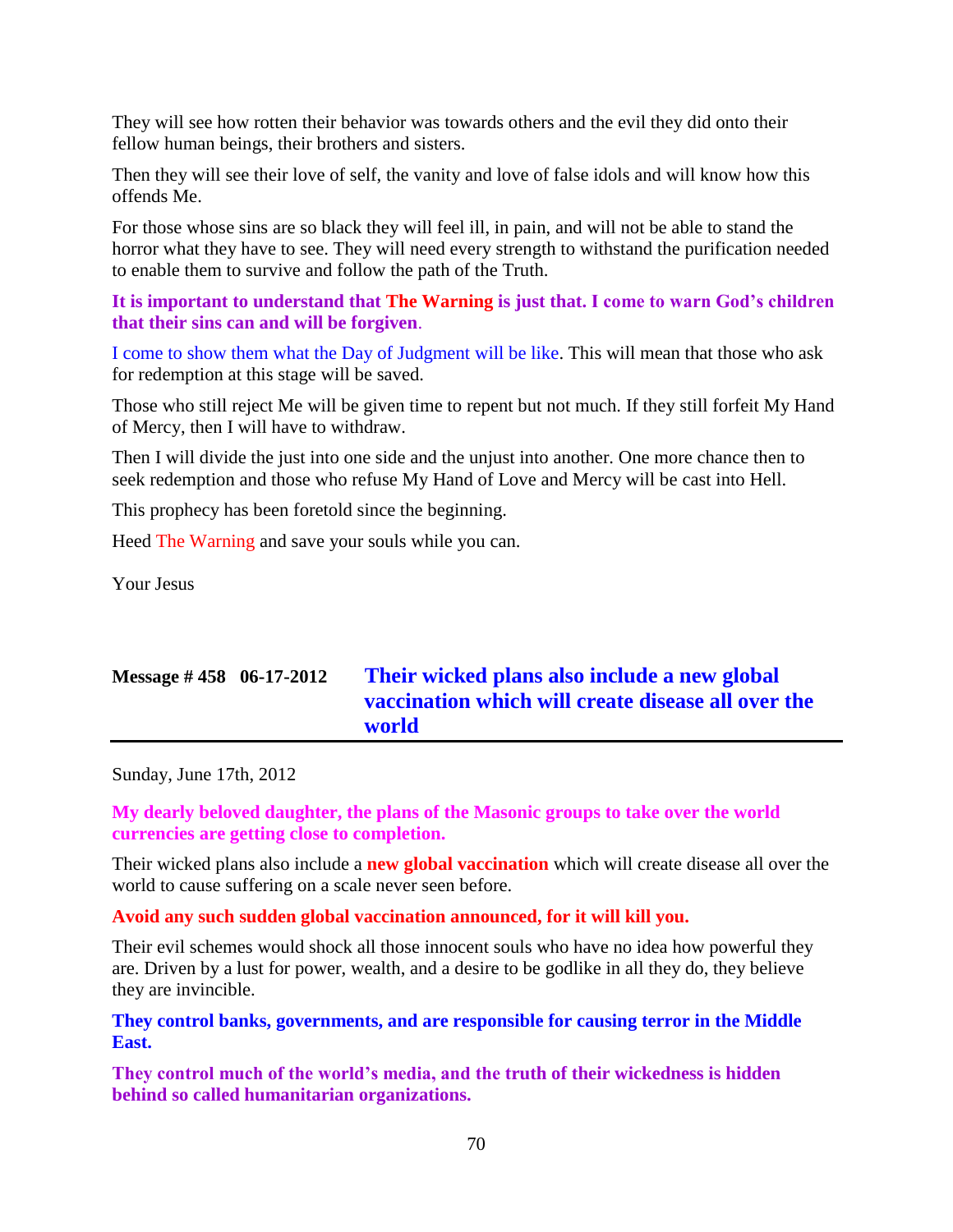They will see how rotten their behavior was towards others and the evil they did onto their fellow human beings, their brothers and sisters.

Then they will see their love of self, the vanity and love of false idols and will know how this offends Me.

For those whose sins are so black they will feel ill, in pain, and will not be able to stand the horror what they have to see. They will need every strength to withstand the purification needed to enable them to survive and follow the path of the Truth.

**It is important to understand that The Warning is just that. I come to warn God's children that their sins can and will be forgiven.**

I come to show them what the Day of Judgment will be like. This will mean that those who ask for redemption at this stage will be saved.

Those who still reject Me will be given time to repent but not much. If they still forfeit My Hand of Mercy, then I will have to withdraw.

Then I will divide the just into one side and the unjust into another. One more chance then to seek redemption and those who refuse My Hand of Love and Mercy will be cast into Hell.

This prophecy has been foretold since the beginning.

Heed The Warning and save your souls while you can.

Your Jesus

## Message # 458 06-17-2012 Their wicked plans also include a new global vaccination which will create disease all over the world

Sunday, June 17th, 2012

**My dearly beloved daughter, the plans of the Masonic groups to take over the world currencies are getting close to completion.**

Their wicked plans also include a **new global vaccination** which will create disease all over the world to cause suffering on a scale never seen before.

**Avoid any such sudden global vaccination announced, for it will kill you.**

Their evil schemes would shock all those innocent souls who have no idea how powerful they are. Driven by a lust for power, wealth, and a desire to be godlike in all they do, they believe they are invincible.

**They control banks, governments, and are responsible for causing terror in the Middle East.**

**They control much of the world's media, and the truth of their wickedness is hidden behind so called humanitarian organizations.**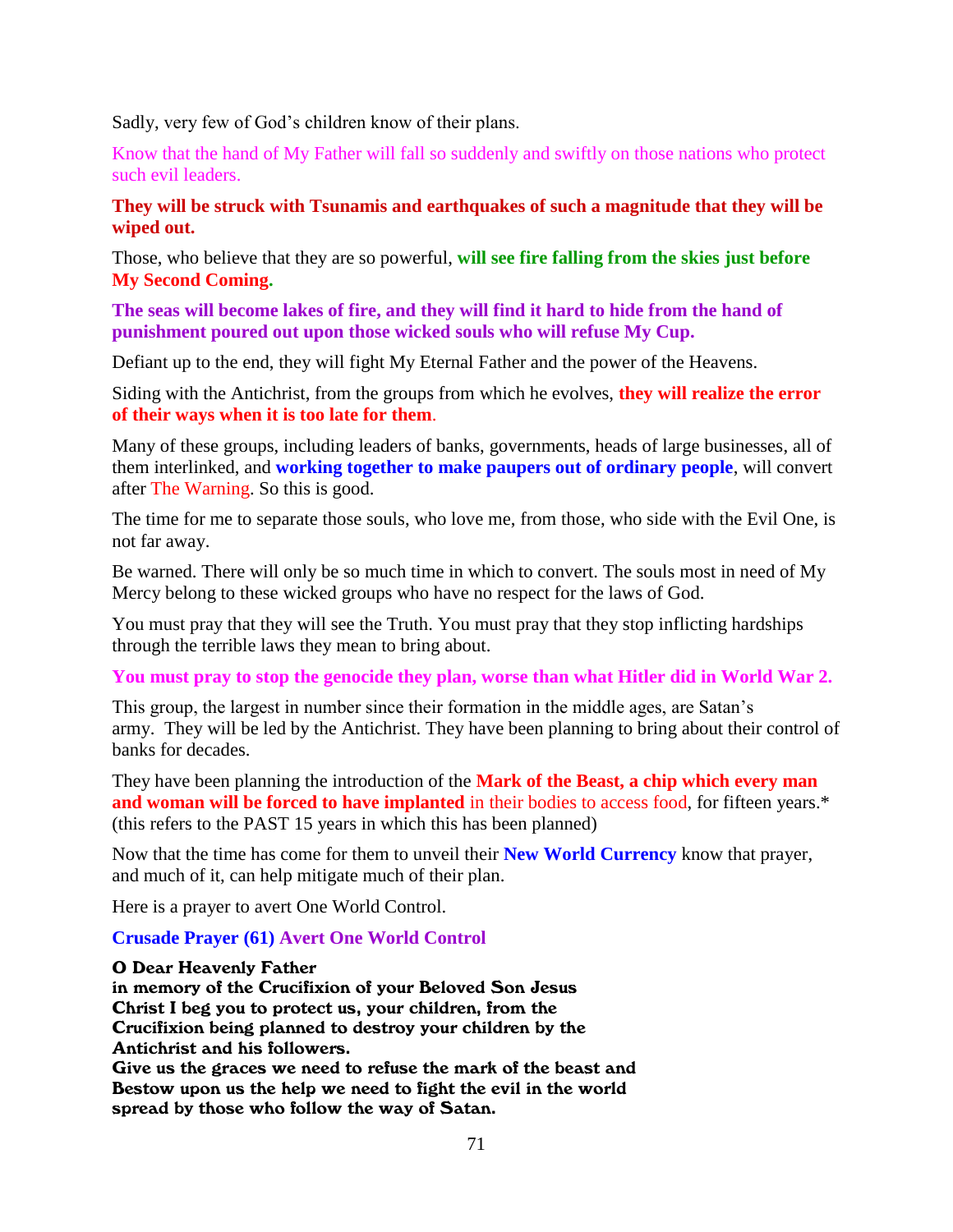Sadly, very few of God's children know of their plans.

Know that the hand of My Father will fall so suddenly and swiftly on those nations who protect such evil leaders.

**They will be struck with Tsunamis and earthquakes of such a magnitude that they will be wiped out.**

Those, who believe that they are so powerful, **will see fire falling from the skies just before My Second Coming**.

**The seas will become lakes of fire, and they will find it hard to hide from the hand of punishment poured out upon those wicked souls who will refuse My Cup.**

Defiant up to the end, they will fight My Eternal Father and the power of the Heavens.

Siding with the Antichrist, from the groups from which he evolves, **they will realize the error of their ways when it is too late for them**.

Many of these groups, including leaders of banks, governments, heads of large businesses, all of them interlinked, and **working together to make paupers out of ordinary people**, will convert after The Warning. So this is good.

The time for me to separate those souls, who love me, from those, who side with the Evil One, is not far away.

Be warned. There will only be so much time in which to convert. The souls most in need of My Mercy belong to these wicked groups who have no respect for the laws of God.

You must pray that they will see the Truth. You must pray that they stop inflicting hardships through the terrible laws they mean to bring about.

**You must pray to stop the genocide they plan, worse than what Hitler did in World War 2.**

This group, the largest in number since their formation in the middle ages, are Satan's army. They will be led by the Antichrist. They have been planning to bring about their control of banks for decades.

They have been planning the introduction of the **Mark of the Beast, a chip which every man and woman will be forced to have implanted** in their bodies to access food, for fifteen years.* (this refers to the PAST 15 years in which this has been planned)

Now that the time has come for them to unveil their **New World Currency** know that prayer, and much of it, can help mitigate much of their plan.

Here is a prayer to avert One World Control.

**Crusade Prayer (61) Avert One World Control**

**O Dear Heavenly Father**
**in memory of the Crucifixion of your Beloved Son Jesus Christ I beg you to protect us, your children, from the Crucifixion being planned to destroy your children by the Antichrist and his followers.**
**Give us the graces we need to refuse the mark of the beast and Bestow upon us the help we need to fight the evil in the world spread by those who follow the way of Satan.**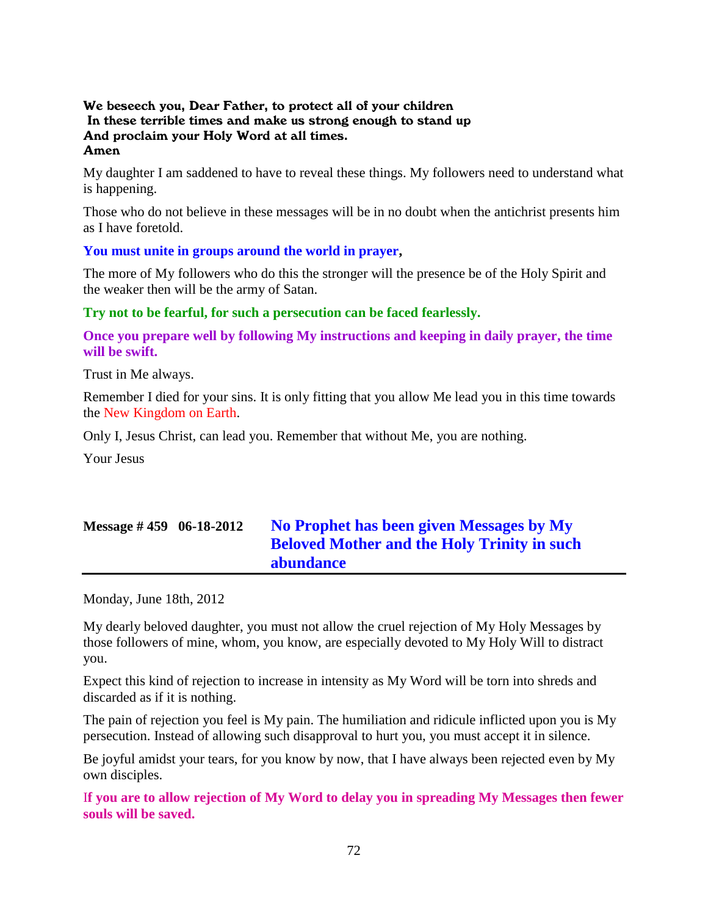**We beseech you, Dear Father, to protect all of your children**
**In these terrible times and make us strong enough to stand up**
**And proclaim your Holy Word at all times.**
**Amen**

My daughter I am saddened to have to reveal these things. My followers need to understand what is happening.

Those who do not believe in these messages will be in no doubt when the antichrist presents him as I have foretold.

**You must unite in groups around the world in prayer,**

The more of My followers who do this the stronger will the presence be of the Holy Spirit and the weaker then will be the army of Satan.

**Try not to be fearful, for such a persecution can be faced fearlessly.**

**Once you prepare well by following My instructions and keeping in daily prayer, the time will be swift.**

Trust in Me always.

Remember I died for your sins. It is only fitting that you allow Me lead you in this time towards the New Kingdom on Earth.

Only I, Jesus Christ, can lead you. Remember that without Me, you are nothing.

Your Jesus

## Message # 459 06-18-2012 No Prophet has been given Messages by My Beloved Mother and the Holy Trinity in such abundance

Monday, June 18th, 2012

My dearly beloved daughter, you must not allow the cruel rejection of My Holy Messages by those followers of mine, whom, you know, are especially devoted to My Holy Will to distract you.

Expect this kind of rejection to increase in intensity as My Word will be torn into shreds and discarded as if it is nothing.

The pain of rejection you feel is My pain. The humiliation and ridicule inflicted upon you is My persecution. Instead of allowing such disapproval to hurt you, you must accept it in silence.

Be joyful amidst your tears, for you know by now, that I have always been rejected even by My own disciples.

**If you are to allow rejection of My Word to delay you in spreading My Messages then fewer souls will be saved.**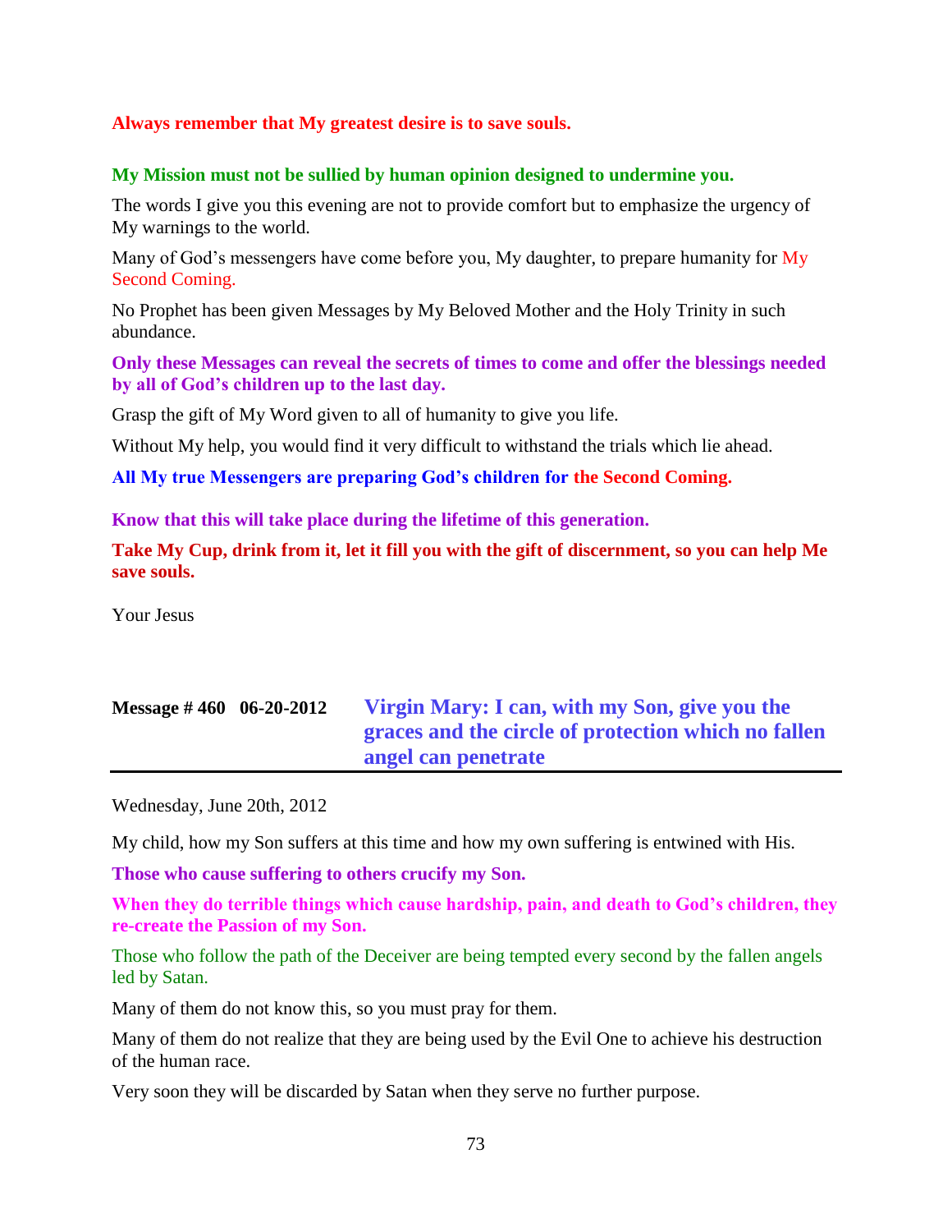**Always remember that My greatest desire is to save souls.**

**My Mission must not be sullied by human opinion designed to undermine you.**

The words I give you this evening are not to provide comfort but to emphasize the urgency of My warnings to the world.

Many of God's messengers have come before you, My daughter, to prepare humanity for My Second Coming.

No Prophet has been given Messages by My Beloved Mother and the Holy Trinity in such abundance.

**Only these Messages can reveal the secrets of times to come and offer the blessings needed by all of God's children up to the last day.**

Grasp the gift of My Word given to all of humanity to give you life.

Without My help, you would find it very difficult to withstand the trials which lie ahead.

**All My true Messengers are preparing God's children for the Second Coming.**

**Know that this will take place during the lifetime of this generation.**

**Take My Cup, drink from it, let it fill you with the gift of discernment, so you can help Me save souls.**

Your Jesus

## Message # 460 06-20-2012 Virgin Mary: I can, with my Son, give you the graces and the circle of protection which no fallen angel can penetrate

Wednesday, June 20th, 2012

My child, how my Son suffers at this time and how my own suffering is entwined with His.

**Those who cause suffering to others crucify my Son.**

**When they do terrible things which cause hardship, pain, and death to God's children, they re-create the Passion of my Son.**

Those who follow the path of the Deceiver are being tempted every second by the fallen angels led by Satan.

Many of them do not know this, so you must pray for them.

Many of them do not realize that they are being used by the Evil One to achieve his destruction of the human race.

Very soon they will be discarded by Satan when they serve no further purpose.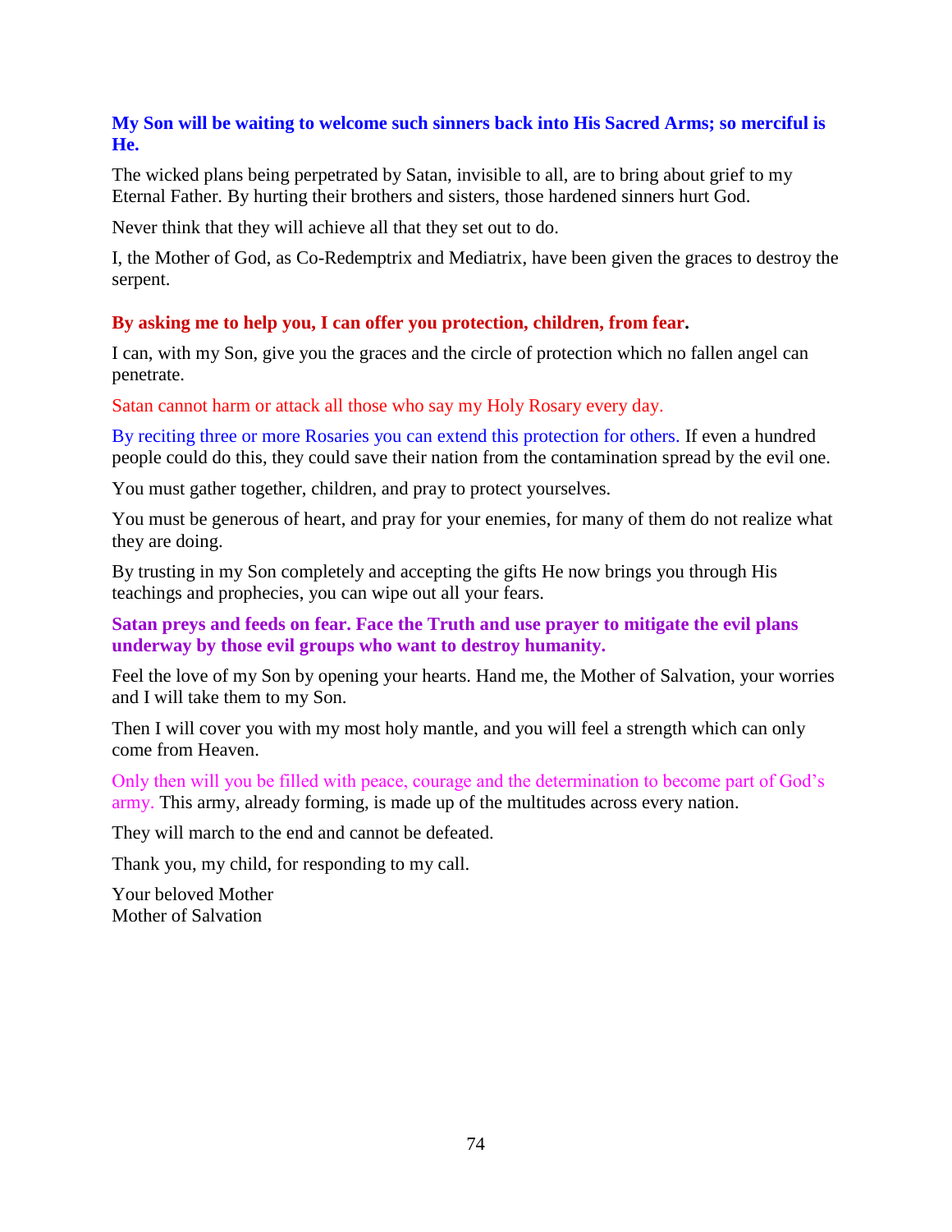**My Son will be waiting to welcome such sinners back into His Sacred Arms; so merciful is He.**

The wicked plans being perpetrated by Satan, invisible to all, are to bring about grief to my Eternal Father. By hurting their brothers and sisters, those hardened sinners hurt God.

Never think that they will achieve all that they set out to do.

I, the Mother of God, as Co-Redemptrix and Mediatrix, have been given the graces to destroy the serpent.

**By asking me to help you, I can offer you protection, children, from fear.**

I can, with my Son, give you the graces and the circle of protection which no fallen angel can penetrate.

Satan cannot harm or attack all those who say my Holy Rosary every day.

By reciting three or more Rosaries you can extend this protection for others. If even a hundred people could do this, they could save their nation from the contamination spread by the evil one.

You must gather together, children, and pray to protect yourselves.

You must be generous of heart, and pray for your enemies, for many of them do not realize what they are doing.

By trusting in my Son completely and accepting the gifts He now brings you through His teachings and prophecies, you can wipe out all your fears.

**Satan preys and feeds on fear. Face the Truth and use prayer to mitigate the evil plans underway by those evil groups who want to destroy humanity.**

Feel the love of my Son by opening your hearts. Hand me, the Mother of Salvation, your worries and I will take them to my Son.

Then I will cover you with my most holy mantle, and you will feel a strength which can only come from Heaven.

Only then will you be filled with peace, courage and the determination to become part of God's army. This army, already forming, is made up of the multitudes across every nation.

They will march to the end and cannot be defeated.

Thank you, my child, for responding to my call.

Your beloved Mother
Mother of Salvation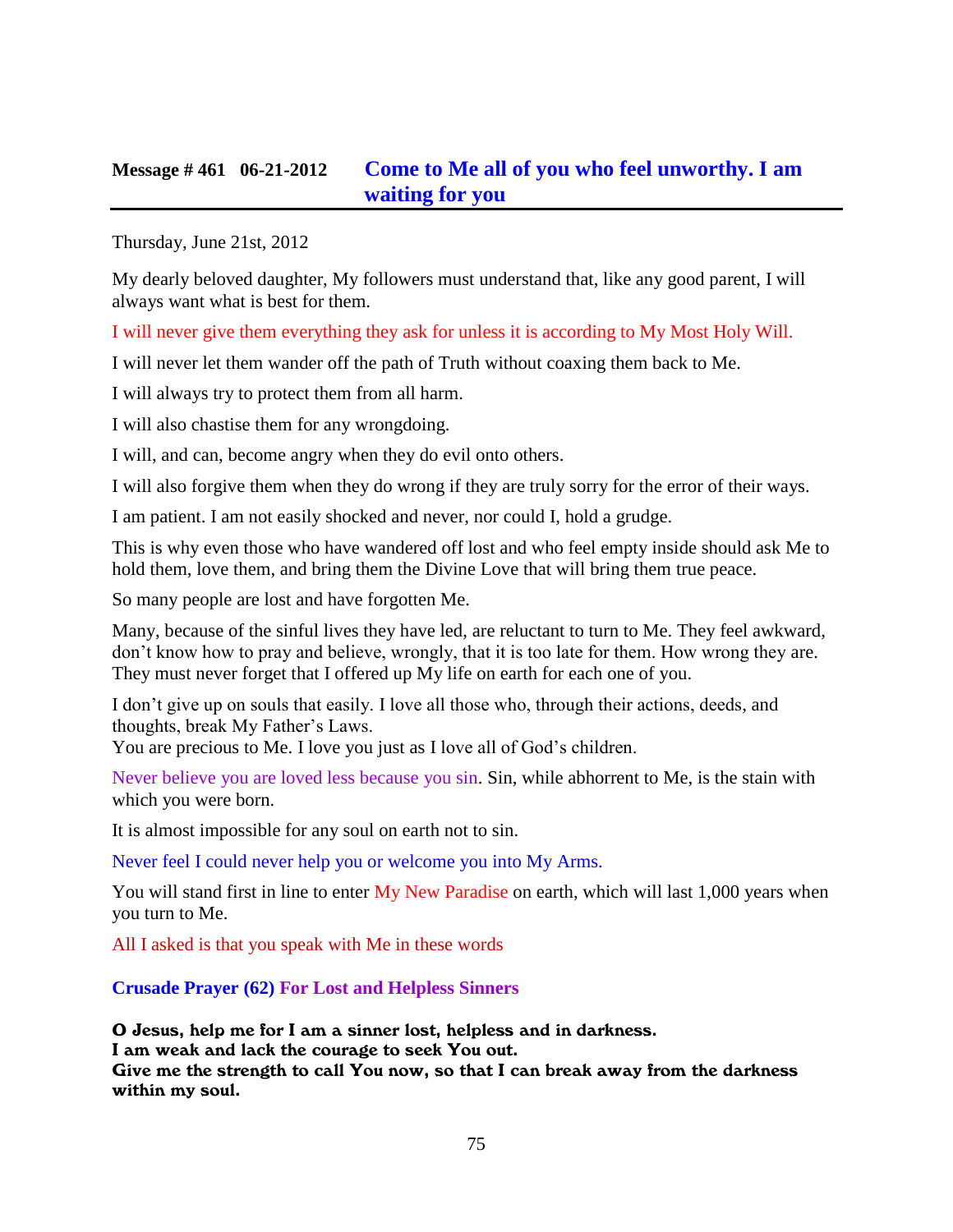## Message # 461 06-21-2012 Come to Me all of you who feel unworthy. I am waiting for you

Thursday, June 21st, 2012

My dearly beloved daughter, My followers must understand that, like any good parent, I will always want what is best for them.

I will never give them everything they ask for unless it is according to My Most Holy Will.

I will never let them wander off the path of Truth without coaxing them back to Me.

I will always try to protect them from all harm.

I will also chastise them for any wrongdoing.

I will, and can, become angry when they do evil onto others.

I will also forgive them when they do wrong if they are truly sorry for the error of their ways.

I am patient. I am not easily shocked and never, nor could I, hold a grudge.

This is why even those who have wandered off lost and who feel empty inside should ask Me to hold them, love them, and bring them the Divine Love that will bring them true peace.

So many people are lost and have forgotten Me.

Many, because of the sinful lives they have led, are reluctant to turn to Me. They feel awkward, don't know how to pray and believe, wrongly, that it is too late for them. How wrong they are. They must never forget that I offered up My life on earth for each one of you.

I don't give up on souls that easily. I love all those who, through their actions, deeds, and thoughts, break My Father's Laws.
You are precious to Me. I love you just as I love all of God's children.

Never believe you are loved less because you sin. Sin, while abhorrent to Me, is the stain with which you were born.

It is almost impossible for any soul on earth not to sin.

Never feel I could never help you or welcome you into My Arms.

You will stand first in line to enter My New Paradise on earth, which will last 1,000 years when you turn to Me.

All I asked is that you speak with Me in these words

### Crusade Prayer (62) For Lost and Helpless Sinners

**O Jesus, help me for I am a sinner lost, helpless and in darkness.**
**I am weak and lack the courage to seek You out.**
**Give me the strength to call You now, so that I can break away from the darkness within my soul.**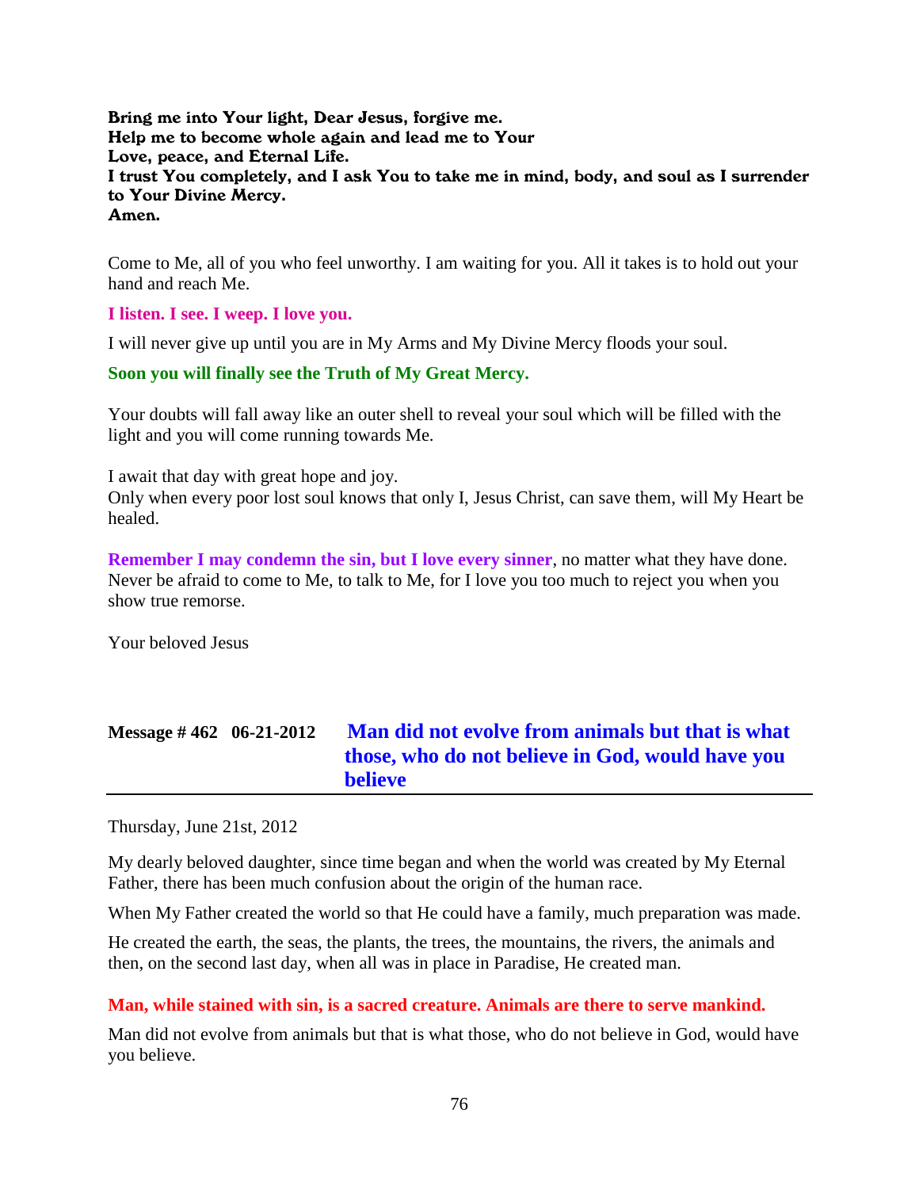**Bring me into Your light, Dear Jesus, forgive me.**
**Help me to become whole again and lead me to Your**
**Love, peace, and Eternal Life.**
**I trust You completely, and I ask You to take me in mind, body, and soul as I surrender to Your Divine Mercy.**
**Amen.**

Come to Me, all of you who feel unworthy. I am waiting for you. All it takes is to hold out your hand and reach Me.

**I listen. I see. I weep. I love you.**

I will never give up until you are in My Arms and My Divine Mercy floods your soul.

**Soon you will finally see the Truth of My Great Mercy.**

Your doubts will fall away like an outer shell to reveal your soul which will be filled with the light and you will come running towards Me.

I await that day with great hope and joy.
Only when every poor lost soul knows that only I, Jesus Christ, can save them, will My Heart be healed.

**Remember I may condemn the sin, but I love every sinner**, no matter what they have done. Never be afraid to come to Me, to talk to Me, for I love you too much to reject you when you show true remorse.

Your beloved Jesus

## Message # 462 06-21-2012 Man did not evolve from animals but that is what those, who do not believe in God, would have you believe

Thursday, June 21st, 2012

My dearly beloved daughter, since time began and when the world was created by My Eternal Father, there has been much confusion about the origin of the human race.

When My Father created the world so that He could have a family, much preparation was made.

He created the earth, the seas, the plants, the trees, the mountains, the rivers, the animals and then, on the second last day, when all was in place in Paradise, He created man.

**Man, while stained with sin, is a sacred creature. Animals are there to serve mankind.**

Man did not evolve from animals but that is what those, who do not believe in God, would have you believe.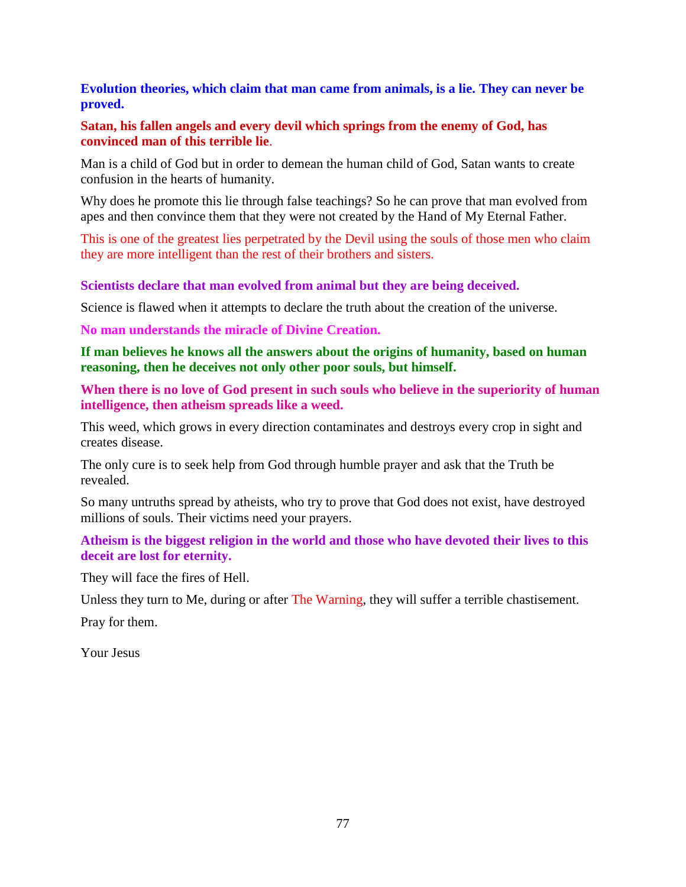**Evolution theories, which claim that man came from animals, is a lie. They can never be proved.**

**Satan, his fallen angels and every devil which springs from the enemy of God, has convinced man of this terrible lie**.

Man is a child of God but in order to demean the human child of God, Satan wants to create confusion in the hearts of humanity.

Why does he promote this lie through false teachings? So he can prove that man evolved from apes and then convince them that they were not created by the Hand of My Eternal Father.

This is one of the greatest lies perpetrated by the Devil using the souls of those men who claim they are more intelligent than the rest of their brothers and sisters.

**Scientists declare that man evolved from animal but they are being deceived.**

Science is flawed when it attempts to declare the truth about the creation of the universe.

**No man understands the miracle of Divine Creation.**

**If man believes he knows all the answers about the origins of humanity, based on human reasoning, then he deceives not only other poor souls, but himself.**

**When there is no love of God present in such souls who believe in the superiority of human intelligence, then atheism spreads like a weed.**

This weed, which grows in every direction contaminates and destroys every crop in sight and creates disease.

The only cure is to seek help from God through humble prayer and ask that the Truth be revealed.

So many untruths spread by atheists, who try to prove that God does not exist, have destroyed millions of souls. Their victims need your prayers.

**Atheism is the biggest religion in the world and those who have devoted their lives to this deceit are lost for eternity.**

They will face the fires of Hell.

Unless they turn to Me, during or after The Warning, they will suffer a terrible chastisement.

Pray for them.

Your Jesus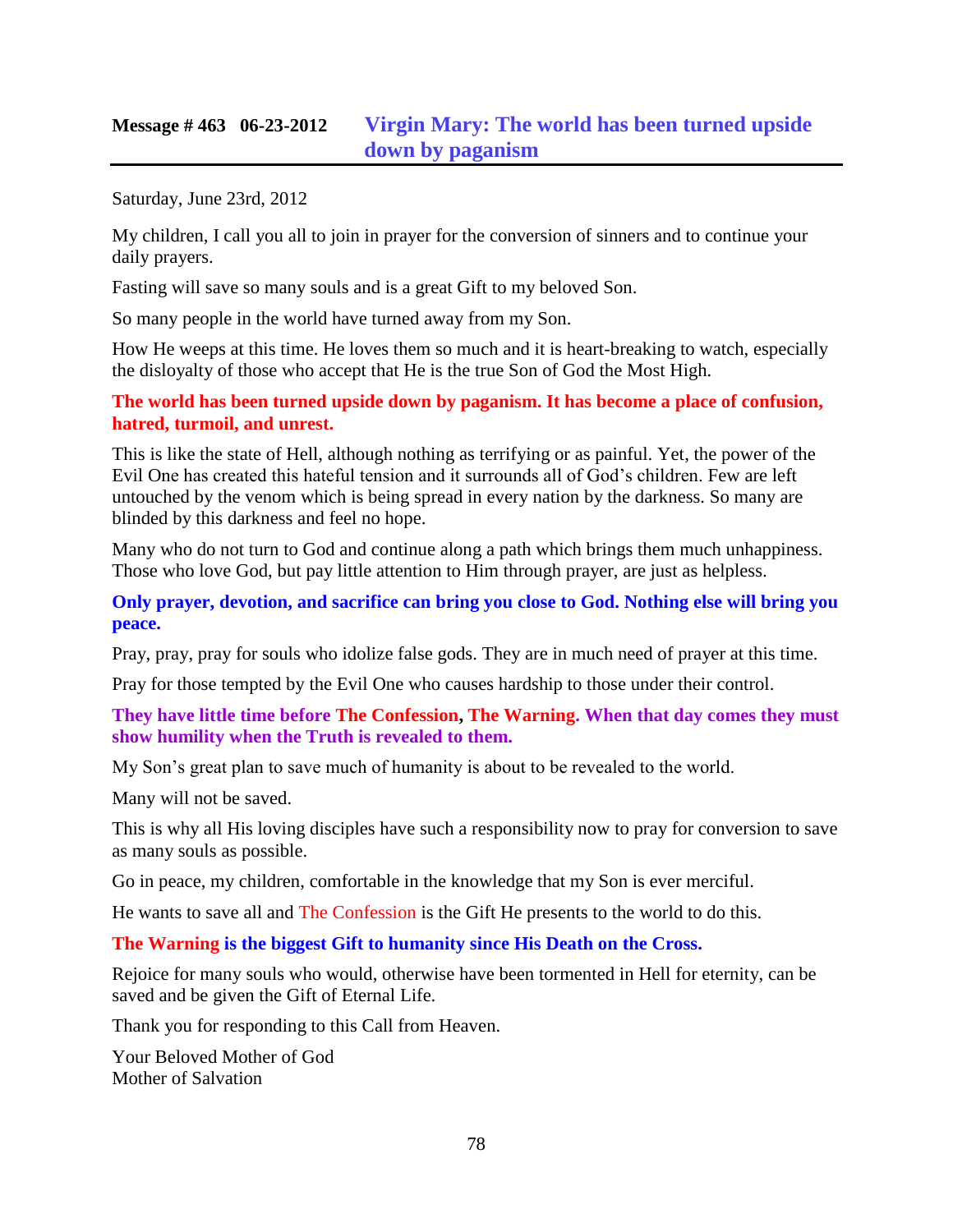## Message # 463 06-23-2012 Virgin Mary: The world has been turned upside down by paganism

Saturday, June 23rd, 2012

My children, I call you all to join in prayer for the conversion of sinners and to continue your daily prayers.

Fasting will save so many souls and is a great Gift to my beloved Son.

So many people in the world have turned away from my Son.

How He weeps at this time. He loves them so much and it is heart-breaking to watch, especially the disloyalty of those who accept that He is the true Son of God the Most High.

**The world has been turned upside down by paganism. It has become a place of confusion, hatred, turmoil, and unrest.**

This is like the state of Hell, although nothing as terrifying or as painful. Yet, the power of the Evil One has created this hateful tension and it surrounds all of God's children. Few are left untouched by the venom which is being spread in every nation by the darkness. So many are blinded by this darkness and feel no hope.

Many who do not turn to God and continue along a path which brings them much unhappiness. Those who love God, but pay little attention to Him through prayer, are just as helpless.

**Only prayer, devotion, and sacrifice can bring you close to God. Nothing else will bring you peace.**

Pray, pray, pray for souls who idolize false gods. They are in much need of prayer at this time.

Pray for those tempted by the Evil One who causes hardship to those under their control.

**They have little time before The Confession, The Warning. When that day comes they must show humility when the Truth is revealed to them.**

My Son's great plan to save much of humanity is about to be revealed to the world.

Many will not be saved.

This is why all His loving disciples have such a responsibility now to pray for conversion to save as many souls as possible.

Go in peace, my children, comfortable in the knowledge that my Son is ever merciful.

He wants to save all and The Confession is the Gift He presents to the world to do this.

**The Warning is the biggest Gift to humanity since His Death on the Cross.**

Rejoice for many souls who would, otherwise have been tormented in Hell for eternity, can be saved and be given the Gift of Eternal Life.

Thank you for responding to this Call from Heaven.

Your Beloved Mother of God
Mother of Salvation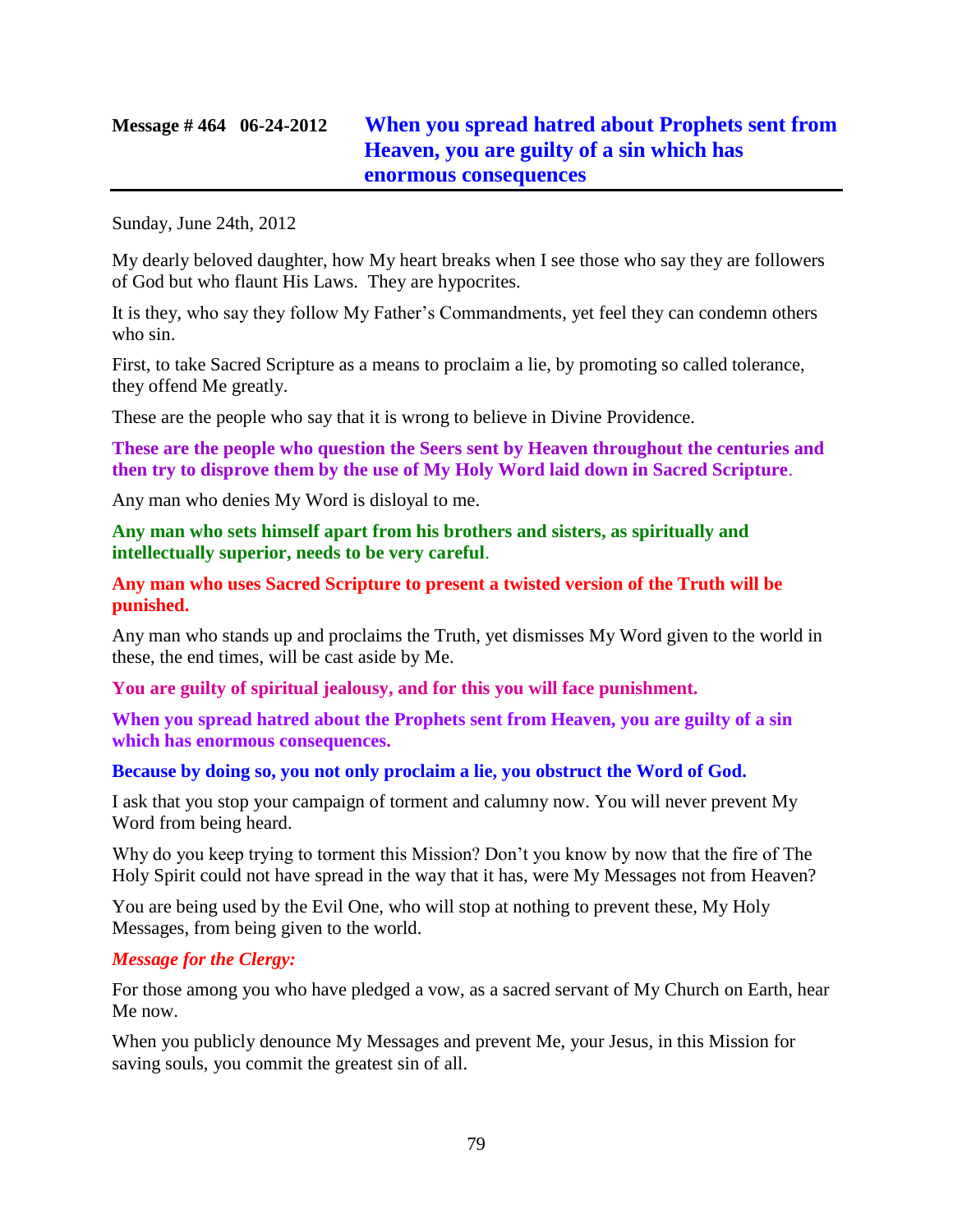## **Message # 464 06-24-2012 When you spread hatred about Prophets sent from Heaven, you are guilty of a sin which has enormous consequences**

Sunday, June 24th, 2012

My dearly beloved daughter, how My heart breaks when I see those who say they are followers of God but who flaunt His Laws. They are hypocrites.

It is they, who say they follow My Father's Commandments, yet feel they can condemn others who sin.

First, to take Sacred Scripture as a means to proclaim a lie, by promoting so called tolerance, they offend Me greatly.

These are the people who say that it is wrong to believe in Divine Providence.

**These are the people who question the Seers sent by Heaven throughout the centuries and then try to disprove them by the use of My Holy Word laid down in Sacred Scripture**.

Any man who denies My Word is disloyal to me.

**Any man who sets himself apart from his brothers and sisters, as spiritually and intellectually superior, needs to be very careful**.

**Any man who uses Sacred Scripture to present a twisted version of the Truth will be punished.**

Any man who stands up and proclaims the Truth, yet dismisses My Word given to the world in these, the end times, will be cast aside by Me.

**You are guilty of spiritual jealousy, and for this you will face punishment.**

**When you spread hatred about the Prophets sent from Heaven, you are guilty of a sin which has enormous consequences.**

**Because by doing so, you not only proclaim a lie, you obstruct the Word of God.**

I ask that you stop your campaign of torment and calumny now. You will never prevent My Word from being heard.

Why do you keep trying to torment this Mission? Don't you know by now that the fire of The Holy Spirit could not have spread in the way that it has, were My Messages not from Heaven?

You are being used by the Evil One, who will stop at nothing to prevent these, My Holy Messages, from being given to the world.

***Message for the Clergy:***

For those among you who have pledged a vow, as a sacred servant of My Church on Earth, hear Me now.

When you publicly denounce My Messages and prevent Me, your Jesus, in this Mission for saving souls, you commit the greatest sin of all.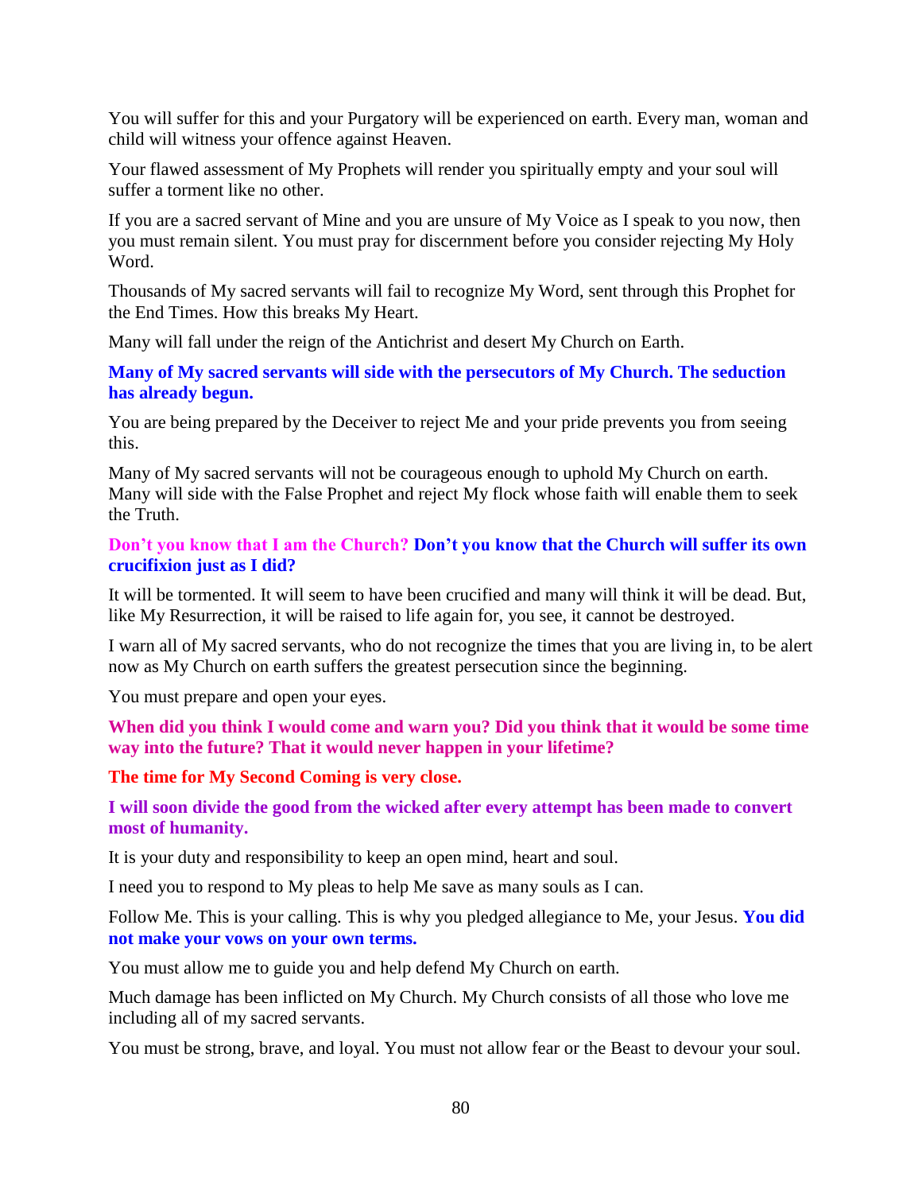You will suffer for this and your Purgatory will be experienced on earth. Every man, woman and child will witness your offence against Heaven.

Your flawed assessment of My Prophets will render you spiritually empty and your soul will suffer a torment like no other.

If you are a sacred servant of Mine and you are unsure of My Voice as I speak to you now, then you must remain silent. You must pray for discernment before you consider rejecting My Holy Word.

Thousands of My sacred servants will fail to recognize My Word, sent through this Prophet for the End Times. How this breaks My Heart.

Many will fall under the reign of the Antichrist and desert My Church on Earth.

**Many of My sacred servants will side with the persecutors of My Church. The seduction has already begun.**

You are being prepared by the Deceiver to reject Me and your pride prevents you from seeing this.

Many of My sacred servants will not be courageous enough to uphold My Church on earth. Many will side with the False Prophet and reject My flock whose faith will enable them to seek the Truth.

**Don't you know that I am the Church? Don't you know that the Church will suffer its own crucifixion just as I did?**

It will be tormented. It will seem to have been crucified and many will think it will be dead. But, like My Resurrection, it will be raised to life again for, you see, it cannot be destroyed.

I warn all of My sacred servants, who do not recognize the times that you are living in, to be alert now as My Church on earth suffers the greatest persecution since the beginning.

You must prepare and open your eyes.

**When did you think I would come and warn you? Did you think that it would be some time way into the future? That it would never happen in your lifetime?**

**The time for My Second Coming is very close.**

**I will soon divide the good from the wicked after every attempt has been made to convert most of humanity.**

It is your duty and responsibility to keep an open mind, heart and soul.

I need you to respond to My pleas to help Me save as many souls as I can.

Follow Me. This is your calling. This is why you pledged allegiance to Me, your Jesus. **You did not make your vows on your own terms.**

You must allow me to guide you and help defend My Church on earth.

Much damage has been inflicted on My Church. My Church consists of all those who love me including all of my sacred servants.

You must be strong, brave, and loyal. You must not allow fear or the Beast to devour your soul.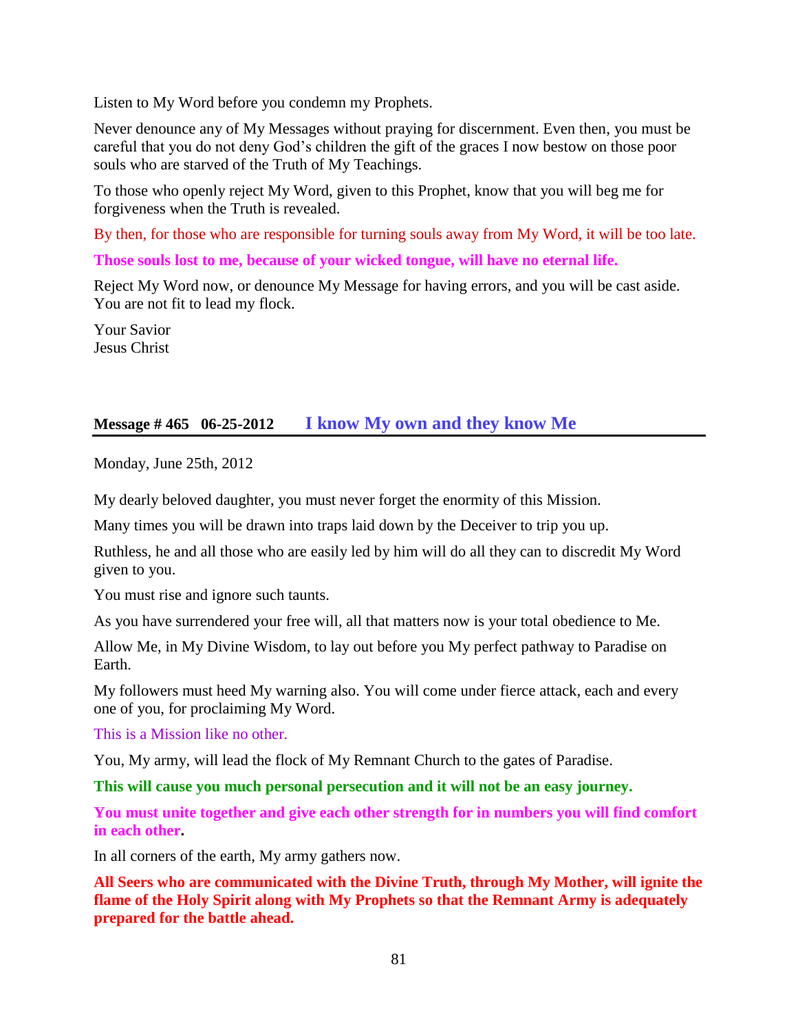Listen to My Word before you condemn my Prophets.

Never denounce any of My Messages without praying for discernment. Even then, you must be careful that you do not deny God's children the gift of the graces I now bestow on those poor souls who are starved of the Truth of My Teachings.

To those who openly reject My Word, given to this Prophet, know that you will beg me for forgiveness when the Truth is revealed.

By then, for those who are responsible for turning souls away from My Word, it will be too late.

**Those souls lost to me, because of your wicked tongue, will have no eternal life.**

Reject My Word now, or denounce My Message for having errors, and you will be cast aside. You are not fit to lead my flock.

Your Savior
Jesus Christ

## Message # 465 06-25-2012 I know My own and they know Me

Monday, June 25th, 2012

My dearly beloved daughter, you must never forget the enormity of this Mission.

Many times you will be drawn into traps laid down by the Deceiver to trip you up.

Ruthless, he and all those who are easily led by him will do all they can to discredit My Word given to you.

You must rise and ignore such taunts.

As you have surrendered your free will, all that matters now is your total obedience to Me.

Allow Me, in My Divine Wisdom, to lay out before you My perfect pathway to Paradise on Earth.

My followers must heed My warning also. You will come under fierce attack, each and every one of you, for proclaiming My Word.

This is a Mission like no other.

You, My army, will lead the flock of My Remnant Church to the gates of Paradise.

**This will cause you much personal persecution and it will not be an easy journey.**

**You must unite together and give each other strength for in numbers you will find comfort in each other.**

In all corners of the earth, My army gathers now.

**All Seers who are communicated with the Divine Truth, through My Mother, will ignite the flame of the Holy Spirit along with My Prophets so that the Remnant Army is adequately prepared for the battle ahead.**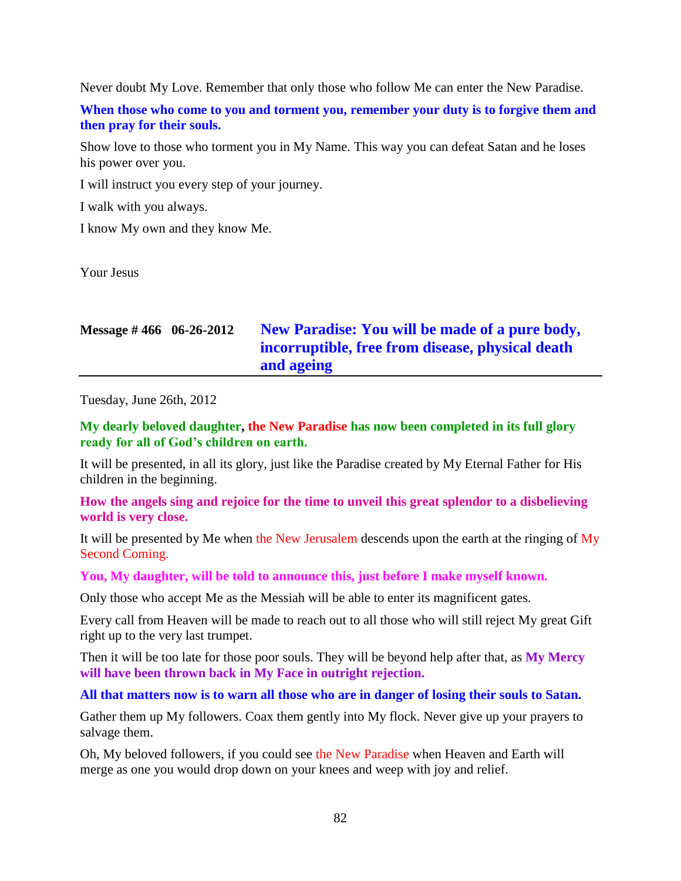Never doubt My Love. Remember that only those who follow Me can enter the New Paradise.

**When those who come to you and torment you, remember your duty is to forgive them and then pray for their souls.**

Show love to those who torment you in My Name. This way you can defeat Satan and he loses his power over you.

I will instruct you every step of your journey.

I walk with you always.

I know My own and they know Me.

Your Jesus

## Message # 466 06-26-2012 New Paradise: You will be made of a pure body, incorruptible, free from disease, physical death and ageing

Tuesday, June 26th, 2012

**My dearly beloved daughter, the New Paradise has now been completed in its full glory ready for all of God's children on earth.**

It will be presented, in all its glory, just like the Paradise created by My Eternal Father for His children in the beginning.

**How the angels sing and rejoice for the time to unveil this great splendor to a disbelieving world is very close.**

It will be presented by Me when the New Jerusalem descends upon the earth at the ringing of My Second Coming.

**You, My daughter, will be told to announce this, just before I make myself known.**

Only those who accept Me as the Messiah will be able to enter its magnificent gates.

Every call from Heaven will be made to reach out to all those who will still reject My great Gift right up to the very last trumpet.

Then it will be too late for those poor souls. They will be beyond help after that, as **My Mercy will have been thrown back in My Face in outright rejection.**

**All that matters now is to warn all those who are in danger of losing their souls to Satan.**

Gather them up My followers. Coax them gently into My flock. Never give up your prayers to salvage them.

Oh, My beloved followers, if you could see the New Paradise when Heaven and Earth will merge as one you would drop down on your knees and weep with joy and relief.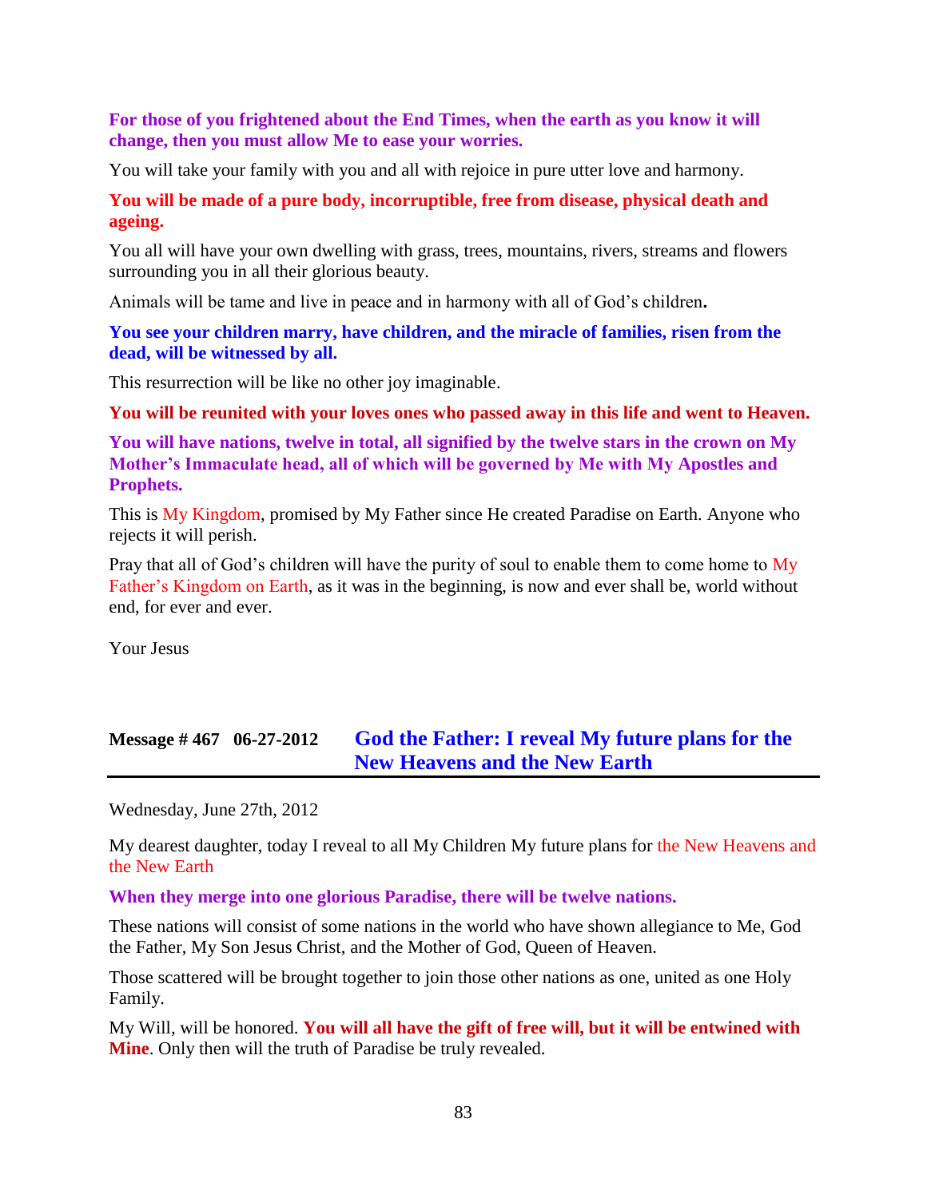**For those of you frightened about the End Times, when the earth as you know it will change, then you must allow Me to ease your worries.**

You will take your family with you and all with rejoice in pure utter love and harmony.

**You will be made of a pure body, incorruptible, free from disease, physical death and ageing.**

You all will have your own dwelling with grass, trees, mountains, rivers, streams and flowers surrounding you in all their glorious beauty.

Animals will be tame and live in peace and in harmony with all of God's children**.**

**You see your children marry, have children, and the miracle of families, risen from the dead, will be witnessed by all.**

This resurrection will be like no other joy imaginable.

**You will be reunited with your loves ones who passed away in this life and went to Heaven.**

**You will have nations, twelve in total, all signified by the twelve stars in the crown on My Mother's Immaculate head, all of which will be governed by Me with My Apostles and Prophets.**

This is My Kingdom, promised by My Father since He created Paradise on Earth. Anyone who rejects it will perish.

Pray that all of God's children will have the purity of soul to enable them to come home to My Father's Kingdom on Earth, as it was in the beginning, is now and ever shall be, world without end, for ever and ever.

Your Jesus

## Message # 467 06-27-2012 God the Father: I reveal My future plans for the New Heavens and the New Earth

Wednesday, June 27th, 2012

My dearest daughter, today I reveal to all My Children My future plans for the New Heavens and the New Earth

**When they merge into one glorious Paradise, there will be twelve nations.**

These nations will consist of some nations in the world who have shown allegiance to Me, God the Father, My Son Jesus Christ, and the Mother of God, Queen of Heaven.

Those scattered will be brought together to join those other nations as one, united as one Holy Family.

My Will, will be honored. **You will all have the gift of free will, but it will be entwined with Mine**. Only then will the truth of Paradise be truly revealed.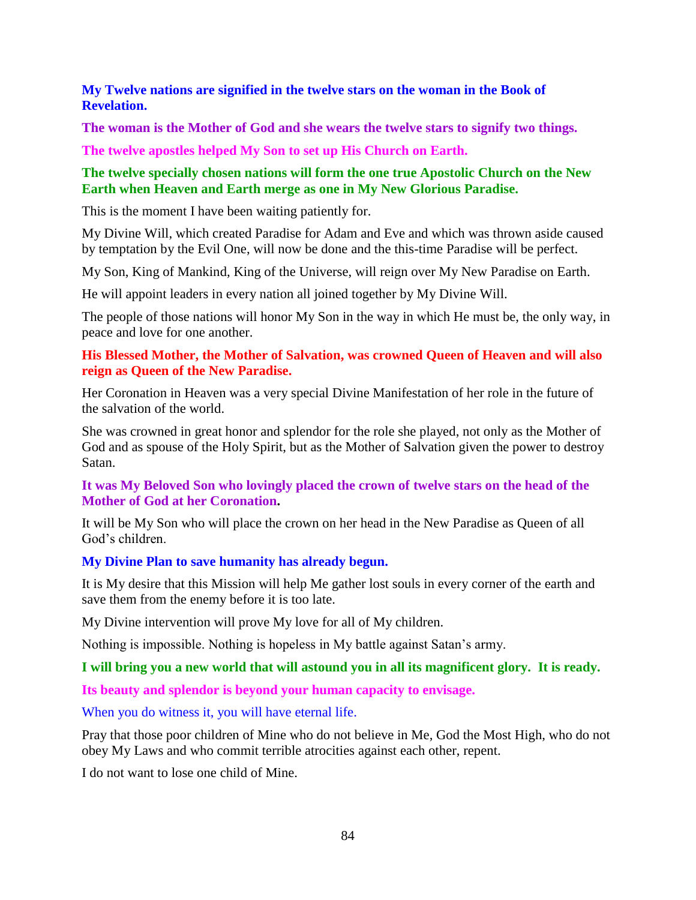**My Twelve nations are signified in the twelve stars on the woman in the Book of Revelation.**

**The woman is the Mother of God and she wears the twelve stars to signify two things.**

**The twelve apostles helped My Son to set up His Church on Earth.**

**The twelve specially chosen nations will form the one true Apostolic Church on the New Earth when Heaven and Earth merge as one in My New Glorious Paradise.**

This is the moment I have been waiting patiently for.

My Divine Will, which created Paradise for Adam and Eve and which was thrown aside caused by temptation by the Evil One, will now be done and the this-time Paradise will be perfect.

My Son, King of Mankind, King of the Universe, will reign over My New Paradise on Earth.

He will appoint leaders in every nation all joined together by My Divine Will.

The people of those nations will honor My Son in the way in which He must be, the only way, in peace and love for one another.

**His Blessed Mother, the Mother of Salvation, was crowned Queen of Heaven and will also reign as Queen of the New Paradise.**

Her Coronation in Heaven was a very special Divine Manifestation of her role in the future of the salvation of the world.

She was crowned in great honor and splendor for the role she played, not only as the Mother of God and as spouse of the Holy Spirit, but as the Mother of Salvation given the power to destroy Satan.

**It was My Beloved Son who lovingly placed the crown of twelve stars on the head of the Mother of God at her Coronation.**

It will be My Son who will place the crown on her head in the New Paradise as Queen of all God's children.

**My Divine Plan to save humanity has already begun.**

It is My desire that this Mission will help Me gather lost souls in every corner of the earth and save them from the enemy before it is too late.

My Divine intervention will prove My love for all of My children.

Nothing is impossible. Nothing is hopeless in My battle against Satan's army.

**I will bring you a new world that will astound you in all its magnificent glory. It is ready.**

**Its beauty and splendor is beyond your human capacity to envisage.**

When you do witness it, you will have eternal life.

Pray that those poor children of Mine who do not believe in Me, God the Most High, who do not obey My Laws and who commit terrible atrocities against each other, repent.

I do not want to lose one child of Mine.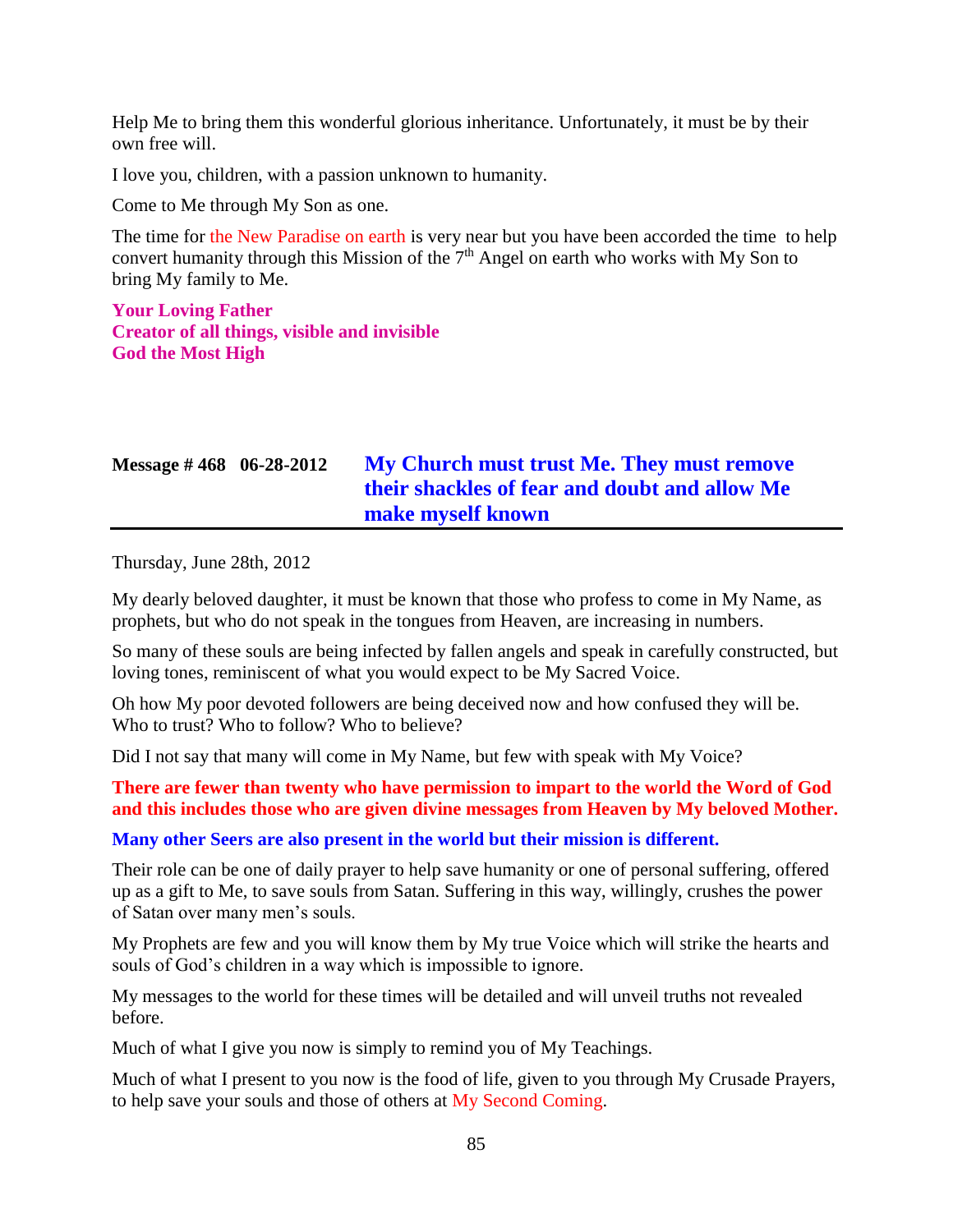Help Me to bring them this wonderful glorious inheritance. Unfortunately, it must be by their own free will.

I love you, children, with a passion unknown to humanity.

Come to Me through My Son as one.

The time for the New Paradise on earth is very near but you have been accorded the time to help convert humanity through this Mission of the 7th Angel on earth who works with My Son to bring My family to Me.

**Your Loving Father**
**Creator of all things, visible and invisible**
**God the Most High**

## Message # 468 06-28-2012 My Church must trust Me. They must remove their shackles of fear and doubt and allow Me make myself known

Thursday, June 28th, 2012

My dearly beloved daughter, it must be known that those who profess to come in My Name, as prophets, but who do not speak in the tongues from Heaven, are increasing in numbers.

So many of these souls are being infected by fallen angels and speak in carefully constructed, but loving tones, reminiscent of what you would expect to be My Sacred Voice.

Oh how My poor devoted followers are being deceived now and how confused they will be. Who to trust? Who to follow? Who to believe?

Did I not say that many will come in My Name, but few with speak with My Voice?

**There are fewer than twenty who have permission to impart to the world the Word of God and this includes those who are given divine messages from Heaven by My beloved Mother.**

**Many other Seers are also present in the world but their mission is different.**

Their role can be one of daily prayer to help save humanity or one of personal suffering, offered up as a gift to Me, to save souls from Satan. Suffering in this way, willingly, crushes the power of Satan over many men's souls.

My Prophets are few and you will know them by My true Voice which will strike the hearts and souls of God's children in a way which is impossible to ignore.

My messages to the world for these times will be detailed and will unveil truths not revealed before.

Much of what I give you now is simply to remind you of My Teachings.

Much of what I present to you now is the food of life, given to you through My Crusade Prayers, to help save your souls and those of others at My Second Coming.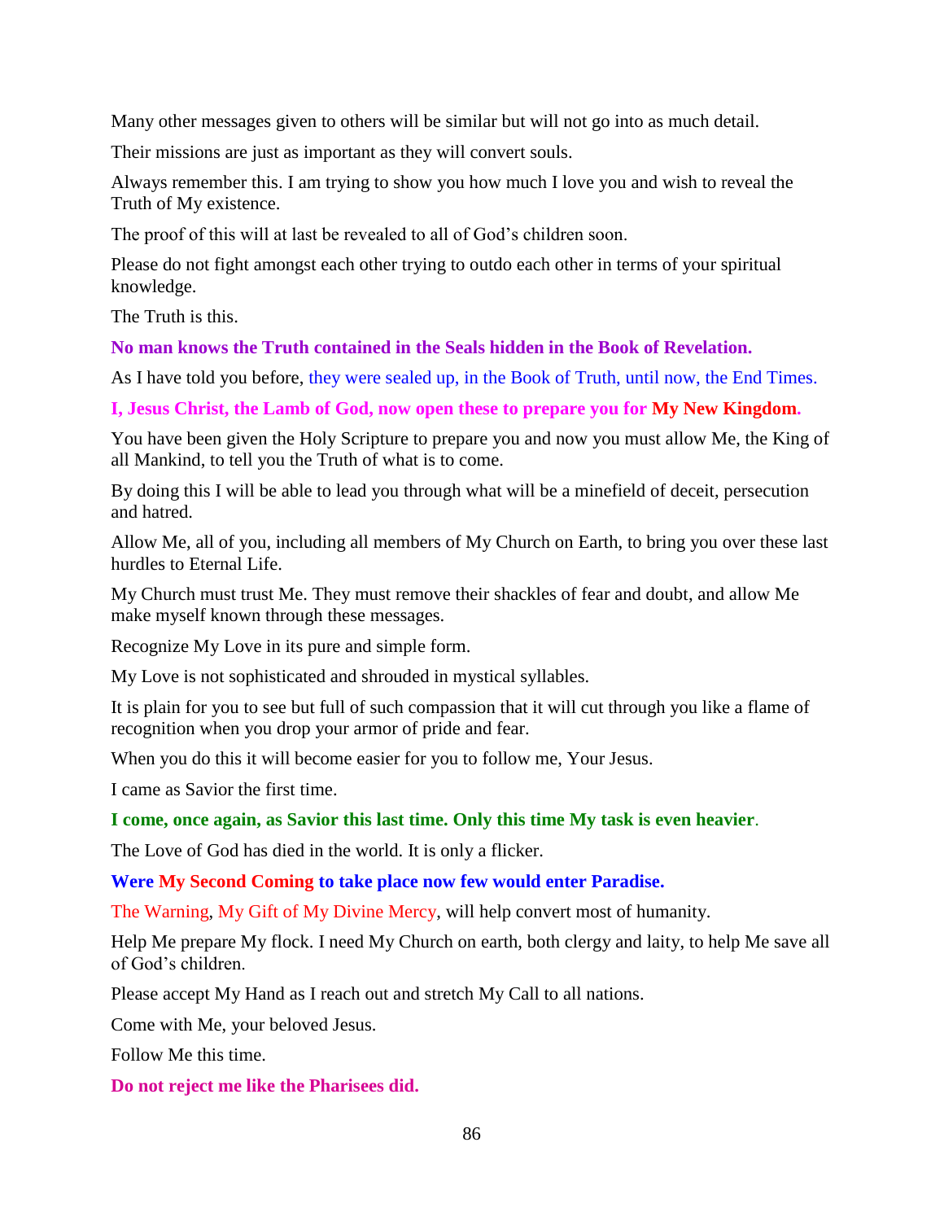Many other messages given to others will be similar but will not go into as much detail.

Their missions are just as important as they will convert souls.

Always remember this. I am trying to show you how much I love you and wish to reveal the Truth of My existence.

The proof of this will at last be revealed to all of God's children soon.

Please do not fight amongst each other trying to outdo each other in terms of your spiritual knowledge.

The Truth is this.

**No man knows the Truth contained in the Seals hidden in the Book of Revelation.**

As I have told you before, they were sealed up, in the Book of Truth, until now, the End Times.

**I, Jesus Christ, the Lamb of God, now open these to prepare you for My New Kingdom.**

You have been given the Holy Scripture to prepare you and now you must allow Me, the King of all Mankind, to tell you the Truth of what is to come.

By doing this I will be able to lead you through what will be a minefield of deceit, persecution and hatred.

Allow Me, all of you, including all members of My Church on Earth, to bring you over these last hurdles to Eternal Life.

My Church must trust Me. They must remove their shackles of fear and doubt, and allow Me make myself known through these messages.

Recognize My Love in its pure and simple form.

My Love is not sophisticated and shrouded in mystical syllables.

It is plain for you to see but full of such compassion that it will cut through you like a flame of recognition when you drop your armor of pride and fear.

When you do this it will become easier for you to follow me, Your Jesus.

I came as Savior the first time.

**I come, once again, as Savior this last time. Only this time My task is even heavier**.

The Love of God has died in the world. It is only a flicker.

**Were My Second Coming to take place now few would enter Paradise.**

The Warning, My Gift of My Divine Mercy, will help convert most of humanity.

Help Me prepare My flock. I need My Church on earth, both clergy and laity, to help Me save all of God's children.

Please accept My Hand as I reach out and stretch My Call to all nations.

Come with Me, your beloved Jesus.

Follow Me this time.

**Do not reject me like the Pharisees did.**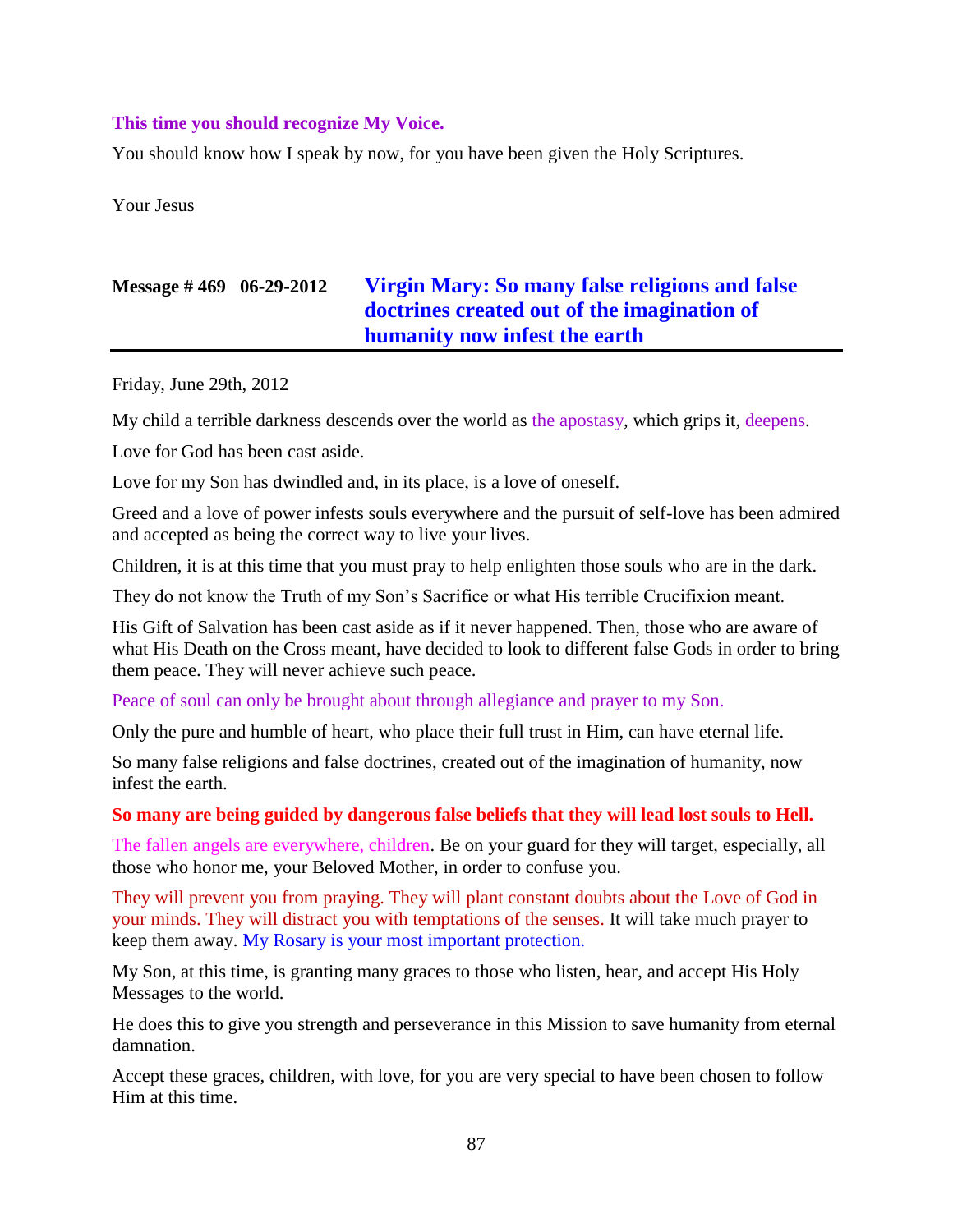**This time you should recognize My Voice.**

You should know how I speak by now, for you have been given the Holy Scriptures.

Your Jesus

## Message # 469 06-29-2012 Virgin Mary: So many false religions and false doctrines created out of the imagination of humanity now infest the earth

Friday, June 29th, 2012

My child a terrible darkness descends over the world as the apostasy, which grips it, deepens.

Love for God has been cast aside.

Love for my Son has dwindled and, in its place, is a love of oneself.

Greed and a love of power infests souls everywhere and the pursuit of self-love has been admired and accepted as being the correct way to live your lives.

Children, it is at this time that you must pray to help enlighten those souls who are in the dark.

They do not know the Truth of my Son's Sacrifice or what His terrible Crucifixion meant.

His Gift of Salvation has been cast aside as if it never happened. Then, those who are aware of what His Death on the Cross meant, have decided to look to different false Gods in order to bring them peace. They will never achieve such peace.

Peace of soul can only be brought about through allegiance and prayer to my Son.

Only the pure and humble of heart, who place their full trust in Him, can have eternal life.

So many false religions and false doctrines, created out of the imagination of humanity, now infest the earth.

**So many are being guided by dangerous false beliefs that they will lead lost souls to Hell.**

The fallen angels are everywhere, children. Be on your guard for they will target, especially, all those who honor me, your Beloved Mother, in order to confuse you.

They will prevent you from praying. They will plant constant doubts about the Love of God in your minds. They will distract you with temptations of the senses. It will take much prayer to keep them away. My Rosary is your most important protection.

My Son, at this time, is granting many graces to those who listen, hear, and accept His Holy Messages to the world.

He does this to give you strength and perseverance in this Mission to save humanity from eternal damnation.

Accept these graces, children, with love, for you are very special to have been chosen to follow Him at this time.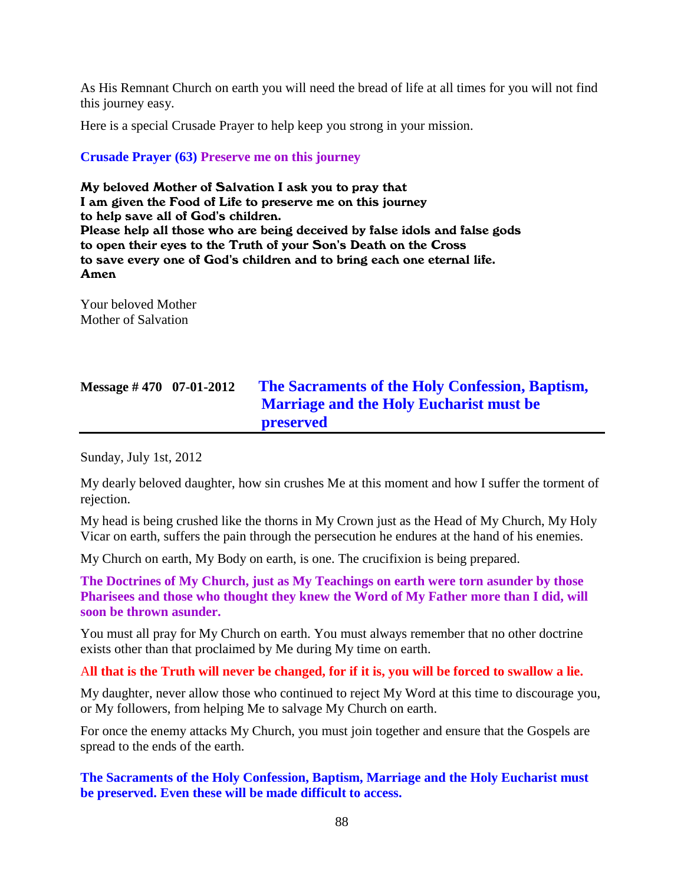As His Remnant Church on earth you will need the bread of life at all times for you will not find this journey easy.

Here is a special Crusade Prayer to help keep you strong in your mission.

**Crusade Prayer (63) Preserve me on this journey**

**My beloved Mother of Salvation I ask you to pray that**
**I am given the Food of Life to preserve me on this journey**
**to help save all of God's children.**
**Please help all those who are being deceived by false idols and false gods**
**to open their eyes to the Truth of your Son's Death on the Cross**
**to save every one of God's children and to bring each one eternal life.**
**Amen**

Your beloved Mother
Mother of Salvation

## Message # 470 07-01-2012 The Sacraments of the Holy Confession, Baptism, Marriage and the Holy Eucharist must be preserved

Sunday, July 1st, 2012

My dearly beloved daughter, how sin crushes Me at this moment and how I suffer the torment of rejection.

My head is being crushed like the thorns in My Crown just as the Head of My Church, My Holy Vicar on earth, suffers the pain through the persecution he endures at the hand of his enemies.

My Church on earth, My Body on earth, is one. The crucifixion is being prepared.

**The Doctrines of My Church, just as My Teachings on earth were torn asunder by those Pharisees and those who thought they knew the Word of My Father more than I did, will soon be thrown asunder.**

You must all pray for My Church on earth. You must always remember that no other doctrine exists other than that proclaimed by Me during My time on earth.

**All that is the Truth will never be changed, for if it is, you will be forced to swallow a lie.**

My daughter, never allow those who continued to reject My Word at this time to discourage you, or My followers, from helping Me to salvage My Church on earth.

For once the enemy attacks My Church, you must join together and ensure that the Gospels are spread to the ends of the earth.

**The Sacraments of the Holy Confession, Baptism, Marriage and the Holy Eucharist must be preserved. Even these will be made difficult to access.**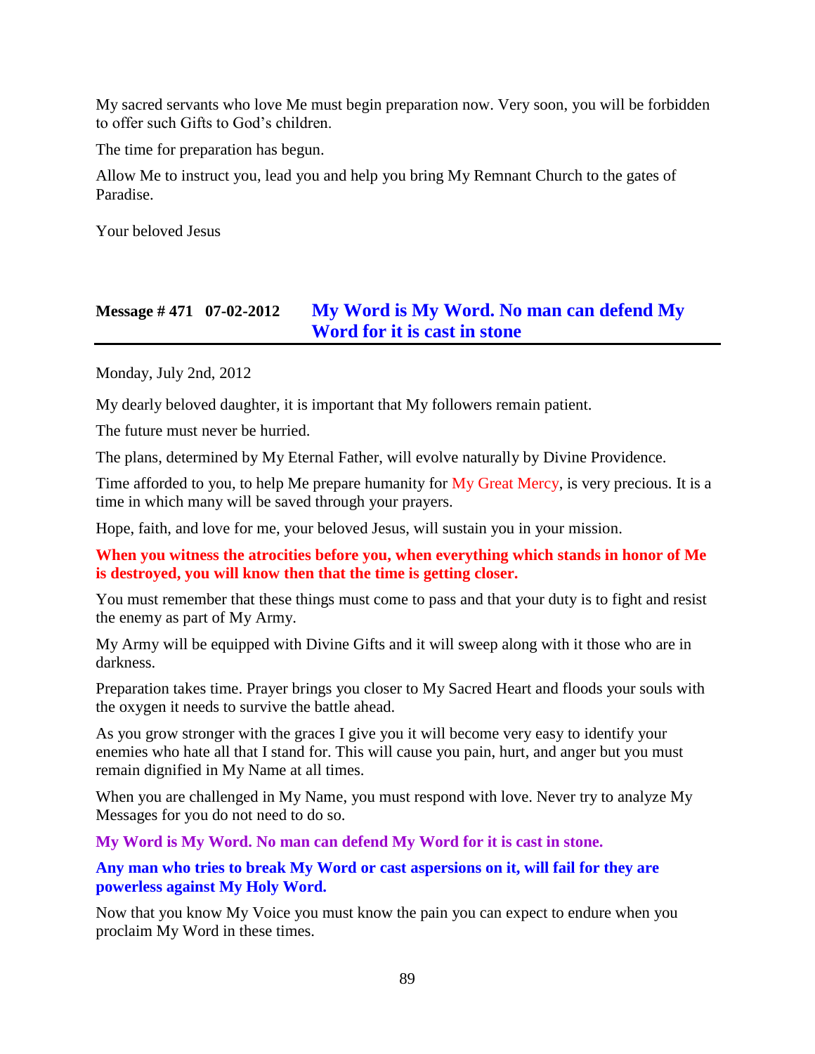My sacred servants who love Me must begin preparation now. Very soon, you will be forbidden to offer such Gifts to God's children.

The time for preparation has begun.

Allow Me to instruct you, lead you and help you bring My Remnant Church to the gates of Paradise.

Your beloved Jesus

## Message # 471 07-02-2012 My Word is My Word. No man can defend My Word for it is cast in stone

Monday, July 2nd, 2012

My dearly beloved daughter, it is important that My followers remain patient.

The future must never be hurried.

The plans, determined by My Eternal Father, will evolve naturally by Divine Providence.

Time afforded to you, to help Me prepare humanity for My Great Mercy, is very precious. It is a time in which many will be saved through your prayers.

Hope, faith, and love for me, your beloved Jesus, will sustain you in your mission.

**When you witness the atrocities before you, when everything which stands in honor of Me is destroyed, you will know then that the time is getting closer.**

You must remember that these things must come to pass and that your duty is to fight and resist the enemy as part of My Army.

My Army will be equipped with Divine Gifts and it will sweep along with it those who are in darkness.

Preparation takes time. Prayer brings you closer to My Sacred Heart and floods your souls with the oxygen it needs to survive the battle ahead.

As you grow stronger with the graces I give you it will become very easy to identify your enemies who hate all that I stand for. This will cause you pain, hurt, and anger but you must remain dignified in My Name at all times.

When you are challenged in My Name, you must respond with love. Never try to analyze My Messages for you do not need to do so.

**My Word is My Word. No man can defend My Word for it is cast in stone.**

**Any man who tries to break My Word or cast aspersions on it, will fail for they are powerless against My Holy Word.**

Now that you know My Voice you must know the pain you can expect to endure when you proclaim My Word in these times.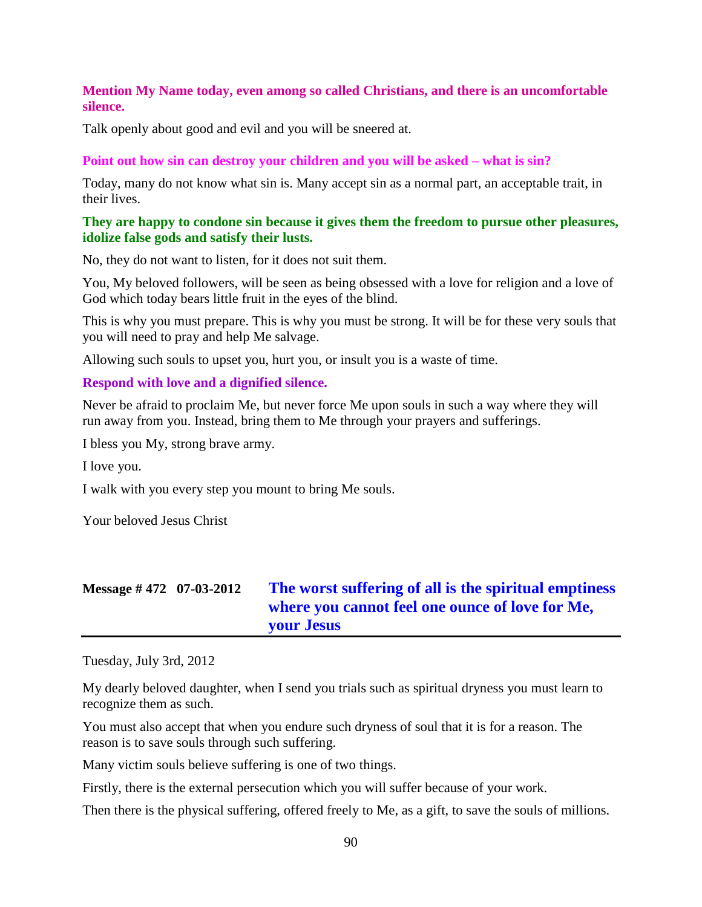**Mention My Name today, even among so called Christians, and there is an uncomfortable silence.**

Talk openly about good and evil and you will be sneered at.

**Point out how sin can destroy your children and you will be asked – what is sin?**

Today, many do not know what sin is. Many accept sin as a normal part, an acceptable trait, in their lives.

**They are happy to condone sin because it gives them the freedom to pursue other pleasures, idolize false gods and satisfy their lusts.**

No, they do not want to listen, for it does not suit them.

You, My beloved followers, will be seen as being obsessed with a love for religion and a love of God which today bears little fruit in the eyes of the blind.

This is why you must prepare. This is why you must be strong. It will be for these very souls that you will need to pray and help Me salvage.

Allowing such souls to upset you, hurt you, or insult you is a waste of time.

**Respond with love and a dignified silence.**

Never be afraid to proclaim Me, but never force Me upon souls in such a way where they will run away from you. Instead, bring them to Me through your prayers and sufferings.

I bless you My, strong brave army.

I love you.

I walk with you every step you mount to bring Me souls.

Your beloved Jesus Christ

## Message # 472 07-03-2012 The worst suffering of all is the spiritual emptiness where you cannot feel one ounce of love for Me, your Jesus

Tuesday, July 3rd, 2012

My dearly beloved daughter, when I send you trials such as spiritual dryness you must learn to recognize them as such.

You must also accept that when you endure such dryness of soul that it is for a reason. The reason is to save souls through such suffering.

Many victim souls believe suffering is one of two things.

Firstly, there is the external persecution which you will suffer because of your work.

Then there is the physical suffering, offered freely to Me, as a gift, to save the souls of millions.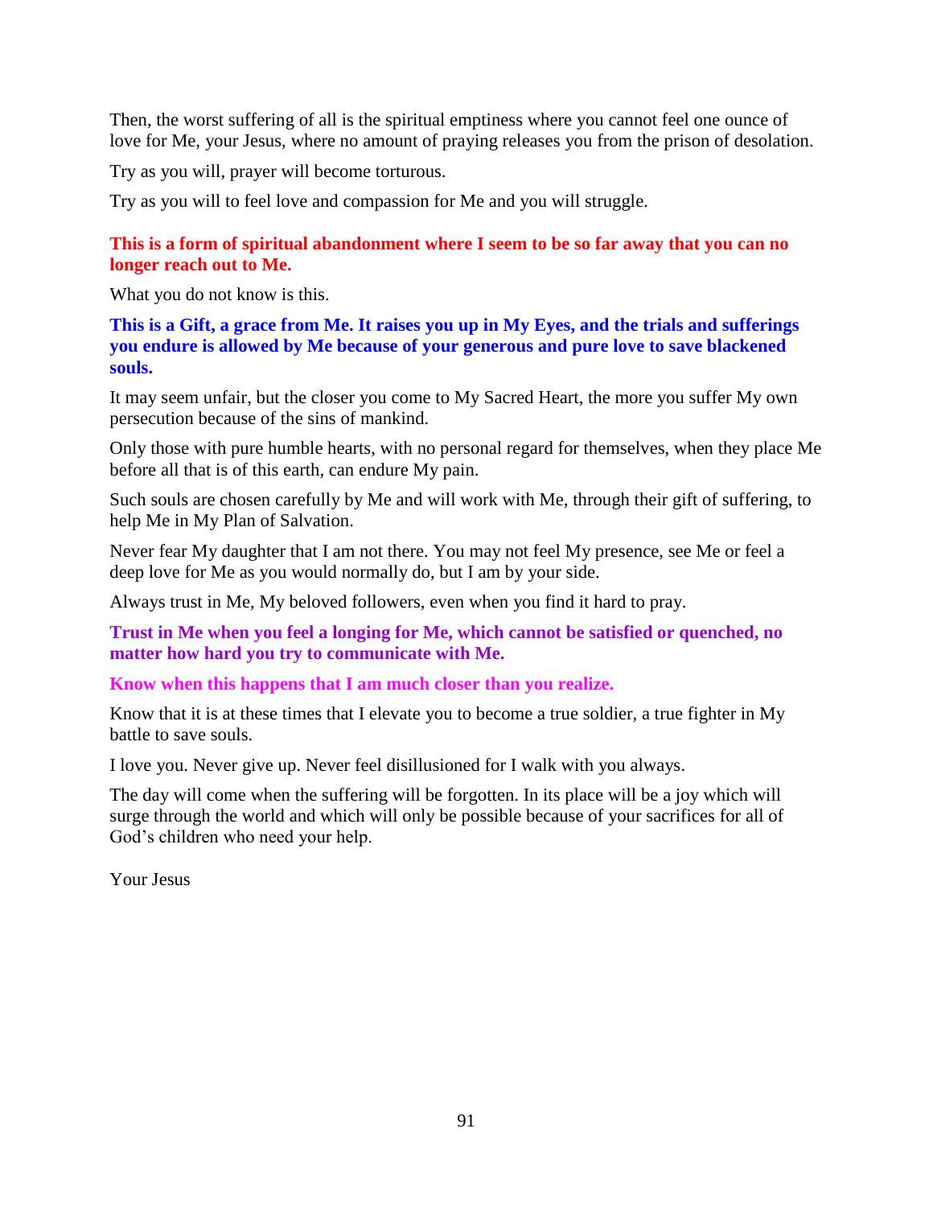Then, the worst suffering of all is the spiritual emptiness where you cannot feel one ounce of love for Me, your Jesus, where no amount of praying releases you from the prison of desolation.

Try as you will, prayer will become torturous.

Try as you will to feel love and compassion for Me and you will struggle.

**This is a form of spiritual abandonment where I seem to be so far away that you can no longer reach out to Me.**

What you do not know is this.

**This is a Gift, a grace from Me. It raises you up in My Eyes, and the trials and sufferings you endure is allowed by Me because of your generous and pure love to save blackened souls.**

It may seem unfair, but the closer you come to My Sacred Heart, the more you suffer My own persecution because of the sins of mankind.

Only those with pure humble hearts, with no personal regard for themselves, when they place Me before all that is of this earth, can endure My pain.

Such souls are chosen carefully by Me and will work with Me, through their gift of suffering, to help Me in My Plan of Salvation.

Never fear My daughter that I am not there. You may not feel My presence, see Me or feel a deep love for Me as you would normally do, but I am by your side.

Always trust in Me, My beloved followers, even when you find it hard to pray.

**Trust in Me when you feel a longing for Me, which cannot be satisfied or quenched, no matter how hard you try to communicate with Me.**

**Know when this happens that I am much closer than you realize.**

Know that it is at these times that I elevate you to become a true soldier, a true fighter in My battle to save souls.

I love you. Never give up. Never feel disillusioned for I walk with you always.

The day will come when the suffering will be forgotten. In its place will be a joy which will surge through the world and which will only be possible because of your sacrifices for all of God's children who need your help.

Your Jesus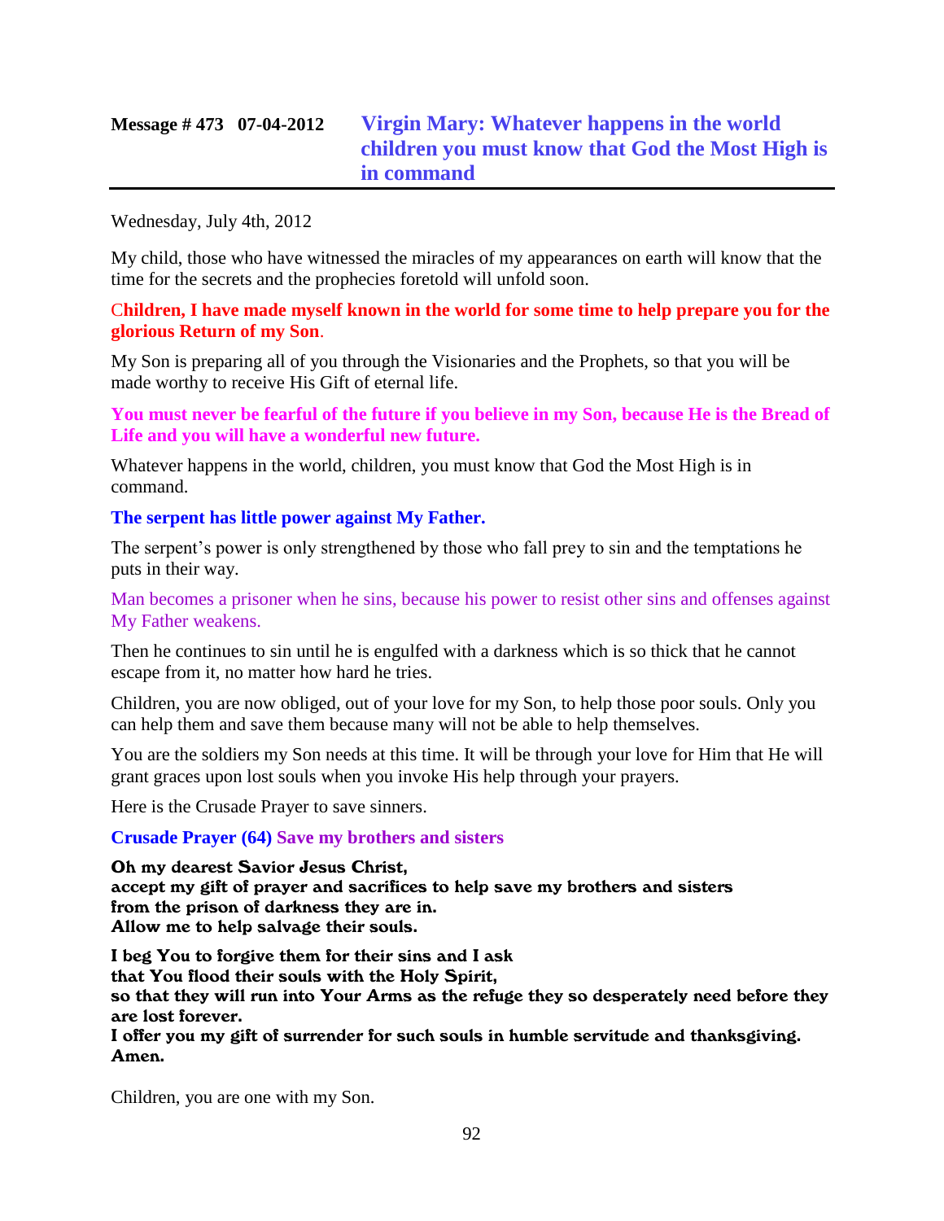## Message # 473   07-04-2012   Virgin Mary: Whatever happens in the world children you must know that God the Most High is in command

Wednesday, July 4th, 2012

My child, those who have witnessed the miracles of my appearances on earth will know that the time for the secrets and the prophecies foretold will unfold soon.

**Children, I have made myself known in the world for some time to help prepare you for the glorious Return of my Son.**

My Son is preparing all of you through the Visionaries and the Prophets, so that you will be made worthy to receive His Gift of eternal life.

**You must never be fearful of the future if you believe in my Son, because He is the Bread of Life and you will have a wonderful new future.**

Whatever happens in the world, children, you must know that God the Most High is in command.

**The serpent has little power against My Father.**

The serpent's power is only strengthened by those who fall prey to sin and the temptations he puts in their way.

Man becomes a prisoner when he sins, because his power to resist other sins and offenses against My Father weakens.

Then he continues to sin until he is engulfed with a darkness which is so thick that he cannot escape from it, no matter how hard he tries.

Children, you are now obliged, out of your love for my Son, to help those poor souls. Only you can help them and save them because many will not be able to help themselves.

You are the soldiers my Son needs at this time. It will be through your love for Him that He will grant graces upon lost souls when you invoke His help through your prayers.

Here is the Crusade Prayer to save sinners.

**Crusade Prayer (64) Save my brothers and sisters**

**Oh my dearest Savior Jesus Christ,**
**accept my gift of prayer and sacrifices to help save my brothers and sisters**
**from the prison of darkness they are in.**
**Allow me to help salvage their souls.**

**I beg You to forgive them for their sins and I ask**
**that You flood their souls with the Holy Spirit,**
**so that they will run into Your Arms as the refuge they so desperately need before they are lost forever.**
**I offer you my gift of surrender for such souls in humble servitude and thanksgiving.**
**Amen.**

Children, you are one with my Son.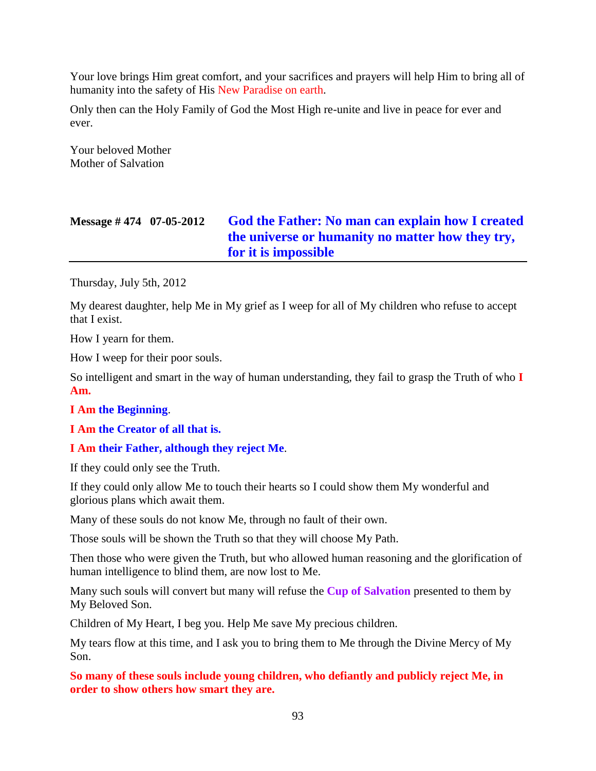Your love brings Him great comfort, and your sacrifices and prayers will help Him to bring all of humanity into the safety of His New Paradise on earth.

Only then can the Holy Family of God the Most High re-unite and live in peace for ever and ever.

Your beloved Mother
Mother of Salvation

## Message # 474 07-05-2012 God the Father: No man can explain how I created the universe or humanity no matter how they try, for it is impossible

Thursday, July 5th, 2012

My dearest daughter, help Me in My grief as I weep for all of My children who refuse to accept that I exist.

How I yearn for them.

How I weep for their poor souls.

So intelligent and smart in the way of human understanding, they fail to grasp the Truth of who **I Am.**

**I Am the Beginning**.

**I Am the Creator of all that is.**

**I Am their Father, although they reject Me**.

If they could only see the Truth.

If they could only allow Me to touch their hearts so I could show them My wonderful and glorious plans which await them.

Many of these souls do not know Me, through no fault of their own.

Those souls will be shown the Truth so that they will choose My Path.

Then those who were given the Truth, but who allowed human reasoning and the glorification of human intelligence to blind them, are now lost to Me.

Many such souls will convert but many will refuse the **Cup of Salvation** presented to them by My Beloved Son.

Children of My Heart, I beg you. Help Me save My precious children.

My tears flow at this time, and I ask you to bring them to Me through the Divine Mercy of My Son.

**So many of these souls include young children, who defiantly and publicly reject Me, in order to show others how smart they are.**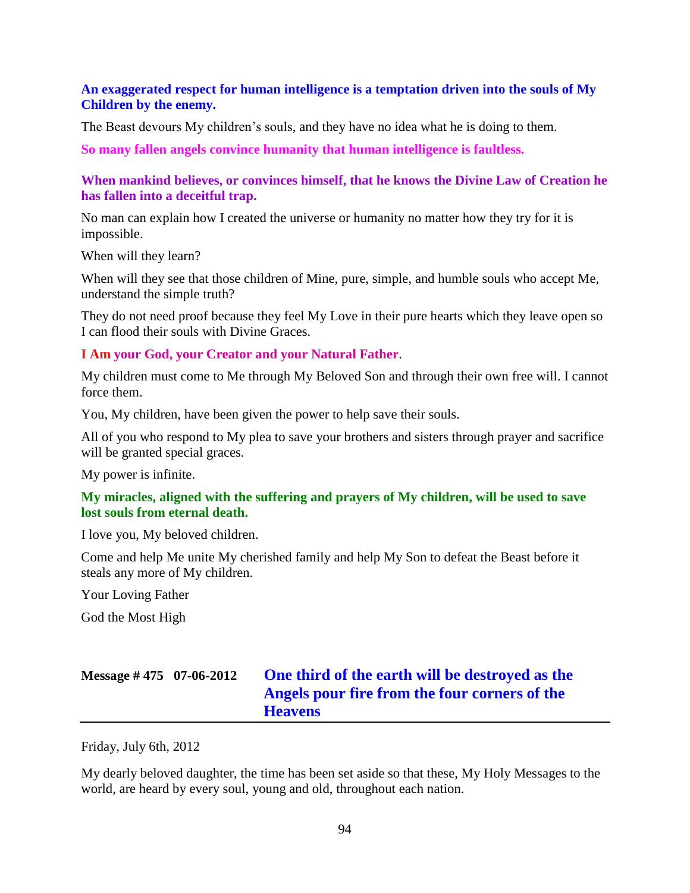**An exaggerated respect for human intelligence is a temptation driven into the souls of My Children by the enemy.**

The Beast devours My children's souls, and they have no idea what he is doing to them.

**So many fallen angels convince humanity that human intelligence is faultless.**

**When mankind believes, or convinces himself, that he knows the Divine Law of Creation he has fallen into a deceitful trap.**

No man can explain how I created the universe or humanity no matter how they try for it is impossible.

When will they learn?

When will they see that those children of Mine, pure, simple, and humble souls who accept Me, understand the simple truth?

They do not need proof because they feel My Love in their pure hearts which they leave open so I can flood their souls with Divine Graces.

**I Am your God, your Creator and your Natural Father**.

My children must come to Me through My Beloved Son and through their own free will. I cannot force them.

You, My children, have been given the power to help save their souls.

All of you who respond to My plea to save your brothers and sisters through prayer and sacrifice will be granted special graces.

My power is infinite.

**My miracles, aligned with the suffering and prayers of My children, will be used to save lost souls from eternal death.**

I love you, My beloved children.

Come and help Me unite My cherished family and help My Son to defeat the Beast before it steals any more of My children.

Your Loving Father

God the Most High

## Message # 475 07-06-2012 One third of the earth will be destroyed as the Angels pour fire from the four corners of the Heavens

Friday, July 6th, 2012

My dearly beloved daughter, the time has been set aside so that these, My Holy Messages to the world, are heard by every soul, young and old, throughout each nation.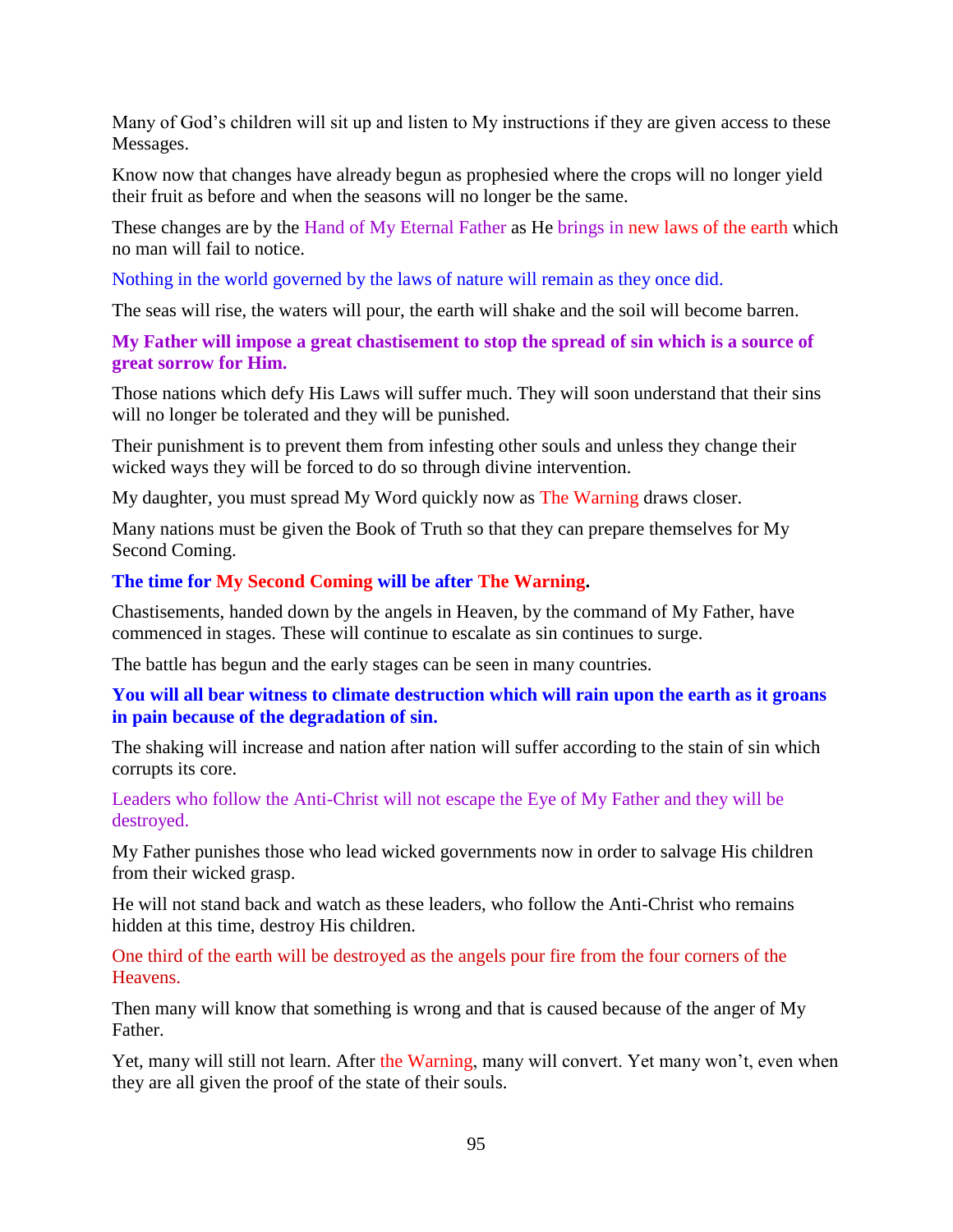Many of God's children will sit up and listen to My instructions if they are given access to these Messages.

Know now that changes have already begun as prophesied where the crops will no longer yield their fruit as before and when the seasons will no longer be the same.

These changes are by the Hand of My Eternal Father as He brings in new laws of the earth which no man will fail to notice.

Nothing in the world governed by the laws of nature will remain as they once did.

The seas will rise, the waters will pour, the earth will shake and the soil will become barren.

**My Father will impose a great chastisement to stop the spread of sin which is a source of great sorrow for Him.**

Those nations which defy His Laws will suffer much. They will soon understand that their sins will no longer be tolerated and they will be punished.

Their punishment is to prevent them from infesting other souls and unless they change their wicked ways they will be forced to do so through divine intervention.

My daughter, you must spread My Word quickly now as The Warning draws closer.

Many nations must be given the Book of Truth so that they can prepare themselves for My Second Coming.

**The time for My Second Coming will be after The Warning.**

Chastisements, handed down by the angels in Heaven, by the command of My Father, have commenced in stages. These will continue to escalate as sin continues to surge.

The battle has begun and the early stages can be seen in many countries.

**You will all bear witness to climate destruction which will rain upon the earth as it groans in pain because of the degradation of sin.**

The shaking will increase and nation after nation will suffer according to the stain of sin which corrupts its core.

Leaders who follow the Anti-Christ will not escape the Eye of My Father and they will be destroyed.

My Father punishes those who lead wicked governments now in order to salvage His children from their wicked grasp.

He will not stand back and watch as these leaders, who follow the Anti-Christ who remains hidden at this time, destroy His children.

One third of the earth will be destroyed as the angels pour fire from the four corners of the Heavens.

Then many will know that something is wrong and that is caused because of the anger of My Father.

Yet, many will still not learn. After the Warning, many will convert. Yet many won't, even when they are all given the proof of the state of their souls.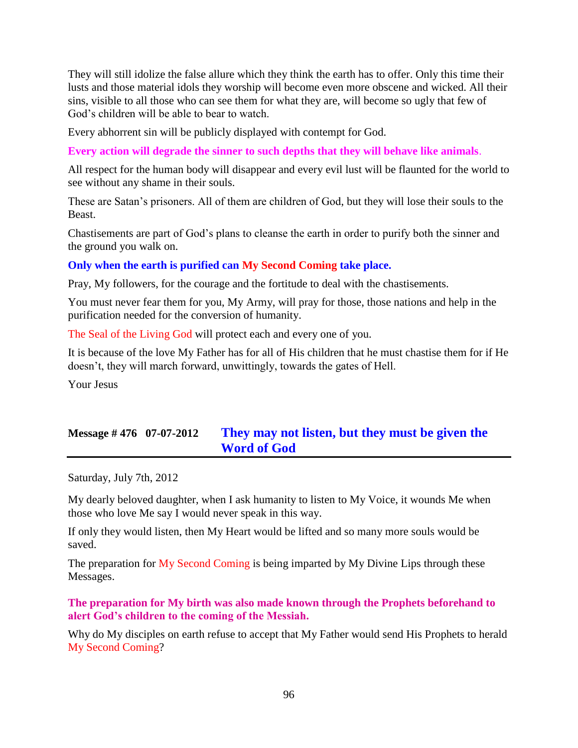They will still idolize the false allure which they think the earth has to offer. Only this time their lusts and those material idols they worship will become even more obscene and wicked. All their sins, visible to all those who can see them for what they are, will become so ugly that few of God's children will be able to bear to watch.

Every abhorrent sin will be publicly displayed with contempt for God.

**Every action will degrade the sinner to such depths that they will behave like animals.**

All respect for the human body will disappear and every evil lust will be flaunted for the world to see without any shame in their souls.

These are Satan's prisoners. All of them are children of God, but they will lose their souls to the Beast.

Chastisements are part of God's plans to cleanse the earth in order to purify both the sinner and the ground you walk on.

**Only when the earth is purified can My Second Coming take place.**

Pray, My followers, for the courage and the fortitude to deal with the chastisements.

You must never fear them for you, My Army, will pray for those, those nations and help in the purification needed for the conversion of humanity.

The Seal of the Living God will protect each and every one of you.

It is because of the love My Father has for all of His children that he must chastise them for if He doesn't, they will march forward, unwittingly, towards the gates of Hell.

Your Jesus

## Message # 476 07-07-2012 They may not listen, but they must be given the Word of God

Saturday, July 7th, 2012

My dearly beloved daughter, when I ask humanity to listen to My Voice, it wounds Me when those who love Me say I would never speak in this way.

If only they would listen, then My Heart would be lifted and so many more souls would be saved.

The preparation for My Second Coming is being imparted by My Divine Lips through these Messages.

**The preparation for My birth was also made known through the Prophets beforehand to alert God's children to the coming of the Messiah.**

Why do My disciples on earth refuse to accept that My Father would send His Prophets to herald My Second Coming?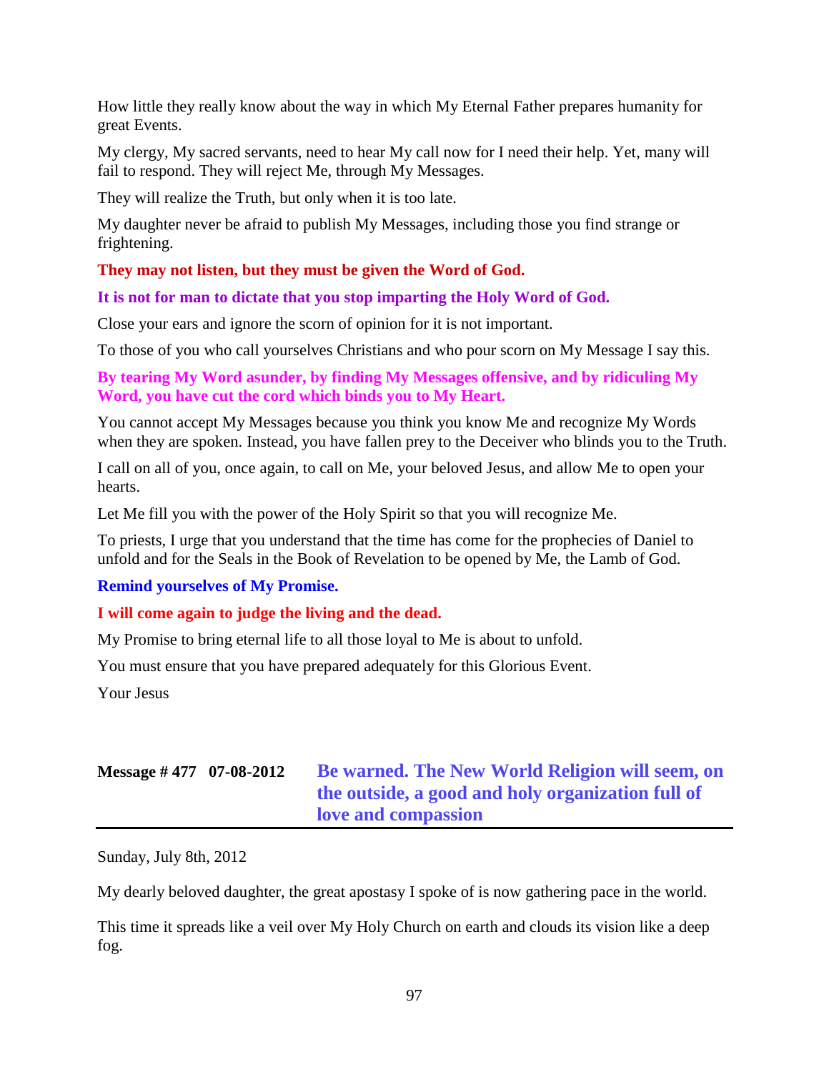How little they really know about the way in which My Eternal Father prepares humanity for great Events.

My clergy, My sacred servants, need to hear My call now for I need their help. Yet, many will fail to respond. They will reject Me, through My Messages.

They will realize the Truth, but only when it is too late.

My daughter never be afraid to publish My Messages, including those you find strange or frightening.

**They may not listen, but they must be given the Word of God.**

**It is not for man to dictate that you stop imparting the Holy Word of God.**

Close your ears and ignore the scorn of opinion for it is not important.

To those of you who call yourselves Christians and who pour scorn on My Message I say this.

**By tearing My Word asunder, by finding My Messages offensive, and by ridiculing My Word, you have cut the cord which binds you to My Heart.**

You cannot accept My Messages because you think you know Me and recognize My Words when they are spoken. Instead, you have fallen prey to the Deceiver who blinds you to the Truth.

I call on all of you, once again, to call on Me, your beloved Jesus, and allow Me to open your hearts.

Let Me fill you with the power of the Holy Spirit so that you will recognize Me.

To priests, I urge that you understand that the time has come for the prophecies of Daniel to unfold and for the Seals in the Book of Revelation to be opened by Me, the Lamb of God.

**Remind yourselves of My Promise.**

**I will come again to judge the living and the dead.**

My Promise to bring eternal life to all those loyal to Me is about to unfold.

You must ensure that you have prepared adequately for this Glorious Event.

Your Jesus

## Message # 477 07-08-2012 Be warned. The New World Religion will seem, on the outside, a good and holy organization full of love and compassion

Sunday, July 8th, 2012

My dearly beloved daughter, the great apostasy I spoke of is now gathering pace in the world.

This time it spreads like a veil over My Holy Church on earth and clouds its vision like a deep fog.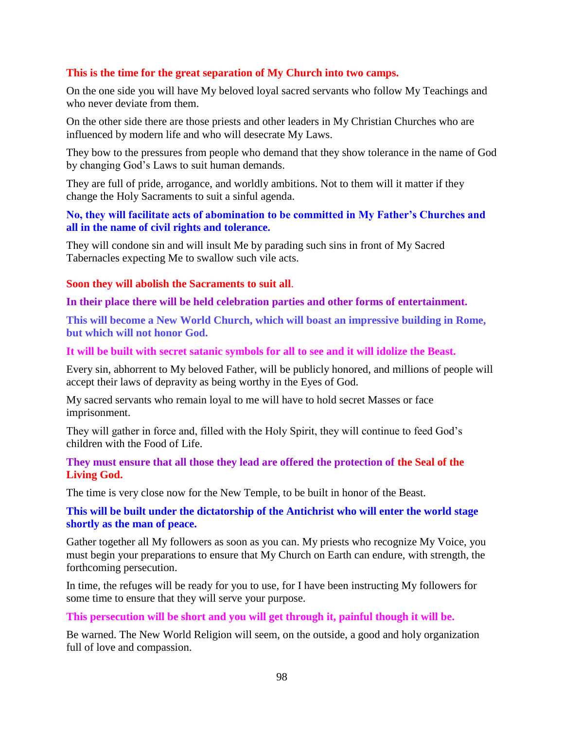**This is the time for the great separation of My Church into two camps.**

On the one side you will have My beloved loyal sacred servants who follow My Teachings and who never deviate from them.

On the other side there are those priests and other leaders in My Christian Churches who are influenced by modern life and who will desecrate My Laws.

They bow to the pressures from people who demand that they show tolerance in the name of God by changing God's Laws to suit human demands.

They are full of pride, arrogance, and worldly ambitions. Not to them will it matter if they change the Holy Sacraments to suit a sinful agenda.

**No, they will facilitate acts of abomination to be committed in My Father's Churches and all in the name of civil rights and tolerance.**

They will condone sin and will insult Me by parading such sins in front of My Sacred Tabernacles expecting Me to swallow such vile acts.

**Soon they will abolish the Sacraments to suit all**.

**In their place there will be held celebration parties and other forms of entertainment.**

**This will become a New World Church, which will boast an impressive building in Rome, but which will not honor God.**

**It will be built with secret satanic symbols for all to see and it will idolize the Beast.**

Every sin, abhorrent to My beloved Father, will be publicly honored, and millions of people will accept their laws of depravity as being worthy in the Eyes of God.

My sacred servants who remain loyal to me will have to hold secret Masses or face imprisonment.

They will gather in force and, filled with the Holy Spirit, they will continue to feed God's children with the Food of Life.

**They must ensure that all those they lead are offered the protection of the Seal of the Living God.**

The time is very close now for the New Temple, to be built in honor of the Beast.

**This will be built under the dictatorship of the Antichrist who will enter the world stage shortly as the man of peace.**

Gather together all My followers as soon as you can. My priests who recognize My Voice, you must begin your preparations to ensure that My Church on Earth can endure, with strength, the forthcoming persecution.

In time, the refuges will be ready for you to use, for I have been instructing My followers for some time to ensure that they will serve your purpose.

**This persecution will be short and you will get through it, painful though it will be.**

Be warned. The New World Religion will seem, on the outside, a good and holy organization full of love and compassion.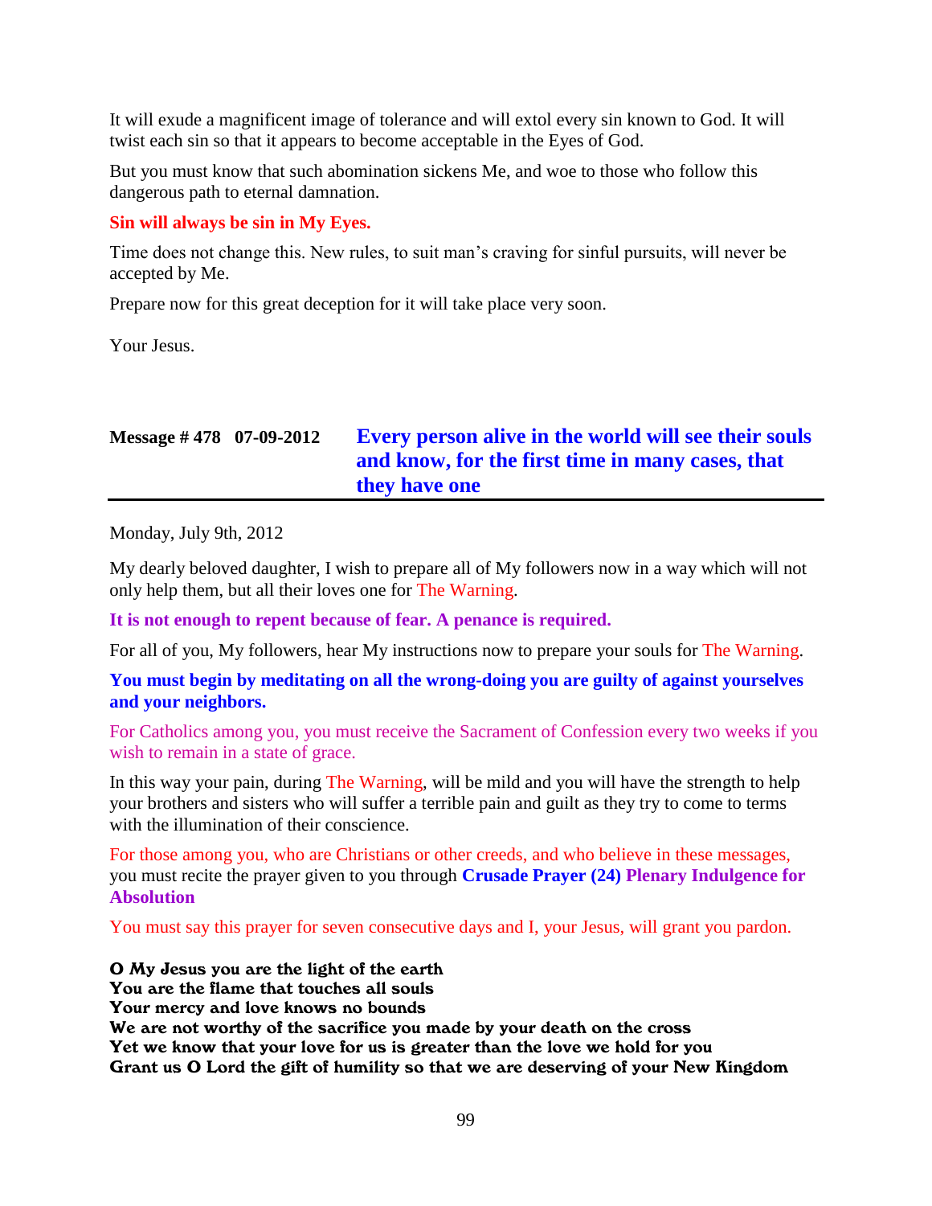It will exude a magnificent image of tolerance and will extol every sin known to God. It will twist each sin so that it appears to become acceptable in the Eyes of God.

But you must know that such abomination sickens Me, and woe to those who follow this dangerous path to eternal damnation.

**Sin will always be sin in My Eyes.**

Time does not change this. New rules, to suit man's craving for sinful pursuits, will never be accepted by Me.

Prepare now for this great deception for it will take place very soon.

Your Jesus.

## Message # 478   07-09-2012   Every person alive in the world will see their souls and know, for the first time in many cases, that they have one

Monday, July 9th, 2012

My dearly beloved daughter, I wish to prepare all of My followers now in a way which will not only help them, but all their loves one for The Warning.

**It is not enough to repent because of fear. A penance is required.**

For all of you, My followers, hear My instructions now to prepare your souls for The Warning.

**You must begin by meditating on all the wrong-doing you are guilty of against yourselves and your neighbors.**

For Catholics among you, you must receive the Sacrament of Confession every two weeks if you wish to remain in a state of grace.

In this way your pain, during The Warning, will be mild and you will have the strength to help your brothers and sisters who will suffer a terrible pain and guilt as they try to come to terms with the illumination of their conscience.

For those among you, who are Christians or other creeds, and who believe in these messages, you must recite the prayer given to you through **Crusade Prayer (24) Plenary Indulgence for Absolution**

You must say this prayer for seven consecutive days and I, your Jesus, will grant you pardon.

**O My Jesus you are the light of the earth**
**You are the flame that touches all souls**
**Your mercy and love knows no bounds**
**We are not worthy of the sacrifice you made by your death on the cross**
**Yet we know that your love for us is greater than the love we hold for you**
**Grant us O Lord the gift of humility so that we are deserving of your New Kingdom**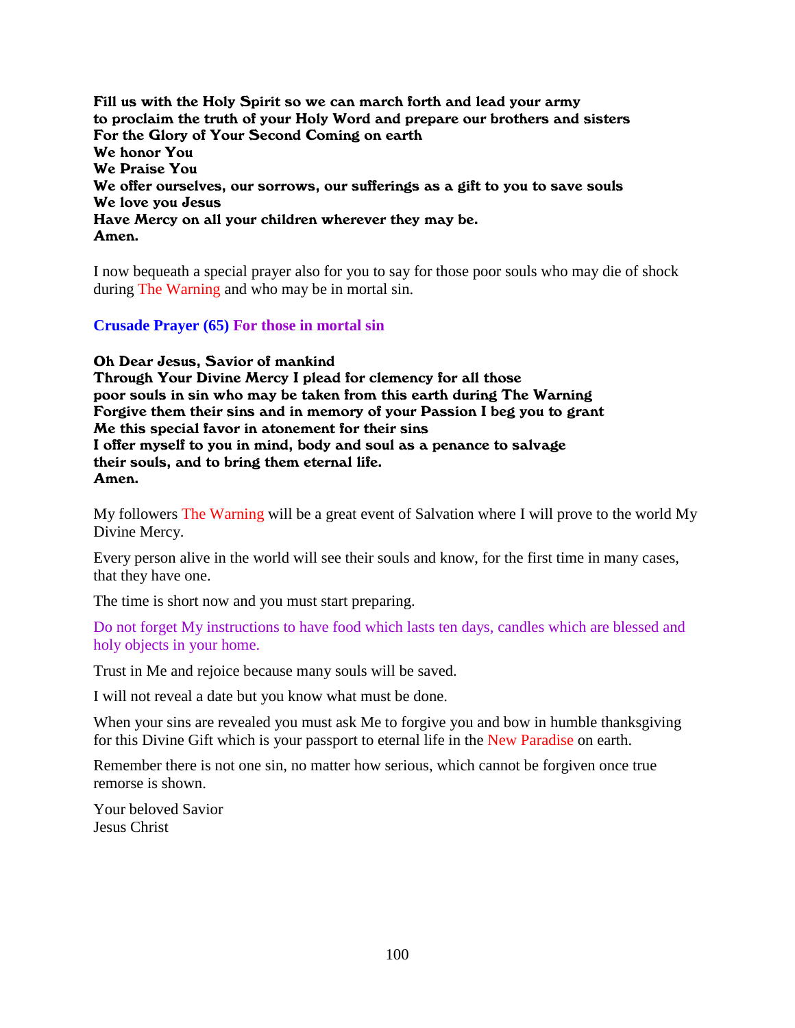**Fill us with the Holy Spirit so we can march forth and lead your army**
**to proclaim the truth of your Holy Word and prepare our brothers and sisters**
**For the Glory of Your Second Coming on earth**
**We honor You**
**We Praise You**
**We offer ourselves, our sorrows, our sufferings as a gift to you to save souls**
**We love you Jesus**
**Have Mercy on all your children wherever they may be.**
**Amen.**

I now bequeath a special prayer also for you to say for those poor souls who may die of shock during The Warning and who may be in mortal sin.

### Crusade Prayer (65) For those in mortal sin

**Oh Dear Jesus, Savior of mankind**
**Through Your Divine Mercy I plead for clemency for all those**
**poor souls in sin who may be taken from this earth during The Warning**
**Forgive them their sins and in memory of your Passion I beg you to grant**
**Me this special favor in atonement for their sins**
**I offer myself to you in mind, body and soul as a penance to salvage**
**their souls, and to bring them eternal life.**
**Amen.**

My followers The Warning will be a great event of Salvation where I will prove to the world My Divine Mercy.

Every person alive in the world will see their souls and know, for the first time in many cases, that they have one.

The time is short now and you must start preparing.

Do not forget My instructions to have food which lasts ten days, candles which are blessed and holy objects in your home.

Trust in Me and rejoice because many souls will be saved.

I will not reveal a date but you know what must be done.

When your sins are revealed you must ask Me to forgive you and bow in humble thanksgiving for this Divine Gift which is your passport to eternal life in the New Paradise on earth.

Remember there is not one sin, no matter how serious, which cannot be forgiven once true remorse is shown.

Your beloved Savior
Jesus Christ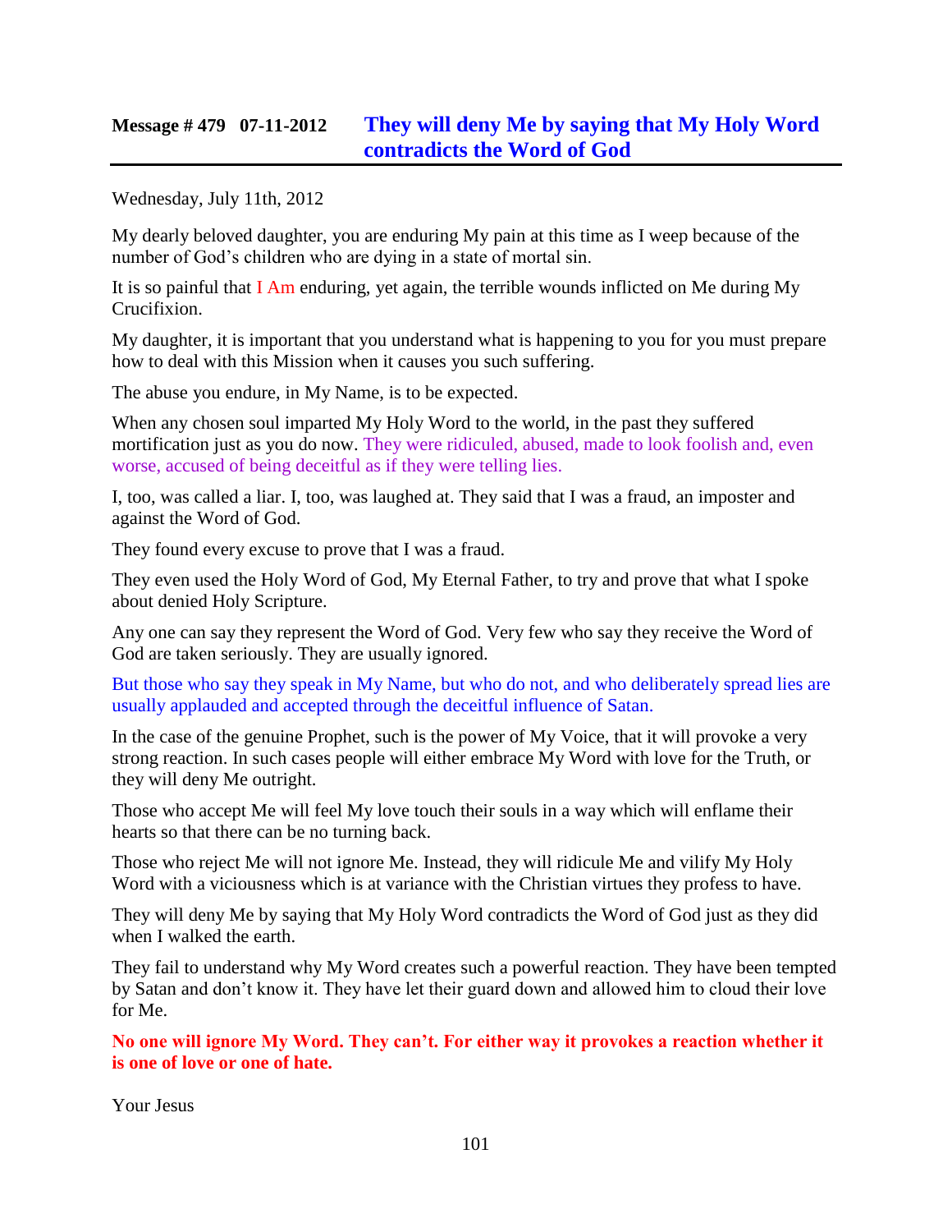## Message # 479 07-11-2012 They will deny Me by saying that My Holy Word contradicts the Word of God

Wednesday, July 11th, 2012

My dearly beloved daughter, you are enduring My pain at this time as I weep because of the number of God's children who are dying in a state of mortal sin.

It is so painful that I Am enduring, yet again, the terrible wounds inflicted on Me during My Crucifixion.

My daughter, it is important that you understand what is happening to you for you must prepare how to deal with this Mission when it causes you such suffering.

The abuse you endure, in My Name, is to be expected.

When any chosen soul imparted My Holy Word to the world, in the past they suffered mortification just as you do now. They were ridiculed, abused, made to look foolish and, even worse, accused of being deceitful as if they were telling lies.

I, too, was called a liar. I, too, was laughed at. They said that I was a fraud, an imposter and against the Word of God.

They found every excuse to prove that I was a fraud.

They even used the Holy Word of God, My Eternal Father, to try and prove that what I spoke about denied Holy Scripture.

Any one can say they represent the Word of God. Very few who say they receive the Word of God are taken seriously. They are usually ignored.

But those who say they speak in My Name, but who do not, and who deliberately spread lies are usually applauded and accepted through the deceitful influence of Satan.

In the case of the genuine Prophet, such is the power of My Voice, that it will provoke a very strong reaction. In such cases people will either embrace My Word with love for the Truth, or they will deny Me outright.

Those who accept Me will feel My love touch their souls in a way which will enflame their hearts so that there can be no turning back.

Those who reject Me will not ignore Me. Instead, they will ridicule Me and vilify My Holy Word with a viciousness which is at variance with the Christian virtues they profess to have.

They will deny Me by saying that My Holy Word contradicts the Word of God just as they did when I walked the earth.

They fail to understand why My Word creates such a powerful reaction. They have been tempted by Satan and don't know it. They have let their guard down and allowed him to cloud their love for Me.

**No one will ignore My Word. They can't. For either way it provokes a reaction whether it is one of love or one of hate.**

Your Jesus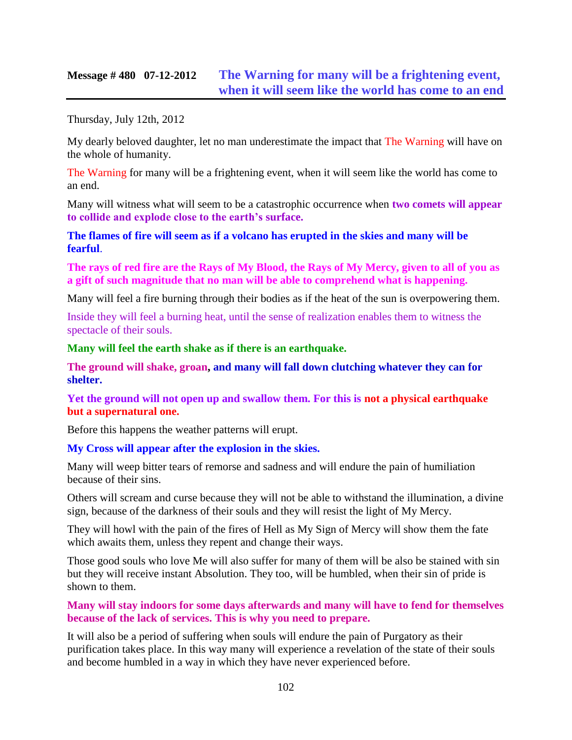## Message # 480 07-12-2012 The Warning for many will be a frightening event, when it will seem like the world has come to an end

Thursday, July 12th, 2012

My dearly beloved daughter, let no man underestimate the impact that The Warning will have on the whole of humanity.

The Warning for many will be a frightening event, when it will seem like the world has come to an end.

Many will witness what will seem to be a catastrophic occurrence when **two comets will appear to collide and explode close to the earth's surface.**

**The flames of fire will seem as if a volcano has erupted in the skies and many will be fearful**.

**The rays of red fire are the Rays of My Blood, the Rays of My Mercy, given to all of you as a gift of such magnitude that no man will be able to comprehend what is happening.**

Many will feel a fire burning through their bodies as if the heat of the sun is overpowering them.

Inside they will feel a burning heat, until the sense of realization enables them to witness the spectacle of their souls.

**Many will feel the earth shake as if there is an earthquake.**

**The ground will shake, groan, and many will fall down clutching whatever they can for shelter.**

**Yet the ground will not open up and swallow them. For this is not a physical earthquake but a supernatural one.**

Before this happens the weather patterns will erupt.

**My Cross will appear after the explosion in the skies.**

Many will weep bitter tears of remorse and sadness and will endure the pain of humiliation because of their sins.

Others will scream and curse because they will not be able to withstand the illumination, a divine sign, because of the darkness of their souls and they will resist the light of My Mercy.

They will howl with the pain of the fires of Hell as My Sign of Mercy will show them the fate which awaits them, unless they repent and change their ways.

Those good souls who love Me will also suffer for many of them will be also be stained with sin but they will receive instant Absolution. They too, will be humbled, when their sin of pride is shown to them.

**Many will stay indoors for some days afterwards and many will have to fend for themselves because of the lack of services. This is why you need to prepare.**

It will also be a period of suffering when souls will endure the pain of Purgatory as their purification takes place. In this way many will experience a revelation of the state of their souls and become humbled in a way in which they have never experienced before.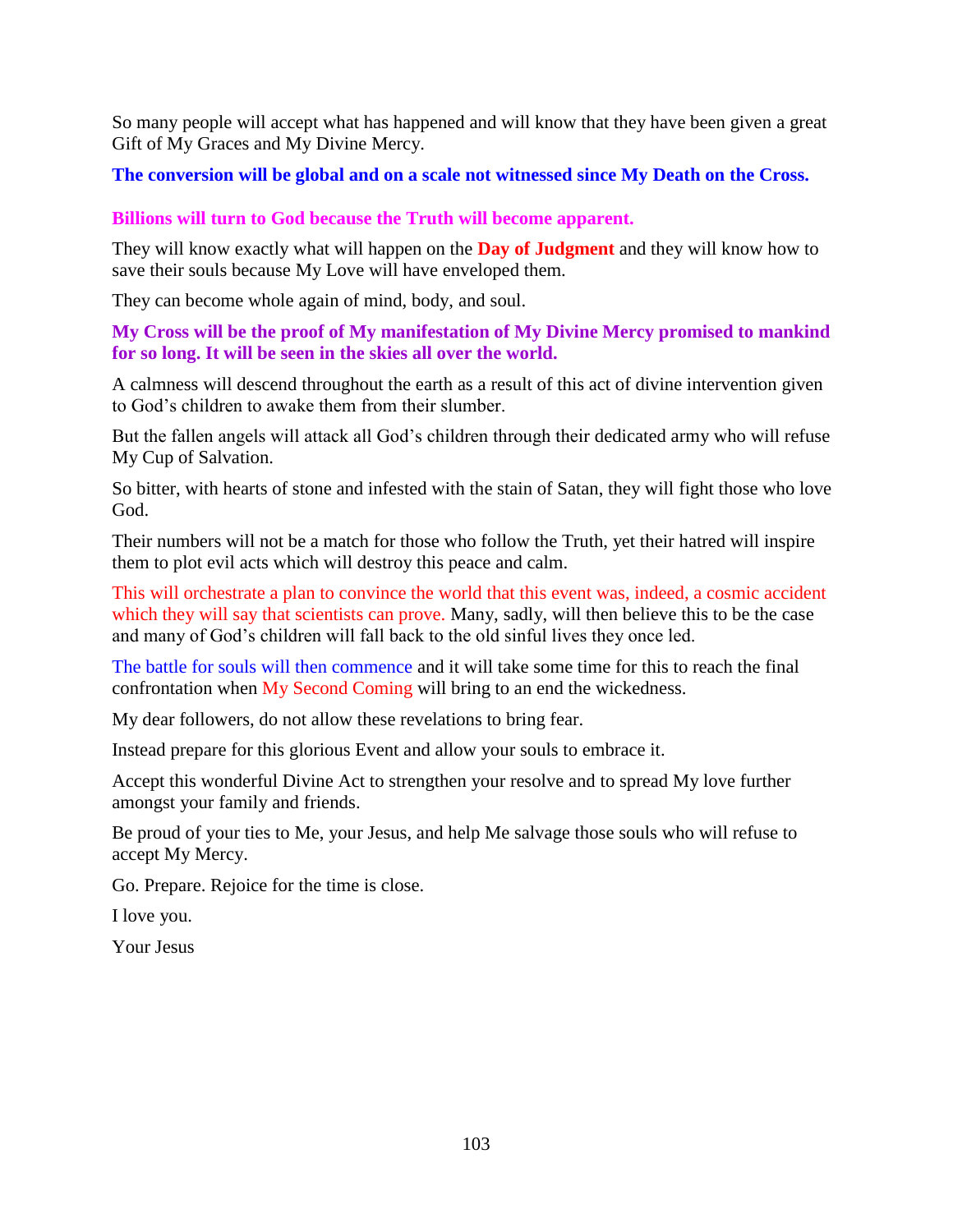So many people will accept what has happened and will know that they have been given a great Gift of My Graces and My Divine Mercy.

**The conversion will be global and on a scale not witnessed since My Death on the Cross.**

**Billions will turn to God because the Truth will become apparent.**

They will know exactly what will happen on the **Day of Judgment** and they will know how to save their souls because My Love will have enveloped them.

They can become whole again of mind, body, and soul.

**My Cross will be the proof of My manifestation of My Divine Mercy promised to mankind for so long. It will be seen in the skies all over the world.**

A calmness will descend throughout the earth as a result of this act of divine intervention given to God's children to awake them from their slumber.

But the fallen angels will attack all God's children through their dedicated army who will refuse My Cup of Salvation.

So bitter, with hearts of stone and infested with the stain of Satan, they will fight those who love God.

Their numbers will not be a match for those who follow the Truth, yet their hatred will inspire them to plot evil acts which will destroy this peace and calm.

This will orchestrate a plan to convince the world that this event was, indeed, a cosmic accident which they will say that scientists can prove. Many, sadly, will then believe this to be the case and many of God's children will fall back to the old sinful lives they once led.

The battle for souls will then commence and it will take some time for this to reach the final confrontation when My Second Coming will bring to an end the wickedness.

My dear followers, do not allow these revelations to bring fear.

Instead prepare for this glorious Event and allow your souls to embrace it.

Accept this wonderful Divine Act to strengthen your resolve and to spread My love further amongst your family and friends.

Be proud of your ties to Me, your Jesus, and help Me salvage those souls who will refuse to accept My Mercy.

Go. Prepare. Rejoice for the time is close.

I love you.

Your Jesus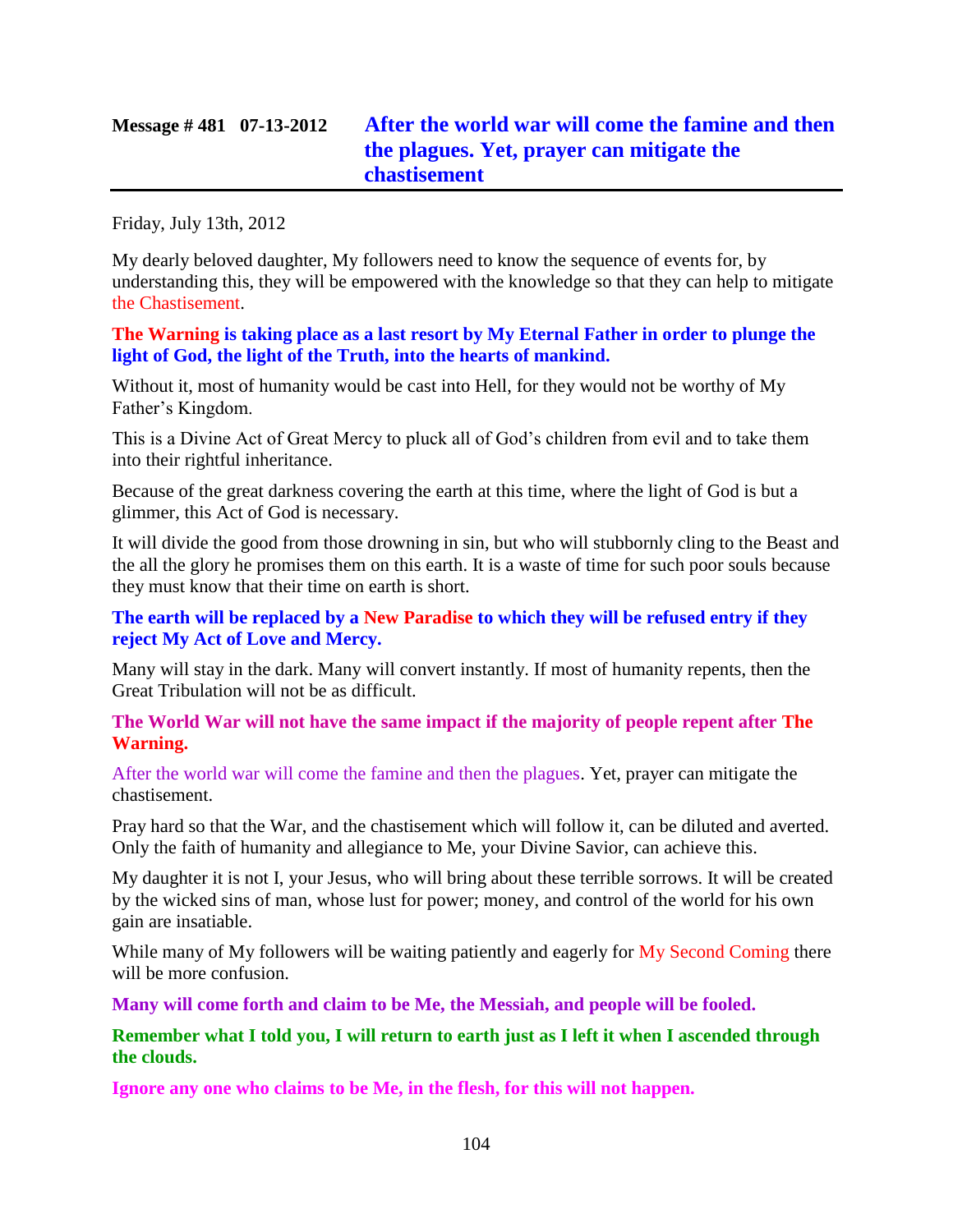## Message # 481 07-13-2012 After the world war will come the famine and then the plagues. Yet, prayer can mitigate the chastisement

Friday, July 13th, 2012

My dearly beloved daughter, My followers need to know the sequence of events for, by understanding this, they will be empowered with the knowledge so that they can help to mitigate the Chastisement.

**The Warning is taking place as a last resort by My Eternal Father in order to plunge the light of God, the light of the Truth, into the hearts of mankind.**

Without it, most of humanity would be cast into Hell, for they would not be worthy of My Father's Kingdom.

This is a Divine Act of Great Mercy to pluck all of God's children from evil and to take them into their rightful inheritance.

Because of the great darkness covering the earth at this time, where the light of God is but a glimmer, this Act of God is necessary.

It will divide the good from those drowning in sin, but who will stubbornly cling to the Beast and the all the glory he promises them on this earth. It is a waste of time for such poor souls because they must know that their time on earth is short.

**The earth will be replaced by a New Paradise to which they will be refused entry if they reject My Act of Love and Mercy.**

Many will stay in the dark. Many will convert instantly. If most of humanity repents, then the Great Tribulation will not be as difficult.

**The World War will not have the same impact if the majority of people repent after The Warning.**

After the world war will come the famine and then the plagues. Yet, prayer can mitigate the chastisement.

Pray hard so that the War, and the chastisement which will follow it, can be diluted and averted. Only the faith of humanity and allegiance to Me, your Divine Savior, can achieve this.

My daughter it is not I, your Jesus, who will bring about these terrible sorrows. It will be created by the wicked sins of man, whose lust for power; money, and control of the world for his own gain are insatiable.

While many of My followers will be waiting patiently and eagerly for My Second Coming there will be more confusion.

**Many will come forth and claim to be Me, the Messiah, and people will be fooled.**

**Remember what I told you, I will return to earth just as I left it when I ascended through the clouds.**

**Ignore any one who claims to be Me, in the flesh, for this will not happen.**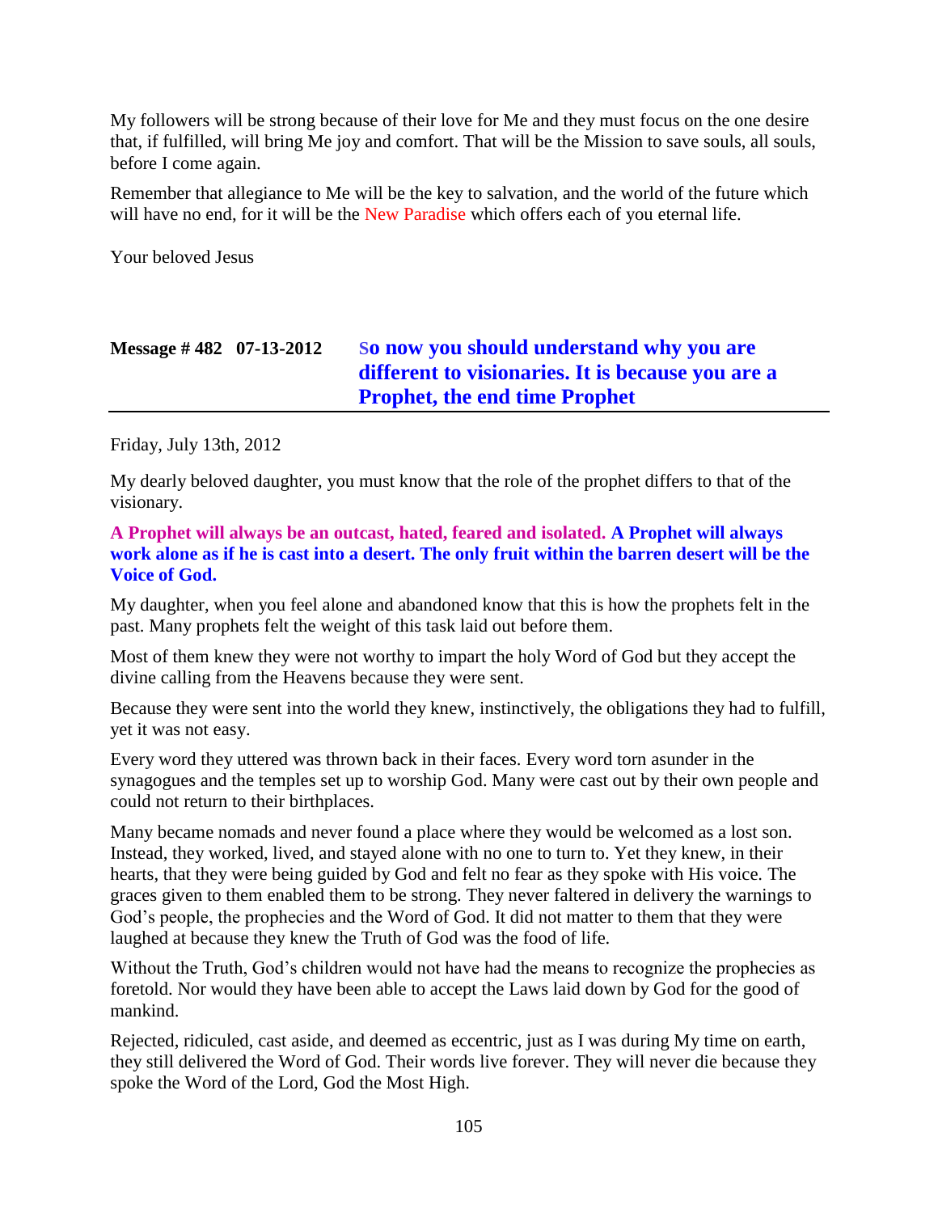My followers will be strong because of their love for Me and they must focus on the one desire that, if fulfilled, will bring Me joy and comfort. That will be the Mission to save souls, all souls, before I come again.

Remember that allegiance to Me will be the key to salvation, and the world of the future which will have no end, for it will be the New Paradise which offers each of you eternal life.

Your beloved Jesus

## Message # 482 07-13-2012 So now you should understand why you are different to visionaries. It is because you are a Prophet, the end time Prophet

Friday, July 13th, 2012

My dearly beloved daughter, you must know that the role of the prophet differs to that of the visionary.

**A Prophet will always be an outcast, hated, feared and isolated. A Prophet will always work alone as if he is cast into a desert. The only fruit within the barren desert will be the Voice of God.**

My daughter, when you feel alone and abandoned know that this is how the prophets felt in the past. Many prophets felt the weight of this task laid out before them.

Most of them knew they were not worthy to impart the holy Word of God but they accept the divine calling from the Heavens because they were sent.

Because they were sent into the world they knew, instinctively, the obligations they had to fulfill, yet it was not easy.

Every word they uttered was thrown back in their faces. Every word torn asunder in the synagogues and the temples set up to worship God. Many were cast out by their own people and could not return to their birthplaces.

Many became nomads and never found a place where they would be welcomed as a lost son. Instead, they worked, lived, and stayed alone with no one to turn to. Yet they knew, in their hearts, that they were being guided by God and felt no fear as they spoke with His voice. The graces given to them enabled them to be strong. They never faltered in delivery the warnings to God's people, the prophecies and the Word of God. It did not matter to them that they were laughed at because they knew the Truth of God was the food of life.

Without the Truth, God's children would not have had the means to recognize the prophecies as foretold. Nor would they have been able to accept the Laws laid down by God for the good of mankind.

Rejected, ridiculed, cast aside, and deemed as eccentric, just as I was during My time on earth, they still delivered the Word of God. Their words live forever. They will never die because they spoke the Word of the Lord, God the Most High.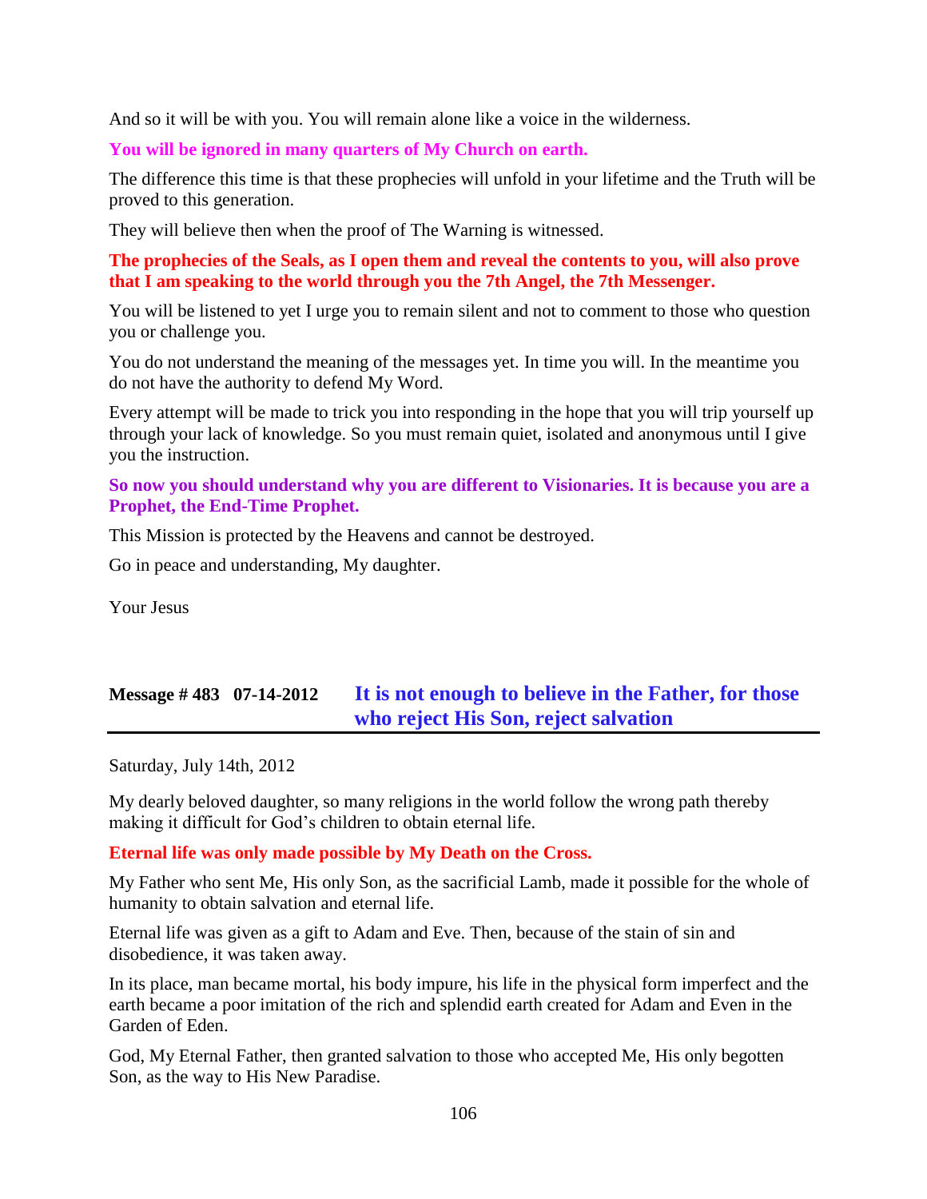And so it will be with you. You will remain alone like a voice in the wilderness.

**You will be ignored in many quarters of My Church on earth.**

The difference this time is that these prophecies will unfold in your lifetime and the Truth will be proved to this generation.

They will believe then when the proof of The Warning is witnessed.

**The prophecies of the Seals, as I open them and reveal the contents to you, will also prove that I am speaking to the world through you the 7th Angel, the 7th Messenger.**

You will be listened to yet I urge you to remain silent and not to comment to those who question you or challenge you.

You do not understand the meaning of the messages yet. In time you will. In the meantime you do not have the authority to defend My Word.

Every attempt will be made to trick you into responding in the hope that you will trip yourself up through your lack of knowledge. So you must remain quiet, isolated and anonymous until I give you the instruction.

**So now you should understand why you are different to Visionaries. It is because you are a Prophet, the End-Time Prophet.**

This Mission is protected by the Heavens and cannot be destroyed.

Go in peace and understanding, My daughter.

Your Jesus

## Message # 483 07-14-2012 It is not enough to believe in the Father, for those who reject His Son, reject salvation

Saturday, July 14th, 2012

My dearly beloved daughter, so many religions in the world follow the wrong path thereby making it difficult for God's children to obtain eternal life.

**Eternal life was only made possible by My Death on the Cross.**

My Father who sent Me, His only Son, as the sacrificial Lamb, made it possible for the whole of humanity to obtain salvation and eternal life.

Eternal life was given as a gift to Adam and Eve. Then, because of the stain of sin and disobedience, it was taken away.

In its place, man became mortal, his body impure, his life in the physical form imperfect and the earth became a poor imitation of the rich and splendid earth created for Adam and Even in the Garden of Eden.

God, My Eternal Father, then granted salvation to those who accepted Me, His only begotten Son, as the way to His New Paradise.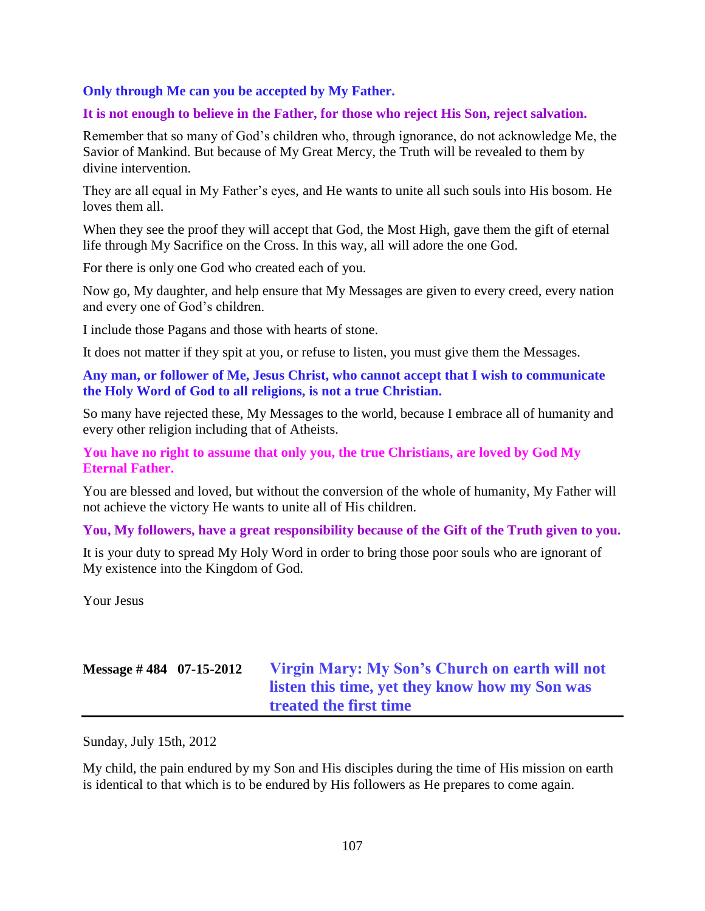**Only through Me can you be accepted by My Father.**

**It is not enough to believe in the Father, for those who reject His Son, reject salvation.**

Remember that so many of God's children who, through ignorance, do not acknowledge Me, the Savior of Mankind. But because of My Great Mercy, the Truth will be revealed to them by divine intervention.

They are all equal in My Father's eyes, and He wants to unite all such souls into His bosom. He loves them all.

When they see the proof they will accept that God, the Most High, gave them the gift of eternal life through My Sacrifice on the Cross. In this way, all will adore the one God.

For there is only one God who created each of you.

Now go, My daughter, and help ensure that My Messages are given to every creed, every nation and every one of God's children.

I include those Pagans and those with hearts of stone.

It does not matter if they spit at you, or refuse to listen, you must give them the Messages.

**Any man, or follower of Me, Jesus Christ, who cannot accept that I wish to communicate the Holy Word of God to all religions, is not a true Christian.**

So many have rejected these, My Messages to the world, because I embrace all of humanity and every other religion including that of Atheists.

**You have no right to assume that only you, the true Christians, are loved by God My Eternal Father.**

You are blessed and loved, but without the conversion of the whole of humanity, My Father will not achieve the victory He wants to unite all of His children.

**You, My followers, have a great responsibility because of the Gift of the Truth given to you.**

It is your duty to spread My Holy Word in order to bring those poor souls who are ignorant of My existence into the Kingdom of God.

Your Jesus

## Message # 484 07-15-2012 Virgin Mary: My Son's Church on earth will not listen this time, yet they know how my Son was treated the first time

Sunday, July 15th, 2012

My child, the pain endured by my Son and His disciples during the time of His mission on earth is identical to that which is to be endured by His followers as He prepares to come again.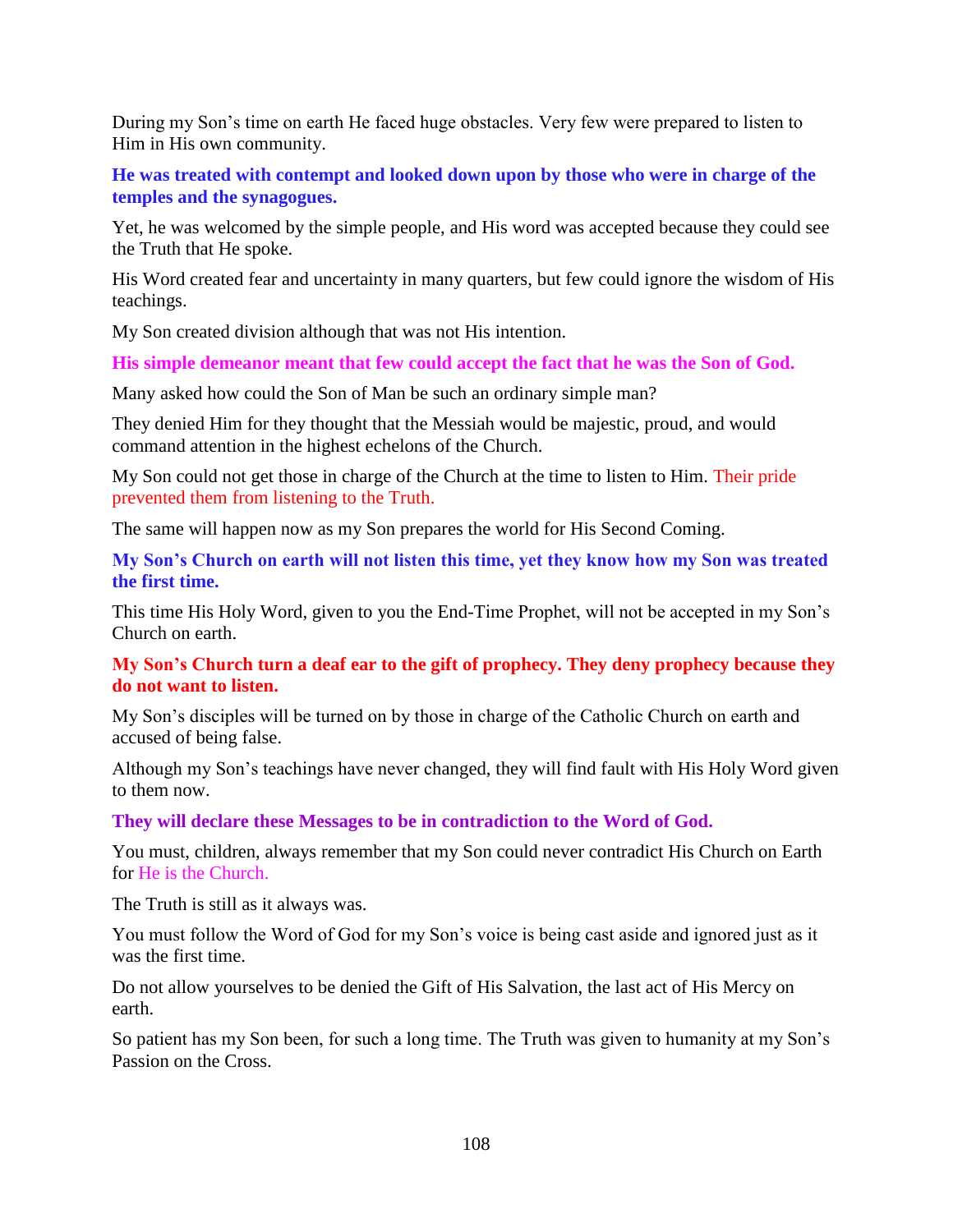During my Son's time on earth He faced huge obstacles. Very few were prepared to listen to Him in His own community.

**He was treated with contempt and looked down upon by those who were in charge of the temples and the synagogues.**

Yet, he was welcomed by the simple people, and His word was accepted because they could see the Truth that He spoke.

His Word created fear and uncertainty in many quarters, but few could ignore the wisdom of His teachings.

My Son created division although that was not His intention.

**His simple demeanor meant that few could accept the fact that he was the Son of God.**

Many asked how could the Son of Man be such an ordinary simple man?

They denied Him for they thought that the Messiah would be majestic, proud, and would command attention in the highest echelons of the Church.

My Son could not get those in charge of the Church at the time to listen to Him. Their pride prevented them from listening to the Truth.

The same will happen now as my Son prepares the world for His Second Coming.

**My Son's Church on earth will not listen this time, yet they know how my Son was treated the first time.**

This time His Holy Word, given to you the End-Time Prophet, will not be accepted in my Son's Church on earth.

**My Son's Church turn a deaf ear to the gift of prophecy. They deny prophecy because they do not want to listen.**

My Son's disciples will be turned on by those in charge of the Catholic Church on earth and accused of being false.

Although my Son's teachings have never changed, they will find fault with His Holy Word given to them now.

**They will declare these Messages to be in contradiction to the Word of God.**

You must, children, always remember that my Son could never contradict His Church on Earth for He is the Church.

The Truth is still as it always was.

You must follow the Word of God for my Son's voice is being cast aside and ignored just as it was the first time.

Do not allow yourselves to be denied the Gift of His Salvation, the last act of His Mercy on earth.

So patient has my Son been, for such a long time. The Truth was given to humanity at my Son's Passion on the Cross.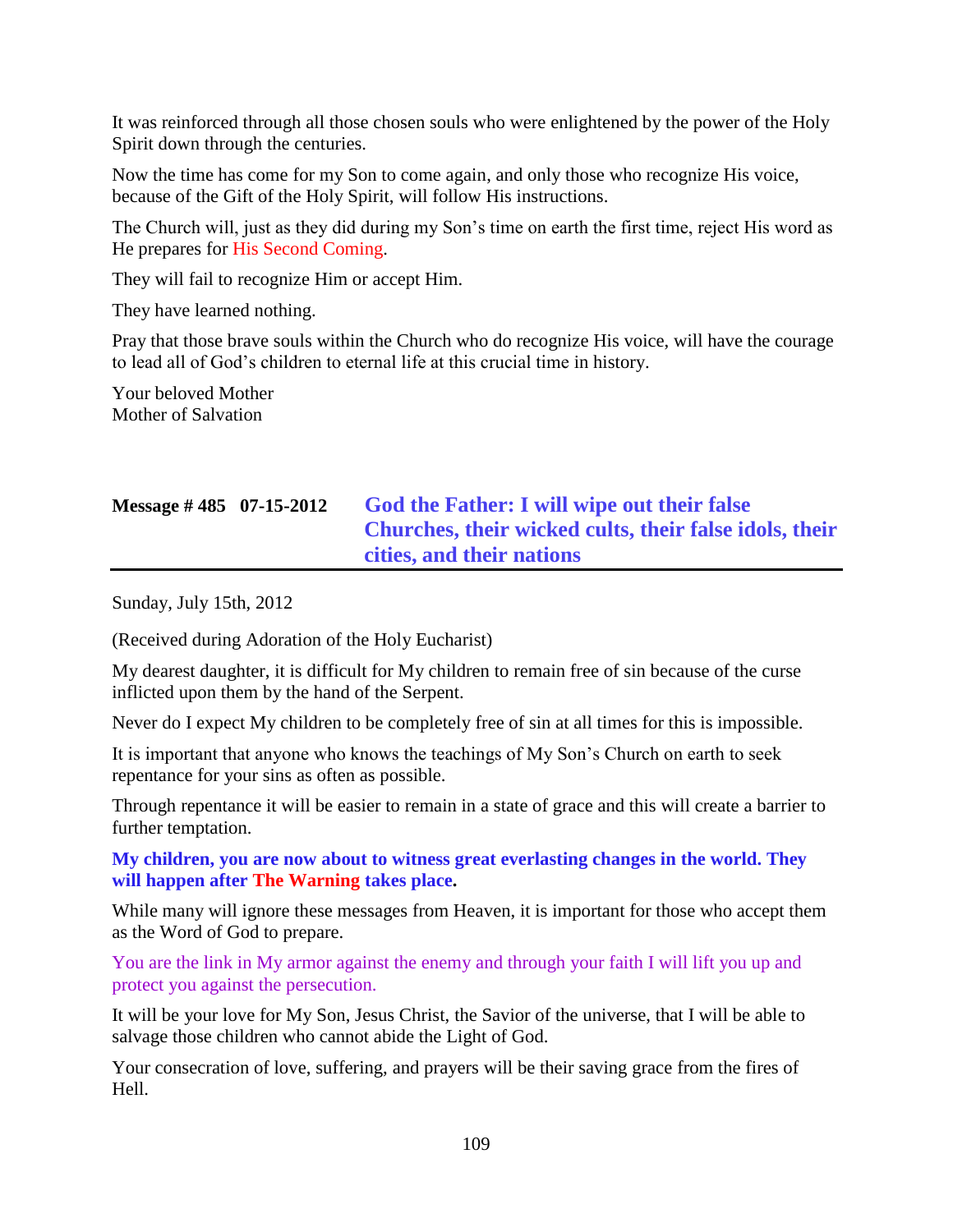It was reinforced through all those chosen souls who were enlightened by the power of the Holy Spirit down through the centuries.

Now the time has come for my Son to come again, and only those who recognize His voice, because of the Gift of the Holy Spirit, will follow His instructions.

The Church will, just as they did during my Son's time on earth the first time, reject His word as He prepares for His Second Coming.

They will fail to recognize Him or accept Him.

They have learned nothing.

Pray that those brave souls within the Church who do recognize His voice, will have the courage to lead all of God's children to eternal life at this crucial time in history.

Your beloved Mother
Mother of Salvation

## Message # 485 07-15-2012 God the Father: I will wipe out their false Churches, their wicked cults, their false idols, their cities, and their nations

Sunday, July 15th, 2012

(Received during Adoration of the Holy Eucharist)

My dearest daughter, it is difficult for My children to remain free of sin because of the curse inflicted upon them by the hand of the Serpent.

Never do I expect My children to be completely free of sin at all times for this is impossible.

It is important that anyone who knows the teachings of My Son's Church on earth to seek repentance for your sins as often as possible.

Through repentance it will be easier to remain in a state of grace and this will create a barrier to further temptation.

**My children, you are now about to witness great everlasting changes in the world. They will happen after The Warning takes place.**

While many will ignore these messages from Heaven, it is important for those who accept them as the Word of God to prepare.

You are the link in My armor against the enemy and through your faith I will lift you up and protect you against the persecution.

It will be your love for My Son, Jesus Christ, the Savior of the universe, that I will be able to salvage those children who cannot abide the Light of God.

Your consecration of love, suffering, and prayers will be their saving grace from the fires of Hell.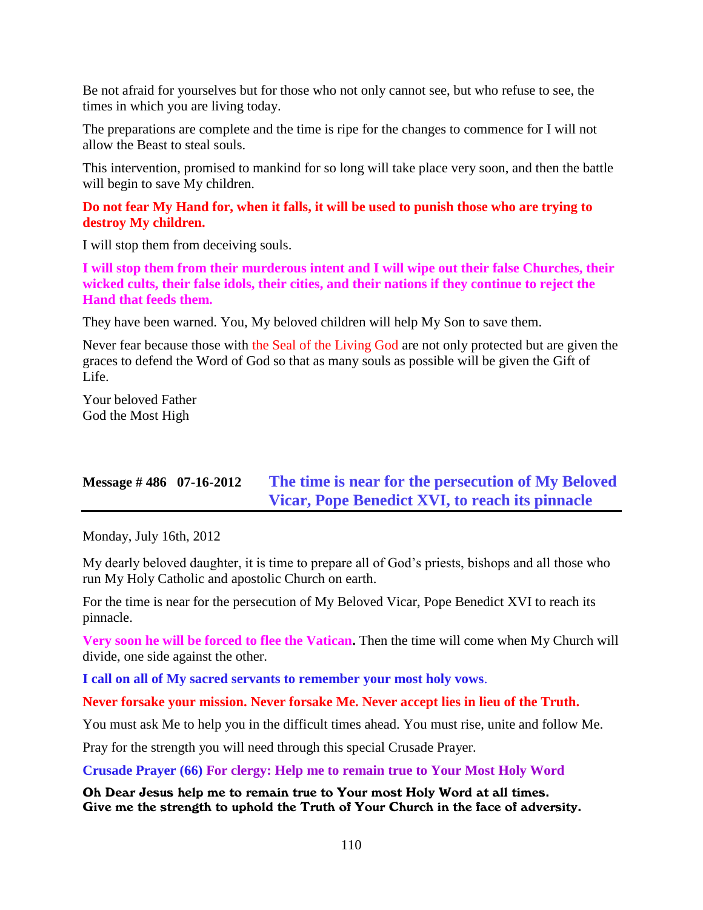Be not afraid for yourselves but for those who not only cannot see, but who refuse to see, the times in which you are living today.

The preparations are complete and the time is ripe for the changes to commence for I will not allow the Beast to steal souls.

This intervention, promised to mankind for so long will take place very soon, and then the battle will begin to save My children.

**Do not fear My Hand for, when it falls, it will be used to punish those who are trying to destroy My children.**

I will stop them from deceiving souls.

**I will stop them from their murderous intent and I will wipe out their false Churches, their wicked cults, their false idols, their cities, and their nations if they continue to reject the Hand that feeds them.**

They have been warned. You, My beloved children will help My Son to save them.

Never fear because those with the Seal of the Living God are not only protected but are given the graces to defend the Word of God so that as many souls as possible will be given the Gift of Life.

Your beloved Father
God the Most High

## Message # 486 07-16-2012 The time is near for the persecution of My Beloved Vicar, Pope Benedict XVI, to reach its pinnacle

Monday, July 16th, 2012

My dearly beloved daughter, it is time to prepare all of God's priests, bishops and all those who run My Holy Catholic and apostolic Church on earth.

For the time is near for the persecution of My Beloved Vicar, Pope Benedict XVI to reach its pinnacle.

**Very soon he will be forced to flee the Vatican.** Then the time will come when My Church will divide, one side against the other.

**I call on all of My sacred servants to remember your most holy vows**.

**Never forsake your mission. Never forsake Me. Never accept lies in lieu of the Truth.**

You must ask Me to help you in the difficult times ahead. You must rise, unite and follow Me.

Pray for the strength you will need through this special Crusade Prayer.

**Crusade Prayer (66) For clergy: Help me to remain true to Your Most Holy Word**

**Oh Dear Jesus help me to remain true to Your most Holy Word at all times.**
**Give me the strength to uphold the Truth of Your Church in the face of adversity.**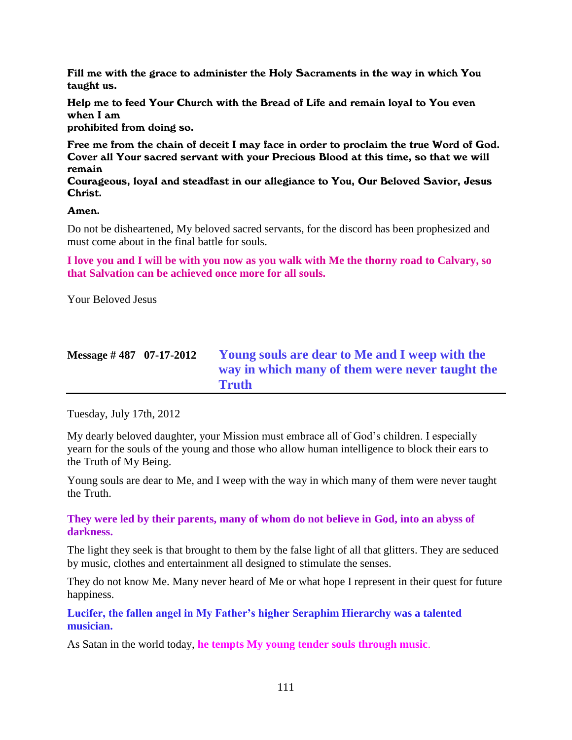**Fill me with the grace to administer the Holy Sacraments in the way in which You taught us.**

**Help me to feed Your Church with the Bread of Life and remain loyal to You even when I am prohibited from doing so.**

**Free me from the chain of deceit I may face in order to proclaim the true Word of God. Cover all Your sacred servant with your Precious Blood at this time, so that we will remain Courageous, loyal and steadfast in our allegiance to You, Our Beloved Savior, Jesus Christ.**

**Amen.**

Do not be disheartened, My beloved sacred servants, for the discord has been prophesized and must come about in the final battle for souls.

**I love you and I will be with you now as you walk with Me the thorny road to Calvary, so that Salvation can be achieved once more for all souls.**

Your Beloved Jesus

## Message # 487 07-17-2012 Young souls are dear to Me and I weep with the way in which many of them were never taught the Truth

Tuesday, July 17th, 2012

My dearly beloved daughter, your Mission must embrace all of God's children. I especially yearn for the souls of the young and those who allow human intelligence to block their ears to the Truth of My Being.

Young souls are dear to Me, and I weep with the way in which many of them were never taught the Truth.

**They were led by their parents, many of whom do not believe in God, into an abyss of darkness.**

The light they seek is that brought to them by the false light of all that glitters. They are seduced by music, clothes and entertainment all designed to stimulate the senses.

They do not know Me. Many never heard of Me or what hope I represent in their quest for future happiness.

**Lucifer, the fallen angel in My Father's higher Seraphim Hierarchy was a talented musician.**

As Satan in the world today, **he tempts My young tender souls through music**.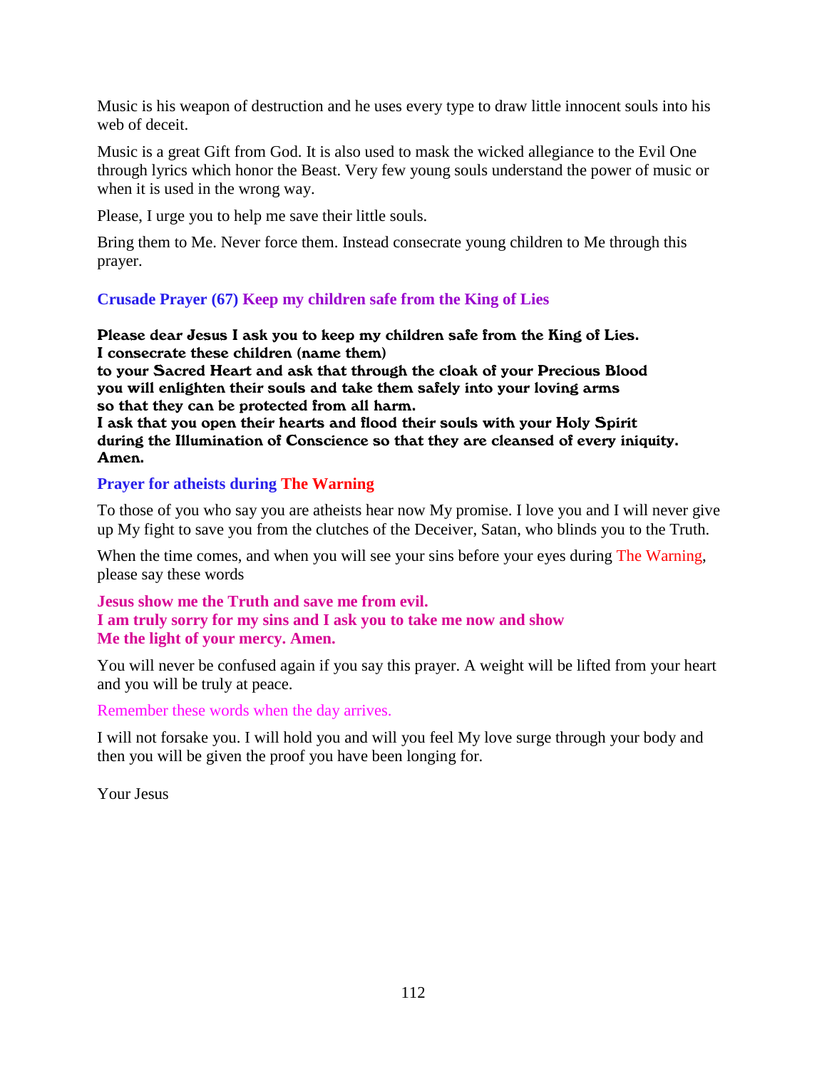Music is his weapon of destruction and he uses every type to draw little innocent souls into his web of deceit.

Music is a great Gift from God. It is also used to mask the wicked allegiance to the Evil One through lyrics which honor the Beast. Very few young souls understand the power of music or when it is used in the wrong way.

Please, I urge you to help me save their little souls.

Bring them to Me. Never force them. Instead consecrate young children to Me through this prayer.

### Crusade Prayer (67) Keep my children safe from the King of Lies

**Please dear Jesus I ask you to keep my children safe from the King of Lies.**
**I consecrate these children (name them)**
**to your Sacred Heart and ask that through the cloak of your Precious Blood**
**you will enlighten their souls and take them safely into your loving arms**
**so that they can be protected from all harm.**
**I ask that you open their hearts and flood their souls with your Holy Spirit**
**during the Illumination of Conscience so that they are cleansed of every iniquity.**
**Amen.**

### Prayer for atheists during The Warning

To those of you who say you are atheists hear now My promise. I love you and I will never give up My fight to save you from the clutches of the Deceiver, Satan, who blinds you to the Truth.

When the time comes, and when you will see your sins before your eyes during The Warning, please say these words

**Jesus show me the Truth and save me from evil.**
**I am truly sorry for my sins and I ask you to take me now and show**
**Me the light of your mercy. Amen.**

You will never be confused again if you say this prayer. A weight will be lifted from your heart and you will be truly at peace.

Remember these words when the day arrives.

I will not forsake you. I will hold you and will you feel My love surge through your body and then you will be given the proof you have been longing for.

Your Jesus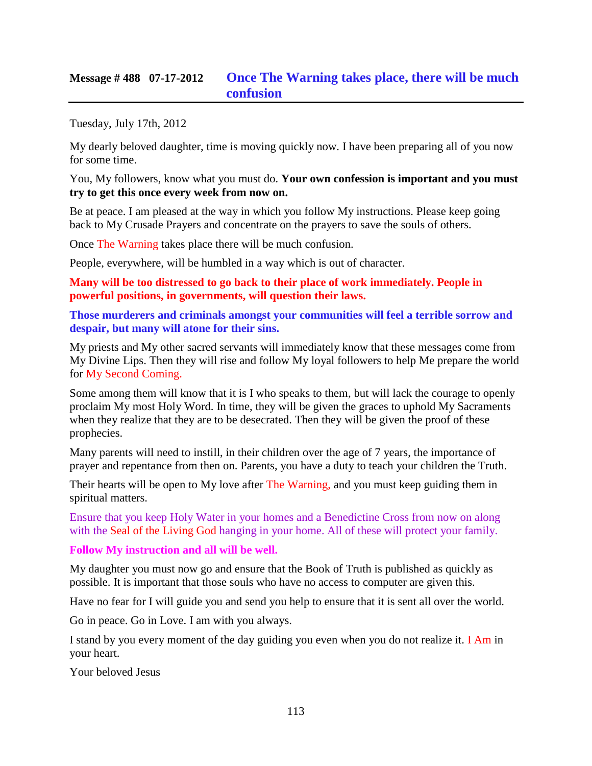## Message # 488 07-17-2012 Once The Warning takes place, there will be much confusion

Tuesday, July 17th, 2012

My dearly beloved daughter, time is moving quickly now. I have been preparing all of you now for some time.

You, My followers, know what you must do. **Your own confession is important and you must try to get this once every week from now on.**

Be at peace. I am pleased at the way in which you follow My instructions. Please keep going back to My Crusade Prayers and concentrate on the prayers to save the souls of others.

Once The Warning takes place there will be much confusion.

People, everywhere, will be humbled in a way which is out of character.

**Many will be too distressed to go back to their place of work immediately. People in powerful positions, in governments, will question their laws.**

**Those murderers and criminals amongst your communities will feel a terrible sorrow and despair, but many will atone for their sins.**

My priests and My other sacred servants will immediately know that these messages come from My Divine Lips. Then they will rise and follow My loyal followers to help Me prepare the world for My Second Coming.

Some among them will know that it is I who speaks to them, but will lack the courage to openly proclaim My most Holy Word. In time, they will be given the graces to uphold My Sacraments when they realize that they are to be desecrated. Then they will be given the proof of these prophecies.

Many parents will need to instill, in their children over the age of 7 years, the importance of prayer and repentance from then on. Parents, you have a duty to teach your children the Truth.

Their hearts will be open to My love after The Warning, and you must keep guiding them in spiritual matters.

Ensure that you keep Holy Water in your homes and a Benedictine Cross from now on along with the Seal of the Living God hanging in your home. All of these will protect your family.

**Follow My instruction and all will be well.**

My daughter you must now go and ensure that the Book of Truth is published as quickly as possible. It is important that those souls who have no access to computer are given this.

Have no fear for I will guide you and send you help to ensure that it is sent all over the world.

Go in peace. Go in Love. I am with you always.

I stand by you every moment of the day guiding you even when you do not realize it. I Am in your heart.

Your beloved Jesus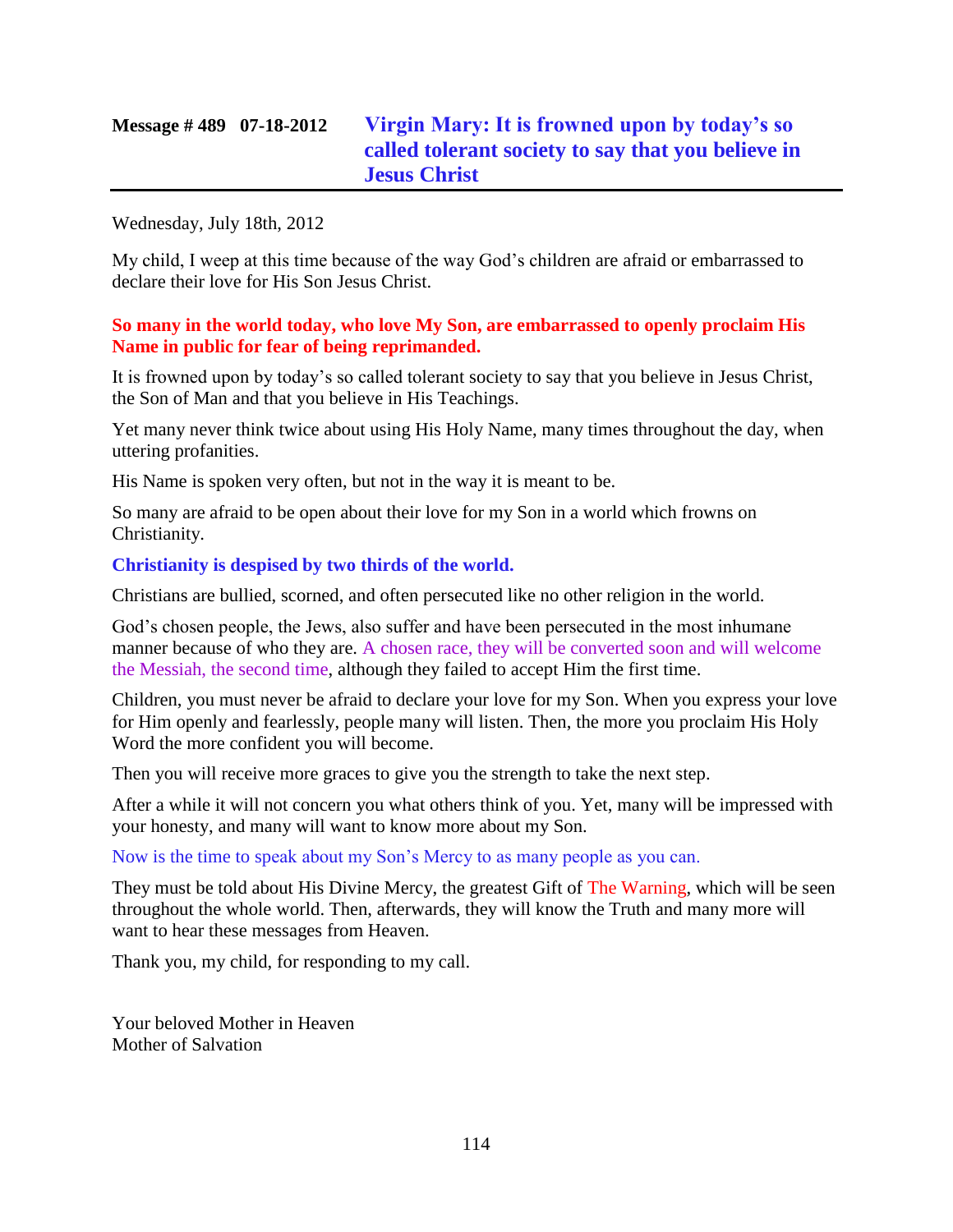## Message # 489 07-18-2012 Virgin Mary: It is frowned upon by today's so called tolerant society to say that you believe in Jesus Christ

Wednesday, July 18th, 2012

My child, I weep at this time because of the way God's children are afraid or embarrassed to declare their love for His Son Jesus Christ.

**So many in the world today, who love My Son, are embarrassed to openly proclaim His Name in public for fear of being reprimanded.**

It is frowned upon by today's so called tolerant society to say that you believe in Jesus Christ, the Son of Man and that you believe in His Teachings.

Yet many never think twice about using His Holy Name, many times throughout the day, when uttering profanities.

His Name is spoken very often, but not in the way it is meant to be.

So many are afraid to be open about their love for my Son in a world which frowns on Christianity.

**Christianity is despised by two thirds of the world.**

Christians are bullied, scorned, and often persecuted like no other religion in the world.

God's chosen people, the Jews, also suffer and have been persecuted in the most inhumane manner because of who they are. A chosen race, they will be converted soon and will welcome the Messiah, the second time, although they failed to accept Him the first time.

Children, you must never be afraid to declare your love for my Son. When you express your love for Him openly and fearlessly, people many will listen. Then, the more you proclaim His Holy Word the more confident you will become.

Then you will receive more graces to give you the strength to take the next step.

After a while it will not concern you what others think of you. Yet, many will be impressed with your honesty, and many will want to know more about my Son.

Now is the time to speak about my Son's Mercy to as many people as you can.

They must be told about His Divine Mercy, the greatest Gift of The Warning, which will be seen throughout the whole world. Then, afterwards, they will know the Truth and many more will want to hear these messages from Heaven.

Thank you, my child, for responding to my call.

Your beloved Mother in Heaven
Mother of Salvation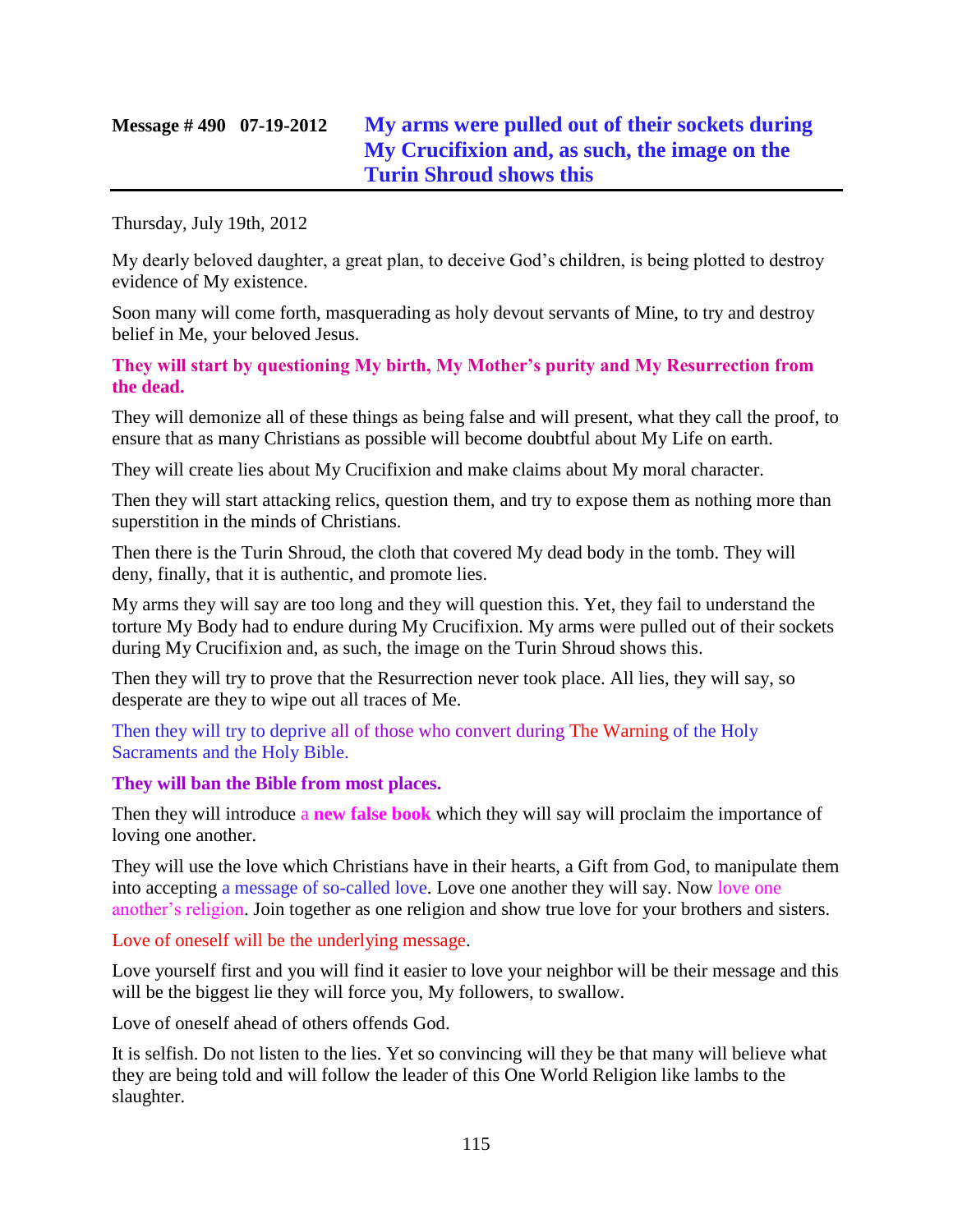## Message # 490 07-19-2012 My arms were pulled out of their sockets during My Crucifixion and, as such, the image on the Turin Shroud shows this

Thursday, July 19th, 2012

My dearly beloved daughter, a great plan, to deceive God's children, is being plotted to destroy evidence of My existence.

Soon many will come forth, masquerading as holy devout servants of Mine, to try and destroy belief in Me, your beloved Jesus.

**They will start by questioning My birth, My Mother's purity and My Resurrection from the dead.**

They will demonize all of these things as being false and will present, what they call the proof, to ensure that as many Christians as possible will become doubtful about My Life on earth.

They will create lies about My Crucifixion and make claims about My moral character.

Then they will start attacking relics, question them, and try to expose them as nothing more than superstition in the minds of Christians.

Then there is the Turin Shroud, the cloth that covered My dead body in the tomb. They will deny, finally, that it is authentic, and promote lies.

My arms they will say are too long and they will question this. Yet, they fail to understand the torture My Body had to endure during My Crucifixion. My arms were pulled out of their sockets during My Crucifixion and, as such, the image on the Turin Shroud shows this.

Then they will try to prove that the Resurrection never took place. All lies, they will say, so desperate are they to wipe out all traces of Me.

Then they will try to deprive all of those who convert during The Warning of the Holy Sacraments and the Holy Bible.

**They will ban the Bible from most places.**

Then they will introduce a **new false book** which they will say will proclaim the importance of loving one another.

They will use the love which Christians have in their hearts, a Gift from God, to manipulate them into accepting a message of so-called love. Love one another they will say. Now love one another's religion. Join together as one religion and show true love for your brothers and sisters.

Love of oneself will be the underlying message.

Love yourself first and you will find it easier to love your neighbor will be their message and this will be the biggest lie they will force you, My followers, to swallow.

Love of oneself ahead of others offends God.

It is selfish. Do not listen to the lies. Yet so convincing will they be that many will believe what they are being told and will follow the leader of this One World Religion like lambs to the slaughter.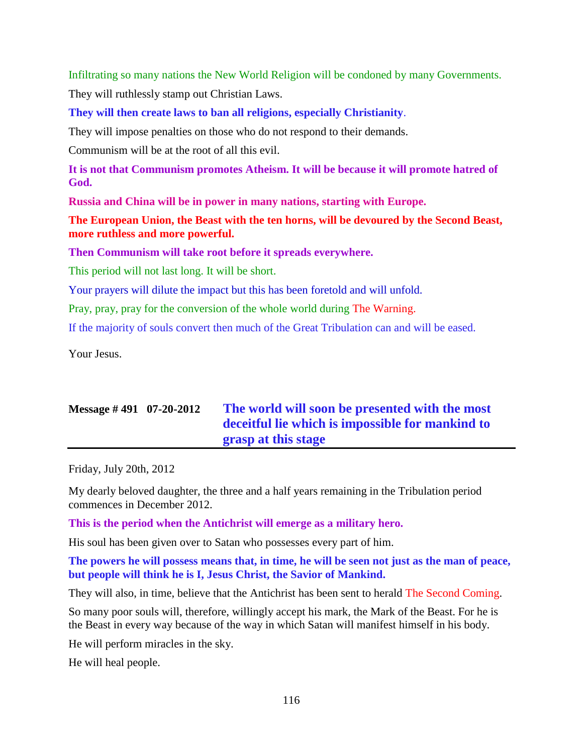Infiltrating so many nations the New World Religion will be condoned by many Governments.

They will ruthlessly stamp out Christian Laws.

**They will then create laws to ban all religions, especially Christianity**.

They will impose penalties on those who do not respond to their demands.

Communism will be at the root of all this evil.

**It is not that Communism promotes Atheism. It will be because it will promote hatred of God.**

**Russia and China will be in power in many nations, starting with Europe.**

**The European Union, the Beast with the ten horns, will be devoured by the Second Beast, more ruthless and more powerful.**

**Then Communism will take root before it spreads everywhere.**

This period will not last long. It will be short.

Your prayers will dilute the impact but this has been foretold and will unfold.

Pray, pray, pray for the conversion of the whole world during The Warning.

If the majority of souls convert then much of the Great Tribulation can and will be eased.

Your Jesus.

## Message # 491 07-20-2012 The world will soon be presented with the most deceitful lie which is impossible for mankind to grasp at this stage

Friday, July 20th, 2012

My dearly beloved daughter, the three and a half years remaining in the Tribulation period commences in December 2012.

**This is the period when the Antichrist will emerge as a military hero.**

His soul has been given over to Satan who possesses every part of him.

**The powers he will possess means that, in time, he will be seen not just as the man of peace, but people will think he is I, Jesus Christ, the Savior of Mankind.**

They will also, in time, believe that the Antichrist has been sent to herald The Second Coming.

So many poor souls will, therefore, willingly accept his mark, the Mark of the Beast. For he is the Beast in every way because of the way in which Satan will manifest himself in his body.

He will perform miracles in the sky.

He will heal people.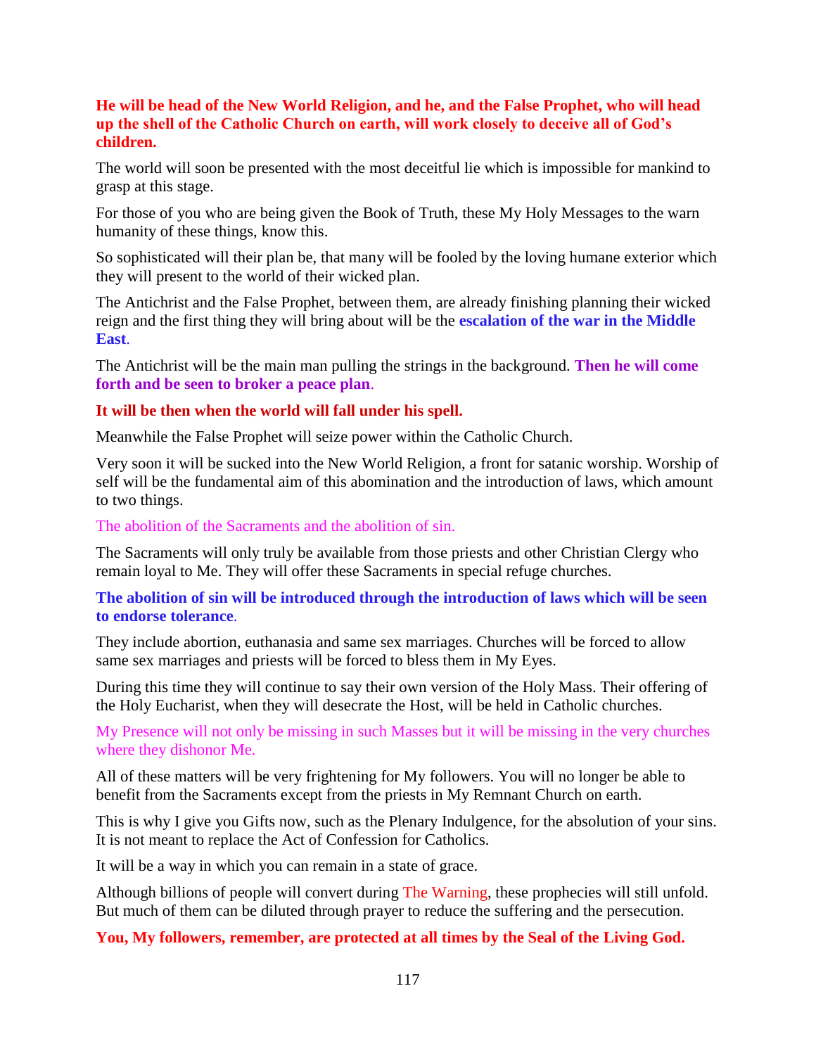**He will be head of the New World Religion, and he, and the False Prophet, who will head up the shell of the Catholic Church on earth, will work closely to deceive all of God's children.**

The world will soon be presented with the most deceitful lie which is impossible for mankind to grasp at this stage.

For those of you who are being given the Book of Truth, these My Holy Messages to the warn humanity of these things, know this.

So sophisticated will their plan be, that many will be fooled by the loving humane exterior which they will present to the world of their wicked plan.

The Antichrist and the False Prophet, between them, are already finishing planning their wicked reign and the first thing they will bring about will be the **escalation of the war in the Middle East**.

The Antichrist will be the main man pulling the strings in the background. **Then he will come forth and be seen to broker a peace plan**.

**It will be then when the world will fall under his spell.**

Meanwhile the False Prophet will seize power within the Catholic Church.

Very soon it will be sucked into the New World Religion, a front for satanic worship. Worship of self will be the fundamental aim of this abomination and the introduction of laws, which amount to two things.

The abolition of the Sacraments and the abolition of sin.

The Sacraments will only truly be available from those priests and other Christian Clergy who remain loyal to Me. They will offer these Sacraments in special refuge churches.

**The abolition of sin will be introduced through the introduction of laws which will be seen to endorse tolerance**.

They include abortion, euthanasia and same sex marriages. Churches will be forced to allow same sex marriages and priests will be forced to bless them in My Eyes.

During this time they will continue to say their own version of the Holy Mass. Their offering of the Holy Eucharist, when they will desecrate the Host, will be held in Catholic churches.

My Presence will not only be missing in such Masses but it will be missing in the very churches where they dishonor Me.

All of these matters will be very frightening for My followers. You will no longer be able to benefit from the Sacraments except from the priests in My Remnant Church on earth.

This is why I give you Gifts now, such as the Plenary Indulgence, for the absolution of your sins. It is not meant to replace the Act of Confession for Catholics.

It will be a way in which you can remain in a state of grace.

Although billions of people will convert during The Warning, these prophecies will still unfold. But much of them can be diluted through prayer to reduce the suffering and the persecution.

**You, My followers, remember, are protected at all times by the Seal of the Living God.**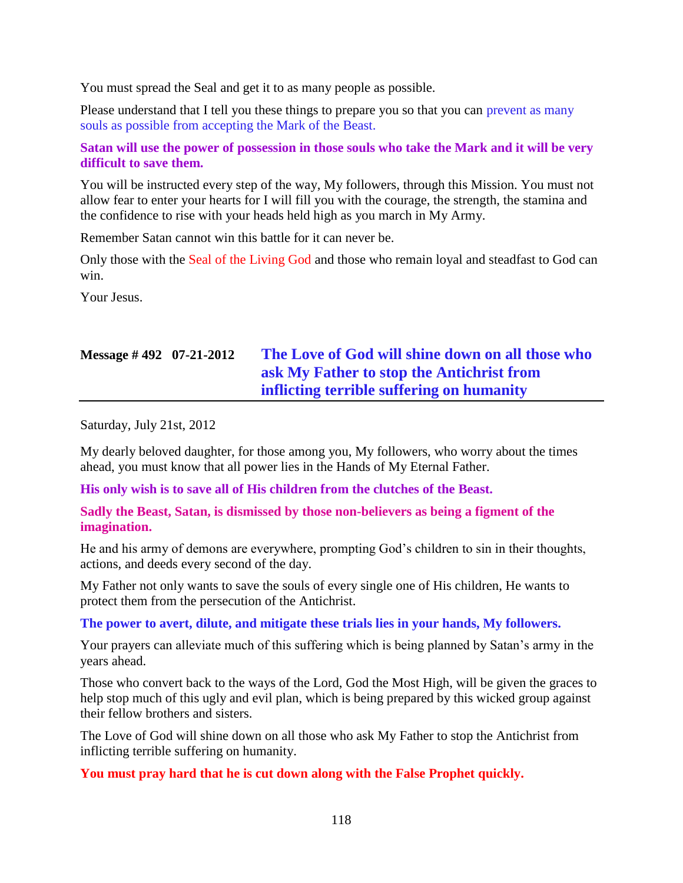You must spread the Seal and get it to as many people as possible.

Please understand that I tell you these things to prepare you so that you can prevent as many souls as possible from accepting the Mark of the Beast.

**Satan will use the power of possession in those souls who take the Mark and it will be very difficult to save them.**

You will be instructed every step of the way, My followers, through this Mission. You must not allow fear to enter your hearts for I will fill you with the courage, the strength, the stamina and the confidence to rise with your heads held high as you march in My Army.

Remember Satan cannot win this battle for it can never be.

Only those with the Seal of the Living God and those who remain loyal and steadfast to God can win.

Your Jesus.

## Message # 492 07-21-2012 The Love of God will shine down on all those who ask My Father to stop the Antichrist from inflicting terrible suffering on humanity

Saturday, July 21st, 2012

My dearly beloved daughter, for those among you, My followers, who worry about the times ahead, you must know that all power lies in the Hands of My Eternal Father.

**His only wish is to save all of His children from the clutches of the Beast.**

**Sadly the Beast, Satan, is dismissed by those non-believers as being a figment of the imagination.**

He and his army of demons are everywhere, prompting God's children to sin in their thoughts, actions, and deeds every second of the day.

My Father not only wants to save the souls of every single one of His children, He wants to protect them from the persecution of the Antichrist.

**The power to avert, dilute, and mitigate these trials lies in your hands, My followers.**

Your prayers can alleviate much of this suffering which is being planned by Satan's army in the years ahead.

Those who convert back to the ways of the Lord, God the Most High, will be given the graces to help stop much of this ugly and evil plan, which is being prepared by this wicked group against their fellow brothers and sisters.

The Love of God will shine down on all those who ask My Father to stop the Antichrist from inflicting terrible suffering on humanity.

**You must pray hard that he is cut down along with the False Prophet quickly.**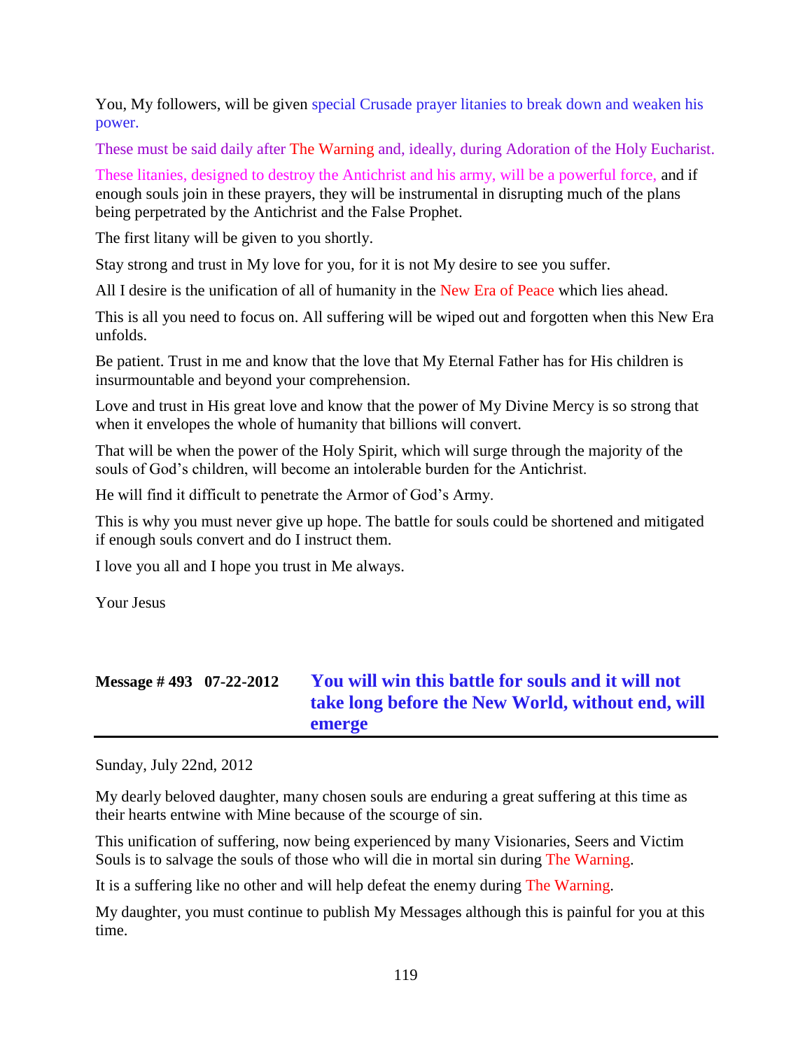You, My followers, will be given special Crusade prayer litanies to break down and weaken his power.

These must be said daily after The Warning and, ideally, during Adoration of the Holy Eucharist.

These litanies, designed to destroy the Antichrist and his army, will be a powerful force, and if enough souls join in these prayers, they will be instrumental in disrupting much of the plans being perpetrated by the Antichrist and the False Prophet.

The first litany will be given to you shortly.

Stay strong and trust in My love for you, for it is not My desire to see you suffer.

All I desire is the unification of all of humanity in the New Era of Peace which lies ahead.

This is all you need to focus on. All suffering will be wiped out and forgotten when this New Era unfolds.

Be patient. Trust in me and know that the love that My Eternal Father has for His children is insurmountable and beyond your comprehension.

Love and trust in His great love and know that the power of My Divine Mercy is so strong that when it envelopes the whole of humanity that billions will convert.

That will be when the power of the Holy Spirit, which will surge through the majority of the souls of God's children, will become an intolerable burden for the Antichrist.

He will find it difficult to penetrate the Armor of God's Army.

This is why you must never give up hope. The battle for souls could be shortened and mitigated if enough souls convert and do I instruct them.

I love you all and I hope you trust in Me always.

Your Jesus

## Message # 493 07-22-2012 You will win this battle for souls and it will not take long before the New World, without end, will emerge

Sunday, July 22nd, 2012

My dearly beloved daughter, many chosen souls are enduring a great suffering at this time as their hearts entwine with Mine because of the scourge of sin.

This unification of suffering, now being experienced by many Visionaries, Seers and Victim Souls is to salvage the souls of those who will die in mortal sin during The Warning.

It is a suffering like no other and will help defeat the enemy during The Warning.

My daughter, you must continue to publish My Messages although this is painful for you at this time.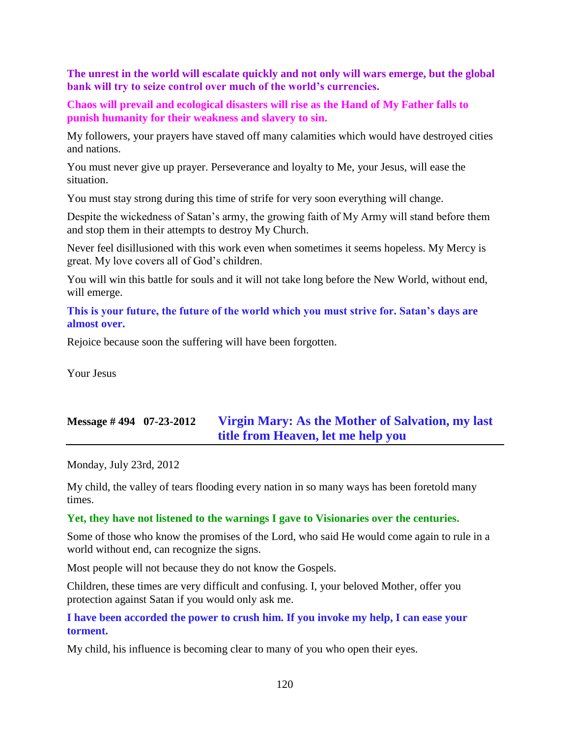**The unrest in the world will escalate quickly and not only will wars emerge, but the global bank will try to seize control over much of the world's currencies.**

**Chaos will prevail and ecological disasters will rise as the Hand of My Father falls to punish humanity for their weakness and slavery to sin.**

My followers, your prayers have staved off many calamities which would have destroyed cities and nations.

You must never give up prayer. Perseverance and loyalty to Me, your Jesus, will ease the situation.

You must stay strong during this time of strife for very soon everything will change.

Despite the wickedness of Satan's army, the growing faith of My Army will stand before them and stop them in their attempts to destroy My Church.

Never feel disillusioned with this work even when sometimes it seems hopeless. My Mercy is great. My love covers all of God's children.

You will win this battle for souls and it will not take long before the New World, without end, will emerge.

**This is your future, the future of the world which you must strive for. Satan's days are almost over.**

Rejoice because soon the suffering will have been forgotten.

Your Jesus

## Message # 494 07-23-2012 Virgin Mary: As the Mother of Salvation, my last title from Heaven, let me help you

Monday, July 23rd, 2012

My child, the valley of tears flooding every nation in so many ways has been foretold many times.

**Yet, they have not listened to the warnings I gave to Visionaries over the centuries.**

Some of those who know the promises of the Lord, who said He would come again to rule in a world without end, can recognize the signs.

Most people will not because they do not know the Gospels.

Children, these times are very difficult and confusing. I, your beloved Mother, offer you protection against Satan if you would only ask me.

**I have been accorded the power to crush him. If you invoke my help, I can ease your torment.**

My child, his influence is becoming clear to many of you who open their eyes.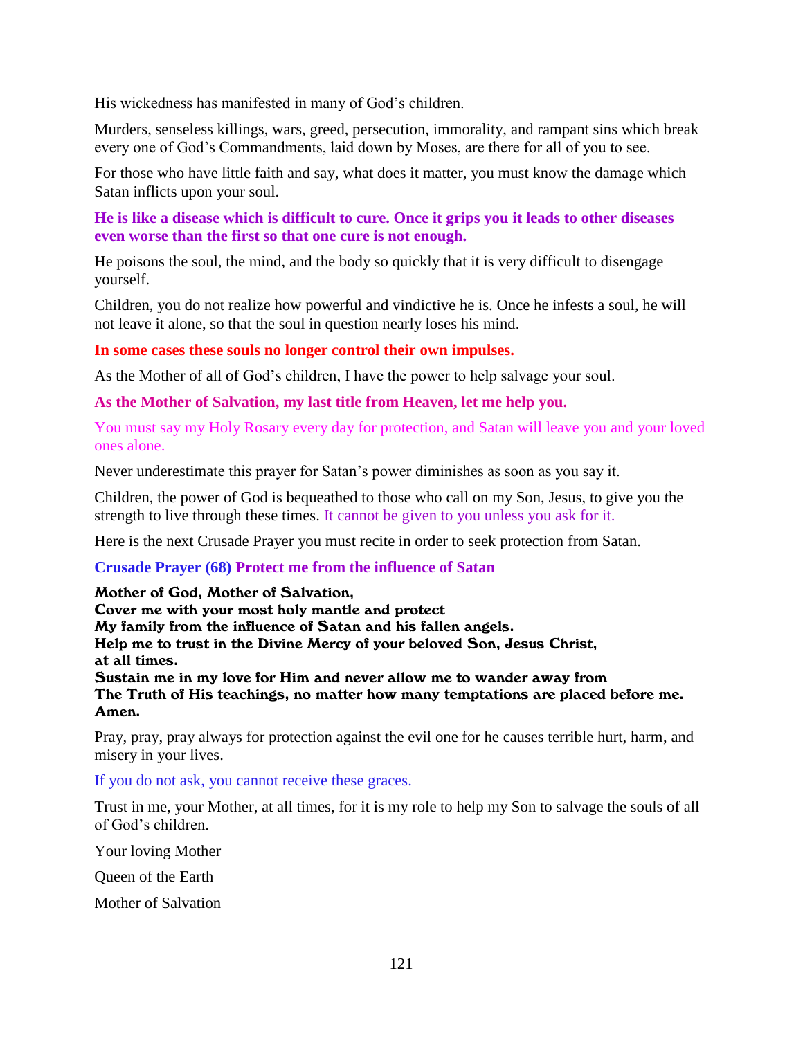His wickedness has manifested in many of God's children.

Murders, senseless killings, wars, greed, persecution, immorality, and rampant sins which break every one of God's Commandments, laid down by Moses, are there for all of you to see.

For those who have little faith and say, what does it matter, you must know the damage which Satan inflicts upon your soul.

**He is like a disease which is difficult to cure. Once it grips you it leads to other diseases even worse than the first so that one cure is not enough.**

He poisons the soul, the mind, and the body so quickly that it is very difficult to disengage yourself.

Children, you do not realize how powerful and vindictive he is. Once he infests a soul, he will not leave it alone, so that the soul in question nearly loses his mind.

**In some cases these souls no longer control their own impulses.**

As the Mother of all of God's children, I have the power to help salvage your soul.

**As the Mother of Salvation, my last title from Heaven, let me help you.**

You must say my Holy Rosary every day for protection, and Satan will leave you and your loved ones alone.

Never underestimate this prayer for Satan's power diminishes as soon as you say it.

Children, the power of God is bequeathed to those who call on my Son, Jesus, to give you the strength to live through these times. It cannot be given to you unless you ask for it.

Here is the next Crusade Prayer you must recite in order to seek protection from Satan.

**Crusade Prayer (68) Protect me from the influence of Satan**

**Mother of God, Mother of Salvation,**
**Cover me with your most holy mantle and protect**
**My family from the influence of Satan and his fallen angels.**
**Help me to trust in the Divine Mercy of your beloved Son, Jesus Christ, at all times.**
**Sustain me in my love for Him and never allow me to wander away from**
**The Truth of His teachings, no matter how many temptations are placed before me.**
**Amen.**

Pray, pray, pray always for protection against the evil one for he causes terrible hurt, harm, and misery in your lives.

If you do not ask, you cannot receive these graces.

Trust in me, your Mother, at all times, for it is my role to help my Son to salvage the souls of all of God's children.

Your loving Mother

Queen of the Earth

Mother of Salvation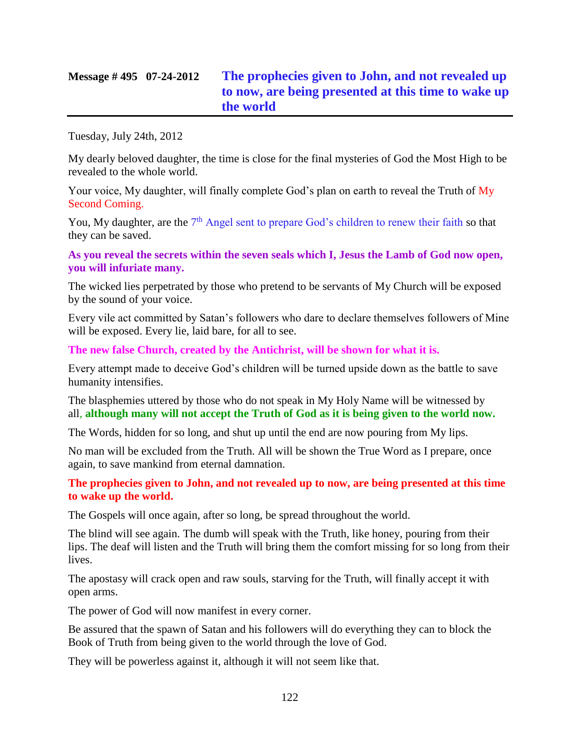## Message # 495 07-24-2012 The prophecies given to John, and not revealed up to now, are being presented at this time to wake up the world

Tuesday, July 24th, 2012

My dearly beloved daughter, the time is close for the final mysteries of God the Most High to be revealed to the whole world.

Your voice, My daughter, will finally complete God's plan on earth to reveal the Truth of My Second Coming.

You, My daughter, are the 7th Angel sent to prepare God's children to renew their faith so that they can be saved.

**As you reveal the secrets within the seven seals which I, Jesus the Lamb of God now open, you will infuriate many.**

The wicked lies perpetrated by those who pretend to be servants of My Church will be exposed by the sound of your voice.

Every vile act committed by Satan's followers who dare to declare themselves followers of Mine will be exposed. Every lie, laid bare, for all to see.

**The new false Church, created by the Antichrist, will be shown for what it is.**

Every attempt made to deceive God's children will be turned upside down as the battle to save humanity intensifies.

The blasphemies uttered by those who do not speak in My Holy Name will be witnessed by all, **although many will not accept the Truth of God as it is being given to the world now.**

The Words, hidden for so long, and shut up until the end are now pouring from My lips.

No man will be excluded from the Truth. All will be shown the True Word as I prepare, once again, to save mankind from eternal damnation.

**The prophecies given to John, and not revealed up to now, are being presented at this time to wake up the world.**

The Gospels will once again, after so long, be spread throughout the world.

The blind will see again. The dumb will speak with the Truth, like honey, pouring from their lips. The deaf will listen and the Truth will bring them the comfort missing for so long from their lives.

The apostasy will crack open and raw souls, starving for the Truth, will finally accept it with open arms.

The power of God will now manifest in every corner.

Be assured that the spawn of Satan and his followers will do everything they can to block the Book of Truth from being given to the world through the love of God.

They will be powerless against it, although it will not seem like that.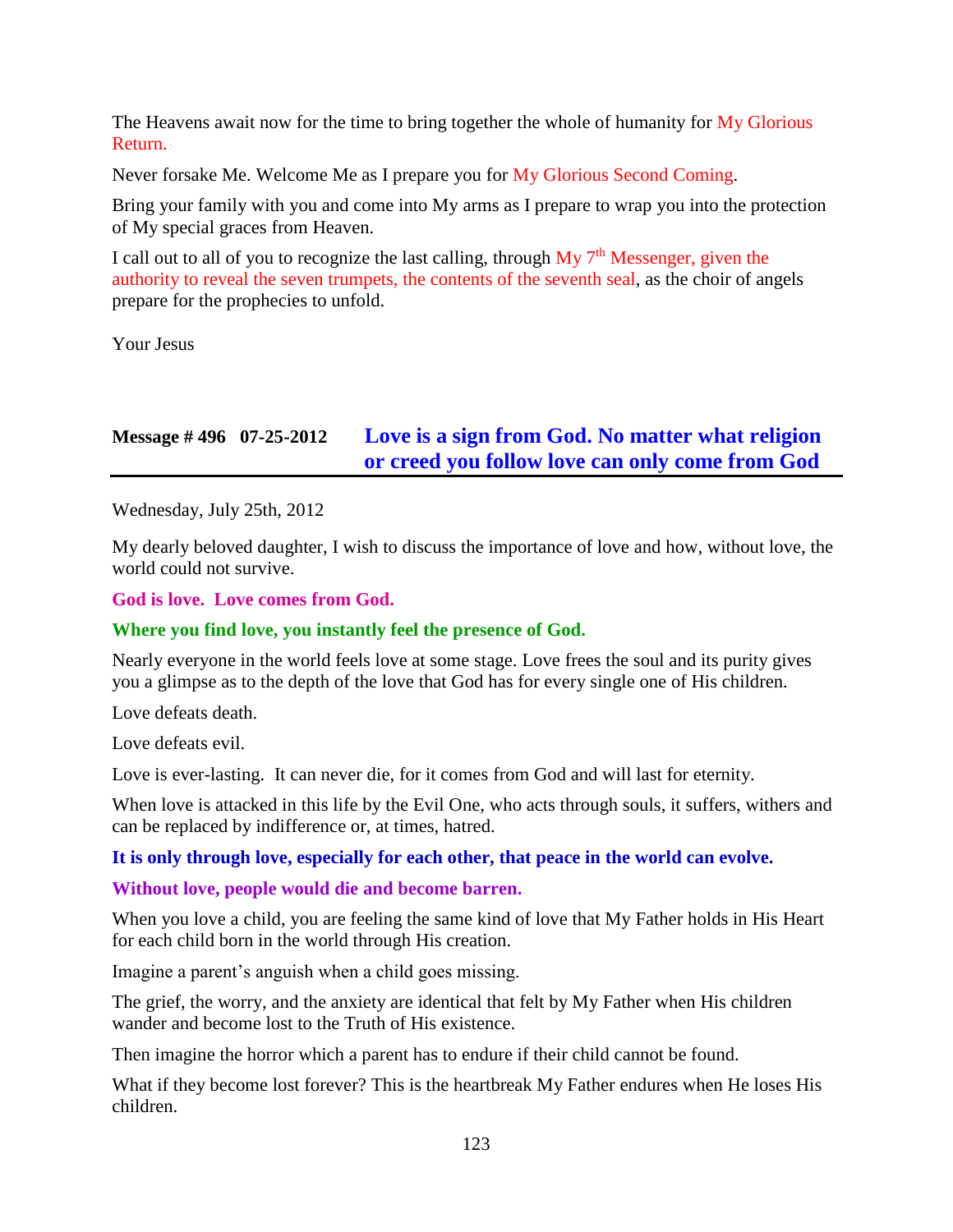The Heavens await now for the time to bring together the whole of humanity for My Glorious Return.

Never forsake Me. Welcome Me as I prepare you for My Glorious Second Coming.

Bring your family with you and come into My arms as I prepare to wrap you into the protection of My special graces from Heaven.

I call out to all of you to recognize the last calling, through My 7th Messenger, given the authority to reveal the seven trumpets, the contents of the seventh seal, as the choir of angels prepare for the prophecies to unfold.

Your Jesus

## Message # 496 07-25-2012 Love is a sign from God. No matter what religion or creed you follow love can only come from God

Wednesday, July 25th, 2012

My dearly beloved daughter, I wish to discuss the importance of love and how, without love, the world could not survive.

**God is love. Love comes from God.**

**Where you find love, you instantly feel the presence of God.**

Nearly everyone in the world feels love at some stage. Love frees the soul and its purity gives you a glimpse as to the depth of the love that God has for every single one of His children.

Love defeats death.

Love defeats evil.

Love is ever-lasting. It can never die, for it comes from God and will last for eternity.

When love is attacked in this life by the Evil One, who acts through souls, it suffers, withers and can be replaced by indifference or, at times, hatred.

**It is only through love, especially for each other, that peace in the world can evolve.**

**Without love, people would die and become barren.**

When you love a child, you are feeling the same kind of love that My Father holds in His Heart for each child born in the world through His creation.

Imagine a parent's anguish when a child goes missing.

The grief, the worry, and the anxiety are identical that felt by My Father when His children wander and become lost to the Truth of His existence.

Then imagine the horror which a parent has to endure if their child cannot be found.

What if they become lost forever? This is the heartbreak My Father endures when He loses His children.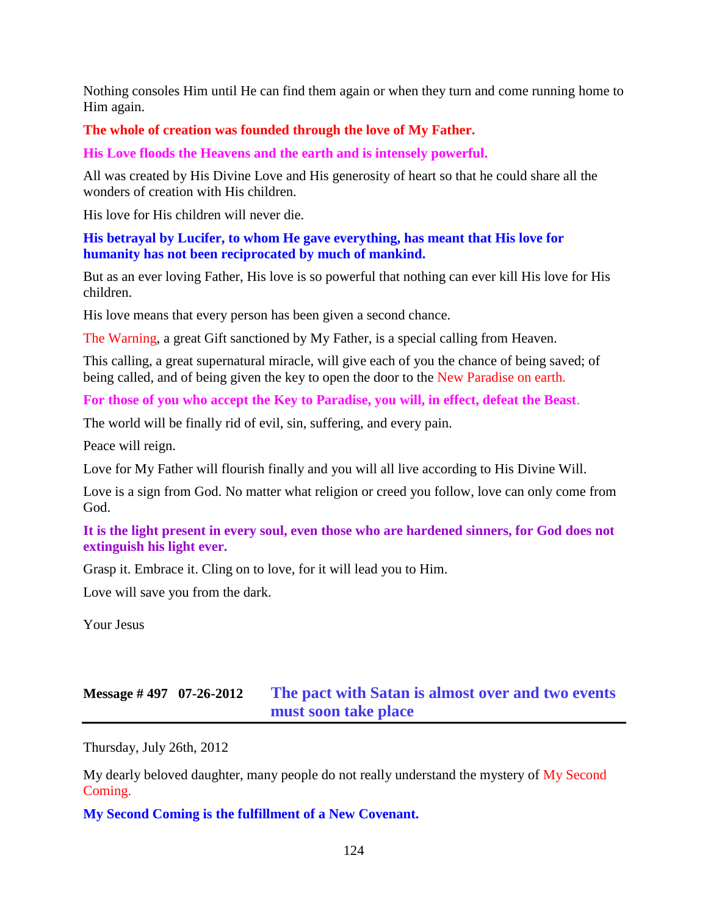Nothing consoles Him until He can find them again or when they turn and come running home to Him again.

**The whole of creation was founded through the love of My Father.**

**His Love floods the Heavens and the earth and is intensely powerful.**

All was created by His Divine Love and His generosity of heart so that he could share all the wonders of creation with His children.

His love for His children will never die.

**His betrayal by Lucifer, to whom He gave everything, has meant that His love for humanity has not been reciprocated by much of mankind.**

But as an ever loving Father, His love is so powerful that nothing can ever kill His love for His children.

His love means that every person has been given a second chance.

The Warning, a great Gift sanctioned by My Father, is a special calling from Heaven.

This calling, a great supernatural miracle, will give each of you the chance of being saved; of being called, and of being given the key to open the door to the New Paradise on earth.

**For those of you who accept the Key to Paradise, you will, in effect, defeat the Beast**.

The world will be finally rid of evil, sin, suffering, and every pain.

Peace will reign.

Love for My Father will flourish finally and you will all live according to His Divine Will.

Love is a sign from God. No matter what religion or creed you follow, love can only come from God.

**It is the light present in every soul, even those who are hardened sinners, for God does not extinguish his light ever.**

Grasp it. Embrace it. Cling on to love, for it will lead you to Him.

Love will save you from the dark.

Your Jesus

## Message # 497 07-26-2012 The pact with Satan is almost over and two events must soon take place

Thursday, July 26th, 2012

My dearly beloved daughter, many people do not really understand the mystery of My Second Coming.

**My Second Coming is the fulfillment of a New Covenant.**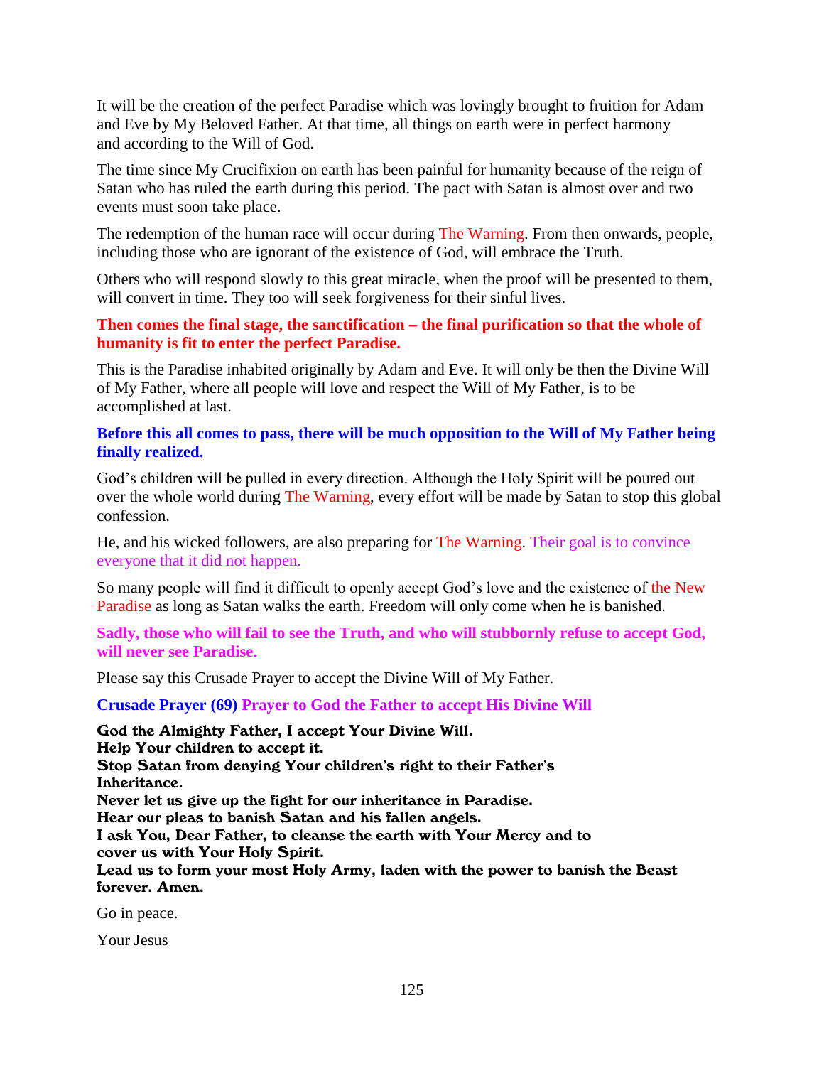It will be the creation of the perfect Paradise which was lovingly brought to fruition for Adam and Eve by My Beloved Father. At that time, all things on earth were in perfect harmony and according to the Will of God.

The time since My Crucifixion on earth has been painful for humanity because of the reign of Satan who has ruled the earth during this period. The pact with Satan is almost over and two events must soon take place.

The redemption of the human race will occur during The Warning. From then onwards, people, including those who are ignorant of the existence of God, will embrace the Truth.

Others who will respond slowly to this great miracle, when the proof will be presented to them, will convert in time. They too will seek forgiveness for their sinful lives.

**Then comes the final stage, the sanctification – the final purification so that the whole of humanity is fit to enter the perfect Paradise.**

This is the Paradise inhabited originally by Adam and Eve. It will only be then the Divine Will of My Father, where all people will love and respect the Will of My Father, is to be accomplished at last.

**Before this all comes to pass, there will be much opposition to the Will of My Father being finally realized.**

God's children will be pulled in every direction. Although the Holy Spirit will be poured out over the whole world during The Warning, every effort will be made by Satan to stop this global confession.

He, and his wicked followers, are also preparing for The Warning. Their goal is to convince everyone that it did not happen.

So many people will find it difficult to openly accept God's love and the existence of the New Paradise as long as Satan walks the earth. Freedom will only come when he is banished.

**Sadly, those who will fail to see the Truth, and who will stubbornly refuse to accept God, will never see Paradise.**

Please say this Crusade Prayer to accept the Divine Will of My Father.

**Crusade Prayer (69) Prayer to God the Father to accept His Divine Will**

**God the Almighty Father, I accept Your Divine Will.**
**Help Your children to accept it.**
**Stop Satan from denying Your children's right to their Father's Inheritance.**
**Never let us give up the fight for our inheritance in Paradise.**
**Hear our pleas to banish Satan and his fallen angels.**
**I ask You, Dear Father, to cleanse the earth with Your Mercy and to cover us with Your Holy Spirit.**
**Lead us to form your most Holy Army, laden with the power to banish the Beast forever. Amen.**

Go in peace.

Your Jesus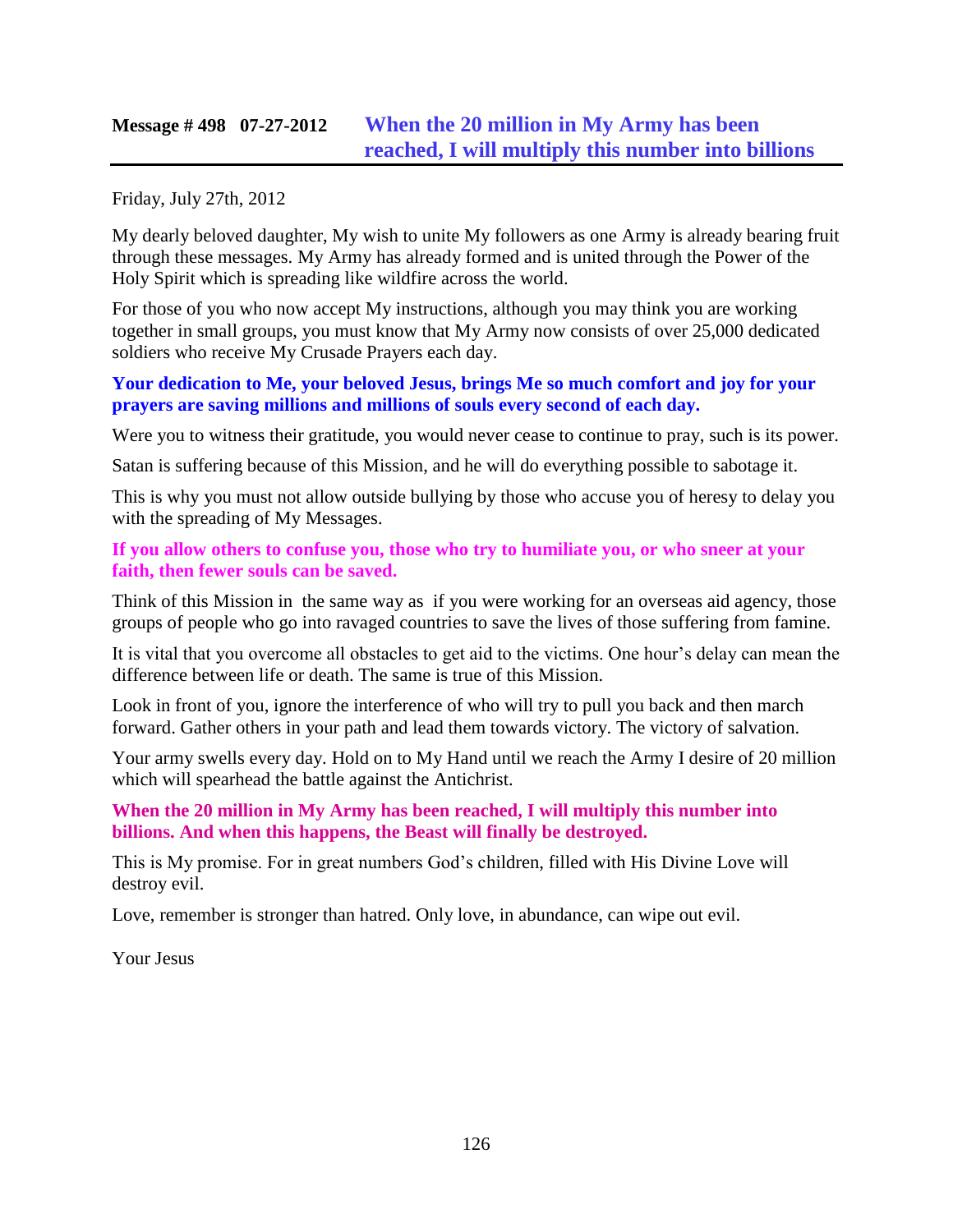## Message # 498 07-27-2012 When the 20 million in My Army has been reached, I will multiply this number into billions

Friday, July 27th, 2012

My dearly beloved daughter, My wish to unite My followers as one Army is already bearing fruit through these messages. My Army has already formed and is united through the Power of the Holy Spirit which is spreading like wildfire across the world.

For those of you who now accept My instructions, although you may think you are working together in small groups, you must know that My Army now consists of over 25,000 dedicated soldiers who receive My Crusade Prayers each day.

**Your dedication to Me, your beloved Jesus, brings Me so much comfort and joy for your prayers are saving millions and millions of souls every second of each day.**

Were you to witness their gratitude, you would never cease to continue to pray, such is its power.

Satan is suffering because of this Mission, and he will do everything possible to sabotage it.

This is why you must not allow outside bullying by those who accuse you of heresy to delay you with the spreading of My Messages.

**If you allow others to confuse you, those who try to humiliate you, or who sneer at your faith, then fewer souls can be saved.**

Think of this Mission in the same way as if you were working for an overseas aid agency, those groups of people who go into ravaged countries to save the lives of those suffering from famine.

It is vital that you overcome all obstacles to get aid to the victims. One hour's delay can mean the difference between life or death. The same is true of this Mission.

Look in front of you, ignore the interference of who will try to pull you back and then march forward. Gather others in your path and lead them towards victory. The victory of salvation.

Your army swells every day. Hold on to My Hand until we reach the Army I desire of 20 million which will spearhead the battle against the Antichrist.

**When the 20 million in My Army has been reached, I will multiply this number into billions. And when this happens, the Beast will finally be destroyed.**

This is My promise. For in great numbers God's children, filled with His Divine Love will destroy evil.

Love, remember is stronger than hatred. Only love, in abundance, can wipe out evil.

Your Jesus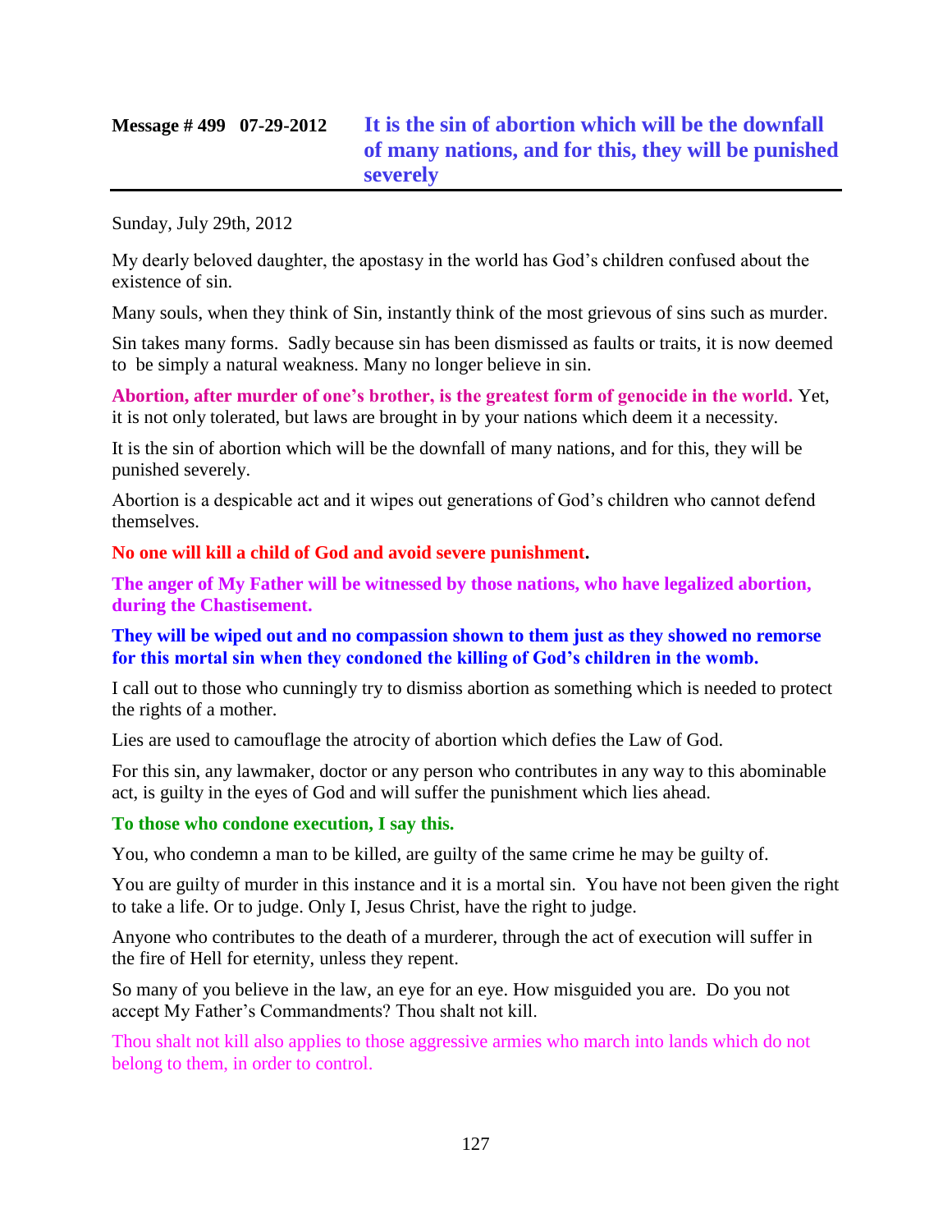## Message # 499 07-29-2012 It is the sin of abortion which will be the downfall of many nations, and for this, they will be punished severely

Sunday, July 29th, 2012

My dearly beloved daughter, the apostasy in the world has God's children confused about the existence of sin.

Many souls, when they think of Sin, instantly think of the most grievous of sins such as murder.

Sin takes many forms. Sadly because sin has been dismissed as faults or traits, it is now deemed to be simply a natural weakness. Many no longer believe in sin.

**Abortion, after murder of one's brother, is the greatest form of genocide in the world.** Yet, it is not only tolerated, but laws are brought in by your nations which deem it a necessity.

It is the sin of abortion which will be the downfall of many nations, and for this, they will be punished severely.

Abortion is a despicable act and it wipes out generations of God's children who cannot defend themselves.

**No one will kill a child of God and avoid severe punishment.**

**The anger of My Father will be witnessed by those nations, who have legalized abortion, during the Chastisement.**

**They will be wiped out and no compassion shown to them just as they showed no remorse for this mortal sin when they condoned the killing of God's children in the womb.**

I call out to those who cunningly try to dismiss abortion as something which is needed to protect the rights of a mother.

Lies are used to camouflage the atrocity of abortion which defies the Law of God.

For this sin, any lawmaker, doctor or any person who contributes in any way to this abominable act, is guilty in the eyes of God and will suffer the punishment which lies ahead.

**To those who condone execution, I say this.**

You, who condemn a man to be killed, are guilty of the same crime he may be guilty of.

You are guilty of murder in this instance and it is a mortal sin. You have not been given the right to take a life. Or to judge. Only I, Jesus Christ, have the right to judge.

Anyone who contributes to the death of a murderer, through the act of execution will suffer in the fire of Hell for eternity, unless they repent.

So many of you believe in the law, an eye for an eye. How misguided you are. Do you not accept My Father's Commandments? Thou shalt not kill.

Thou shalt not kill also applies to those aggressive armies who march into lands which do not belong to them, in order to control.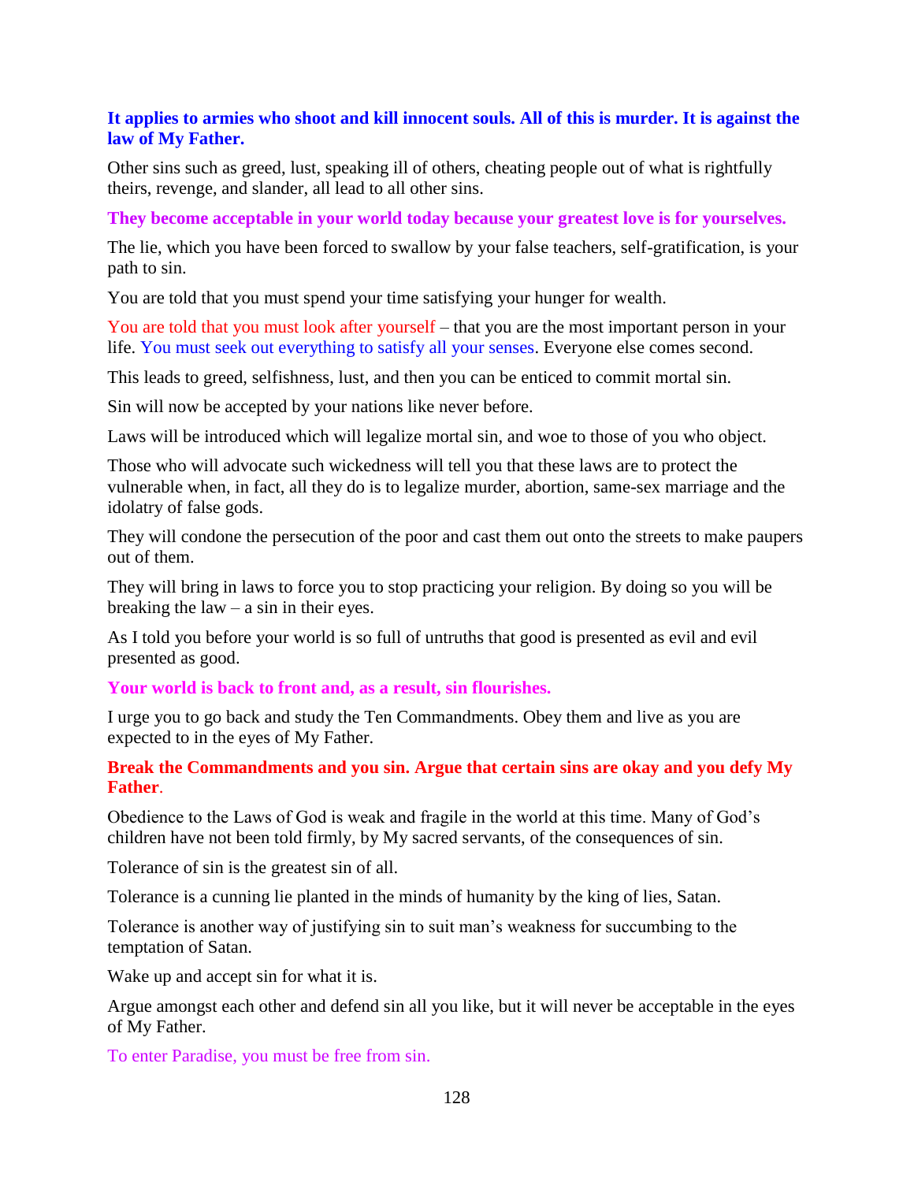**It applies to armies who shoot and kill innocent souls. All of this is murder. It is against the law of My Father.**

Other sins such as greed, lust, speaking ill of others, cheating people out of what is rightfully theirs, revenge, and slander, all lead to all other sins.

**They become acceptable in your world today because your greatest love is for yourselves.**

The lie, which you have been forced to swallow by your false teachers, self-gratification, is your path to sin.

You are told that you must spend your time satisfying your hunger for wealth.

You are told that you must look after yourself – that you are the most important person in your life. You must seek out everything to satisfy all your senses. Everyone else comes second.

This leads to greed, selfishness, lust, and then you can be enticed to commit mortal sin.

Sin will now be accepted by your nations like never before.

Laws will be introduced which will legalize mortal sin, and woe to those of you who object.

Those who will advocate such wickedness will tell you that these laws are to protect the vulnerable when, in fact, all they do is to legalize murder, abortion, same-sex marriage and the idolatry of false gods.

They will condone the persecution of the poor and cast them out onto the streets to make paupers out of them.

They will bring in laws to force you to stop practicing your religion. By doing so you will be breaking the law – a sin in their eyes.

As I told you before your world is so full of untruths that good is presented as evil and evil presented as good.

**Your world is back to front and, as a result, sin flourishes.**

I urge you to go back and study the Ten Commandments. Obey them and live as you are expected to in the eyes of My Father.

**Break the Commandments and you sin. Argue that certain sins are okay and you defy My Father.**

Obedience to the Laws of God is weak and fragile in the world at this time. Many of God's children have not been told firmly, by My sacred servants, of the consequences of sin.

Tolerance of sin is the greatest sin of all.

Tolerance is a cunning lie planted in the minds of humanity by the king of lies, Satan.

Tolerance is another way of justifying sin to suit man's weakness for succumbing to the temptation of Satan.

Wake up and accept sin for what it is.

Argue amongst each other and defend sin all you like, but it will never be acceptable in the eyes of My Father.

To enter Paradise, you must be free from sin.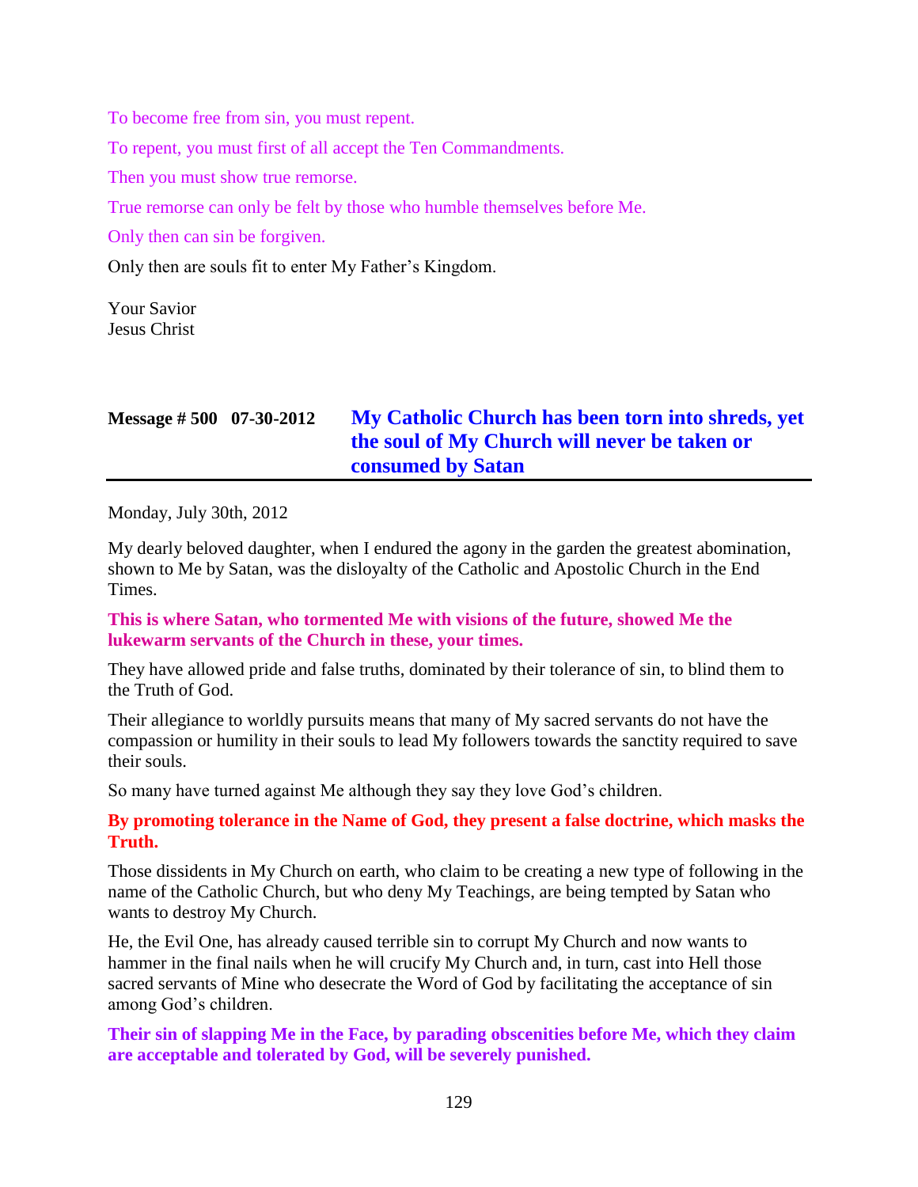To become free from sin, you must repent.

To repent, you must first of all accept the Ten Commandments.

Then you must show true remorse.

True remorse can only be felt by those who humble themselves before Me.

Only then can sin be forgiven.

Only then are souls fit to enter My Father's Kingdom.

Your Savior
Jesus Christ

## Message # 500 07-30-2012 My Catholic Church has been torn into shreds, yet the soul of My Church will never be taken or consumed by Satan

Monday, July 30th, 2012

My dearly beloved daughter, when I endured the agony in the garden the greatest abomination, shown to Me by Satan, was the disloyalty of the Catholic and Apostolic Church in the End Times.

**This is where Satan, who tormented Me with visions of the future, showed Me the lukewarm servants of the Church in these, your times.**

They have allowed pride and false truths, dominated by their tolerance of sin, to blind them to the Truth of God.

Their allegiance to worldly pursuits means that many of My sacred servants do not have the compassion or humility in their souls to lead My followers towards the sanctity required to save their souls.

So many have turned against Me although they say they love God's children.

**By promoting tolerance in the Name of God, they present a false doctrine, which masks the Truth.**

Those dissidents in My Church on earth, who claim to be creating a new type of following in the name of the Catholic Church, but who deny My Teachings, are being tempted by Satan who wants to destroy My Church.

He, the Evil One, has already caused terrible sin to corrupt My Church and now wants to hammer in the final nails when he will crucify My Church and, in turn, cast into Hell those sacred servants of Mine who desecrate the Word of God by facilitating the acceptance of sin among God's children.

**Their sin of slapping Me in the Face, by parading obscenities before Me, which they claim are acceptable and tolerated by God, will be severely punished.**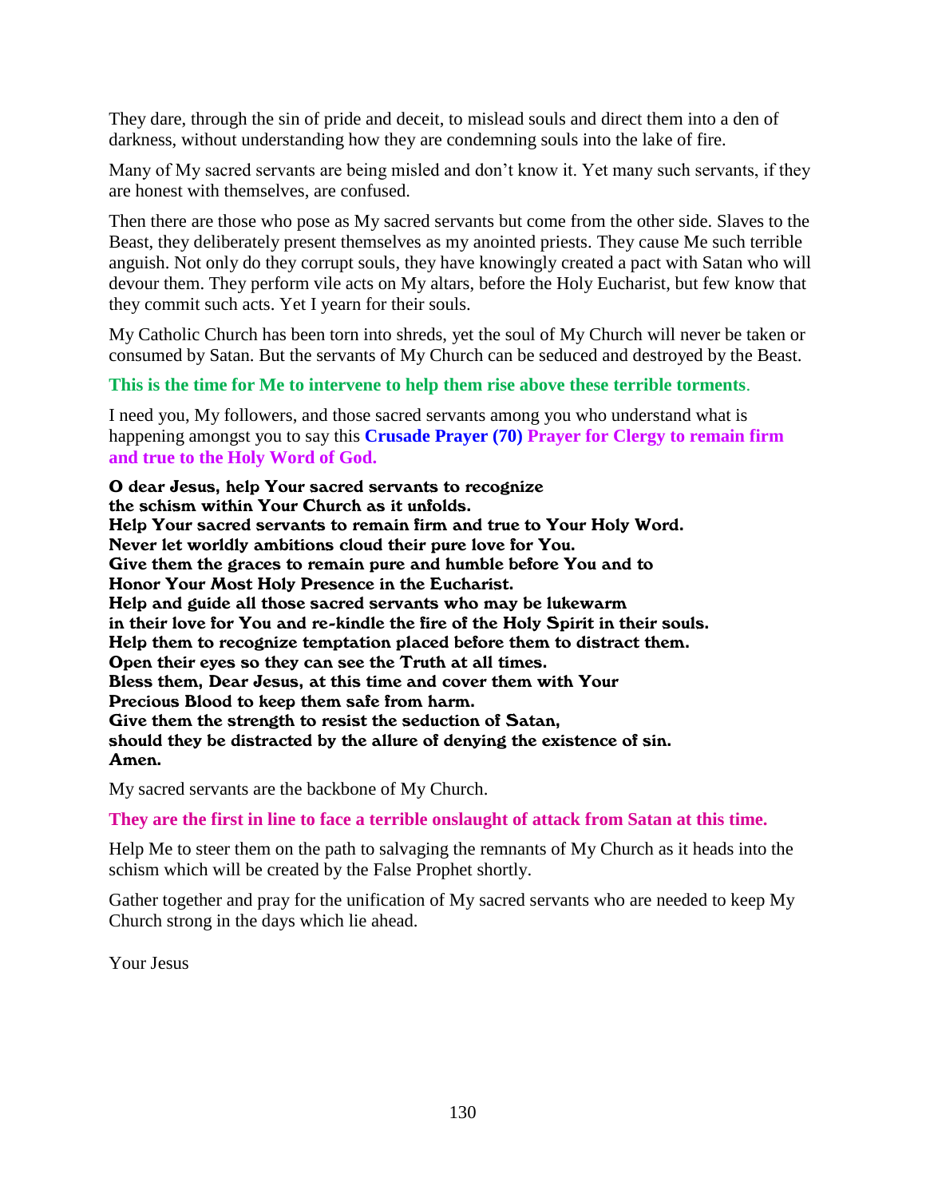They dare, through the sin of pride and deceit, to mislead souls and direct them into a den of darkness, without understanding how they are condemning souls into the lake of fire.

Many of My sacred servants are being misled and don't know it. Yet many such servants, if they are honest with themselves, are confused.

Then there are those who pose as My sacred servants but come from the other side. Slaves to the Beast, they deliberately present themselves as my anointed priests. They cause Me such terrible anguish. Not only do they corrupt souls, they have knowingly created a pact with Satan who will devour them. They perform vile acts on My altars, before the Holy Eucharist, but few know that they commit such acts. Yet I yearn for their souls.

My Catholic Church has been torn into shreds, yet the soul of My Church will never be taken or consumed by Satan. But the servants of My Church can be seduced and destroyed by the Beast.

**This is the time for Me to intervene to help them rise above these terrible torments**.

I need you, My followers, and those sacred servants among you who understand what is happening amongst you to say this **Crusade Prayer (70) Prayer for Clergy to remain firm and true to the Holy Word of God.**

**O dear Jesus, help Your sacred servants to recognize**
**the schism within Your Church as it unfolds.**
**Help Your sacred servants to remain firm and true to Your Holy Word.**
**Never let worldly ambitions cloud their pure love for You.**
**Give them the graces to remain pure and humble before You and to**
**Honor Your Most Holy Presence in the Eucharist.**
**Help and guide all those sacred servants who may be lukewarm**
**in their love for You and re-kindle the fire of the Holy Spirit in their souls.**
**Help them to recognize temptation placed before them to distract them.**
**Open their eyes so they can see the Truth at all times.**
**Bless them, Dear Jesus, at this time and cover them with Your**
**Precious Blood to keep them safe from harm.**
**Give them the strength to resist the seduction of Satan,**
**should they be distracted by the allure of denying the existence of sin.**
**Amen.**

My sacred servants are the backbone of My Church.

**They are the first in line to face a terrible onslaught of attack from Satan at this time.**

Help Me to steer them on the path to salvaging the remnants of My Church as it heads into the schism which will be created by the False Prophet shortly.

Gather together and pray for the unification of My sacred servants who are needed to keep My Church strong in the days which lie ahead.

Your Jesus